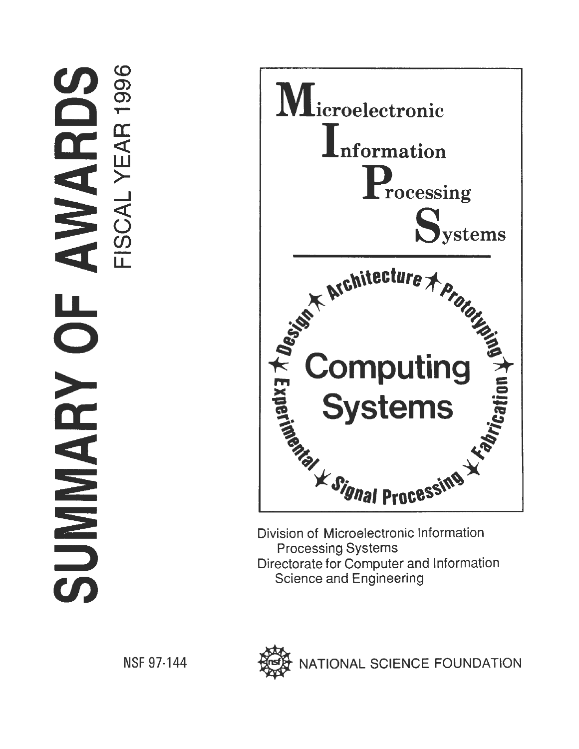# SUMMARY OF AWARDS

## FISCAL YEAR 1996

**M**icroelectronic
**I**nformation
**P**rocessing
**S**ystems

Design ★ Architecture ★ Prototyping ★ Fabrication ★ Signal Processing ★ Experimental ★

# Computing Systems

Division of Microelectronic Information Processing Systems
Directorate for Computer and Information Science and Engineering

NSF 97-144

NATIONAL SCIENCE FOUNDATION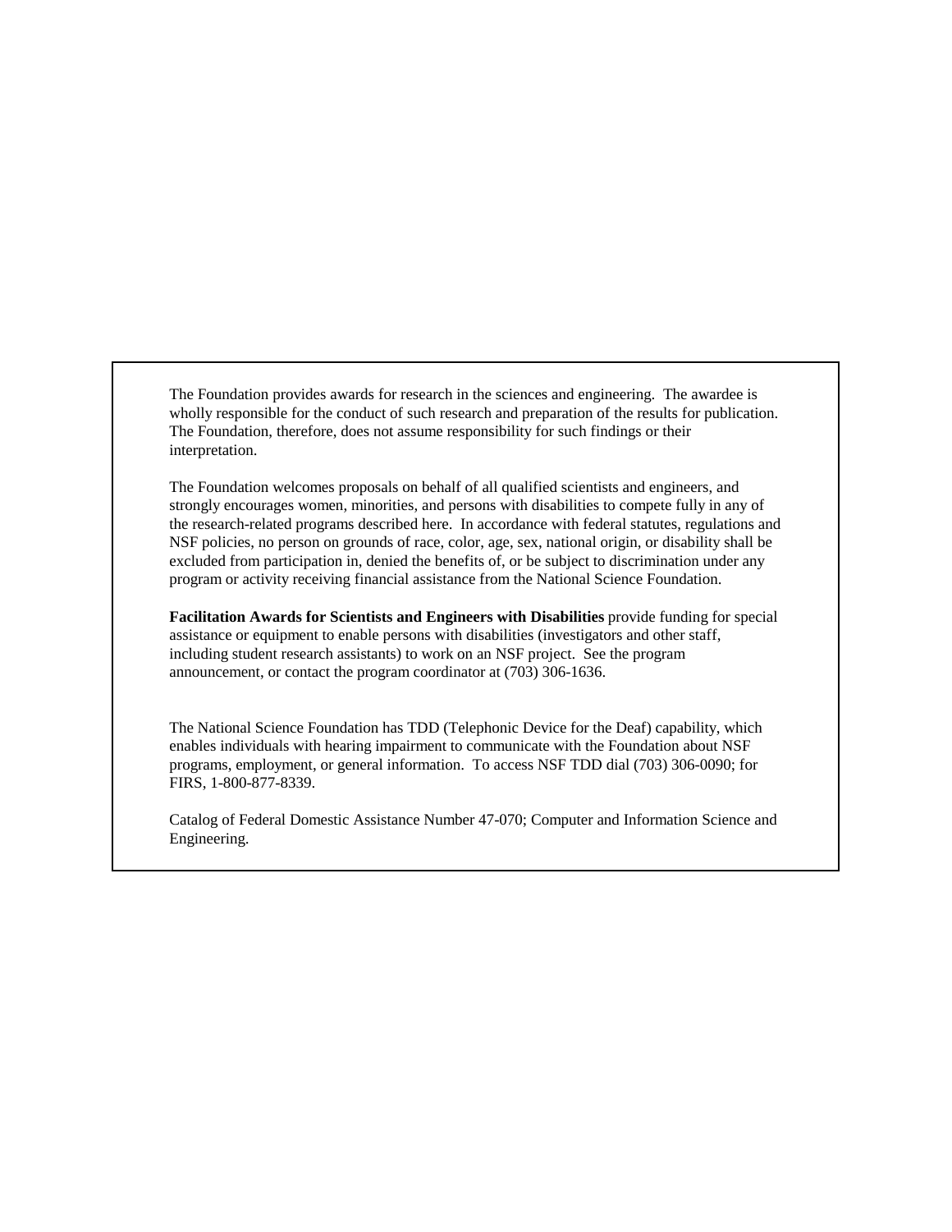The Foundation provides awards for research in the sciences and engineering. The awardee is wholly responsible for the conduct of such research and preparation of the results for publication. The Foundation, therefore, does not assume responsibility for such findings or their interpretation.

The Foundation welcomes proposals on behalf of all qualified scientists and engineers, and strongly encourages women, minorities, and persons with disabilities to compete fully in any of the research-related programs described here. In accordance with federal statutes, regulations and NSF policies, no person on grounds of race, color, age, sex, national origin, or disability shall be excluded from participation in, denied the benefits of, or be subject to discrimination under any program or activity receiving financial assistance from the National Science Foundation.

**Facilitation Awards for Scientists and Engineers with Disabilities** provide funding for special assistance or equipment to enable persons with disabilities (investigators and other staff, including student research assistants) to work on an NSF project. See the program announcement, or contact the program coordinator at (703) 306-1636.

The National Science Foundation has TDD (Telephonic Device for the Deaf) capability, which enables individuals with hearing impairment to communicate with the Foundation about NSF programs, employment, or general information. To access NSF TDD dial (703) 306-0090; for FIRS, 1-800-877-8339.

Catalog of Federal Domestic Assistance Number 47-070; Computer and Information Science and Engineering.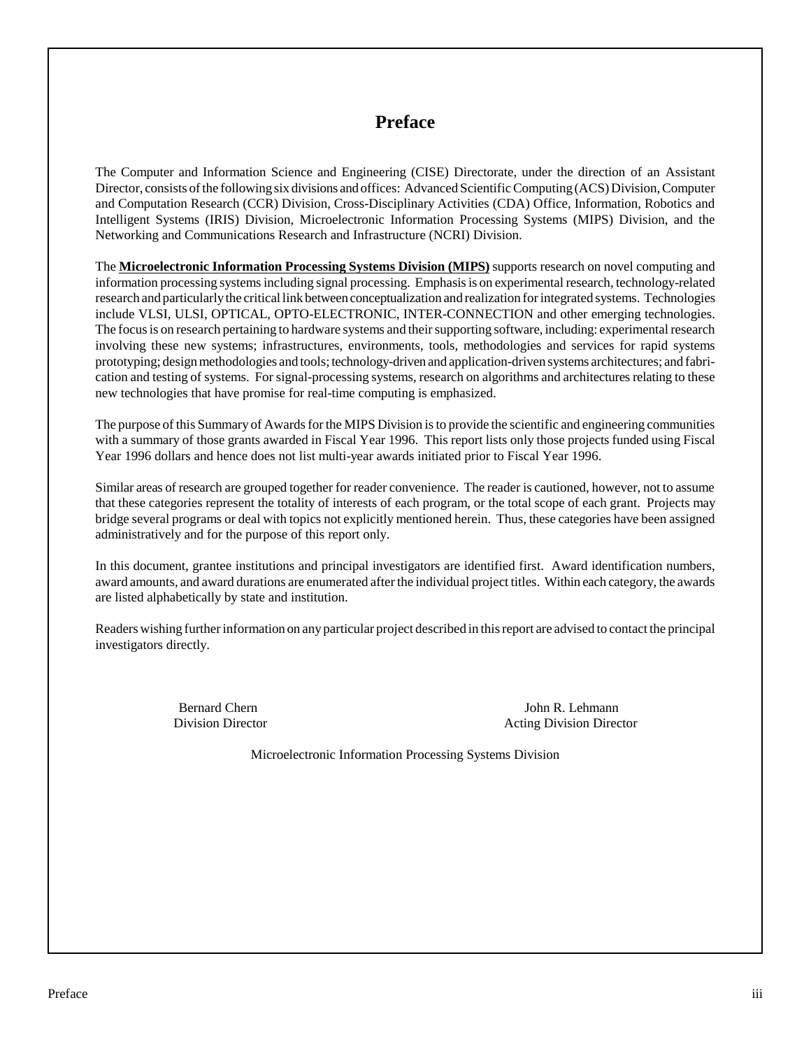# Preface

The Computer and Information Science and Engineering (CISE) Directorate, under the direction of an Assistant Director, consists of the following six divisions and offices: Advanced Scientific Computing (ACS) Division, Computer and Computation Research (CCR) Division, Cross-Disciplinary Activities (CDA) Office, Information, Robotics and Intelligent Systems (IRIS) Division, Microelectronic Information Processing Systems (MIPS) Division, and the Networking and Communications Research and Infrastructure (NCRI) Division.

The **Microelectronic Information Processing Systems Division (MIPS)** supports research on novel computing and information processing systems including signal processing. Emphasis is on experimental research, technology-related research and particularly the critical link between conceptualization and realization for integrated systems. Technologies include VLSI, ULSI, OPTICAL, OPTO-ELECTRONIC, INTER-CONNECTION and other emerging technologies. The focus is on research pertaining to hardware systems and their supporting software, including: experimental research involving these new systems; infrastructures, environments, tools, methodologies and services for rapid systems prototyping; design methodologies and tools; technology-driven and application-driven systems architectures; and fabrication and testing of systems. For signal-processing systems, research on algorithms and architectures relating to these new technologies that have promise for real-time computing is emphasized.

The purpose of this Summary of Awards for the MIPS Division is to provide the scientific and engineering communities with a summary of those grants awarded in Fiscal Year 1996. This report lists only those projects funded using Fiscal Year 1996 dollars and hence does not list multi-year awards initiated prior to Fiscal Year 1996.

Similar areas of research are grouped together for reader convenience. The reader is cautioned, however, not to assume that these categories represent the totality of interests of each program, or the total scope of each grant. Projects may bridge several programs or deal with topics not explicitly mentioned herein. Thus, these categories have been assigned administratively and for the purpose of this report only.

In this document, grantee institutions and principal investigators are identified first. Award identification numbers, award amounts, and award durations are enumerated after the individual project titles. Within each category, the awards are listed alphabetically by state and institution.

Readers wishing further information on any particular project described in this report are advised to contact the principal investigators directly.

Bernard Chern
Division Director

John R. Lehmann
Acting Division Director

Microelectronic Information Processing Systems Division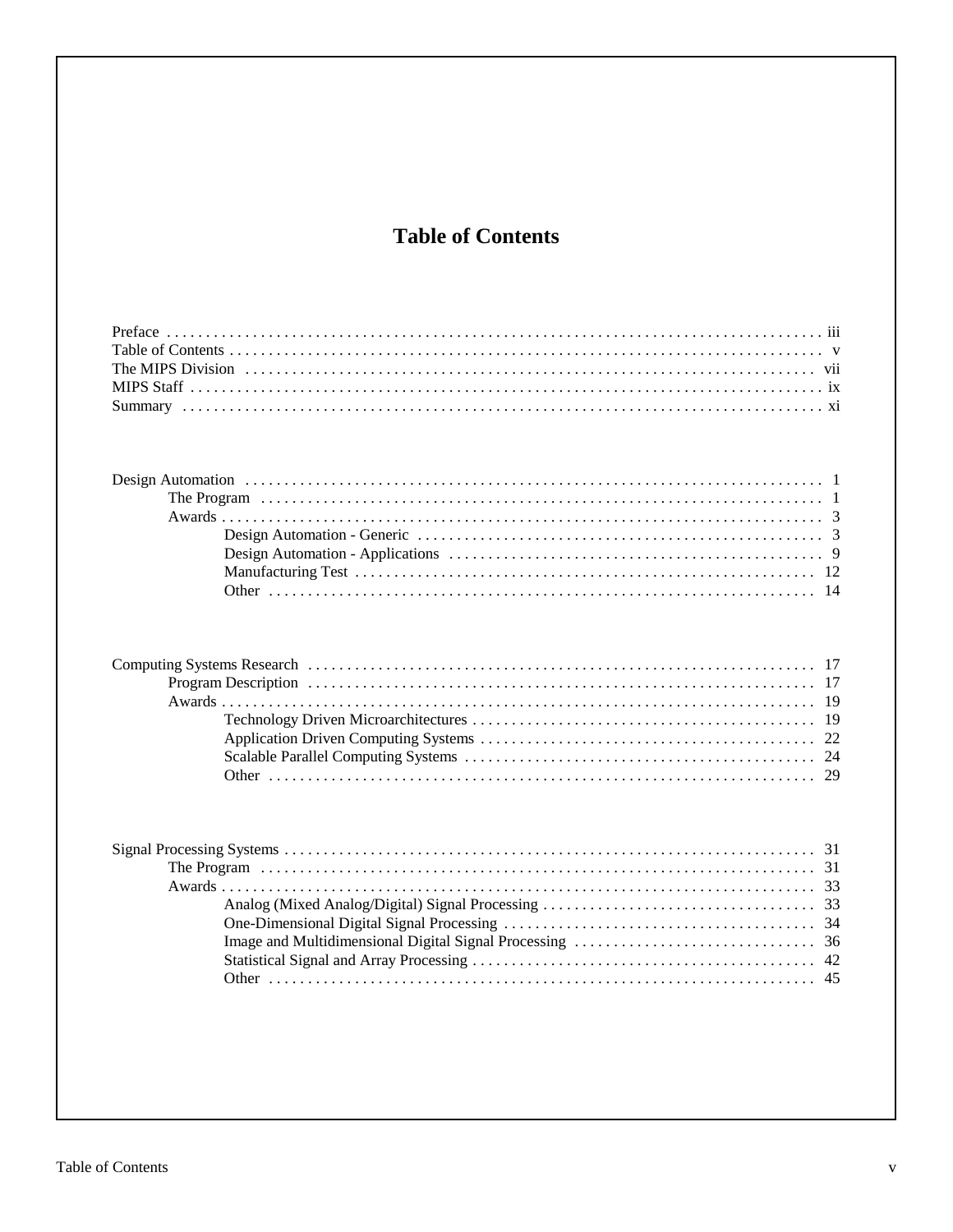# Table of Contents

Preface . . . . . . . . . . iii
Table of Contents . . . . . . . . . . v
The MIPS Division . . . . . . . . . . vii
MIPS Staff . . . . . . . . . . ix
Summary . . . . . . . . . . xi

Design Automation . . . . . . . . . . 1
- The Program . . . . . . . . . . 1
- Awards . . . . . . . . . . 3
  - Design Automation - Generic . . . . . . . . . . 3
  - Design Automation - Applications . . . . . . . . . . 9
  - Manufacturing Test . . . . . . . . . . 12
  - Other . . . . . . . . . . 14

Computing Systems Research . . . . . . . . . . 17
- Program Description . . . . . . . . . . 17
- Awards . . . . . . . . . . 19
  - Technology Driven Microarchitectures . . . . . . . . . . 19
  - Application Driven Computing Systems . . . . . . . . . . 22
  - Scalable Parallel Computing Systems . . . . . . . . . . 24
  - Other . . . . . . . . . . 29

Signal Processing Systems . . . . . . . . . . 31
- The Program . . . . . . . . . . 31
- Awards . . . . . . . . . . 33
  - Analog (Mixed Analog/Digital) Signal Processing . . . . . . . . . . 33
  - One-Dimensional Digital Signal Processing . . . . . . . . . . 34
  - Image and Multidimensional Digital Signal Processing . . . . . . . . . . 36
  - Statistical Signal and Array Processing . . . . . . . . . . 42
  - Other . . . . . . . . . . 45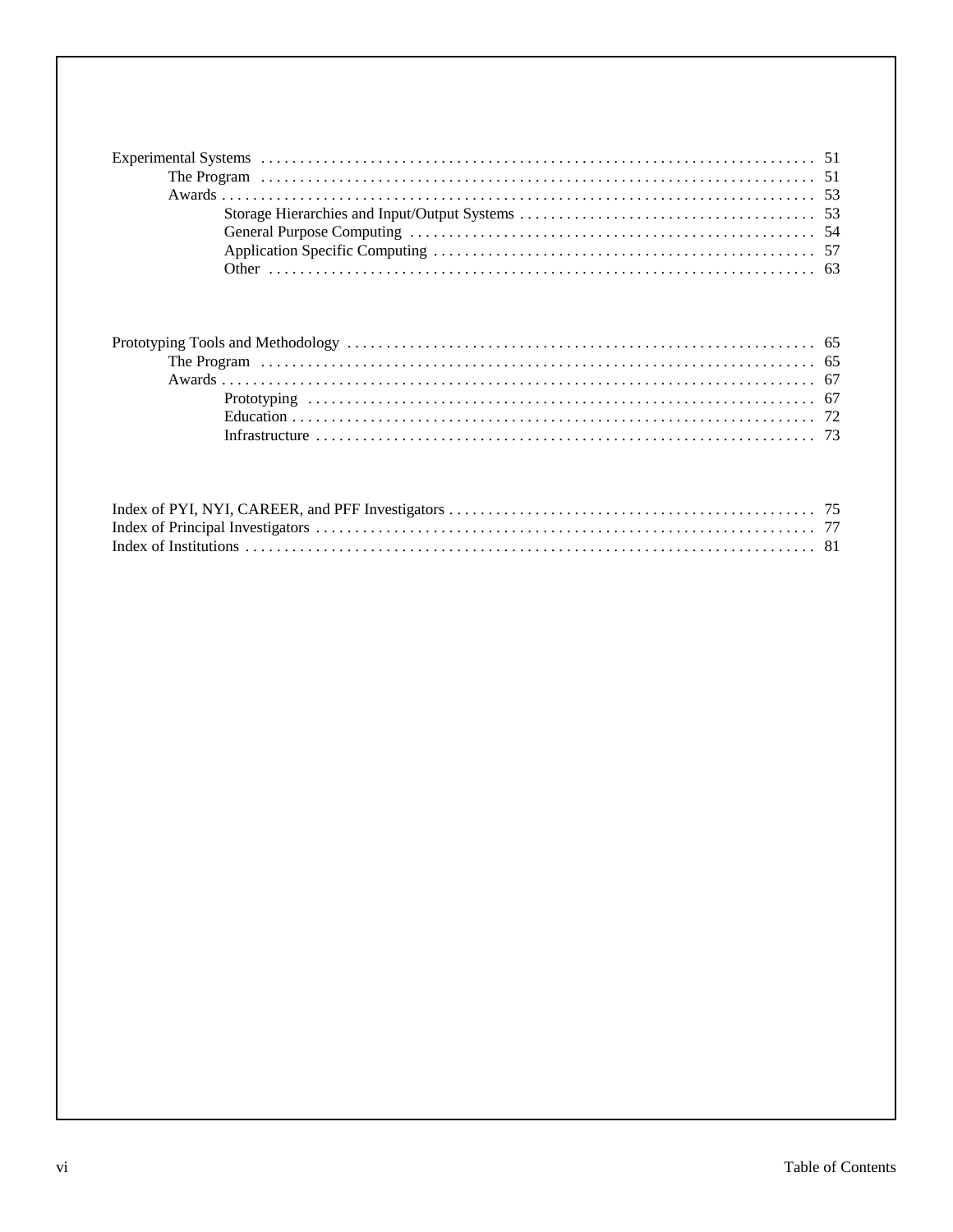Experimental Systems ........ 51
- The Program ........ 51
- Awards ........ 53
  - Storage Hierarchies and Input/Output Systems ........ 53
  - General Purpose Computing ........ 54
  - Application Specific Computing ........ 57
  - Other ........ 63

Prototyping Tools and Methodology ........ 65
- The Program ........ 65
- Awards ........ 67
  - Prototyping ........ 67
  - Education ........ 72
  - Infrastructure ........ 73

Index of PYI, NYI, CAREER, and PFF Investigators ........ 75
Index of Principal Investigators ........ 77
Index of Institutions ........ 81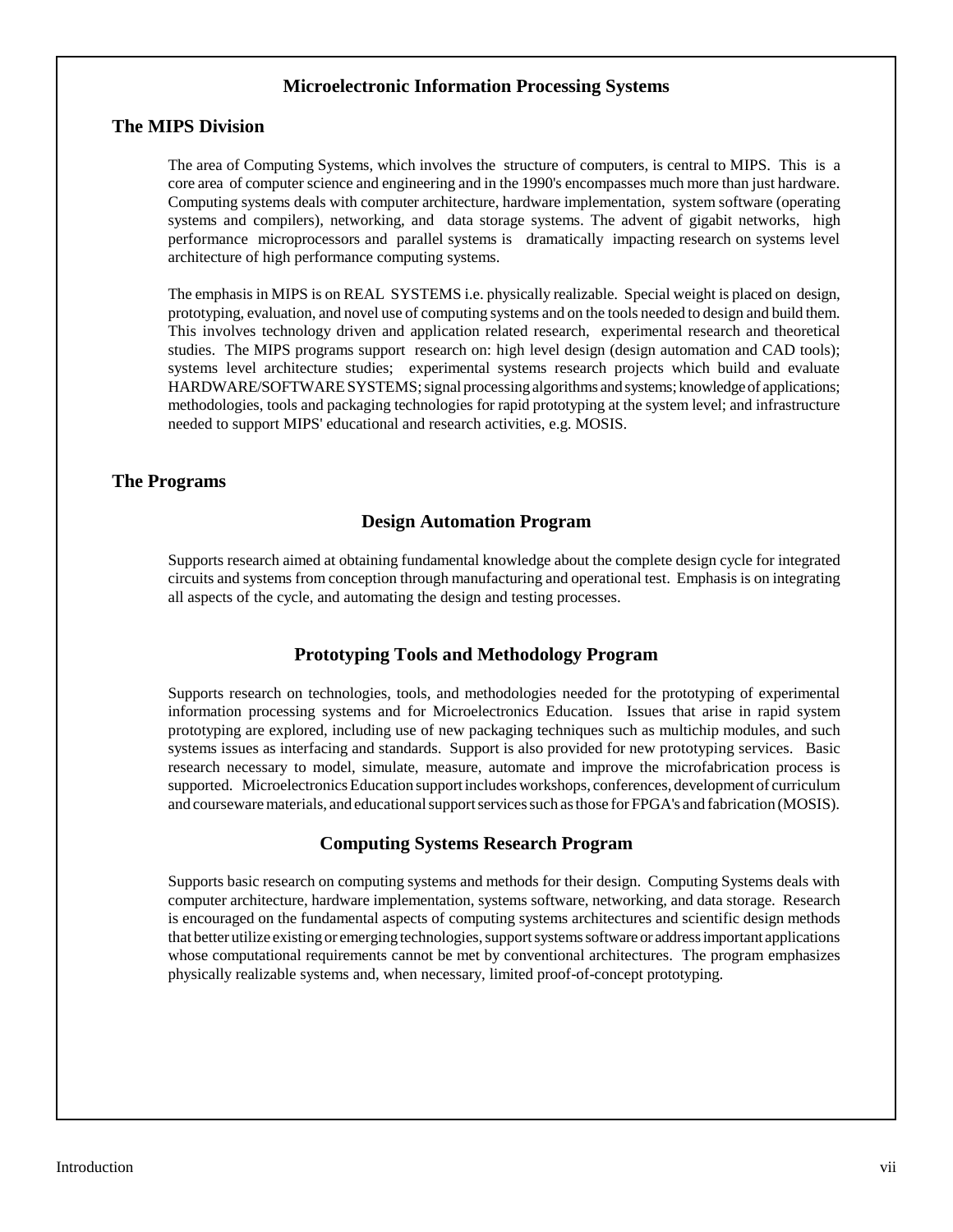# Microelectronic Information Processing Systems

## The MIPS Division

The area of Computing Systems, which involves the structure of computers, is central to MIPS. This is a core area of computer science and engineering and in the 1990's encompasses much more than just hardware. Computing systems deals with computer architecture, hardware implementation, system software (operating systems and compilers), networking, and data storage systems. The advent of gigabit networks, high performance microprocessors and parallel systems is dramatically impacting research on systems level architecture of high performance computing systems.

The emphasis in MIPS is on REAL SYSTEMS i.e. physically realizable. Special weight is placed on design, prototyping, evaluation, and novel use of computing systems and on the tools needed to design and build them. This involves technology driven and application related research, experimental research and theoretical studies. The MIPS programs support research on: high level design (design automation and CAD tools); systems level architecture studies; experimental systems research projects which build and evaluate HARDWARE/SOFTWARE SYSTEMS; signal processing algorithms and systems; knowledge of applications; methodologies, tools and packaging technologies for rapid prototyping at the system level; and infrastructure needed to support MIPS' educational and research activities, e.g. MOSIS.

## The Programs

### Design Automation Program

Supports research aimed at obtaining fundamental knowledge about the complete design cycle for integrated circuits and systems from conception through manufacturing and operational test. Emphasis is on integrating all aspects of the cycle, and automating the design and testing processes.

### Prototyping Tools and Methodology Program

Supports research on technologies, tools, and methodologies needed for the prototyping of experimental information processing systems and for Microelectronics Education. Issues that arise in rapid system prototyping are explored, including use of new packaging techniques such as multichip modules, and such systems issues as interfacing and standards. Support is also provided for new prototyping services. Basic research necessary to model, simulate, measure, automate and improve the microfabrication process is supported. Microelectronics Education support includes workshops, conferences, development of curriculum and courseware materials, and educational support services such as those for FPGA's and fabrication (MOSIS).

### Computing Systems Research Program

Supports basic research on computing systems and methods for their design. Computing Systems deals with computer architecture, hardware implementation, systems software, networking, and data storage. Research is encouraged on the fundamental aspects of computing systems architectures and scientific design methods that better utilize existing or emerging technologies, support systems software or address important applications whose computational requirements cannot be met by conventional architectures. The program emphasizes physically realizable systems and, when necessary, limited proof-of-concept prototyping.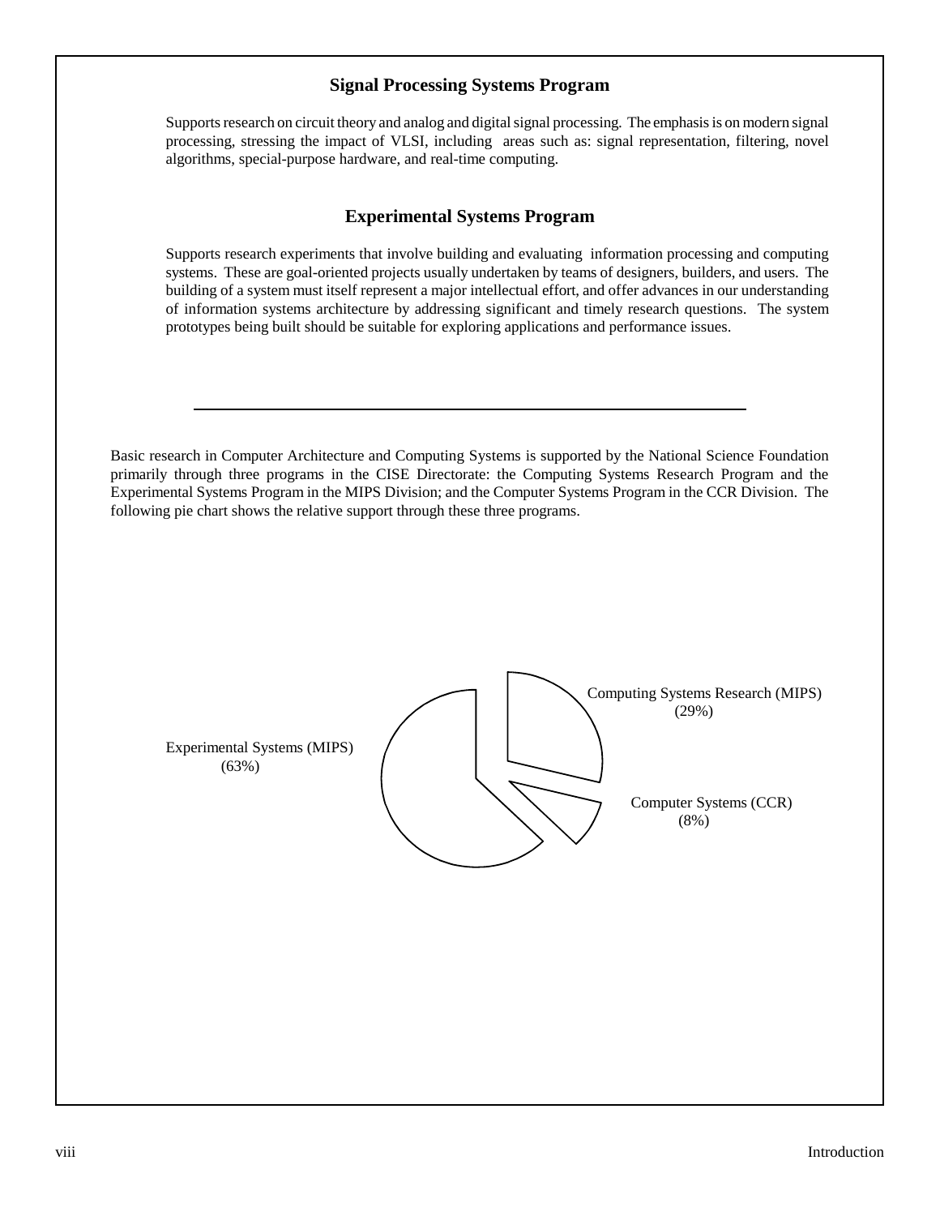## Signal Processing Systems Program

Supports research on circuit theory and analog and digital signal processing. The emphasis is on modern signal processing, stressing the impact of VLSI, including areas such as: signal representation, filtering, novel algorithms, special-purpose hardware, and real-time computing.

## Experimental Systems Program

Supports research experiments that involve building and evaluating information processing and computing systems. These are goal-oriented projects usually undertaken by teams of designers, builders, and users. The building of a system must itself represent a major intellectual effort, and offer advances in our understanding of information systems architecture by addressing significant and timely research questions. The system prototypes being built should be suitable for exploring applications and performance issues.

---

Basic research in Computer Architecture and Computing Systems is supported by the National Science Foundation primarily through three programs in the CISE Directorate: the Computing Systems Research Program and the Experimental Systems Program in the MIPS Division; and the Computer Systems Program in the CCR Division. The following pie chart shows the relative support through these three programs.

Computing Systems Research (MIPS) (29%)

Experimental Systems (MIPS) (63%)

Computer Systems (CCR) (8%)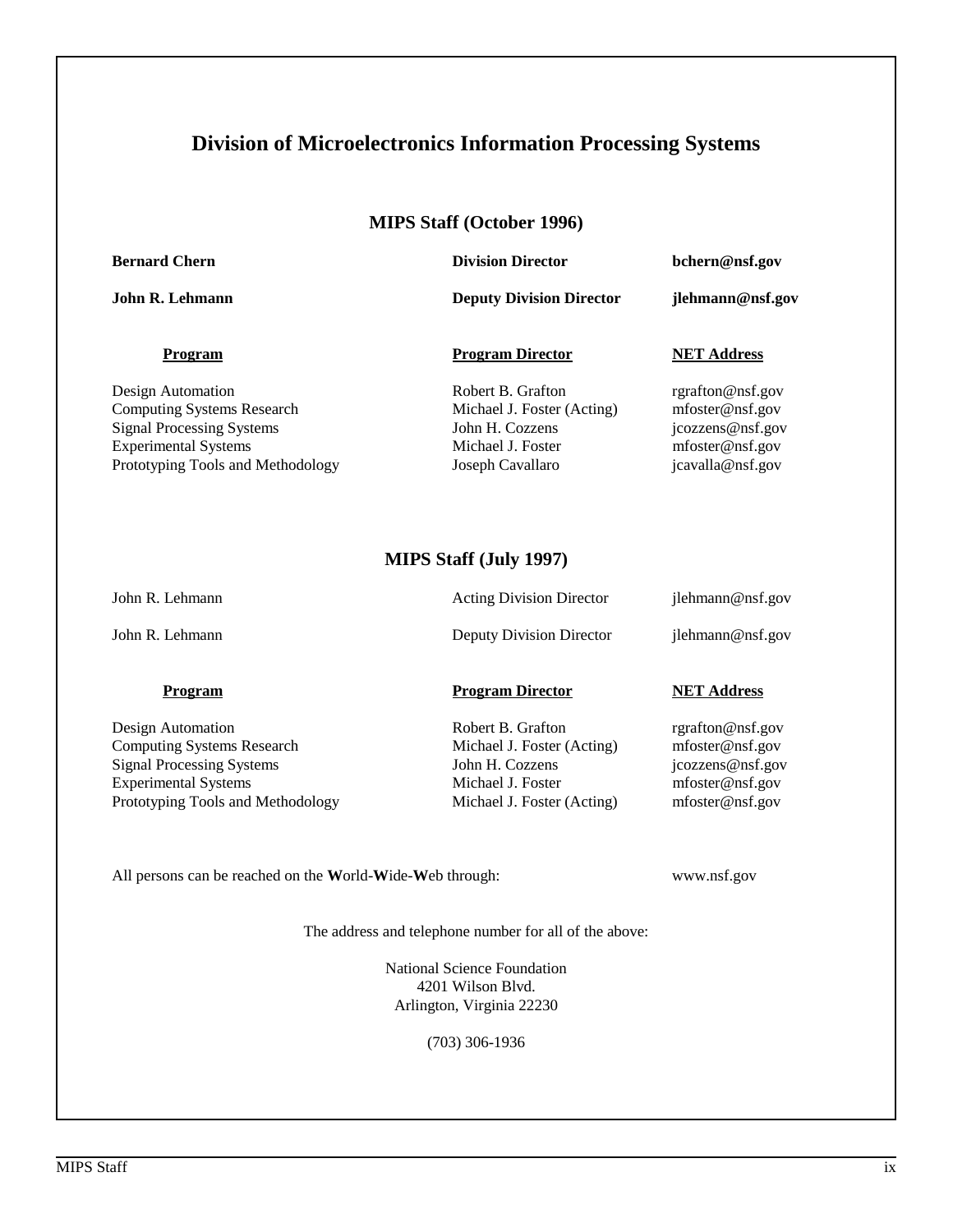# Division of Microelectronics Information Processing Systems

## MIPS Staff (October 1996)

| | | |
|---|---|---|
| **Bernard Chern** | **Division Director** | **bchern@nsf.gov** |
| **John R. Lehmann** | **Deputy Division Director** | **jlehmann@nsf.gov** |

| **Program** | **Program Director** | **NET Address** |
|---|---|---|
| Design Automation | Robert B. Grafton | rgrafton@nsf.gov |
| Computing Systems Research | Michael J. Foster (Acting) | mfoster@nsf.gov |
| Signal Processing Systems | John H. Cozzens | jcozzens@nsf.gov |
| Experimental Systems | Michael J. Foster | mfoster@nsf.gov |
| Prototyping Tools and Methodology | Joseph Cavallaro | jcavalla@nsf.gov |

## MIPS Staff (July 1997)

| | | |
|---|---|---|
| John R. Lehmann | Acting Division Director | jlehmann@nsf.gov |
| John R. Lehmann | Deputy Division Director | jlehmann@nsf.gov |

| **Program** | **Program Director** | **NET Address** |
|---|---|---|
| Design Automation | Robert B. Grafton | rgrafton@nsf.gov |
| Computing Systems Research | Michael J. Foster (Acting) | mfoster@nsf.gov |
| Signal Processing Systems | John H. Cozzens | jcozzens@nsf.gov |
| Experimental Systems | Michael J. Foster | mfoster@nsf.gov |
| Prototyping Tools and Methodology | Michael J. Foster (Acting) | mfoster@nsf.gov |

All persons can be reached on the **W**orld-**W**ide-**W**eb through: www.nsf.gov

The address and telephone number for all of the above:

National Science Foundation
4201 Wilson Blvd.
Arlington, Virginia 22230

(703) 306-1936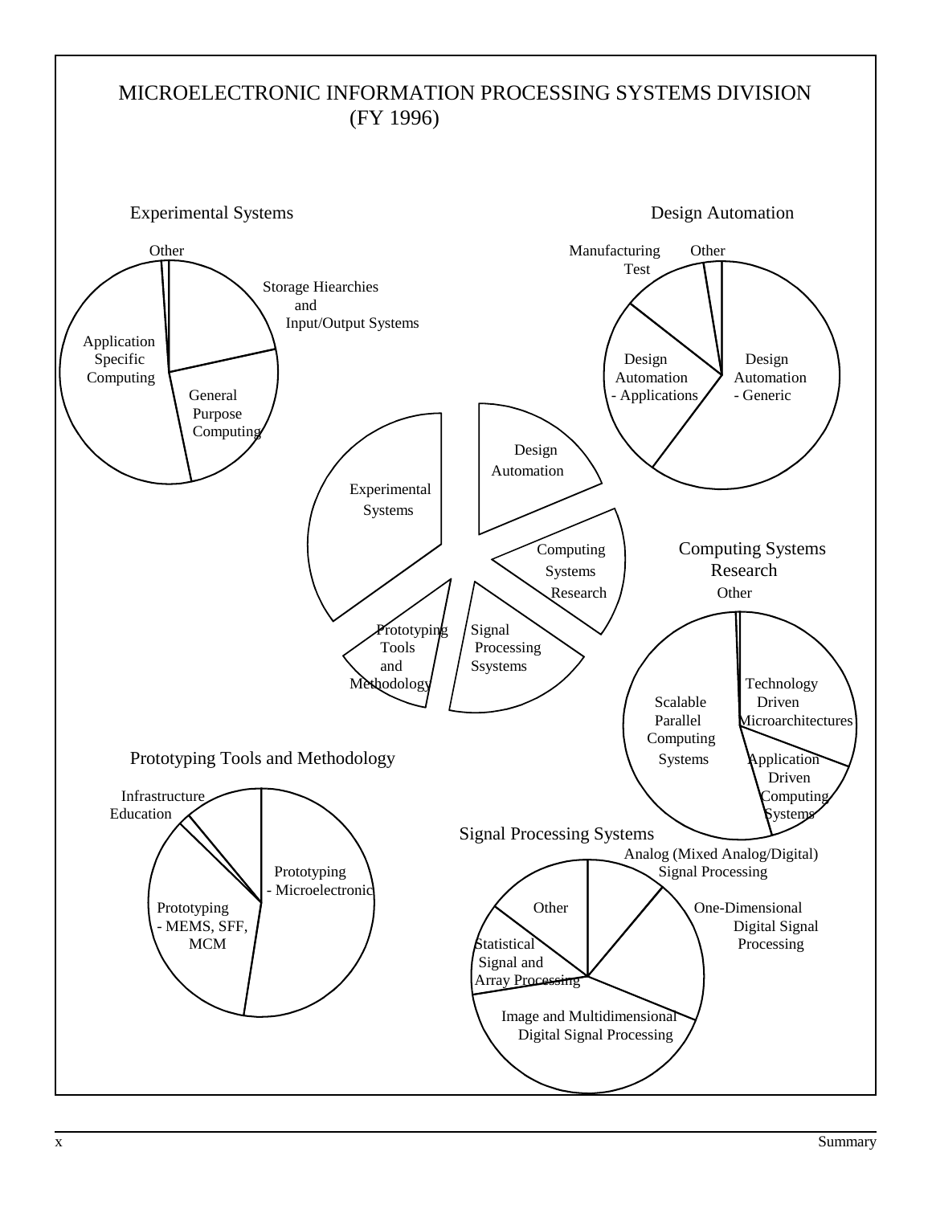# MICROELECTRONIC INFORMATION PROCESSING SYSTEMS DIVISION (FY 1996)

**Experimental Systems**

- Other
- Storage Hiearchies and Input/Output Systems
- General Purpose Computing
- Application Specific Computing

**Design Automation**

- Manufacturing Test
- Other
- Design Automation - Generic
- Design Automation - Applications

**Division overview**

- Design Automation
- Computing Systems Research
- Signal Processing Ssystems
- Prototyping Tools and Methodology
- Experimental Systems

**Computing Systems Research**

- Other
- Technology Driven Microarchitectures
- Application Driven Computing Systems
- Scalable Parallel Computing Systems

**Prototyping Tools and Methodology**

- Infrastructure
- Education
- Prototyping - Microelectronic
- Prototyping - MEMS, SFF, MCM

**Signal Processing Systems**

- Analog (Mixed Analog/Digital) Signal Processing
- One-Dimensional Digital Signal Processing
- Image and Multidimensional Digital Signal Processing
- Statistical Signal and Array Processing
- Other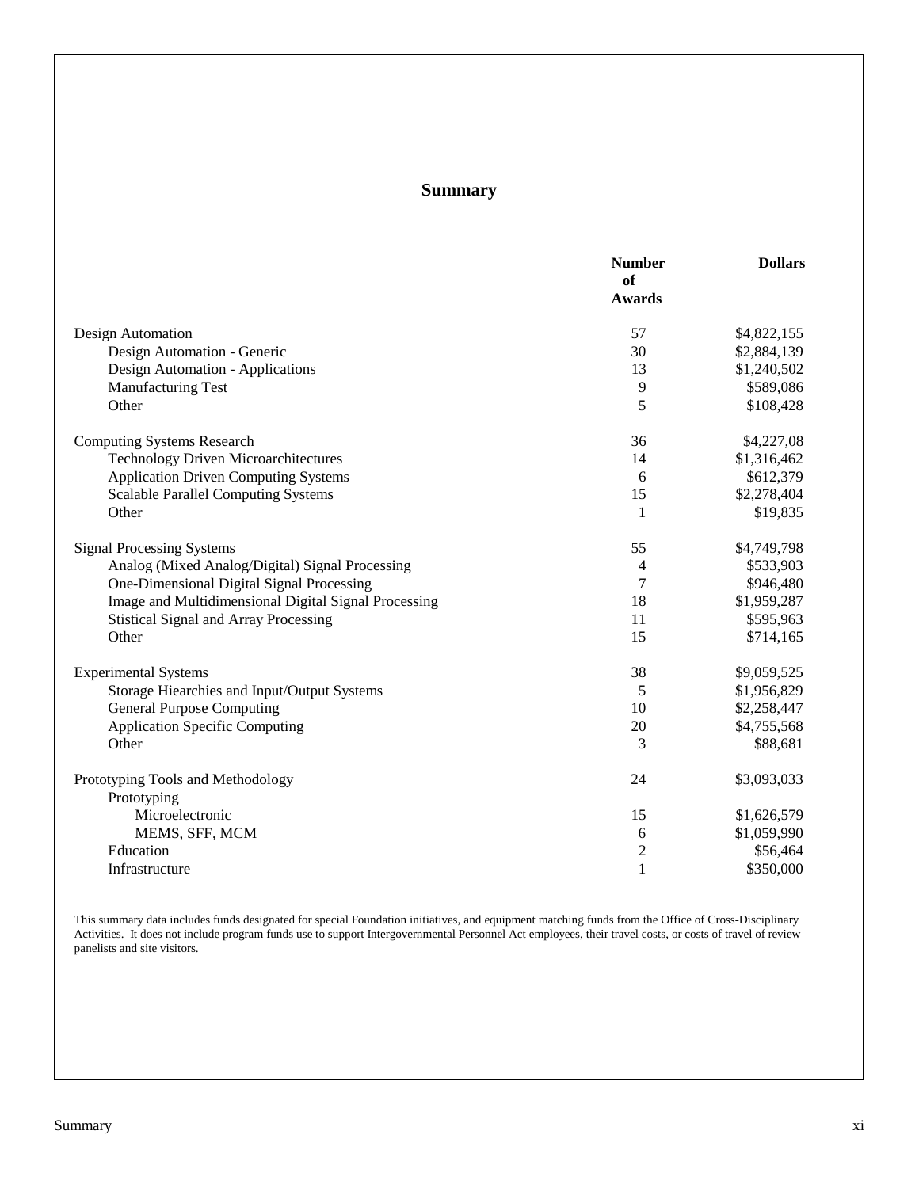# Summary

| | Number of Awards | Dollars |
|---|---|---|
| Design Automation | 57 | $4,822,155 |
| Design Automation - Generic | 30 | $2,884,139 |
| Design Automation - Applications | 13 | $1,240,502 |
| Manufacturing Test | 9 | $589,086 |
| Other | 5 | $108,428 |
| Computing Systems Research | 36 | $4,227,08 |
| Technology Driven Microarchitectures | 14 | $1,316,462 |
| Application Driven Computing Systems | 6 | $612,379 |
| Scalable Parallel Computing Systems | 15 | $2,278,404 |
| Other | 1 | $19,835 |
| Signal Processing Systems | 55 | $4,749,798 |
| Analog (Mixed Analog/Digital) Signal Processing | 4 | $533,903 |
| One-Dimensional Digital Signal Processing | 7 | $946,480 |
| Image and Multidimensional Digital Signal Processing | 18 | $1,959,287 |
| Stistical Signal and Array Processing | 11 | $595,963 |
| Other | 15 | $714,165 |
| Experimental Systems | 38 | $9,059,525 |
| Storage Hiearchies and Input/Output Systems | 5 | $1,956,829 |
| General Purpose Computing | 10 | $2,258,447 |
| Application Specific Computing | 20 | $4,755,568 |
| Other | 3 | $88,681 |
| Prototyping Tools and Methodology | 24 | $3,093,033 |
| Prototyping | | |
| Microelectronic | 15 | $1,626,579 |
| MEMS, SFF, MCM | 6 | $1,059,990 |
| Education | 2 | $56,464 |
| Infrastructure | 1 | $350,000 |

This summary data includes funds designated for special Foundation initiatives, and equipment matching funds from the Office of Cross-Disciplinary Activities. It does not include program funds use to support Intergovernmental Personnel Act employees, their travel costs, or costs of travel of review panelists and site visitors.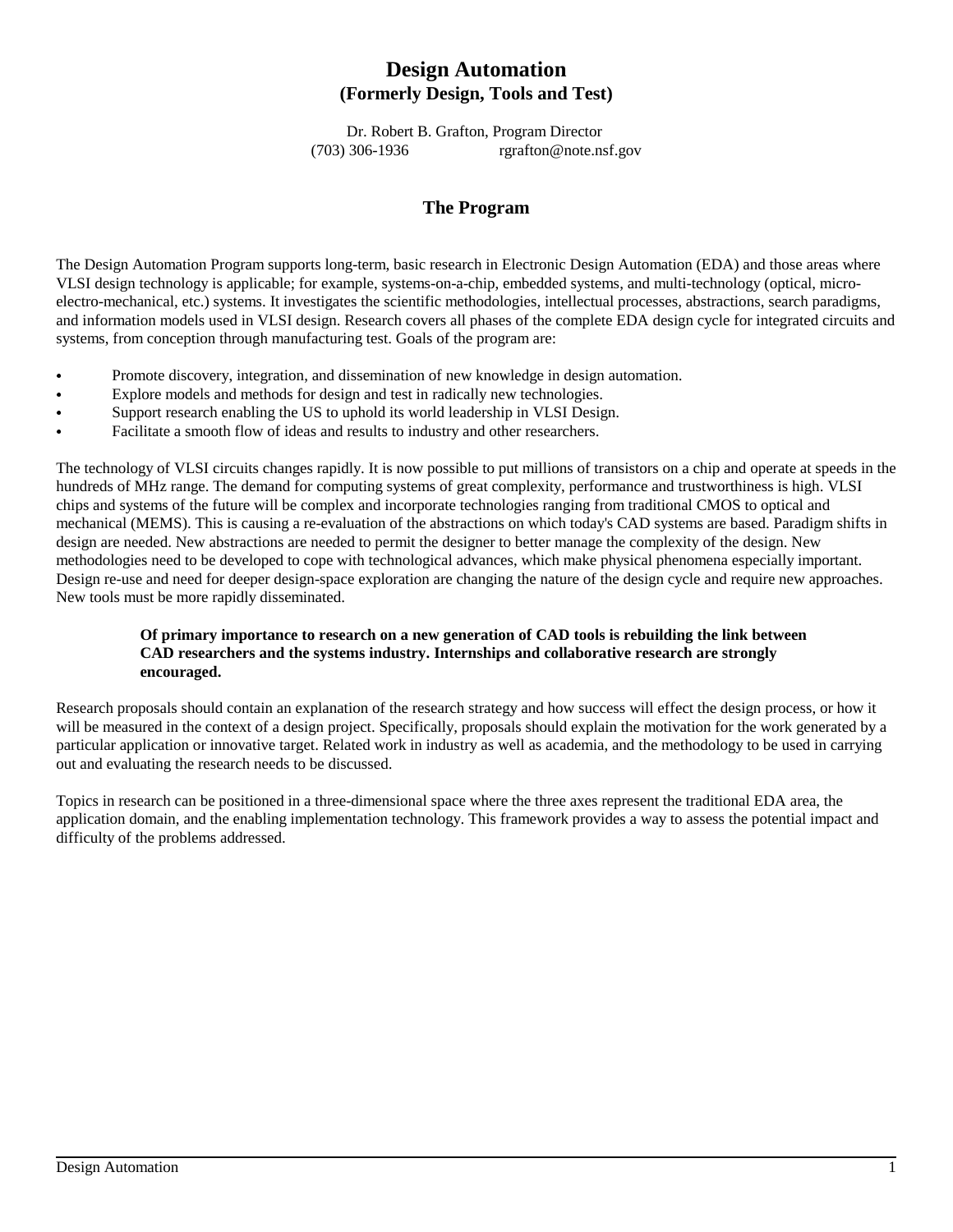# Design Automation
## (Formerly Design, Tools and Test)

Dr. Robert B. Grafton, Program Director
(703) 306-1936 rgrafton@note.nsf.gov

## The Program

The Design Automation Program supports long-term, basic research in Electronic Design Automation (EDA) and those areas where VLSI design technology is applicable; for example, systems-on-a-chip, embedded systems, and multi-technology (optical, micro-electro-mechanical, etc.) systems. It investigates the scientific methodologies, intellectual processes, abstractions, search paradigms, and information models used in VLSI design. Research covers all phases of the complete EDA design cycle for integrated circuits and systems, from conception through manufacturing test. Goals of the program are:

- Promote discovery, integration, and dissemination of new knowledge in design automation.
- Explore models and methods for design and test in radically new technologies.
- Support research enabling the US to uphold its world leadership in VLSI Design.
- Facilitate a smooth flow of ideas and results to industry and other researchers.

The technology of VLSI circuits changes rapidly. It is now possible to put millions of transistors on a chip and operate at speeds in the hundreds of MHz range. The demand for computing systems of great complexity, performance and trustworthiness is high. VLSI chips and systems of the future will be complex and incorporate technologies ranging from traditional CMOS to optical and mechanical (MEMS). This is causing a re-evaluation of the abstractions on which today's CAD systems are based. Paradigm shifts in design are needed. New abstractions are needed to permit the designer to better manage the complexity of the design. New methodologies need to be developed to cope with technological advances, which make physical phenomena especially important. Design re-use and need for deeper design-space exploration are changing the nature of the design cycle and require new approaches. New tools must be more rapidly disseminated.

**Of primary importance to research on a new generation of CAD tools is rebuilding the link between CAD researchers and the systems industry. Internships and collaborative research are strongly encouraged.**

Research proposals should contain an explanation of the research strategy and how success will effect the design process, or how it will be measured in the context of a design project. Specifically, proposals should explain the motivation for the work generated by a particular application or innovative target. Related work in industry as well as academia, and the methodology to be used in carrying out and evaluating the research needs to be discussed.

Topics in research can be positioned in a three-dimensional space where the three axes represent the traditional EDA area, the application domain, and the enabling implementation technology. This framework provides a way to assess the potential impact and difficulty of the problems addressed.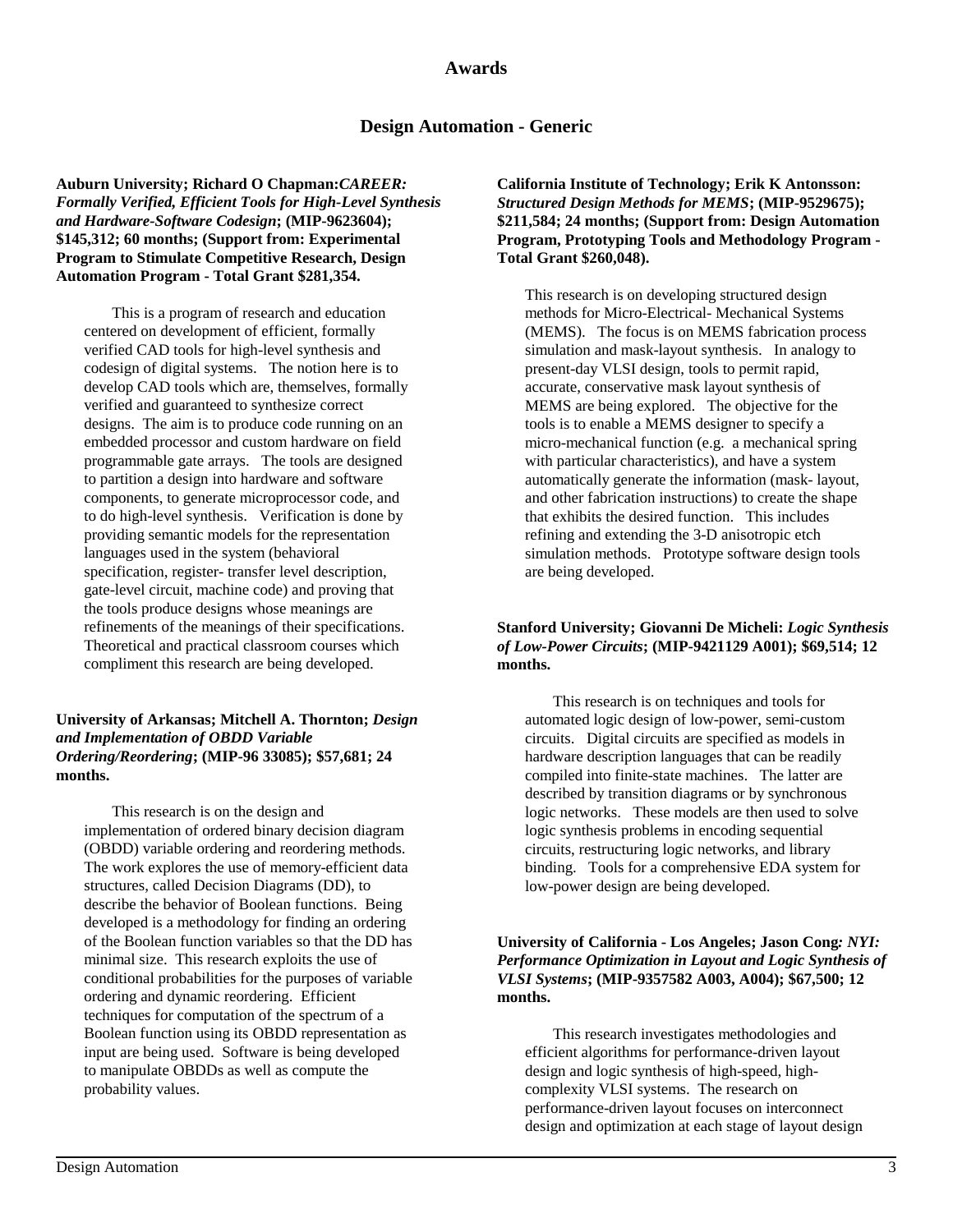# Awards

## Design Automation - Generic

**Auburn University; Richard O Chapman:*CAREER: Formally Verified, Efficient Tools for High-Level Synthesis and Hardware-Software Codesign*; (MIP-9623604); $145,312; 60 months; (Support from: Experimental Program to Stimulate Competitive Research, Design Automation Program - Total Grant $281,354.**

This is a program of research and education centered on development of efficient, formally verified CAD tools for high-level synthesis and codesign of digital systems. The notion here is to develop CAD tools which are, themselves, formally verified and guaranteed to synthesize correct designs. The aim is to produce code running on an embedded processor and custom hardware on field programmable gate arrays. The tools are designed to partition a design into hardware and software components, to generate microprocessor code, and to do high-level synthesis. Verification is done by providing semantic models for the representation languages used in the system (behavioral specification, register- transfer level description, gate-level circuit, machine code) and proving that the tools produce designs whose meanings are refinements of the meanings of their specifications. Theoretical and practical classroom courses which compliment this research are being developed.

**University of Arkansas; Mitchell A. Thornton; *Design and Implementation of OBDD Variable Ordering/Reordering*; (MIP-96 33085); $57,681; 24 months.**

This research is on the design and implementation of ordered binary decision diagram (OBDD) variable ordering and reordering methods. The work explores the use of memory-efficient data structures, called Decision Diagrams (DD), to describe the behavior of Boolean functions. Being developed is a methodology for finding an ordering of the Boolean function variables so that the DD has minimal size. This research exploits the use of conditional probabilities for the purposes of variable ordering and dynamic reordering. Efficient techniques for computation of the spectrum of a Boolean function using its OBDD representation as input are being used. Software is being developed to manipulate OBDDs as well as compute the probability values.

**California Institute of Technology; Erik K Antonsson: *Structured Design Methods for MEMS*; (MIP-9529675); $211,584; 24 months; (Support from: Design Automation Program, Prototyping Tools and Methodology Program - Total Grant $260,048).**

This research is on developing structured design methods for Micro-Electrical- Mechanical Systems (MEMS). The focus is on MEMS fabrication process simulation and mask-layout synthesis. In analogy to present-day VLSI design, tools to permit rapid, accurate, conservative mask layout synthesis of MEMS are being explored. The objective for the tools is to enable a MEMS designer to specify a micro-mechanical function (e.g. a mechanical spring with particular characteristics), and have a system automatically generate the information (mask- layout, and other fabrication instructions) to create the shape that exhibits the desired function. This includes refining and extending the 3-D anisotropic etch simulation methods. Prototype software design tools are being developed.

**Stanford University; Giovanni De Micheli: *Logic Synthesis of Low-Power Circuits*; (MIP-9421129 A001); $69,514; 12 months.**

This research is on techniques and tools for automated logic design of low-power, semi-custom circuits. Digital circuits are specified as models in hardware description languages that can be readily compiled into finite-state machines. The latter are described by transition diagrams or by synchronous logic networks. These models are then used to solve logic synthesis problems in encoding sequential circuits, restructuring logic networks, and library binding. Tools for a comprehensive EDA system for low-power design are being developed.

**University of California - Los Angeles; Jason Cong*: NYI: Performance Optimization in Layout and Logic Synthesis of VLSI Systems*; (MIP-9357582 A003, A004); $67,500; 12 months.**

This research investigates methodologies and efficient algorithms for performance-driven layout design and logic synthesis of high-speed, high-complexity VLSI systems. The research on performance-driven layout focuses on interconnect design and optimization at each stage of layout design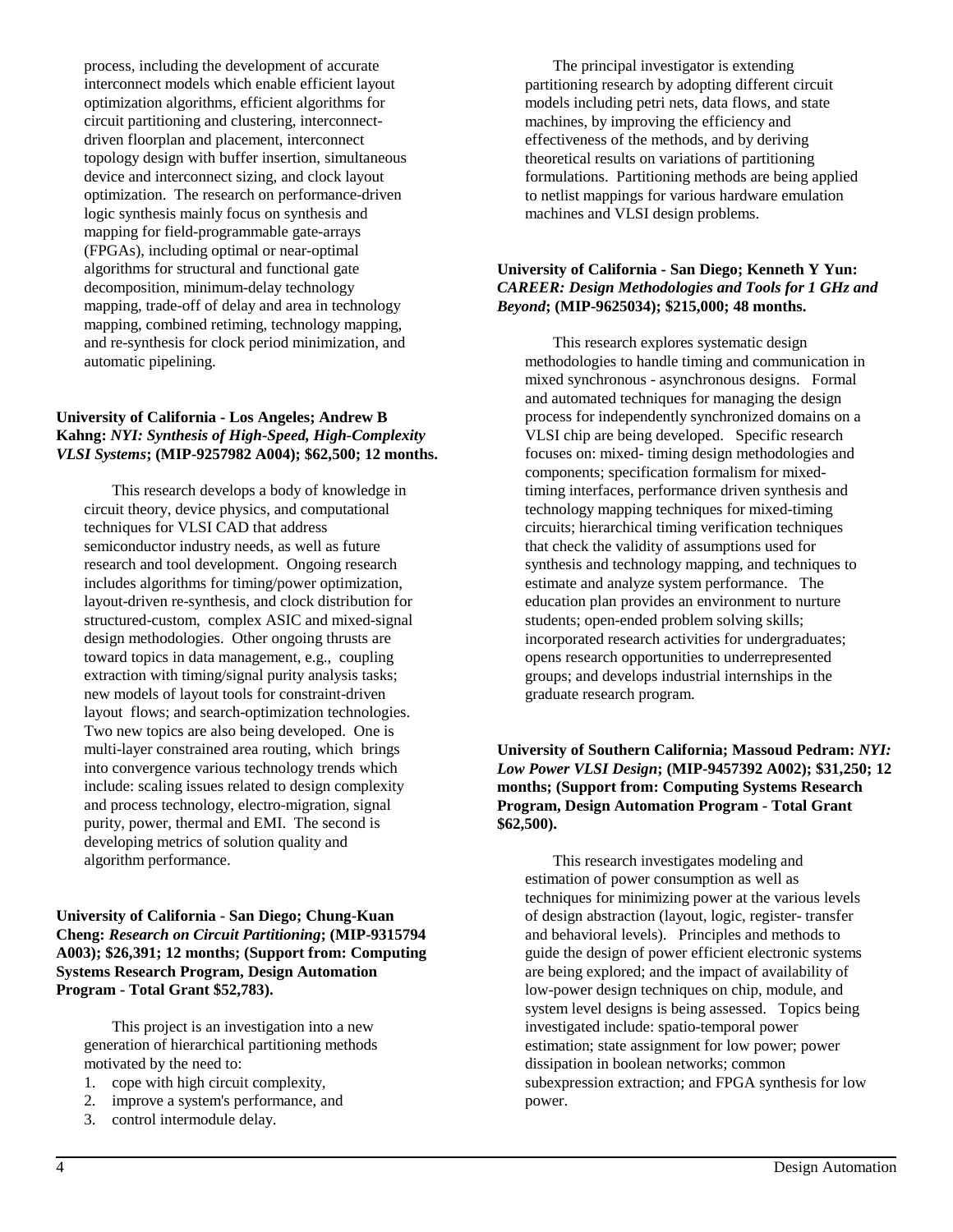process, including the development of accurate interconnect models which enable efficient layout optimization algorithms, efficient algorithms for circuit partitioning and clustering, interconnect-driven floorplan and placement, interconnect topology design with buffer insertion, simultaneous device and interconnect sizing, and clock layout optimization. The research on performance-driven logic synthesis mainly focus on synthesis and mapping for field-programmable gate-arrays (FPGAs), including optimal or near-optimal algorithms for structural and functional gate decomposition, minimum-delay technology mapping, trade-off of delay and area in technology mapping, combined retiming, technology mapping, and re-synthesis for clock period minimization, and automatic pipelining.

**University of California - Los Angeles; Andrew B Kahng:** ***NYI: Synthesis of High-Speed, High-Complexity VLSI Systems*****; (MIP-9257982 A004); $62,500; 12 months.**

This research develops a body of knowledge in circuit theory, device physics, and computational techniques for VLSI CAD that address semiconductor industry needs, as well as future research and tool development. Ongoing research includes algorithms for timing/power optimization, layout-driven re-synthesis, and clock distribution for structured-custom, complex ASIC and mixed-signal design methodologies. Other ongoing thrusts are toward topics in data management, e.g., coupling extraction with timing/signal purity analysis tasks; new models of layout tools for constraint-driven layout flows; and search-optimization technologies. Two new topics are also being developed. One is multi-layer constrained area routing, which brings into convergence various technology trends which include: scaling issues related to design complexity and process technology, electro-migration, signal purity, power, thermal and EMI. The second is developing metrics of solution quality and algorithm performance.

**University of California - San Diego; Chung-Kuan Cheng:** ***Research on Circuit Partitioning*****; (MIP-9315794 A003); $26,391; 12 months; (Support from: Computing Systems Research Program, Design Automation Program - Total Grant $52,783).**

This project is an investigation into a new generation of hierarchical partitioning methods motivated by the need to:

1. cope with high circuit complexity,
2. improve a system's performance, and
3. control intermodule delay.

The principal investigator is extending partitioning research by adopting different circuit models including petri nets, data flows, and state machines, by improving the efficiency and effectiveness of the methods, and by deriving theoretical results on variations of partitioning formulations. Partitioning methods are being applied to netlist mappings for various hardware emulation machines and VLSI design problems.

**University of California - San Diego; Kenneth Y Yun:** ***CAREER: Design Methodologies and Tools for 1 GHz and Beyond*****; (MIP-9625034); $215,000; 48 months.**

This research explores systematic design methodologies to handle timing and communication in mixed synchronous - asynchronous designs. Formal and automated techniques for managing the design process for independently synchronized domains on a VLSI chip are being developed. Specific research focuses on: mixed- timing design methodologies and components; specification formalism for mixed-timing interfaces, performance driven synthesis and technology mapping techniques for mixed-timing circuits; hierarchical timing verification techniques that check the validity of assumptions used for synthesis and technology mapping, and techniques to estimate and analyze system performance. The education plan provides an environment to nurture students; open-ended problem solving skills; incorporated research activities for undergraduates; opens research opportunities to underrepresented groups; and develops industrial internships in the graduate research program.

**University of Southern California; Massoud Pedram:** ***NYI: Low Power VLSI Design*****; (MIP-9457392 A002); $31,250; 12 months; (Support from: Computing Systems Research Program, Design Automation Program - Total Grant $62,500).**

This research investigates modeling and estimation of power consumption as well as techniques for minimizing power at the various levels of design abstraction (layout, logic, register- transfer and behavioral levels). Principles and methods to guide the design of power efficient electronic systems are being explored; and the impact of availability of low-power design techniques on chip, module, and system level designs is being assessed. Topics being investigated include: spatio-temporal power estimation; state assignment for low power; power dissipation in boolean networks; common subexpression extraction; and FPGA synthesis for low power.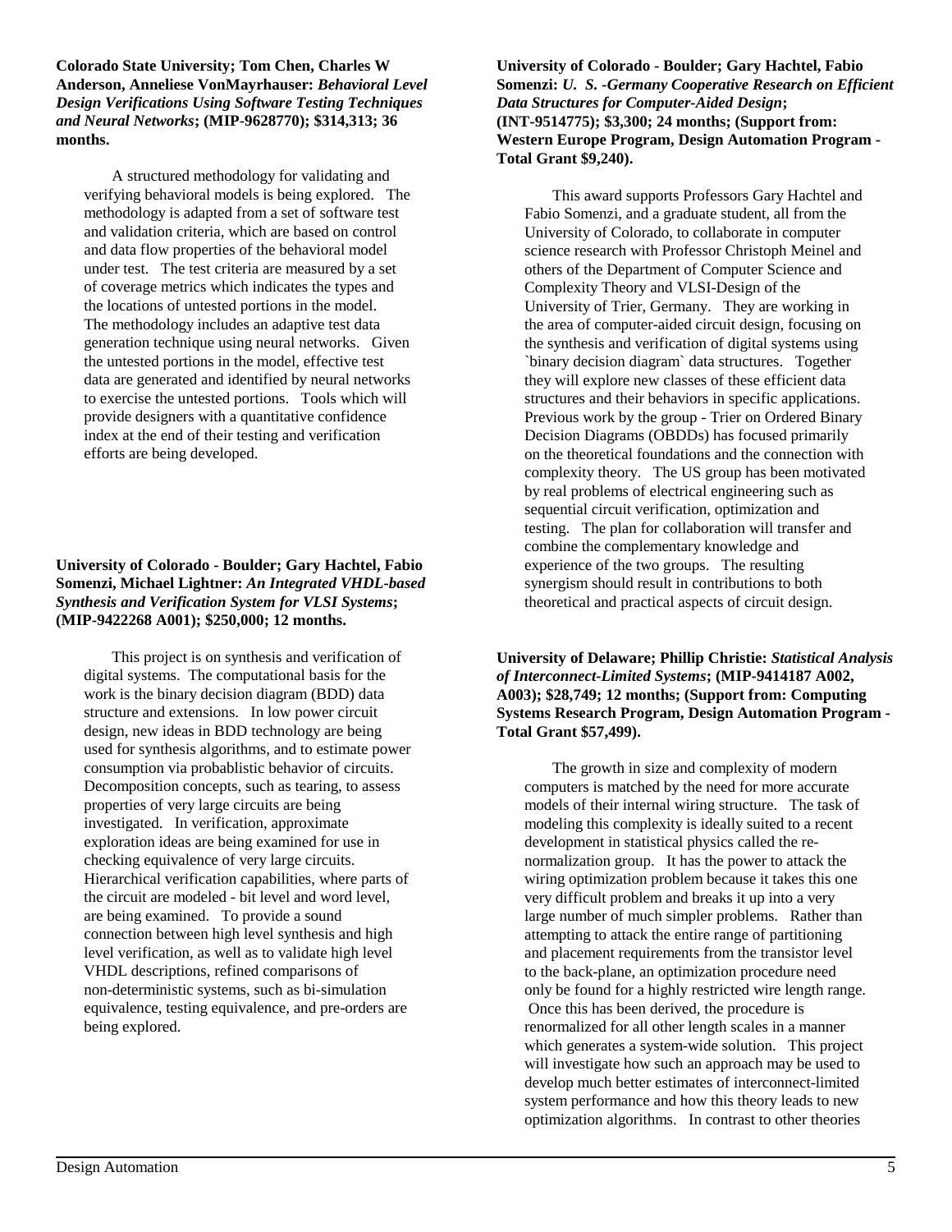**Colorado State University; Tom Chen, Charles W Anderson, Anneliese VonMayrhauser:** ***Behavioral Level Design Verifications Using Software Testing Techniques and Neural Networks*****; (MIP-9628770); $314,313; 36 months.**

A structured methodology for validating and verifying behavioral models is being explored. The methodology is adapted from a set of software test and validation criteria, which are based on control and data flow properties of the behavioral model under test. The test criteria are measured by a set of coverage metrics which indicates the types and the locations of untested portions in the model. The methodology includes an adaptive test data generation technique using neural networks. Given the untested portions in the model, effective test data are generated and identified by neural networks to exercise the untested portions. Tools which will provide designers with a quantitative confidence index at the end of their testing and verification efforts are being developed.

**University of Colorado - Boulder; Gary Hachtel, Fabio Somenzi, Michael Lightner:** ***An Integrated VHDL-based Synthesis and Verification System for VLSI Systems*****; (MIP-9422268 A001); $250,000; 12 months.**

This project is on synthesis and verification of digital systems. The computational basis for the work is the binary decision diagram (BDD) data structure and extensions. In low power circuit design, new ideas in BDD technology are being used for synthesis algorithms, and to estimate power consumption via probablistic behavior of circuits. Decomposition concepts, such as tearing, to assess properties of very large circuits are being investigated. In verification, approximate exploration ideas are being examined for use in checking equivalence of very large circuits. Hierarchical verification capabilities, where parts of the circuit are modeled - bit level and word level, are being examined. To provide a sound connection between high level synthesis and high level verification, as well as to validate high level VHDL descriptions, refined comparisons of non-deterministic systems, such as bi-simulation equivalence, testing equivalence, and pre-orders are being explored.

**University of Colorado - Boulder; Gary Hachtel, Fabio Somenzi:** ***U. S. -Germany Cooperative Research on Efficient Data Structures for Computer-Aided Design*****; (INT-9514775); $3,300; 24 months; (Support from: Western Europe Program, Design Automation Program - Total Grant $9,240).**

This award supports Professors Gary Hachtel and Fabio Somenzi, and a graduate student, all from the University of Colorado, to collaborate in computer science research with Professor Christoph Meinel and others of the Department of Computer Science and Complexity Theory and VLSI-Design of the University of Trier, Germany. They are working in the area of computer-aided circuit design, focusing on the synthesis and verification of digital systems using `binary decision diagram` data structures. Together they will explore new classes of these efficient data structures and their behaviors in specific applications. Previous work by the group - Trier on Ordered Binary Decision Diagrams (OBDDs) has focused primarily on the theoretical foundations and the connection with complexity theory. The US group has been motivated by real problems of electrical engineering such as sequential circuit verification, optimization and testing. The plan for collaboration will transfer and combine the complementary knowledge and experience of the two groups. The resulting synergism should result in contributions to both theoretical and practical aspects of circuit design.

**University of Delaware; Phillip Christie:** ***Statistical Analysis of Interconnect-Limited Systems*****; (MIP-9414187 A002, A003); $28,749; 12 months; (Support from: Computing Systems Research Program, Design Automation Program - Total Grant $57,499).**

The growth in size and complexity of modern computers is matched by the need for more accurate models of their internal wiring structure. The task of modeling this complexity is ideally suited to a recent development in statistical physics called the re-normalization group. It has the power to attack the wiring optimization problem because it takes this one very difficult problem and breaks it up into a very large number of much simpler problems. Rather than attempting to attack the entire range of partitioning and placement requirements from the transistor level to the back-plane, an optimization procedure need only be found for a highly restricted wire length range. Once this has been derived, the procedure is renormalized for all other length scales in a manner which generates a system-wide solution. This project will investigate how such an approach may be used to develop much better estimates of interconnect-limited system performance and how this theory leads to new optimization algorithms. In contrast to other theories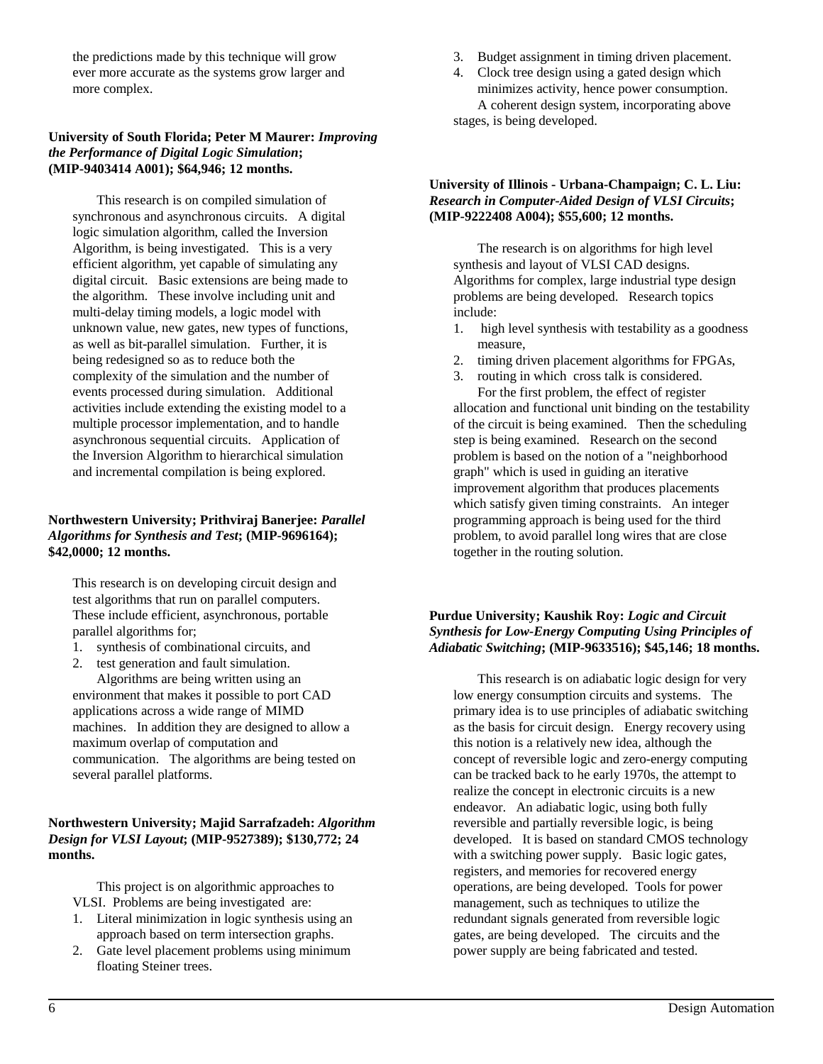the predictions made by this technique will grow ever more accurate as the systems grow larger and more complex.

**University of South Florida; Peter M Maurer:** ***Improving the Performance of Digital Logic Simulation*****; (MIP-9403414 A001); $64,946; 12 months.**

This research is on compiled simulation of synchronous and asynchronous circuits. A digital logic simulation algorithm, called the Inversion Algorithm, is being investigated. This is a very efficient algorithm, yet capable of simulating any digital circuit. Basic extensions are being made to the algorithm. These involve including unit and multi-delay timing models, a logic model with unknown value, new gates, new types of functions, as well as bit-parallel simulation. Further, it is being redesigned so as to reduce both the complexity of the simulation and the number of events processed during simulation. Additional activities include extending the existing model to a multiple processor implementation, and to handle asynchronous sequential circuits. Application of the Inversion Algorithm to hierarchical simulation and incremental compilation is being explored.

**Northwestern University; Prithviraj Banerjee:** ***Parallel Algorithms for Synthesis and Test*****; (MIP-9696164); $42,0000; 12 months.**

This research is on developing circuit design and test algorithms that run on parallel computers. These include efficient, asynchronous, portable parallel algorithms for;

1. synthesis of combinational circuits, and
2. test generation and fault simulation.

Algorithms are being written using an environment that makes it possible to port CAD applications across a wide range of MIMD machines. In addition they are designed to allow a maximum overlap of computation and communication. The algorithms are being tested on several parallel platforms.

**Northwestern University; Majid Sarrafzadeh:** ***Algorithm Design for VLSI Layout*****; (MIP-9527389); $130,772; 24 months.**

This project is on algorithmic approaches to VLSI. Problems are being investigated are:

1. Literal minimization in logic synthesis using an approach based on term intersection graphs.
2. Gate level placement problems using minimum floating Steiner trees.
3. Budget assignment in timing driven placement.
4. Clock tree design using a gated design which minimizes activity, hence power consumption.

A coherent design system, incorporating above stages, is being developed.

**University of Illinois - Urbana-Champaign; C. L. Liu:** ***Research in Computer-Aided Design of VLSI Circuits*****; (MIP-9222408 A004); $55,600; 12 months.**

The research is on algorithms for high level synthesis and layout of VLSI CAD designs. Algorithms for complex, large industrial type design problems are being developed. Research topics include:

1. high level synthesis with testability as a goodness measure,
2. timing driven placement algorithms for FPGAs,
3. routing in which cross talk is considered.

For the first problem, the effect of register allocation and functional unit binding on the testability of the circuit is being examined. Then the scheduling step is being examined. Research on the second problem is based on the notion of a "neighborhood graph" which is used in guiding an iterative improvement algorithm that produces placements which satisfy given timing constraints. An integer programming approach is being used for the third problem, to avoid parallel long wires that are close together in the routing solution.

**Purdue University; Kaushik Roy:** ***Logic and Circuit Synthesis for Low-Energy Computing Using Principles of Adiabatic Switching*****; (MIP-9633516); $45,146; 18 months.**

This research is on adiabatic logic design for very low energy consumption circuits and systems. The primary idea is to use principles of adiabatic switching as the basis for circuit design. Energy recovery using this notion is a relatively new idea, although the concept of reversible logic and zero-energy computing can be tracked back to he early 1970s, the attempt to realize the concept in electronic circuits is a new endeavor. An adiabatic logic, using both fully reversible and partially reversible logic, is being developed. It is based on standard CMOS technology with a switching power supply. Basic logic gates, registers, and memories for recovered energy operations, are being developed. Tools for power management, such as techniques to utilize the redundant signals generated from reversible logic gates, are being developed. The circuits and the power supply are being fabricated and tested.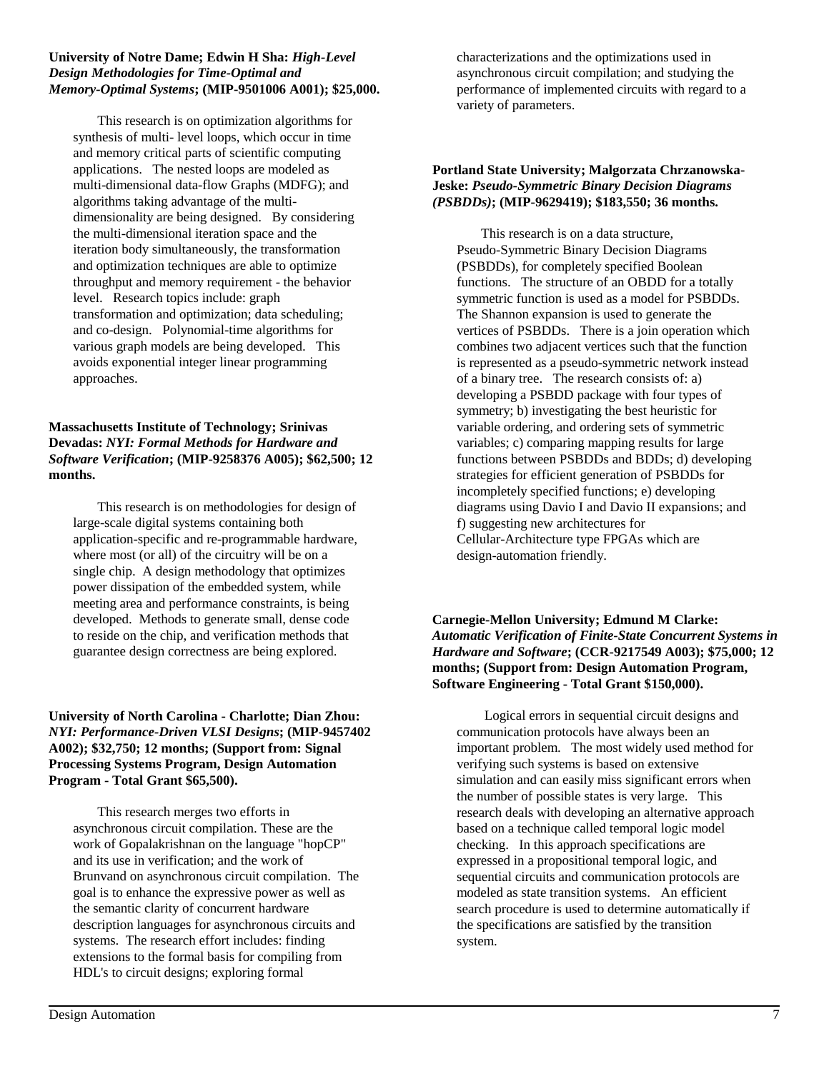**University of Notre Dame; Edwin H Sha:** ***High-Level Design Methodologies for Time-Optimal and Memory-Optimal Systems*****; (MIP-9501006 A001); $25,000.**

This research is on optimization algorithms for synthesis of multi- level loops, which occur in time and memory critical parts of scientific computing applications. The nested loops are modeled as multi-dimensional data-flow Graphs (MDFG); and algorithms taking advantage of the multi-dimensionality are being designed. By considering the multi-dimensional iteration space and the iteration body simultaneously, the transformation and optimization techniques are able to optimize throughput and memory requirement - the behavior level. Research topics include: graph transformation and optimization; data scheduling; and co-design. Polynomial-time algorithms for various graph models are being developed. This avoids exponential integer linear programming approaches.

**Massachusetts Institute of Technology; Srinivas Devadas:** ***NYI: Formal Methods for Hardware and Software Verification*****; (MIP-9258376 A005); $62,500; 12 months.**

This research is on methodologies for design of large-scale digital systems containing both application-specific and re-programmable hardware, where most (or all) of the circuitry will be on a single chip. A design methodology that optimizes power dissipation of the embedded system, while meeting area and performance constraints, is being developed. Methods to generate small, dense code to reside on the chip, and verification methods that guarantee design correctness are being explored.

**University of North Carolina - Charlotte; Dian Zhou:** ***NYI: Performance-Driven VLSI Designs*****; (MIP-9457402 A002); $32,750; 12 months; (Support from: Signal Processing Systems Program, Design Automation Program - Total Grant $65,500).**

This research merges two efforts in asynchronous circuit compilation. These are the work of Gopalakrishnan on the language "hopCP" and its use in verification; and the work of Brunvand on asynchronous circuit compilation. The goal is to enhance the expressive power as well as the semantic clarity of concurrent hardware description languages for asynchronous circuits and systems. The research effort includes: finding extensions to the formal basis for compiling from HDL's to circuit designs; exploring formal characterizations and the optimizations used in asynchronous circuit compilation; and studying the performance of implemented circuits with regard to a variety of parameters.

**Portland State University; Malgorzata Chrzanowska-Jeske:** ***Pseudo-Symmetric Binary Decision Diagrams (PSBDDs)*****; (MIP-9629419); $183,550; 36 months.**

This research is on a data structure, Pseudo-Symmetric Binary Decision Diagrams (PSBDDs), for completely specified Boolean functions. The structure of an OBDD for a totally symmetric function is used as a model for PSBDDs. The Shannon expansion is used to generate the vertices of PSBDDs. There is a join operation which combines two adjacent vertices such that the function is represented as a pseudo-symmetric network instead of a binary tree. The research consists of: a) developing a PSBDD package with four types of symmetry; b) investigating the best heuristic for variable ordering, and ordering sets of symmetric variables; c) comparing mapping results for large functions between PSBDDs and BDDs; d) developing strategies for efficient generation of PSBDDs for incompletely specified functions; e) developing diagrams using Davio I and Davio II expansions; and f) suggesting new architectures for Cellular-Architecture type FPGAs which are design-automation friendly.

**Carnegie-Mellon University; Edmund M Clarke:** ***Automatic Verification of Finite-State Concurrent Systems in Hardware and Software*****; (CCR-9217549 A003); $75,000; 12 months; (Support from: Design Automation Program, Software Engineering - Total Grant $150,000).**

Logical errors in sequential circuit designs and communication protocols have always been an important problem. The most widely used method for verifying such systems is based on extensive simulation and can easily miss significant errors when the number of possible states is very large. This research deals with developing an alternative approach based on a technique called temporal logic model checking. In this approach specifications are expressed in a propositional temporal logic, and sequential circuits and communication protocols are modeled as state transition systems. An efficient search procedure is used to determine automatically if the specifications are satisfied by the transition system.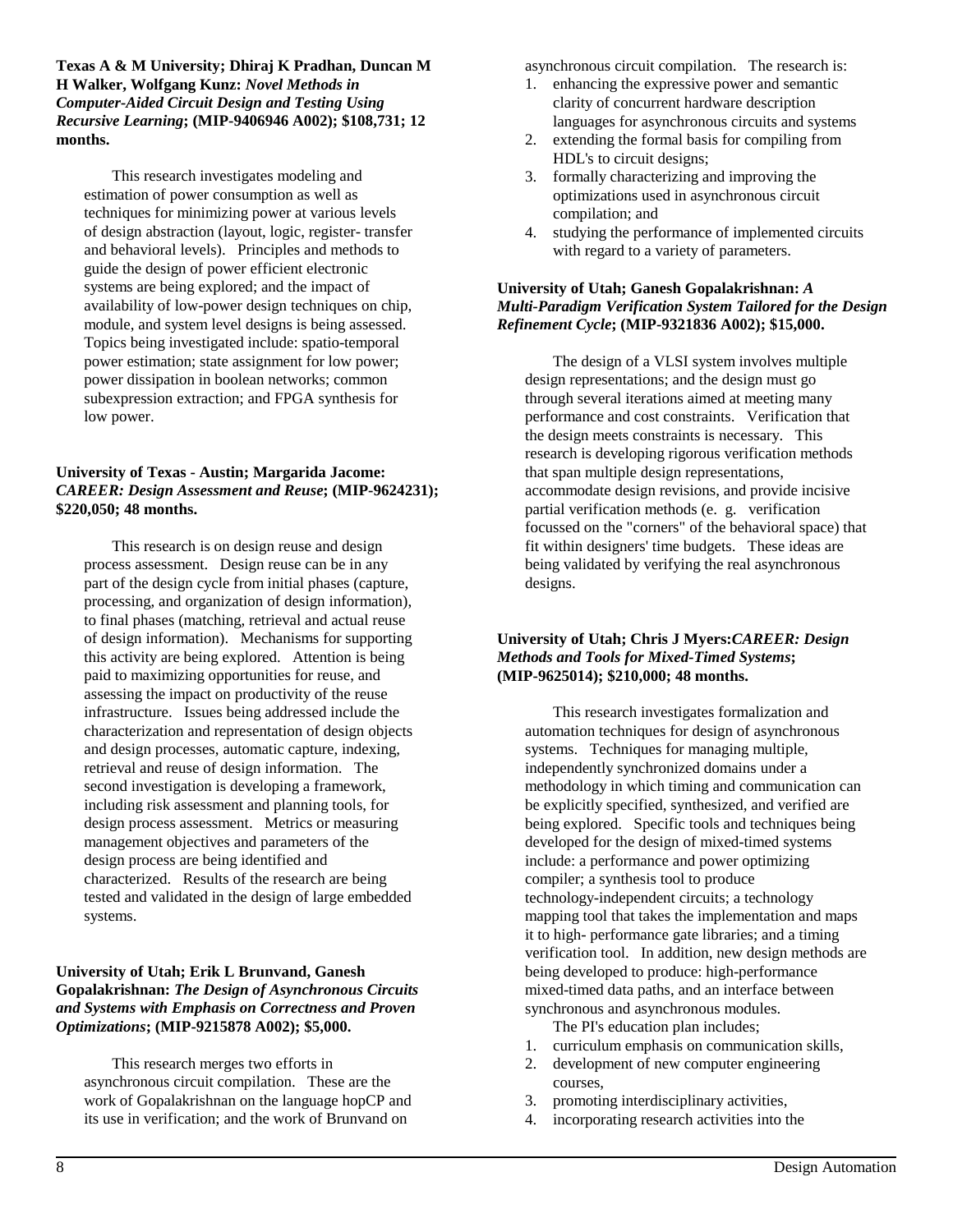**Texas A & M University; Dhiraj K Pradhan, Duncan M H Walker, Wolfgang Kunz:** ***Novel Methods in Computer-Aided Circuit Design and Testing Using Recursive Learning*****; (MIP-9406946 A002); $108,731; 12 months.**

This research investigates modeling and estimation of power consumption as well as techniques for minimizing power at various levels of design abstraction (layout, logic, register- transfer and behavioral levels). Principles and methods to guide the design of power efficient electronic systems are being explored; and the impact of availability of low-power design techniques on chip, module, and system level designs is being assessed. Topics being investigated include: spatio-temporal power estimation; state assignment for low power; power dissipation in boolean networks; common subexpression extraction; and FPGA synthesis for low power.

**University of Texas - Austin; Margarida Jacome:** ***CAREER: Design Assessment and Reuse*****; (MIP-9624231); $220,050; 48 months.**

This research is on design reuse and design process assessment. Design reuse can be in any part of the design cycle from initial phases (capture, processing, and organization of design information), to final phases (matching, retrieval and actual reuse of design information). Mechanisms for supporting this activity are being explored. Attention is being paid to maximizing opportunities for reuse, and assessing the impact on productivity of the reuse infrastructure. Issues being addressed include the characterization and representation of design objects and design processes, automatic capture, indexing, retrieval and reuse of design information. The second investigation is developing a framework, including risk assessment and planning tools, for design process assessment. Metrics or measuring management objectives and parameters of the design process are being identified and characterized. Results of the research are being tested and validated in the design of large embedded systems.

**University of Utah; Erik L Brunvand, Ganesh Gopalakrishnan:** ***The Design of Asynchronous Circuits and Systems with Emphasis on Correctness and Proven Optimizations*****; (MIP-9215878 A002); $5,000.**

This research merges two efforts in asynchronous circuit compilation. These are the work of Gopalakrishnan on the language hopCP and its use in verification; and the work of Brunvand on asynchronous circuit compilation. The research is:

1. enhancing the expressive power and semantic clarity of concurrent hardware description languages for asynchronous circuits and systems
2. extending the formal basis for compiling from HDL's to circuit designs;
3. formally characterizing and improving the optimizations used in asynchronous circuit compilation; and
4. studying the performance of implemented circuits with regard to a variety of parameters.

**University of Utah; Ganesh Gopalakrishnan:** ***A Multi-Paradigm Verification System Tailored for the Design Refinement Cycle*****; (MIP-9321836 A002); $15,000.**

The design of a VLSI system involves multiple design representations; and the design must go through several iterations aimed at meeting many performance and cost constraints. Verification that the design meets constraints is necessary. This research is developing rigorous verification methods that span multiple design representations, accommodate design revisions, and provide incisive partial verification methods (e. g. verification focussed on the "corners" of the behavioral space) that fit within designers' time budgets. These ideas are being validated by verifying the real asynchronous designs.

**University of Utah; Chris J Myers:*****CAREER: Design Methods and Tools for Mixed-Timed Systems*****; (MIP-9625014); $210,000; 48 months.**

This research investigates formalization and automation techniques for design of asynchronous systems. Techniques for managing multiple, independently synchronized domains under a methodology in which timing and communication can be explicitly specified, synthesized, and verified are being explored. Specific tools and techniques being developed for the design of mixed-timed systems include: a performance and power optimizing compiler; a synthesis tool to produce technology-independent circuits; a technology mapping tool that takes the implementation and maps it to high- performance gate libraries; and a timing verification tool. In addition, new design methods are being developed to produce: high-performance mixed-timed data paths, and an interface between synchronous and asynchronous modules.

The PI's education plan includes;

1. curriculum emphasis on communication skills,
2. development of new computer engineering courses,
3. promoting interdisciplinary activities,
4. incorporating research activities into the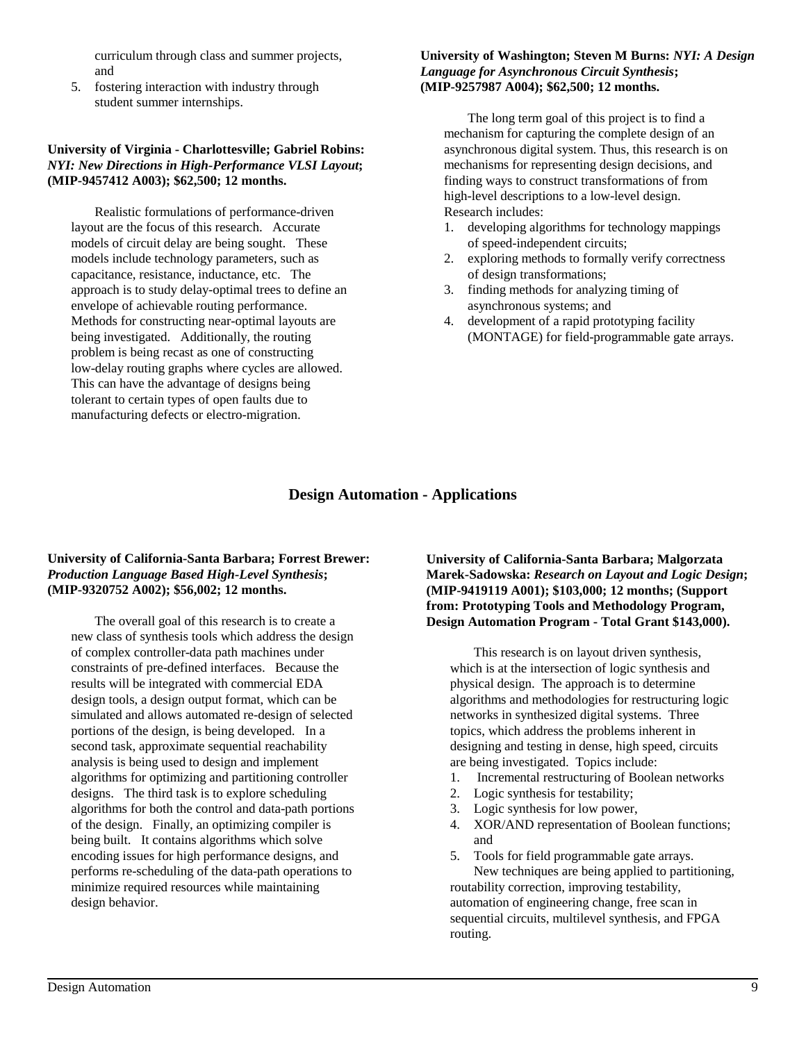curriculum through class and summer projects, and

5. fostering interaction with industry through student summer internships.

**University of Virginia - Charlottesville; Gabriel Robins:** ***NYI: New Directions in High-Performance VLSI Layout*****; (MIP-9457412 A003); $62,500; 12 months.**

Realistic formulations of performance-driven layout are the focus of this research. Accurate models of circuit delay are being sought. These models include technology parameters, such as capacitance, resistance, inductance, etc. The approach is to study delay-optimal trees to define an envelope of achievable routing performance. Methods for constructing near-optimal layouts are being investigated. Additionally, the routing problem is being recast as one of constructing low-delay routing graphs where cycles are allowed. This can have the advantage of designs being tolerant to certain types of open faults due to manufacturing defects or electro-migration.

**University of Washington; Steven M Burns:** ***NYI: A Design Language for Asynchronous Circuit Synthesis*****; (MIP-9257987 A004); $62,500; 12 months.**

The long term goal of this project is to find a mechanism for capturing the complete design of an asynchronous digital system. Thus, this research is on mechanisms for representing design decisions, and finding ways to construct transformations of from high-level descriptions to a low-level design. Research includes:

1. developing algorithms for technology mappings of speed-independent circuits;
2. exploring methods to formally verify correctness of design transformations;
3. finding methods for analyzing timing of asynchronous systems; and
4. development of a rapid prototyping facility (MONTAGE) for field-programmable gate arrays.

## Design Automation - Applications

**University of California-Santa Barbara; Forrest Brewer:** ***Production Language Based High-Level Synthesis*****; (MIP-9320752 A002); $56,002; 12 months.**

The overall goal of this research is to create a new class of synthesis tools which address the design of complex controller-data path machines under constraints of pre-defined interfaces. Because the results will be integrated with commercial EDA design tools, a design output format, which can be simulated and allows automated re-design of selected portions of the design, is being developed. In a second task, approximate sequential reachability analysis is being used to design and implement algorithms for optimizing and partitioning controller designs. The third task is to explore scheduling algorithms for both the control and data-path portions of the design. Finally, an optimizing compiler is being built. It contains algorithms which solve encoding issues for high performance designs, and performs re-scheduling of the data-path operations to minimize required resources while maintaining design behavior.

**University of California-Santa Barbara; Malgorzata Marek-Sadowska:** ***Research on Layout and Logic Design*****; (MIP-9419119 A001); $103,000; 12 months; (Support from: Prototyping Tools and Methodology Program, Design Automation Program - Total Grant $143,000).**

This research is on layout driven synthesis, which is at the intersection of logic synthesis and physical design. The approach is to determine algorithms and methodologies for restructuring logic networks in synthesized digital systems. Three topics, which address the problems inherent in designing and testing in dense, high speed, circuits are being investigated. Topics include:

1. Incremental restructuring of Boolean networks
2. Logic synthesis for testability;
3. Logic synthesis for low power,
4. XOR/AND representation of Boolean functions; and
5. Tools for field programmable gate arrays.

New techniques are being applied to partitioning, routability correction, improving testability, automation of engineering change, free scan in sequential circuits, multilevel synthesis, and FPGA routing.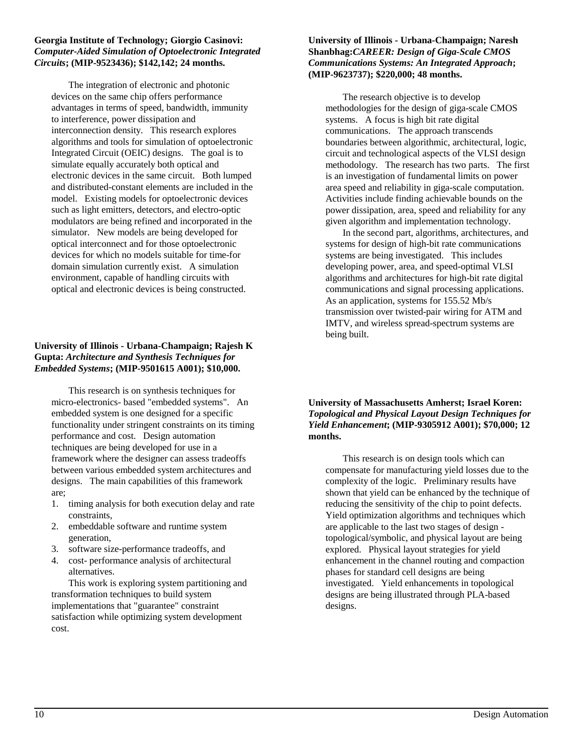**Georgia Institute of Technology; Giorgio Casinovi:** ***Computer-Aided Simulation of Optoelectronic Integrated Circuits*****; (MIP-9523436); $142,142; 24 months.**

The integration of electronic and photonic devices on the same chip offers performance advantages in terms of speed, bandwidth, immunity to interference, power dissipation and interconnection density. This research explores algorithms and tools for simulation of optoelectronic Integrated Circuit (OEIC) designs. The goal is to simulate equally accurately both optical and electronic devices in the same circuit. Both lumped and distributed-constant elements are included in the model. Existing models for optoelectronic devices such as light emitters, detectors, and electro-optic modulators are being refined and incorporated in the simulator. New models are being developed for optical interconnect and for those optoelectronic devices for which no models suitable for time-for domain simulation currently exist. A simulation environment, capable of handling circuits with optical and electronic devices is being constructed.

**University of Illinois - Urbana-Champaign; Rajesh K Gupta:** ***Architecture and Synthesis Techniques for Embedded Systems*****; (MIP-9501615 A001); $10,000.**

This research is on synthesis techniques for micro-electronics- based "embedded systems". An embedded system is one designed for a specific functionality under stringent constraints on its timing performance and cost. Design automation techniques are being developed for use in a framework where the designer can assess tradeoffs between various embedded system architectures and designs. The main capabilities of this framework are;

1. timing analysis for both execution delay and rate constraints,
2. embeddable software and runtime system generation,
3. software size-performance tradeoffs, and
4. cost- performance analysis of architectural alternatives.

This work is exploring system partitioning and transformation techniques to build system implementations that "guarantee" constraint satisfaction while optimizing system development cost.

**University of Illinois - Urbana-Champaign; Naresh Shanbhag:*****CAREER: Design of Giga-Scale CMOS Communications Systems: An Integrated Approach*****; (MIP-9623737); $220,000; 48 months.**

The research objective is to develop methodologies for the design of giga-scale CMOS systems. A focus is high bit rate digital communications. The approach transcends boundaries between algorithmic, architectural, logic, circuit and technological aspects of the VLSI design methodology. The research has two parts. The first is an investigation of fundamental limits on power area speed and reliability in giga-scale computation. Activities include finding achievable bounds on the power dissipation, area, speed and reliability for any given algorithm and implementation technology.

In the second part, algorithms, architectures, and systems for design of high-bit rate communications systems are being investigated. This includes developing power, area, and speed-optimal VLSI algorithms and architectures for high-bit rate digital communications and signal processing applications. As an application, systems for 155.52 Mb/s transmission over twisted-pair wiring for ATM and IMTV, and wireless spread-spectrum systems are being built.

**University of Massachusetts Amherst; Israel Koren:** ***Topological and Physical Layout Design Techniques for Yield Enhancement*****; (MIP-9305912 A001); $70,000; 12 months.**

This research is on design tools which can compensate for manufacturing yield losses due to the complexity of the logic. Preliminary results have shown that yield can be enhanced by the technique of reducing the sensitivity of the chip to point defects. Yield optimization algorithms and techniques which are applicable to the last two stages of design - topological/symbolic, and physical layout are being explored. Physical layout strategies for yield enhancement in the channel routing and compaction phases for standard cell designs are being investigated. Yield enhancements in topological designs are being illustrated through PLA-based designs.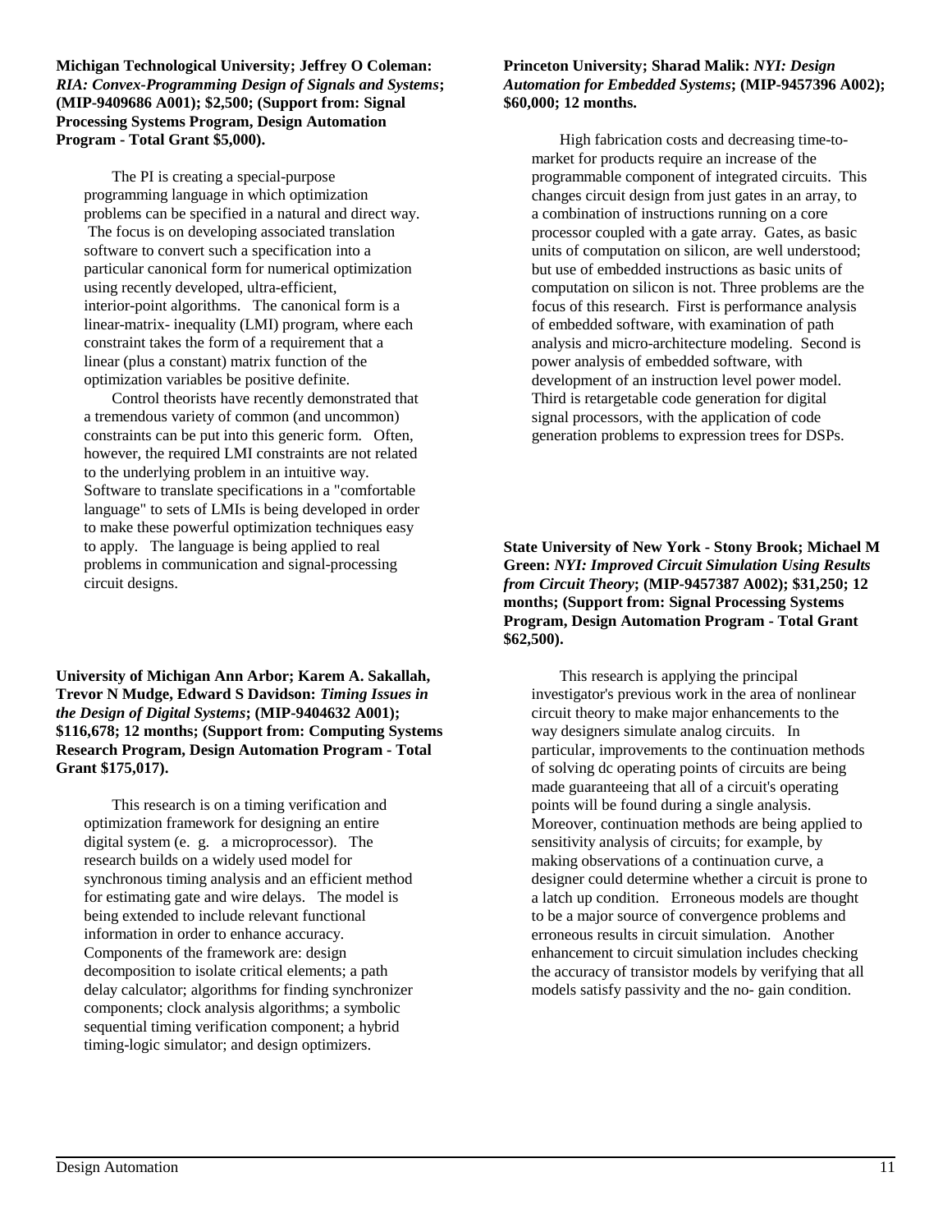**Michigan Technological University; Jeffrey O Coleman:** ***RIA: Convex-Programming Design of Signals and Systems*****; (MIP-9409686 A001); $2,500; (Support from: Signal Processing Systems Program, Design Automation Program - Total Grant $5,000).**

The PI is creating a special-purpose programming language in which optimization problems can be specified in a natural and direct way. The focus is on developing associated translation software to convert such a specification into a particular canonical form for numerical optimization using recently developed, ultra-efficient, interior-point algorithms. The canonical form is a linear-matrix- inequality (LMI) program, where each constraint takes the form of a requirement that a linear (plus a constant) matrix function of the optimization variables be positive definite.

Control theorists have recently demonstrated that a tremendous variety of common (and uncommon) constraints can be put into this generic form. Often, however, the required LMI constraints are not related to the underlying problem in an intuitive way. Software to translate specifications in a "comfortable language" to sets of LMIs is being developed in order to make these powerful optimization techniques easy to apply. The language is being applied to real problems in communication and signal-processing circuit designs.

**University of Michigan Ann Arbor; Karem A. Sakallah, Trevor N Mudge, Edward S Davidson:** ***Timing Issues in the Design of Digital Systems*****; (MIP-9404632 A001); $116,678; 12 months; (Support from: Computing Systems Research Program, Design Automation Program - Total Grant $175,017).**

This research is on a timing verification and optimization framework for designing an entire digital system (e. g. a microprocessor). The research builds on a widely used model for synchronous timing analysis and an efficient method for estimating gate and wire delays. The model is being extended to include relevant functional information in order to enhance accuracy. Components of the framework are: design decomposition to isolate critical elements; a path delay calculator; algorithms for finding synchronizer components; clock analysis algorithms; a symbolic sequential timing verification component; a hybrid timing-logic simulator; and design optimizers.

**Princeton University; Sharad Malik:** ***NYI: Design Automation for Embedded Systems*****; (MIP-9457396 A002); $60,000; 12 months.**

High fabrication costs and decreasing time-to-market for products require an increase of the programmable component of integrated circuits. This changes circuit design from just gates in an array, to a combination of instructions running on a core processor coupled with a gate array. Gates, as basic units of computation on silicon, are well understood; but use of embedded instructions as basic units of computation on silicon is not. Three problems are the focus of this research. First is performance analysis of embedded software, with examination of path analysis and micro-architecture modeling. Second is power analysis of embedded software, with development of an instruction level power model. Third is retargetable code generation for digital signal processors, with the application of code generation problems to expression trees for DSPs.

**State University of New York - Stony Brook; Michael M Green:** ***NYI: Improved Circuit Simulation Using Results from Circuit Theory*****; (MIP-9457387 A002); $31,250; 12 months; (Support from: Signal Processing Systems Program, Design Automation Program - Total Grant $62,500).**

This research is applying the principal investigator's previous work in the area of nonlinear circuit theory to make major enhancements to the way designers simulate analog circuits. In particular, improvements to the continuation methods of solving dc operating points of circuits are being made guaranteeing that all of a circuit's operating points will be found during a single analysis. Moreover, continuation methods are being applied to sensitivity analysis of circuits; for example, by making observations of a continuation curve, a designer could determine whether a circuit is prone to a latch up condition. Erroneous models are thought to be a major source of convergence problems and erroneous results in circuit simulation. Another enhancement to circuit simulation includes checking the accuracy of transistor models by verifying that all models satisfy passivity and the no- gain condition.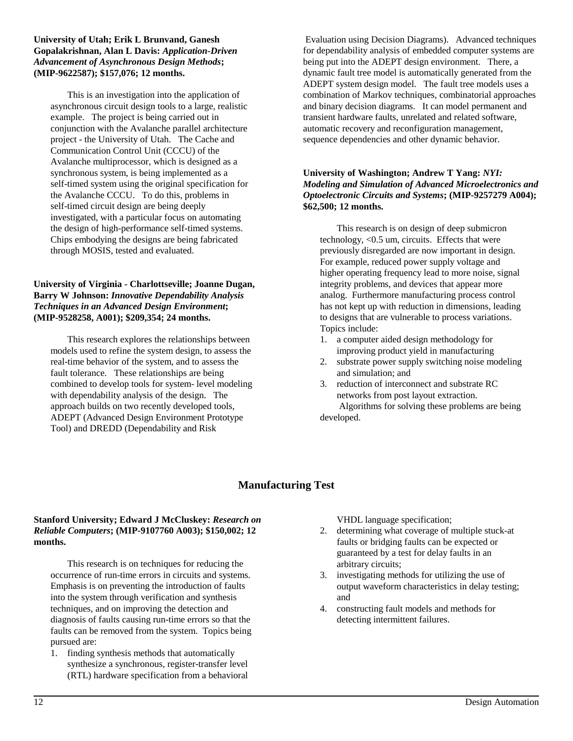**University of Utah; Erik L Brunvand, Ganesh Gopalakrishnan, Alan L Davis:** ***Application-Driven Advancement of Asynchronous Design Methods*****; (MIP-9622587); $157,076; 12 months.**

This is an investigation into the application of asynchronous circuit design tools to a large, realistic example. The project is being carried out in conjunction with the Avalanche parallel architecture project - the University of Utah. The Cache and Communication Control Unit (CCCU) of the Avalanche multiprocessor, which is designed as a synchronous system, is being implemented as a self-timed system using the original specification for the Avalanche CCCU. To do this, problems in self-timed circuit design are being deeply investigated, with a particular focus on automating the design of high-performance self-timed systems. Chips embodying the designs are being fabricated through MOSIS, tested and evaluated.

**University of Virginia - Charlottseville; Joanne Dugan, Barry W Johnson:** ***Innovative Dependability Analysis Techniques in an Advanced Design Environment*****; (MIP-9528258, A001); $209,354; 24 months.**

This research explores the relationships between models used to refine the system design, to assess the real-time behavior of the system, and to assess the fault tolerance. These relationships are being combined to develop tools for system- level modeling with dependability analysis of the design. The approach builds on two recently developed tools, ADEPT (Advanced Design Environment Prototype Tool) and DREDD (Dependability and Risk Evaluation using Decision Diagrams). Advanced techniques for dependability analysis of embedded computer systems are being put into the ADEPT design environment. There, a dynamic fault tree model is automatically generated from the ADEPT system design model. The fault tree models uses a combination of Markov techniques, combinatorial approaches and binary decision diagrams. It can model permanent and transient hardware faults, unrelated and related software, automatic recovery and reconfiguration management, sequence dependencies and other dynamic behavior.

**University of Washington; Andrew T Yang:** ***NYI: Modeling and Simulation of Advanced Microelectronics and Optoelectronic Circuits and Systems*****; (MIP-9257279 A004); $62,500; 12 months.**

This research is on design of deep submicron technology, <0.5 um, circuits. Effects that were previously disregarded are now important in design. For example, reduced power supply voltage and higher operating frequency lead to more noise, signal integrity problems, and devices that appear more analog. Furthermore manufacturing process control has not kept up with reduction in dimensions, leading to designs that are vulnerable to process variations. Topics include:

1. a computer aided design methodology for improving product yield in manufacturing
2. substrate power supply switching noise modeling and simulation; and
3. reduction of interconnect and substrate RC networks from post layout extraction.

Algorithms for solving these problems are being developed.

## Manufacturing Test

**Stanford University; Edward J McCluskey:** ***Research on Reliable Computers*****; (MIP-9107760 A003); $150,002; 12 months.**

This research is on techniques for reducing the occurrence of run-time errors in circuits and systems. Emphasis is on preventing the introduction of faults into the system through verification and synthesis techniques, and on improving the detection and diagnosis of faults causing run-time errors so that the faults can be removed from the system. Topics being pursued are:

1. finding synthesis methods that automatically synthesize a synchronous, register-transfer level (RTL) hardware specification from a behavioral VHDL language specification;
2. determining what coverage of multiple stuck-at faults or bridging faults can be expected or guaranteed by a test for delay faults in an arbitrary circuits;
3. investigating methods for utilizing the use of output waveform characteristics in delay testing; and
4. constructing fault models and methods for detecting intermittent failures.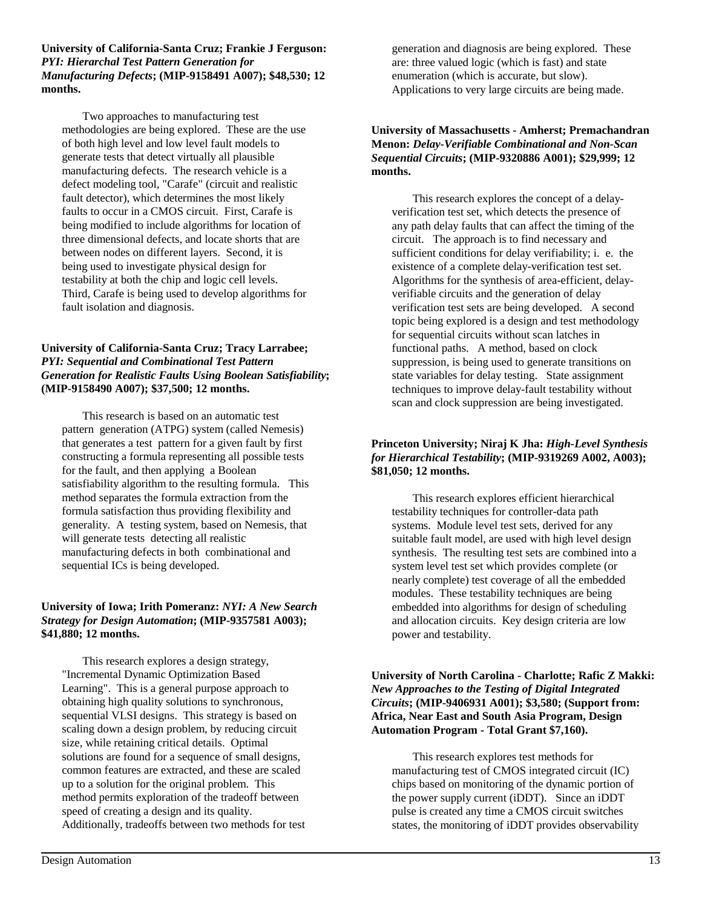**University of California-Santa Cruz; Frankie J Ferguson:** ***PYI: Hierarchal Test Pattern Generation for Manufacturing Defects*****; (MIP-9158491 A007); $48,530; 12 months.**

Two approaches to manufacturing test methodologies are being explored. These are the use of both high level and low level fault models to generate tests that detect virtually all plausible manufacturing defects. The research vehicle is a defect modeling tool, "Carafe" (circuit and realistic fault detector), which determines the most likely faults to occur in a CMOS circuit. First, Carafe is being modified to include algorithms for location of three dimensional defects, and locate shorts that are between nodes on different layers. Second, it is being used to investigate physical design for testability at both the chip and logic cell levels. Third, Carafe is being used to develop algorithms for fault isolation and diagnosis.

**University of California-Santa Cruz; Tracy Larrabee;** ***PYI: Sequential and Combinational Test Pattern Generation for Realistic Faults Using Boolean Satisfiability*****; (MIP-9158490 A007); $37,500; 12 months.**

This research is based on an automatic test pattern generation (ATPG) system (called Nemesis) that generates a test pattern for a given fault by first constructing a formula representing all possible tests for the fault, and then applying a Boolean satisfiability algorithm to the resulting formula. This method separates the formula extraction from the formula satisfaction thus providing flexibility and generality. A testing system, based on Nemesis, that will generate tests detecting all realistic manufacturing defects in both combinational and sequential ICs is being developed.

**University of Iowa; Irith Pomeranz:** ***NYI: A New Search Strategy for Design Automation*****; (MIP-9357581 A003); $41,880; 12 months.**

This research explores a design strategy, "Incremental Dynamic Optimization Based Learning". This is a general purpose approach to obtaining high quality solutions to synchronous, sequential VLSI designs. This strategy is based on scaling down a design problem, by reducing circuit size, while retaining critical details. Optimal solutions are found for a sequence of small designs, common features are extracted, and these are scaled up to a solution for the original problem. This method permits exploration of the tradeoff between speed of creating a design and its quality. Additionally, tradeoffs between two methods for test generation and diagnosis are being explored. These are: three valued logic (which is fast) and state enumeration (which is accurate, but slow). Applications to very large circuits are being made.

**University of Massachusetts - Amherst; Premachandran Menon:** ***Delay-Verifiable Combinational and Non-Scan Sequential Circuits*****; (MIP-9320886 A001); $29,999; 12 months.**

This research explores the concept of a delay-verification test set, which detects the presence of any path delay faults that can affect the timing of the circuit. The approach is to find necessary and sufficient conditions for delay verifiability; i. e. the existence of a complete delay-verification test set. Algorithms for the synthesis of area-efficient, delay-verifiable circuits and the generation of delay verification test sets are being developed. A second topic being explored is a design and test methodology for sequential circuits without scan latches in functional paths. A method, based on clock suppression, is being used to generate transitions on state variables for delay testing. State assignment techniques to improve delay-fault testability without scan and clock suppression are being investigated.

**Princeton University; Niraj K Jha:** ***High-Level Synthesis for Hierarchical Testability*****; (MIP-9319269 A002, A003); $81,050; 12 months.**

This research explores efficient hierarchical testability techniques for controller-data path systems. Module level test sets, derived for any suitable fault model, are used with high level design synthesis. The resulting test sets are combined into a system level test set which provides complete (or nearly complete) test coverage of all the embedded modules. These testability techniques are being embedded into algorithms for design of scheduling and allocation circuits. Key design criteria are low power and testability.

**University of North Carolina - Charlotte; Rafic Z Makki:** ***New Approaches to the Testing of Digital Integrated Circuits*****; (MIP-9406931 A001); $3,580; (Support from: Africa, Near East and South Asia Program, Design Automation Program - Total Grant $7,160).**

This research explores test methods for manufacturing test of CMOS integrated circuit (IC) chips based on monitoring of the dynamic portion of the power supply current (iDDT). Since an iDDT pulse is created any time a CMOS circuit switches states, the monitoring of iDDT provides observability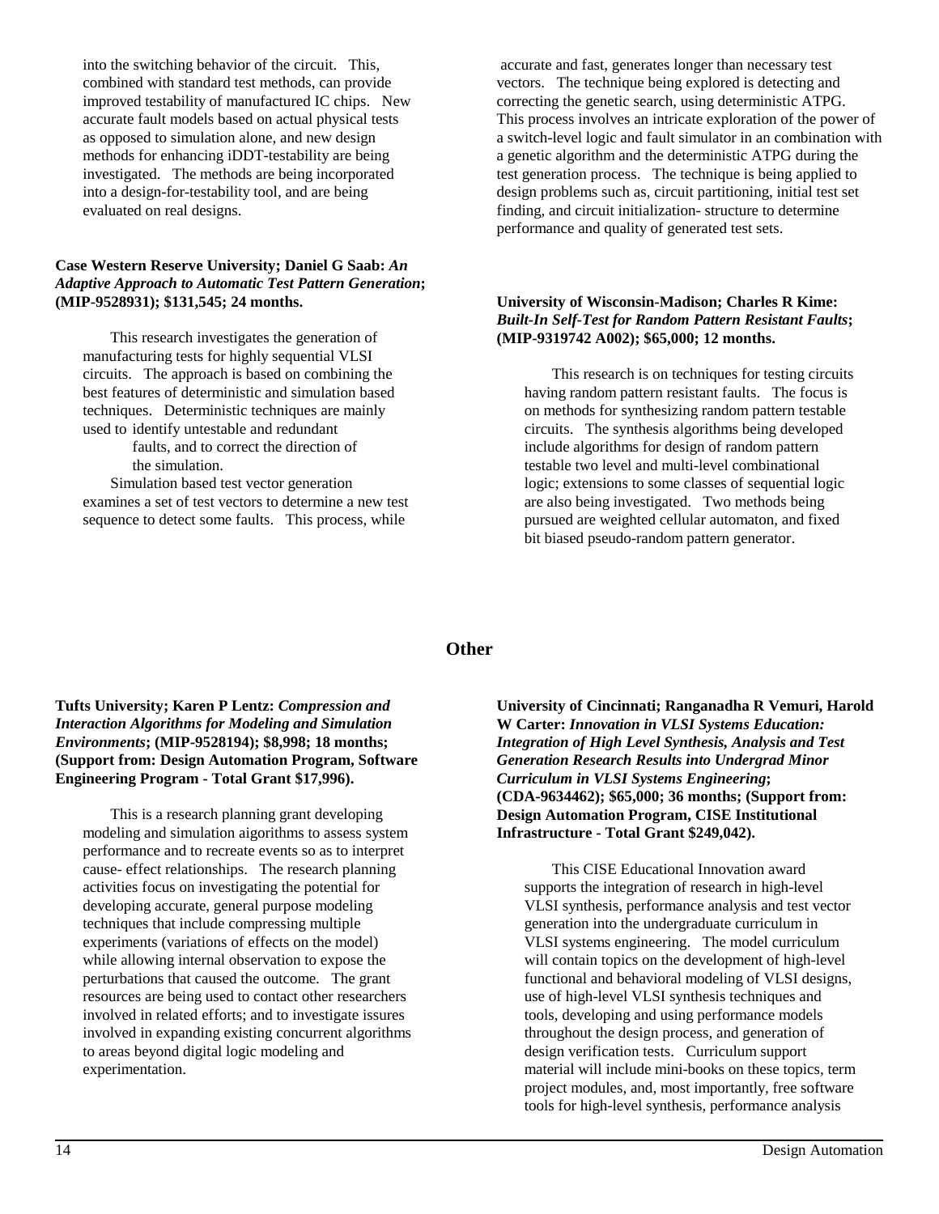into the switching behavior of the circuit. This, combined with standard test methods, can provide improved testability of manufactured IC chips. New accurate fault models based on actual physical tests as opposed to simulation alone, and new design methods for enhancing iDDT-testability are being investigated. The methods are being incorporated into a design-for-testability tool, and are being evaluated on real designs.

**Case Western Reserve University; Daniel G Saab: *An Adaptive Approach to Automatic Test Pattern Generation*; (MIP-9528931); $131,545; 24 months.**

This research investigates the generation of manufacturing tests for highly sequential VLSI circuits. The approach is based on combining the best features of deterministic and simulation based techniques. Deterministic techniques are mainly used to identify untestable and redundant faults, and to correct the direction of the simulation.

Simulation based test vector generation examines a set of test vectors to determine a new test sequence to detect some faults. This process, while accurate and fast, generates longer than necessary test vectors. The technique being explored is detecting and correcting the genetic search, using deterministic ATPG. This process involves an intricate exploration of the power of a switch-level logic and fault simulator in an combination with a genetic algorithm and the deterministic ATPG during the test generation process. The technique is being applied to design problems such as, circuit partitioning, initial test set finding, and circuit initialization- structure to determine performance and quality of generated test sets.

**University of Wisconsin-Madison; Charles R Kime: *Built-In Self-Test for Random Pattern Resistant Faults*; (MIP-9319742 A002); $65,000; 12 months.**

This research is on techniques for testing circuits having random pattern resistant faults. The focus is on methods for synthesizing random pattern testable circuits. The synthesis algorithms being developed include algorithms for design of random pattern testable two level and multi-level combinational logic; extensions to some classes of sequential logic are also being investigated. Two methods being pursued are weighted cellular automaton, and fixed bit biased pseudo-random pattern generator.

## Other

**Tufts University; Karen P Lentz: *Compression and Interaction Algorithms for Modeling and Simulation Environments*; (MIP-9528194); $8,998; 18 months; (Support from: Design Automation Program, Software Engineering Program - Total Grant $17,996).**

This is a research planning grant developing modeling and simulation aigorithms to assess system performance and to recreate events so as to interpret cause- effect relationships. The research planning activities focus on investigating the potential for developing accurate, general purpose modeling techniques that include compressing multiple experiments (variations of effects on the model) while allowing internal observation to expose the perturbations that caused the outcome. The grant resources are being used to contact other researchers involved in related efforts; and to investigate issures involved in expanding existing concurrent algorithms to areas beyond digital logic modeling and experimentation.

**University of Cincinnati; Ranganadha R Vemuri, Harold W Carter: *Innovation in VLSI Systems Education: Integration of High Level Synthesis, Analysis and Test Generation Research Results into Undergrad Minor Curriculum in VLSI Systems Engineering*; (CDA-9634462); $65,000; 36 months; (Support from: Design Automation Program, CISE Institutional Infrastructure - Total Grant $249,042).**

This CISE Educational Innovation award supports the integration of research in high-level VLSI synthesis, performance analysis and test vector generation into the undergraduate curriculum in VLSI systems engineering. The model curriculum will contain topics on the development of high-level functional and behavioral modeling of VLSI designs, use of high-level VLSI synthesis techniques and tools, developing and using performance models throughout the design process, and generation of design verification tests. Curriculum support material will include mini-books on these topics, term project modules, and, most importantly, free software tools for high-level synthesis, performance analysis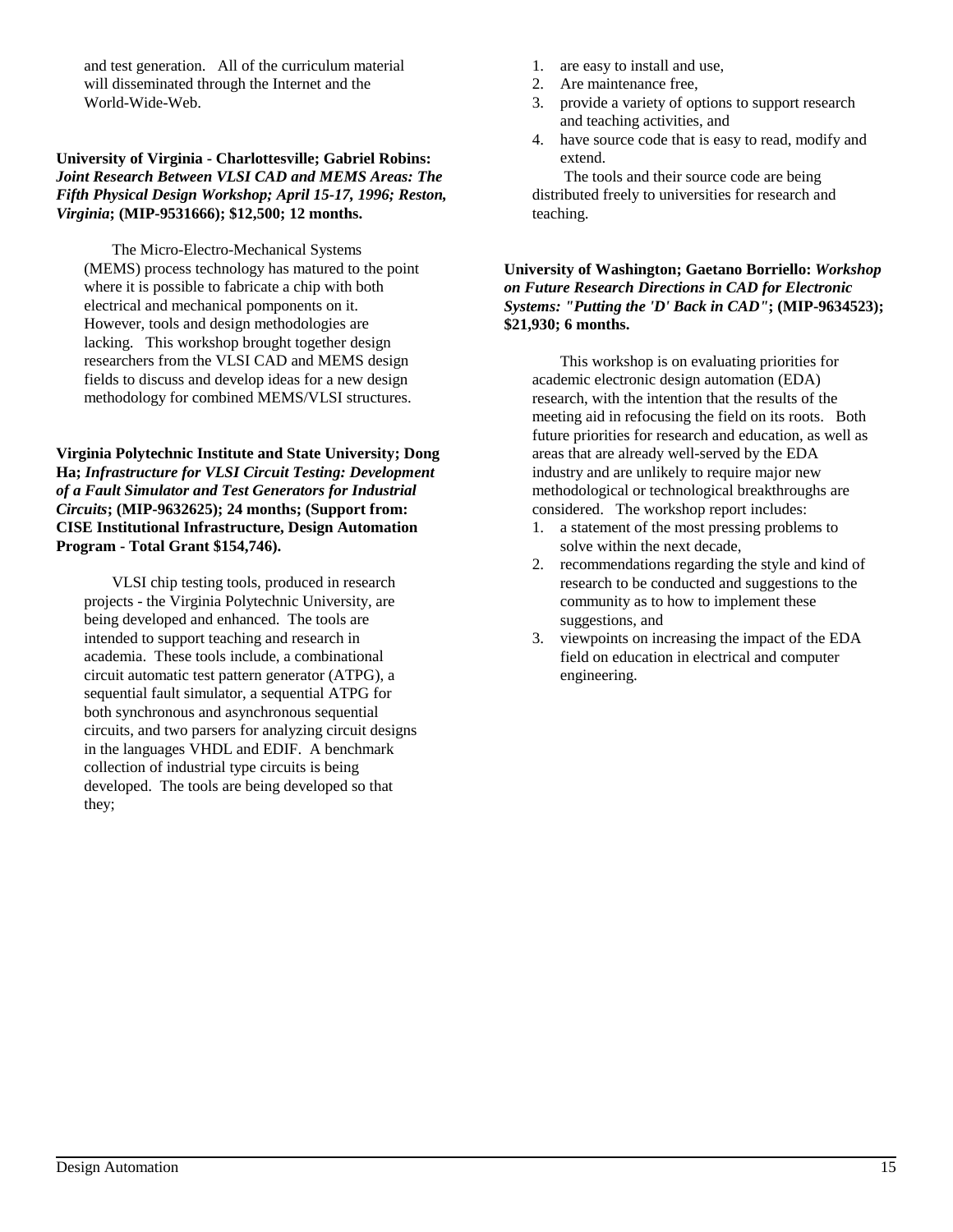and test generation. All of the curriculum material will disseminated through the Internet and the World-Wide-Web.

**University of Virginia - Charlottesville; Gabriel Robins:** ***Joint Research Between VLSI CAD and MEMS Areas: The Fifth Physical Design Workshop; April 15-17, 1996; Reston, Virginia*****; (MIP-9531666); $12,500; 12 months.**

The Micro-Electro-Mechanical Systems (MEMS) process technology has matured to the point where it is possible to fabricate a chip with both electrical and mechanical pomponents on it. However, tools and design methodologies are lacking. This workshop brought together design researchers from the VLSI CAD and MEMS design fields to discuss and develop ideas for a new design methodology for combined MEMS/VLSI structures.

**Virginia Polytechnic Institute and State University; Dong Ha;** ***Infrastructure for VLSI Circuit Testing: Development of a Fault Simulator and Test Generators for Industrial Circuits*****; (MIP-9632625); 24 months; (Support from: CISE Institutional Infrastructure, Design Automation Program - Total Grant $154,746).**

VLSI chip testing tools, produced in research projects - the Virginia Polytechnic University, are being developed and enhanced. The tools are intended to support teaching and research in academia. These tools include, a combinational circuit automatic test pattern generator (ATPG), a sequential fault simulator, a sequential ATPG for both synchronous and asynchronous sequential circuits, and two parsers for analyzing circuit designs in the languages VHDL and EDIF. A benchmark collection of industrial type circuits is being developed. The tools are being developed so that they;

1. are easy to install and use,
2. Are maintenance free,
3. provide a variety of options to support research and teaching activities, and
4. have source code that is easy to read, modify and extend.

The tools and their source code are being distributed freely to universities for research and teaching.

**University of Washington; Gaetano Borriello:** ***Workshop on Future Research Directions in CAD for Electronic Systems: "Putting the 'D' Back in CAD"*****; (MIP-9634523); $21,930; 6 months.**

This workshop is on evaluating priorities for academic electronic design automation (EDA) research, with the intention that the results of the meeting aid in refocusing the field on its roots. Both future priorities for research and education, as well as areas that are already well-served by the EDA industry and are unlikely to require major new methodological or technological breakthroughs are considered. The workshop report includes:

1. a statement of the most pressing problems to solve within the next decade,
2. recommendations regarding the style and kind of research to be conducted and suggestions to the community as to how to implement these suggestions, and
3. viewpoints on increasing the impact of the EDA field on education in electrical and computer engineering.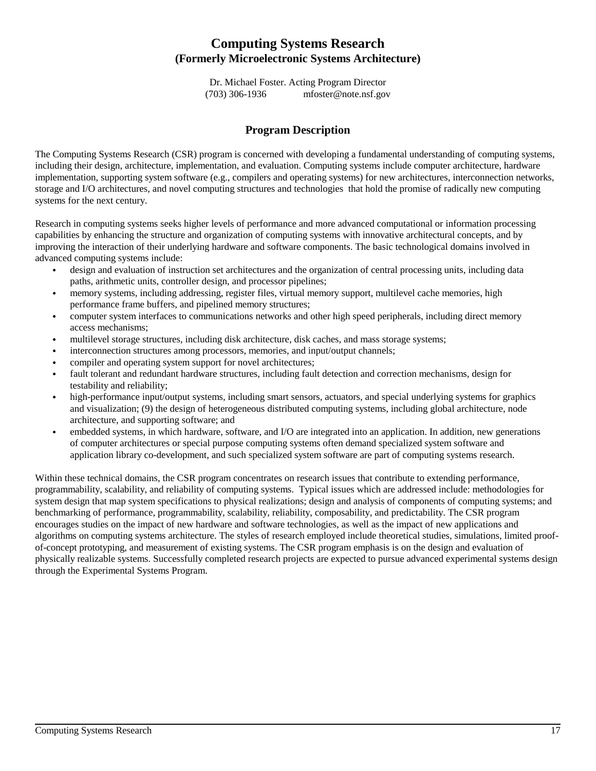# Computing Systems Research
## (Formerly Microelectronic Systems Architecture)

Dr. Michael Foster. Acting Program Director
(703) 306-1936 mfoster@note.nsf.gov

## Program Description

The Computing Systems Research (CSR) program is concerned with developing a fundamental understanding of computing systems, including their design, architecture, implementation, and evaluation. Computing systems include computer architecture, hardware implementation, supporting system software (e.g., compilers and operating systems) for new architectures, interconnection networks, storage and I/O architectures, and novel computing structures and technologies that hold the promise of radically new computing systems for the next century.

Research in computing systems seeks higher levels of performance and more advanced computational or information processing capabilities by enhancing the structure and organization of computing systems with innovative architectural concepts, and by improving the interaction of their underlying hardware and software components. The basic technological domains involved in advanced computing systems include:

- design and evaluation of instruction set architectures and the organization of central processing units, including data paths, arithmetic units, controller design, and processor pipelines;
- memory systems, including addressing, register files, virtual memory support, multilevel cache memories, high performance frame buffers, and pipelined memory structures;
- computer system interfaces to communications networks and other high speed peripherals, including direct memory access mechanisms;
- multilevel storage structures, including disk architecture, disk caches, and mass storage systems;
- interconnection structures among processors, memories, and input/output channels;
- compiler and operating system support for novel architectures;
- fault tolerant and redundant hardware structures, including fault detection and correction mechanisms, design for testability and reliability;
- high-performance input/output systems, including smart sensors, actuators, and special underlying systems for graphics and visualization; (9) the design of heterogeneous distributed computing systems, including global architecture, node architecture, and supporting software; and
- embedded systems, in which hardware, software, and I/O are integrated into an application. In addition, new generations of computer architectures or special purpose computing systems often demand specialized system software and application library co-development, and such specialized system software are part of computing systems research.

Within these technical domains, the CSR program concentrates on research issues that contribute to extending performance, programmability, scalability, and reliability of computing systems. Typical issues which are addressed include: methodologies for system design that map system specifications to physical realizations; design and analysis of components of computing systems; and benchmarking of performance, programmability, scalability, reliability, composability, and predictability. The CSR program encourages studies on the impact of new hardware and software technologies, as well as the impact of new applications and algorithms on computing systems architecture. The styles of research employed include theoretical studies, simulations, limited proof-of-concept prototyping, and measurement of existing systems. The CSR program emphasis is on the design and evaluation of physically realizable systems. Successfully completed research projects are expected to pursue advanced experimental systems design through the Experimental Systems Program.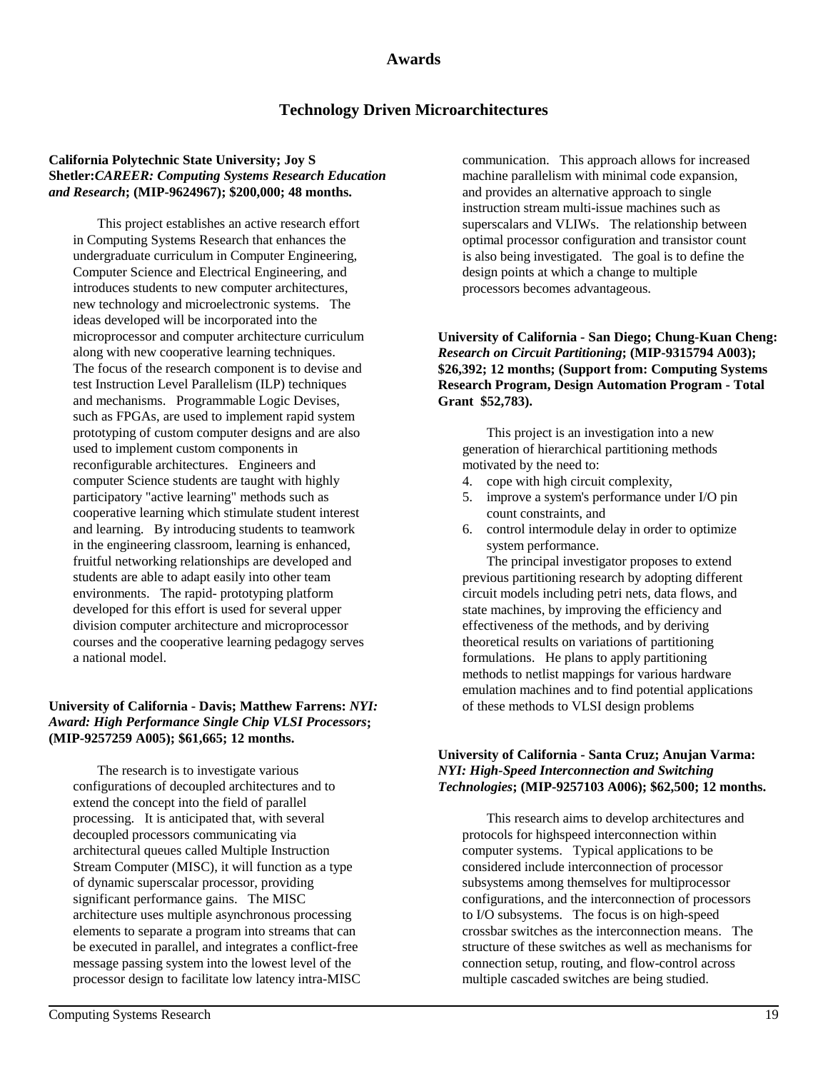## Awards

### Technology Driven Microarchitectures

**California Polytechnic State University; Joy S Shetler:*CAREER: Computing Systems Research Education and Research*; (MIP-9624967); $200,000; 48 months.**

This project establishes an active research effort in Computing Systems Research that enhances the undergraduate curriculum in Computer Engineering, Computer Science and Electrical Engineering, and introduces students to new computer architectures, new technology and microelectronic systems. The ideas developed will be incorporated into the microprocessor and computer architecture curriculum along with new cooperative learning techniques. The focus of the research component is to devise and test Instruction Level Parallelism (ILP) techniques and mechanisms. Programmable Logic Devises, such as FPGAs, are used to implement rapid system prototyping of custom computer designs and are also used to implement custom components in reconfigurable architectures. Engineers and computer Science students are taught with highly participatory "active learning" methods such as cooperative learning which stimulate student interest and learning. By introducing students to teamwork in the engineering classroom, learning is enhanced, fruitful networking relationships are developed and students are able to adapt easily into other team environments. The rapid- prototyping platform developed for this effort is used for several upper division computer architecture and microprocessor courses and the cooperative learning pedagogy serves a national model.

**University of California - Davis; Matthew Farrens: *NYI: Award: High Performance Single Chip VLSI Processors*; (MIP-9257259 A005); $61,665; 12 months.**

The research is to investigate various configurations of decoupled architectures and to extend the concept into the field of parallel processing. It is anticipated that, with several decoupled processors communicating via architectural queues called Multiple Instruction Stream Computer (MISC), it will function as a type of dynamic superscalar processor, providing significant performance gains. The MISC architecture uses multiple asynchronous processing elements to separate a program into streams that can be executed in parallel, and integrates a conflict-free message passing system into the lowest level of the processor design to facilitate low latency intra-MISC communication. This approach allows for increased machine parallelism with minimal code expansion, and provides an alternative approach to single instruction stream multi-issue machines such as superscalars and VLIWs. The relationship between optimal processor configuration and transistor count is also being investigated. The goal is to define the design points at which a change to multiple processors becomes advantageous.

**University of California - San Diego; Chung-Kuan Cheng: *Research on Circuit Partitioning*; (MIP-9315794 A003); $26,392; 12 months; (Support from: Computing Systems Research Program, Design Automation Program - Total Grant $52,783).**

This project is an investigation into a new generation of hierarchical partitioning methods motivated by the need to:

4. cope with high circuit complexity,
5. improve a system's performance under I/O pin count constraints, and
6. control intermodule delay in order to optimize system performance.

The principal investigator proposes to extend previous partitioning research by adopting different circuit models including petri nets, data flows, and state machines, by improving the efficiency and effectiveness of the methods, and by deriving theoretical results on variations of partitioning formulations. He plans to apply partitioning methods to netlist mappings for various hardware emulation machines and to find potential applications of these methods to VLSI design problems

**University of California - Santa Cruz; Anujan Varma: *NYI: High-Speed Interconnection and Switching Technologies*; (MIP-9257103 A006); $62,500; 12 months.**

This research aims to develop architectures and protocols for highspeed interconnection within computer systems. Typical applications to be considered include interconnection of processor subsystems among themselves for multiprocessor configurations, and the interconnection of processors to I/O subsystems. The focus is on high-speed crossbar switches as the interconnection means. The structure of these switches as well as mechanisms for connection setup, routing, and flow-control across multiple cascaded switches are being studied.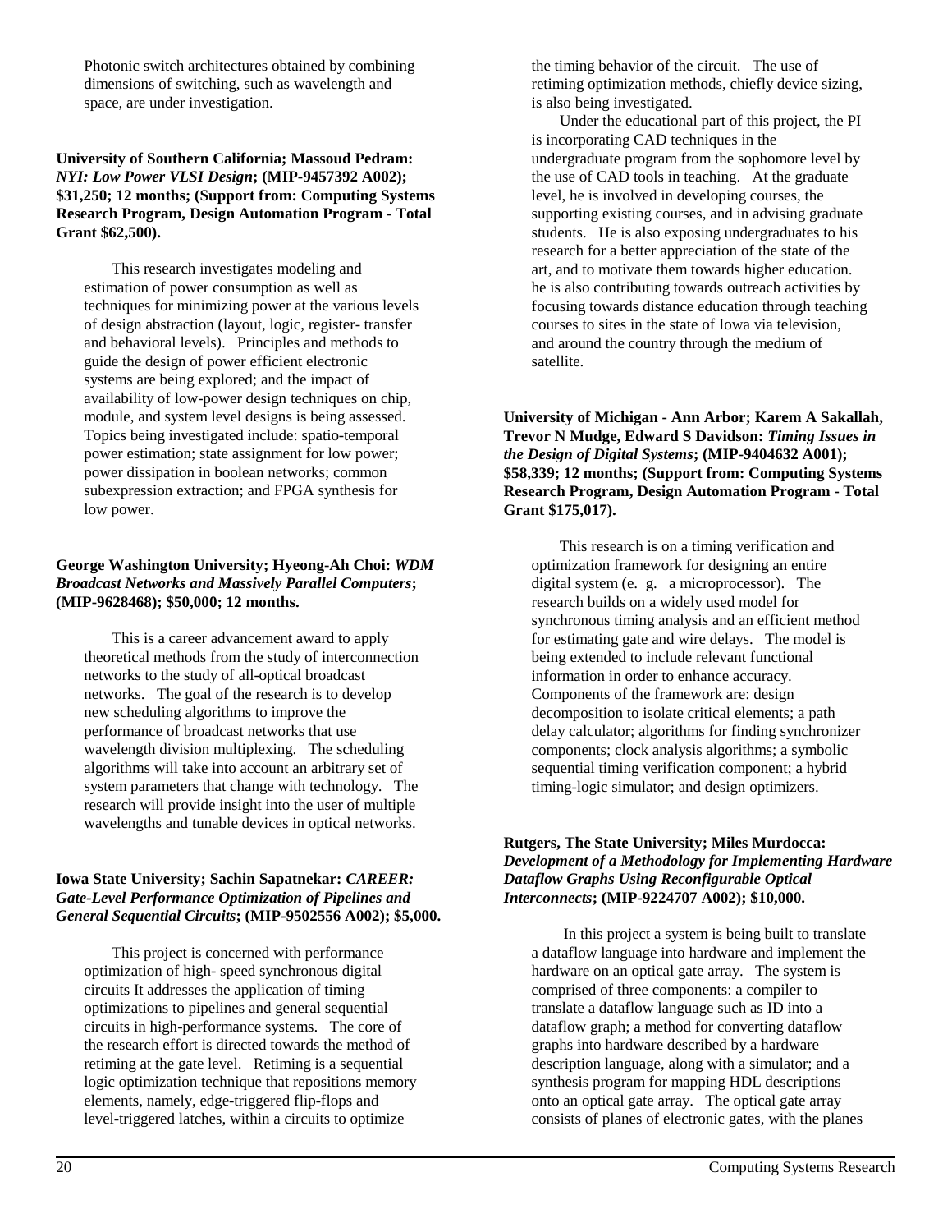Photonic switch architectures obtained by combining dimensions of switching, such as wavelength and space, are under investigation.

**University of Southern California; Massoud Pedram:** ***NYI: Low Power VLSI Design*****; (MIP-9457392 A002); $31,250; 12 months; (Support from: Computing Systems Research Program, Design Automation Program - Total Grant $62,500).**

This research investigates modeling and estimation of power consumption as well as techniques for minimizing power at the various levels of design abstraction (layout, logic, register- transfer and behavioral levels). Principles and methods to guide the design of power efficient electronic systems are being explored; and the impact of availability of low-power design techniques on chip, module, and system level designs is being assessed. Topics being investigated include: spatio-temporal power estimation; state assignment for low power; power dissipation in boolean networks; common subexpression extraction; and FPGA synthesis for low power.

**George Washington University; Hyeong-Ah Choi:** ***WDM Broadcast Networks and Massively Parallel Computers*****; (MIP-9628468); $50,000; 12 months.**

This is a career advancement award to apply theoretical methods from the study of interconnection networks to the study of all-optical broadcast networks. The goal of the research is to develop new scheduling algorithms to improve the performance of broadcast networks that use wavelength division multiplexing. The scheduling algorithms will take into account an arbitrary set of system parameters that change with technology. The research will provide insight into the user of multiple wavelengths and tunable devices in optical networks.

**Iowa State University; Sachin Sapatnekar:** ***CAREER: Gate-Level Performance Optimization of Pipelines and General Sequential Circuits*****; (MIP-9502556 A002); $5,000.**

This project is concerned with performance optimization of high- speed synchronous digital circuits It addresses the application of timing optimizations to pipelines and general sequential circuits in high-performance systems. The core of the research effort is directed towards the method of retiming at the gate level. Retiming is a sequential logic optimization technique that repositions memory elements, namely, edge-triggered flip-flops and level-triggered latches, within a circuits to optimize the timing behavior of the circuit. The use of retiming optimization methods, chiefly device sizing, is also being investigated.

Under the educational part of this project, the PI is incorporating CAD techniques in the undergraduate program from the sophomore level by the use of CAD tools in teaching. At the graduate level, he is involved in developing courses, the supporting existing courses, and in advising graduate students. He is also exposing undergraduates to his research for a better appreciation of the state of the art, and to motivate them towards higher education. he is also contributing towards outreach activities by focusing towards distance education through teaching courses to sites in the state of Iowa via television, and around the country through the medium of satellite.

**University of Michigan - Ann Arbor; Karem A Sakallah, Trevor N Mudge, Edward S Davidson:** ***Timing Issues in the Design of Digital Systems*****; (MIP-9404632 A001); $58,339; 12 months; (Support from: Computing Systems Research Program, Design Automation Program - Total Grant $175,017).**

This research is on a timing verification and optimization framework for designing an entire digital system (e. g. a microprocessor). The research builds on a widely used model for synchronous timing analysis and an efficient method for estimating gate and wire delays. The model is being extended to include relevant functional information in order to enhance accuracy. Components of the framework are: design decomposition to isolate critical elements; a path delay calculator; algorithms for finding synchronizer components; clock analysis algorithms; a symbolic sequential timing verification component; a hybrid timing-logic simulator; and design optimizers.

**Rutgers, The State University; Miles Murdocca:** ***Development of a Methodology for Implementing Hardware Dataflow Graphs Using Reconfigurable Optical Interconnects*****; (MIP-9224707 A002); $10,000.**

In this project a system is being built to translate a dataflow language into hardware and implement the hardware on an optical gate array. The system is comprised of three components: a compiler to translate a dataflow language such as ID into a dataflow graph; a method for converting dataflow graphs into hardware described by a hardware description language, along with a simulator; and a synthesis program for mapping HDL descriptions onto an optical gate array. The optical gate array consists of planes of electronic gates, with the planes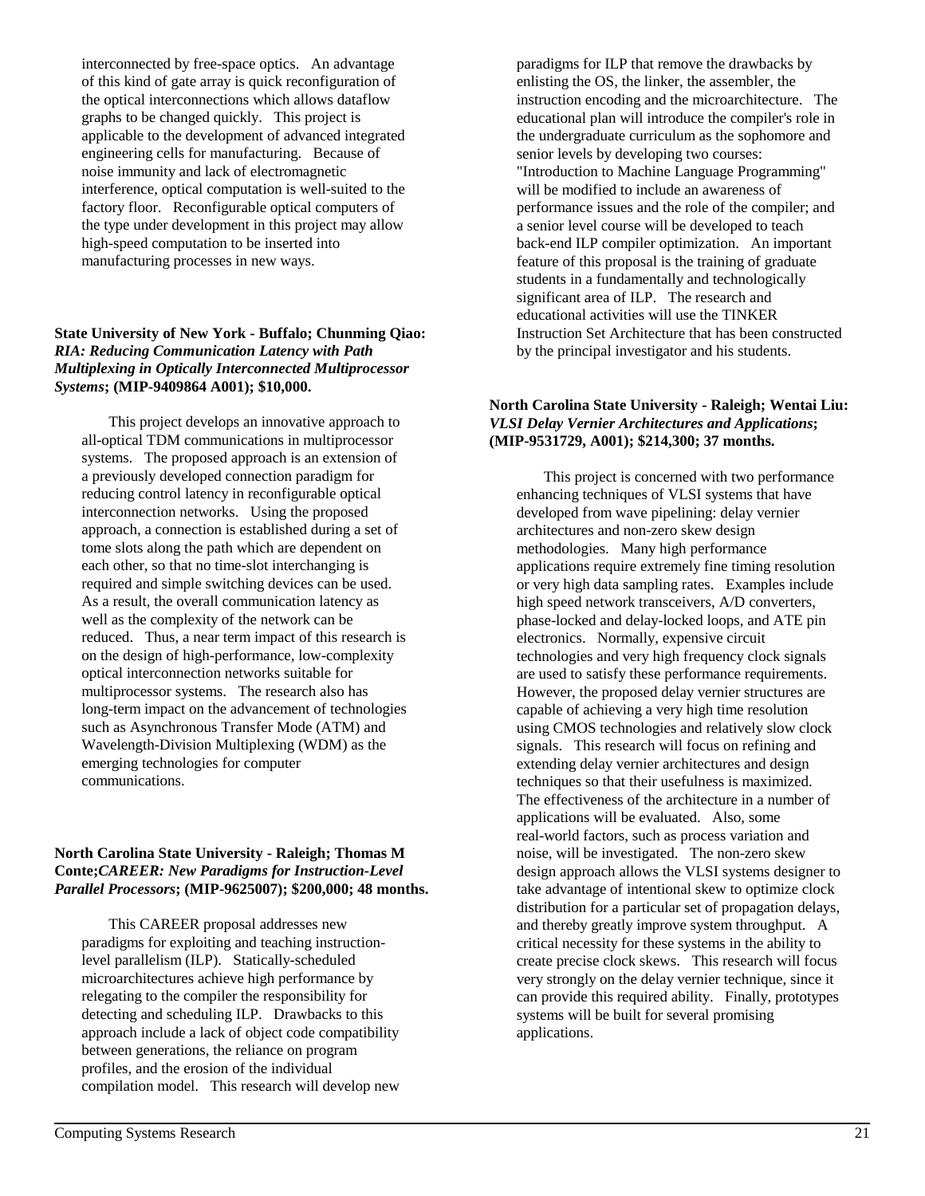interconnected by free-space optics. An advantage of this kind of gate array is quick reconfiguration of the optical interconnections which allows dataflow graphs to be changed quickly. This project is applicable to the development of advanced integrated engineering cells for manufacturing. Because of noise immunity and lack of electromagnetic interference, optical computation is well-suited to the factory floor. Reconfigurable optical computers of the type under development in this project may allow high-speed computation to be inserted into manufacturing processes in new ways.

**State University of New York - Buffalo; Chunming Qiao:** ***RIA: Reducing Communication Latency with Path Multiplexing in Optically Interconnected Multiprocessor Systems*****; (MIP-9409864 A001); $10,000.**

This project develops an innovative approach to all-optical TDM communications in multiprocessor systems. The proposed approach is an extension of a previously developed connection paradigm for reducing control latency in reconfigurable optical interconnection networks. Using the proposed approach, a connection is established during a set of tome slots along the path which are dependent on each other, so that no time-slot interchanging is required and simple switching devices can be used. As a result, the overall communication latency as well as the complexity of the network can be reduced. Thus, a near term impact of this research is on the design of high-performance, low-complexity optical interconnection networks suitable for multiprocessor systems. The research also has long-term impact on the advancement of technologies such as Asynchronous Transfer Mode (ATM) and Wavelength-Division Multiplexing (WDM) as the emerging technologies for computer communications.

**North Carolina State University - Raleigh; Thomas M Conte;*****CAREER: New Paradigms for Instruction-Level Parallel Processors*****; (MIP-9625007); $200,000; 48 months.**

This CAREER proposal addresses new paradigms for exploiting and teaching instruction-level parallelism (ILP). Statically-scheduled microarchitectures achieve high performance by relegating to the compiler the responsibility for detecting and scheduling ILP. Drawbacks to this approach include a lack of object code compatibility between generations, the reliance on program profiles, and the erosion of the individual compilation model. This research will develop new paradigms for ILP that remove the drawbacks by enlisting the OS, the linker, the assembler, the instruction encoding and the microarchitecture. The educational plan will introduce the compiler's role in the undergraduate curriculum as the sophomore and senior levels by developing two courses: "Introduction to Machine Language Programming" will be modified to include an awareness of performance issues and the role of the compiler; and a senior level course will be developed to teach back-end ILP compiler optimization. An important feature of this proposal is the training of graduate students in a fundamentally and technologically significant area of ILP. The research and educational activities will use the TINKER Instruction Set Architecture that has been constructed by the principal investigator and his students.

**North Carolina State University - Raleigh; Wentai Liu:** ***VLSI Delay Vernier Architectures and Applications*****; (MIP-9531729, A001); $214,300; 37 months.**

This project is concerned with two performance enhancing techniques of VLSI systems that have developed from wave pipelining: delay vernier architectures and non-zero skew design methodologies. Many high performance applications require extremely fine timing resolution or very high data sampling rates. Examples include high speed network transceivers, A/D converters, phase-locked and delay-locked loops, and ATE pin electronics. Normally, expensive circuit technologies and very high frequency clock signals are used to satisfy these performance requirements. However, the proposed delay vernier structures are capable of achieving a very high time resolution using CMOS technologies and relatively slow clock signals. This research will focus on refining and extending delay vernier architectures and design techniques so that their usefulness is maximized. The effectiveness of the architecture in a number of applications will be evaluated. Also, some real-world factors, such as process variation and noise, will be investigated. The non-zero skew design approach allows the VLSI systems designer to take advantage of intentional skew to optimize clock distribution for a particular set of propagation delays, and thereby greatly improve system throughput. A critical necessity for these systems in the ability to create precise clock skews. This research will focus very strongly on the delay vernier technique, since it can provide this required ability. Finally, prototypes systems will be built for several promising applications.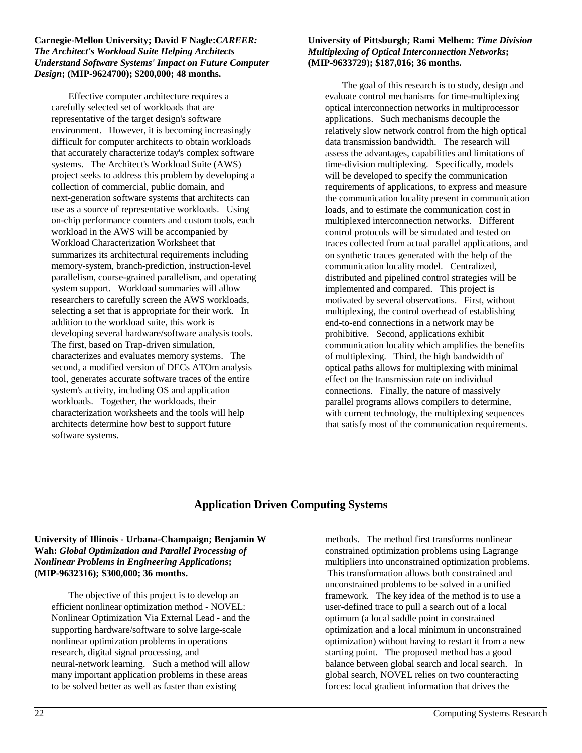**Carnegie-Mellon University; David F Nagle:*CAREER: The Architect's Workload Suite Helping Architects Understand Software Systems' Impact on Future Computer Design*; (MIP-9624700); $200,000; 48 months.**

Effective computer architecture requires a carefully selected set of workloads that are representative of the target design's software environment. However, it is becoming increasingly difficult for computer architects to obtain workloads that accurately characterize today's complex software systems. The Architect's Workload Suite (AWS) project seeks to address this problem by developing a collection of commercial, public domain, and next-generation software systems that architects can use as a source of representative workloads. Using on-chip performance counters and custom tools, each workload in the AWS will be accompanied by Workload Characterization Worksheet that summarizes its architectural requirements including memory-system, branch-prediction, instruction-level parallelism, course-grained parallelism, and operating system support. Workload summaries will allow researchers to carefully screen the AWS workloads, selecting a set that is appropriate for their work. In addition to the workload suite, this work is developing several hardware/software analysis tools. The first, based on Trap-driven simulation, characterizes and evaluates memory systems. The second, a modified version of DECs ATOm analysis tool, generates accurate software traces of the entire system's activity, including OS and application workloads. Together, the workloads, their characterization worksheets and the tools will help architects determine how best to support future software systems.

**University of Pittsburgh; Rami Melhem: *Time Division Multiplexing of Optical Interconnection Networks*; (MIP-9633729); $187,016; 36 months.**

The goal of this research is to study, design and evaluate control mechanisms for time-multiplexing optical interconnection networks in multiprocessor applications. Such mechanisms decouple the relatively slow network control from the high optical data transmission bandwidth. The research will assess the advantages, capabilities and limitations of time-division multiplexing. Specifically, models will be developed to specify the communication requirements of applications, to express and measure the communication locality present in communication loads, and to estimate the communication cost in multiplexed interconnection networks. Different control protocols will be simulated and tested on traces collected from actual parallel applications, and on synthetic traces generated with the help of the communication locality model. Centralized, distributed and pipelined control strategies will be implemented and compared. This project is motivated by several observations. First, without multiplexing, the control overhead of establishing end-to-end connections in a network may be prohibitive. Second, applications exhibit communication locality which amplifies the benefits of multiplexing. Third, the high bandwidth of optical paths allows for multiplexing with minimal effect on the transmission rate on individual connections. Finally, the nature of massively parallel programs allows compilers to determine, with current technology, the multiplexing sequences that satisfy most of the communication requirements.

## Application Driven Computing Systems

**University of Illinois - Urbana-Champaign; Benjamin W Wah: *Global Optimization and Parallel Processing of Nonlinear Problems in Engineering Applications*; (MIP-9632316); $300,000; 36 months.**

The objective of this project is to develop an efficient nonlinear optimization method - NOVEL: Nonlinear Optimization Via External Lead - and the supporting hardware/software to solve large-scale nonlinear optimization problems in operations research, digital signal processing, and neural-network learning. Such a method will allow many important application problems in these areas to be solved better as well as faster than existing methods. The method first transforms nonlinear constrained optimization problems using Lagrange multipliers into unconstrained optimization problems. This transformation allows both constrained and unconstrained problems to be solved in a unified framework. The key idea of the method is to use a user-defined trace to pull a search out of a local optimum (a local saddle point in constrained optimization and a local minimum in unconstrained optimization) without having to restart it from a new starting point. The proposed method has a good balance between global search and local search. In global search, NOVEL relies on two counteracting forces: local gradient information that drives the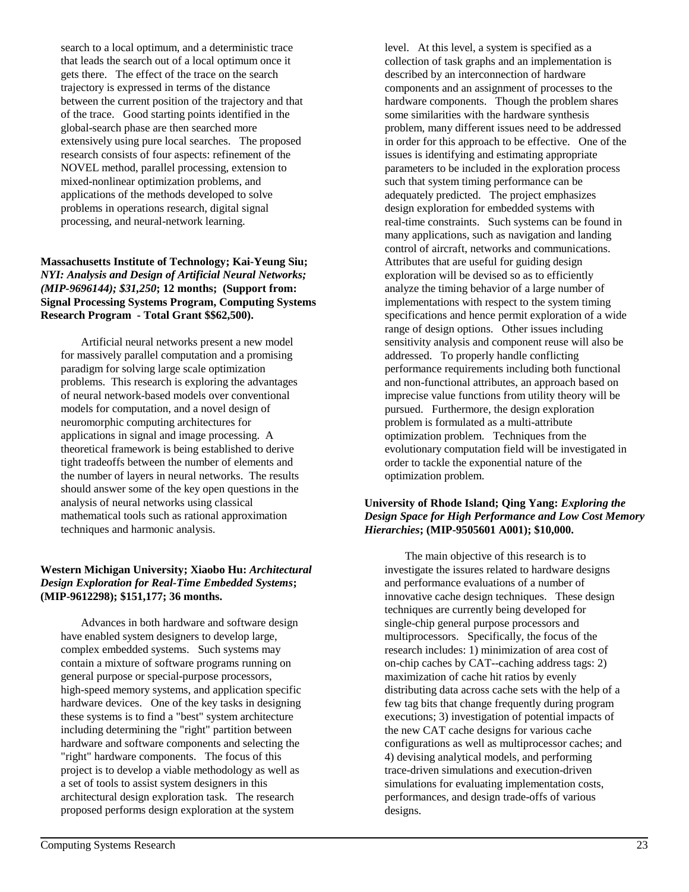search to a local optimum, and a deterministic trace that leads the search out of a local optimum once it gets there. The effect of the trace on the search trajectory is expressed in terms of the distance between the current position of the trajectory and that of the trace. Good starting points identified in the global-search phase are then searched more extensively using pure local searches. The proposed research consists of four aspects: refinement of the NOVEL method, parallel processing, extension to mixed-nonlinear optimization problems, and applications of the methods developed to solve problems in operations research, digital signal processing, and neural-network learning.

**Massachusetts Institute of Technology; Kai-Yeung Siu;** ***NYI: Analysis and Design of Artificial Neural Networks; (MIP-9696144); $31,250*; 12 months; (Support from: Signal Processing Systems Program, Computing Systems Research Program - Total Grant $$62,500).**

Artificial neural networks present a new model for massively parallel computation and a promising paradigm for solving large scale optimization problems. This research is exploring the advantages of neural network-based models over conventional models for computation, and a novel design of neuromorphic computing architectures for applications in signal and image processing. A theoretical framework is being established to derive tight tradeoffs between the number of elements and the number of layers in neural networks. The results should answer some of the key open questions in the analysis of neural networks using classical mathematical tools such as rational approximation techniques and harmonic analysis.

**Western Michigan University; Xiaobo Hu:** ***Architectural Design Exploration for Real-Time Embedded Systems*; (MIP-9612298); $151,177; 36 months.**

Advances in both hardware and software design have enabled system designers to develop large, complex embedded systems. Such systems may contain a mixture of software programs running on general purpose or special-purpose processors, high-speed memory systems, and application specific hardware devices. One of the key tasks in designing these systems is to find a "best" system architecture including determining the "right" partition between hardware and software components and selecting the "right" hardware components. The focus of this project is to develop a viable methodology as well as a set of tools to assist system designers in this architectural design exploration task. The research proposed performs design exploration at the system level. At this level, a system is specified as a collection of task graphs and an implementation is described by an interconnection of hardware components and an assignment of processes to the hardware components. Though the problem shares some similarities with the hardware synthesis problem, many different issues need to be addressed in order for this approach to be effective. One of the issues is identifying and estimating appropriate parameters to be included in the exploration process such that system timing performance can be adequately predicted. The project emphasizes design exploration for embedded systems with real-time constraints. Such systems can be found in many applications, such as navigation and landing control of aircraft, networks and communications. Attributes that are useful for guiding design exploration will be devised so as to efficiently analyze the timing behavior of a large number of implementations with respect to the system timing specifications and hence permit exploration of a wide range of design options. Other issues including sensitivity analysis and component reuse will also be addressed. To properly handle conflicting performance requirements including both functional and non-functional attributes, an approach based on imprecise value functions from utility theory will be pursued. Furthermore, the design exploration problem is formulated as a multi-attribute optimization problem. Techniques from the evolutionary computation field will be investigated in order to tackle the exponential nature of the optimization problem.

**University of Rhode Island; Qing Yang:** ***Exploring the Design Space for High Performance and Low Cost Memory Hierarchies*; (MIP-9505601 A001); $10,000.**

The main objective of this research is to investigate the issues related to hardware designs and performance evaluations of a number of innovative cache design techniques. These design techniques are currently being developed for single-chip general purpose processors and multiprocessors. Specifically, the focus of the research includes: 1) minimization of area cost of on-chip caches by CAT--caching address tags: 2) maximization of cache hit ratios by evenly distributing data across cache sets with the help of a few tag bits that change frequently during program executions; 3) investigation of potential impacts of the new CAT cache designs for various cache configurations as well as multiprocessor caches; and 4) devising analytical models, and performing trace-driven simulations and execution-driven simulations for evaluating implementation costs, performances, and design trade-offs of various designs.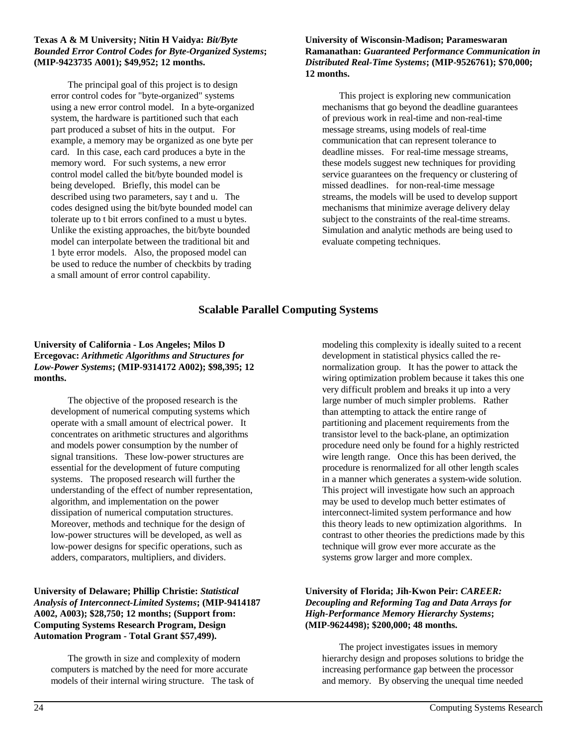**Texas A & M University; Nitin H Vaidya:** ***Bit/Byte Bounded Error Control Codes for Byte-Organized Systems*****; (MIP-9423735 A001); $49,952; 12 months.**

The principal goal of this project is to design error control codes for "byte-organized" systems using a new error control model. In a byte-organized system, the hardware is partitioned such that each part produced a subset of hits in the output. For example, a memory may be organized as one byte per card. In this case, each card produces a byte in the memory word. For such systems, a new error control model called the bit/byte bounded model is being developed. Briefly, this model can be described using two parameters, say t and u. The codes designed using the bit/byte bounded model can tolerate up to t bit errors confined to a must u bytes. Unlike the existing approaches, the bit/byte bounded model can interpolate between the traditional bit and 1 byte error models. Also, the proposed model can be used to reduce the number of checkbits by trading a small amount of error control capability.

**University of Wisconsin-Madison; Parameswaran Ramanathan:** ***Guaranteed Performance Communication in Distributed Real-Time Systems*****; (MIP-9526761); $70,000; 12 months.**

This project is exploring new communication mechanisms that go beyond the deadline guarantees of previous work in real-time and non-real-time message streams, using models of real-time communication that can represent tolerance to deadline misses. For real-time message streams, these models suggest new techniques for providing service guarantees on the frequency or clustering of missed deadlines. for non-real-time message streams, the models will be used to develop support mechanisms that minimize average delivery delay subject to the constraints of the real-time streams. Simulation and analytic methods are being used to evaluate competing techniques.

## Scalable Parallel Computing Systems

**University of California - Los Angeles; Milos D Ercegovac:** ***Arithmetic Algorithms and Structures for Low-Power Systems*****; (MIP-9314172 A002); $98,395; 12 months.**

The objective of the proposed research is the development of numerical computing systems which operate with a small amount of electrical power. It concentrates on arithmetic structures and algorithms and models power consumption by the number of signal transitions. These low-power structures are essential for the development of future computing systems. The proposed research will further the understanding of the effect of number representation, algorithm, and implementation on the power dissipation of numerical computation structures. Moreover, methods and technique for the design of low-power structures will be developed, as well as low-power designs for specific operations, such as adders, comparators, multipliers, and dividers.

**University of Delaware; Phillip Christie:** ***Statistical Analysis of Interconnect-Limited Systems*****; (MIP-9414187 A002, A003); $28,750; 12 months; (Support from: Computing Systems Research Program, Design Automation Program - Total Grant $57,499).**

The growth in size and complexity of modern computers is matched by the need for more accurate models of their internal wiring structure. The task of modeling this complexity is ideally suited to a recent development in statistical physics called the re-normalization group. It has the power to attack the wiring optimization problem because it takes this one very difficult problem and breaks it up into a very large number of much simpler problems. Rather than attempting to attack the entire range of partitioning and placement requirements from the transistor level to the back-plane, an optimization procedure need only be found for a highly restricted wire length range. Once this has been derived, the procedure is renormalized for all other length scales in a manner which generates a system-wide solution. This project will investigate how such an approach may be used to develop much better estimates of interconnect-limited system performance and how this theory leads to new optimization algorithms. In contrast to other theories the predictions made by this technique will grow ever more accurate as the systems grow larger and more complex.

**University of Florida; Jih-Kwon Peir:** ***CAREER: Decoupling and Reforming Tag and Data Arrays for High-Performance Memory Hierarchy Systems*****; (MIP-9624498); $200,000; 48 months.**

The project investigates issues in memory hierarchy design and proposes solutions to bridge the increasing performance gap between the processor and memory. By observing the unequal time needed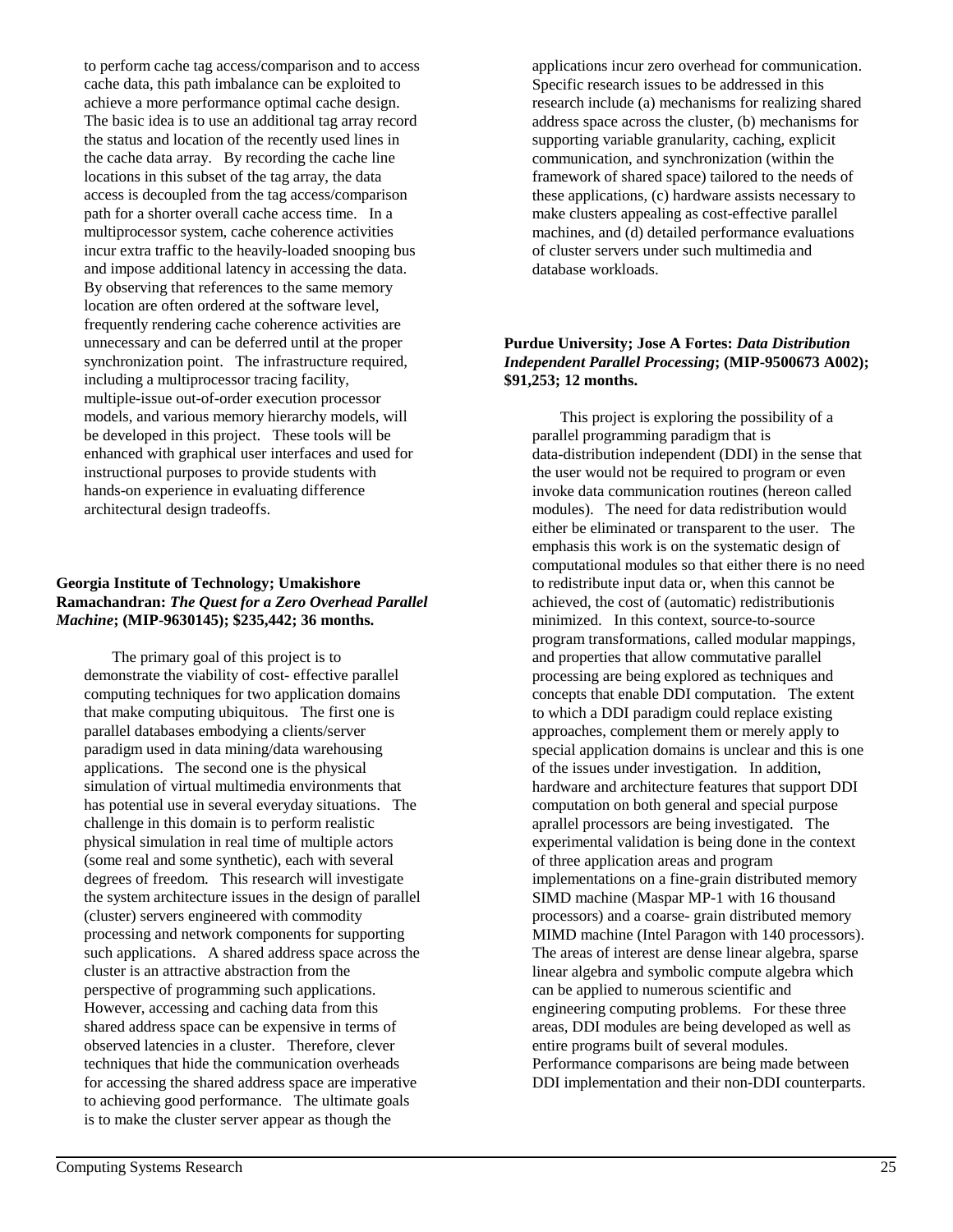to perform cache tag access/comparison and to access cache data, this path imbalance can be exploited to achieve a more performance optimal cache design. The basic idea is to use an additional tag array record the status and location of the recently used lines in the cache data array. By recording the cache line locations in this subset of the tag array, the data access is decoupled from the tag access/comparison path for a shorter overall cache access time. In a multiprocessor system, cache coherence activities incur extra traffic to the heavily-loaded snooping bus and impose additional latency in accessing the data. By observing that references to the same memory location are often ordered at the software level, frequently rendering cache coherence activities are unnecessary and can be deferred until at the proper synchronization point. The infrastructure required, including a multiprocessor tracing facility, multiple-issue out-of-order execution processor models, and various memory hierarchy models, will be developed in this project. These tools will be enhanced with graphical user interfaces and used for instructional purposes to provide students with hands-on experience in evaluating difference architectural design tradeoffs.

**Georgia Institute of Technology; Umakishore Ramachandran: *The Quest for a Zero Overhead Parallel Machine*; (MIP-9630145); $235,442; 36 months.**

The primary goal of this project is to demonstrate the viability of cost- effective parallel computing techniques for two application domains that make computing ubiquitous. The first one is parallel databases embodying a clients/server paradigm used in data mining/data warehousing applications. The second one is the physical simulation of virtual multimedia environments that has potential use in several everyday situations. The challenge in this domain is to perform realistic physical simulation in real time of multiple actors (some real and some synthetic), each with several degrees of freedom. This research will investigate the system architecture issues in the design of parallel (cluster) servers engineered with commodity processing and network components for supporting such applications. A shared address space across the cluster is an attractive abstraction from the perspective of programming such applications. However, accessing and caching data from this shared address space can be expensive in terms of observed latencies in a cluster. Therefore, clever techniques that hide the communication overheads for accessing the shared address space are imperative to achieving good performance. The ultimate goals is to make the cluster server appear as though the applications incur zero overhead for communication. Specific research issues to be addressed in this research include (a) mechanisms for realizing shared address space across the cluster, (b) mechanisms for supporting variable granularity, caching, explicit communication, and synchronization (within the framework of shared space) tailored to the needs of these applications, (c) hardware assists necessary to make clusters appealing as cost-effective parallel machines, and (d) detailed performance evaluations of cluster servers under such multimedia and database workloads.

**Purdue University; Jose A Fortes: *Data Distribution Independent Parallel Processing*; (MIP-9500673 A002); $91,253; 12 months.**

This project is exploring the possibility of a parallel programming paradigm that is data-distribution independent (DDI) in the sense that the user would not be required to program or even invoke data communication routines (hereon called modules). The need for data redistribution would either be eliminated or transparent to the user. The emphasis this work is on the systematic design of computational modules so that either there is no need to redistribute input data or, when this cannot be achieved, the cost of (automatic) redistributionis minimized. In this context, source-to-source program transformations, called modular mappings, and properties that allow commutative parallel processing are being explored as techniques and concepts that enable DDI computation. The extent to which a DDI paradigm could replace existing approaches, complement them or merely apply to special application domains is unclear and this is one of the issues under investigation. In addition, hardware and architecture features that support DDI computation on both general and special purpose aprallel processors are being investigated. The experimental validation is being done in the context of three application areas and program implementations on a fine-grain distributed memory SIMD machine (Maspar MP-1 with 16 thousand processors) and a coarse- grain distributed memory MIMD machine (Intel Paragon with 140 processors). The areas of interest are dense linear algebra, sparse linear algebra and symbolic compute algebra which can be applied to numerous scientific and engineering computing problems. For these three areas, DDI modules are being developed as well as entire programs built of several modules. Performance comparisons are being made between DDI implementation and their non-DDI counterparts.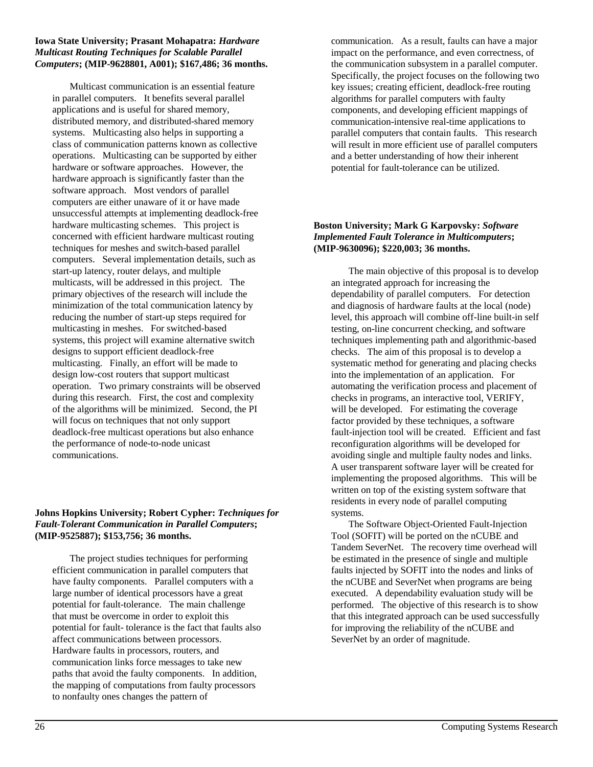**Iowa State University; Prasant Mohapatra:** ***Hardware Multicast Routing Techniques for Scalable Parallel Computers*****; (MIP-9628801, A001); $167,486; 36 months.**

Multicast communication is an essential feature in parallel computers. It benefits several parallel applications and is useful for shared memory, distributed memory, and distributed-shared memory systems. Multicasting also helps in supporting a class of communication patterns known as collective operations. Multicasting can be supported by either hardware or software approaches. However, the hardware approach is significantly faster than the software approach. Most vendors of parallel computers are either unaware of it or have made unsuccessful attempts at implementing deadlock-free hardware multicasting schemes. This project is concerned with efficient hardware multicast routing techniques for meshes and switch-based parallel computers. Several implementation details, such as start-up latency, router delays, and multiple multicasts, will be addressed in this project. The primary objectives of the research will include the minimization of the total communication latency by reducing the number of start-up steps required for multicasting in meshes. For switched-based systems, this project will examine alternative switch designs to support efficient deadlock-free multicasting. Finally, an effort will be made to design low-cost routers that support multicast operation. Two primary constraints will be observed during this research. First, the cost and complexity of the algorithms will be minimized. Second, the PI will focus on techniques that not only support deadlock-free multicast operations but also enhance the performance of node-to-node unicast communications.

**Johns Hopkins University; Robert Cypher:** ***Techniques for Fault-Tolerant Communication in Parallel Computers*****; (MIP-9525887); $153,756; 36 months.**

The project studies techniques for performing efficient communication in parallel computers that have faulty components. Parallel computers with a large number of identical processors have a great potential for fault-tolerance. The main challenge that must be overcome in order to exploit this potential for fault- tolerance is the fact that faults also affect communications between processors. Hardware faults in processors, routers, and communication links force messages to take new paths that avoid the faulty components. In addition, the mapping of computations from faulty processors to nonfaulty ones changes the pattern of communication. As a result, faults can have a major impact on the performance, and even correctness, of the communication subsystem in a parallel computer. Specifically, the project focuses on the following two key issues; creating efficient, deadlock-free routing algorithms for parallel computers with faulty components, and developing efficient mappings of communication-intensive real-time applications to parallel computers that contain faults. This research will result in more efficient use of parallel computers and a better understanding of how their inherent potential for fault-tolerance can be utilized.

**Boston University; Mark G Karpovsky:** ***Software Implemented Fault Tolerance in Multicomputers*****; (MIP-9630096); $220,003; 36 months.**

The main objective of this proposal is to develop an integrated approach for increasing the dependability of parallel computers. For detection and diagnosis of hardware faults at the local (node) level, this approach will combine off-line built-in self testing, on-line concurrent checking, and software techniques implementing path and algorithmic-based checks. The aim of this proposal is to develop a systematic method for generating and placing checks into the implementation of an application. For automating the verification process and placement of checks in programs, an interactive tool, VERIFY, will be developed. For estimating the coverage factor provided by these techniques, a software fault-injection tool will be created. Efficient and fast reconfiguration algorithms will be developed for avoiding single and multiple faulty nodes and links. A user transparent software layer will be created for implementing the proposed algorithms. This will be written on top of the existing system software that residents in every node of parallel computing systems.

The Software Object-Oriented Fault-Injection Tool (SOFIT) will be ported on the nCUBE and Tandem SeverNet. The recovery time overhead will be estimated in the presence of single and multiple faults injected by SOFIT into the nodes and links of the nCUBE and SeverNet when programs are being executed. A dependability evaluation study will be performed. The objective of this research is to show that this integrated approach can be used successfully for improving the reliability of the nCUBE and SeverNet by an order of magnitude.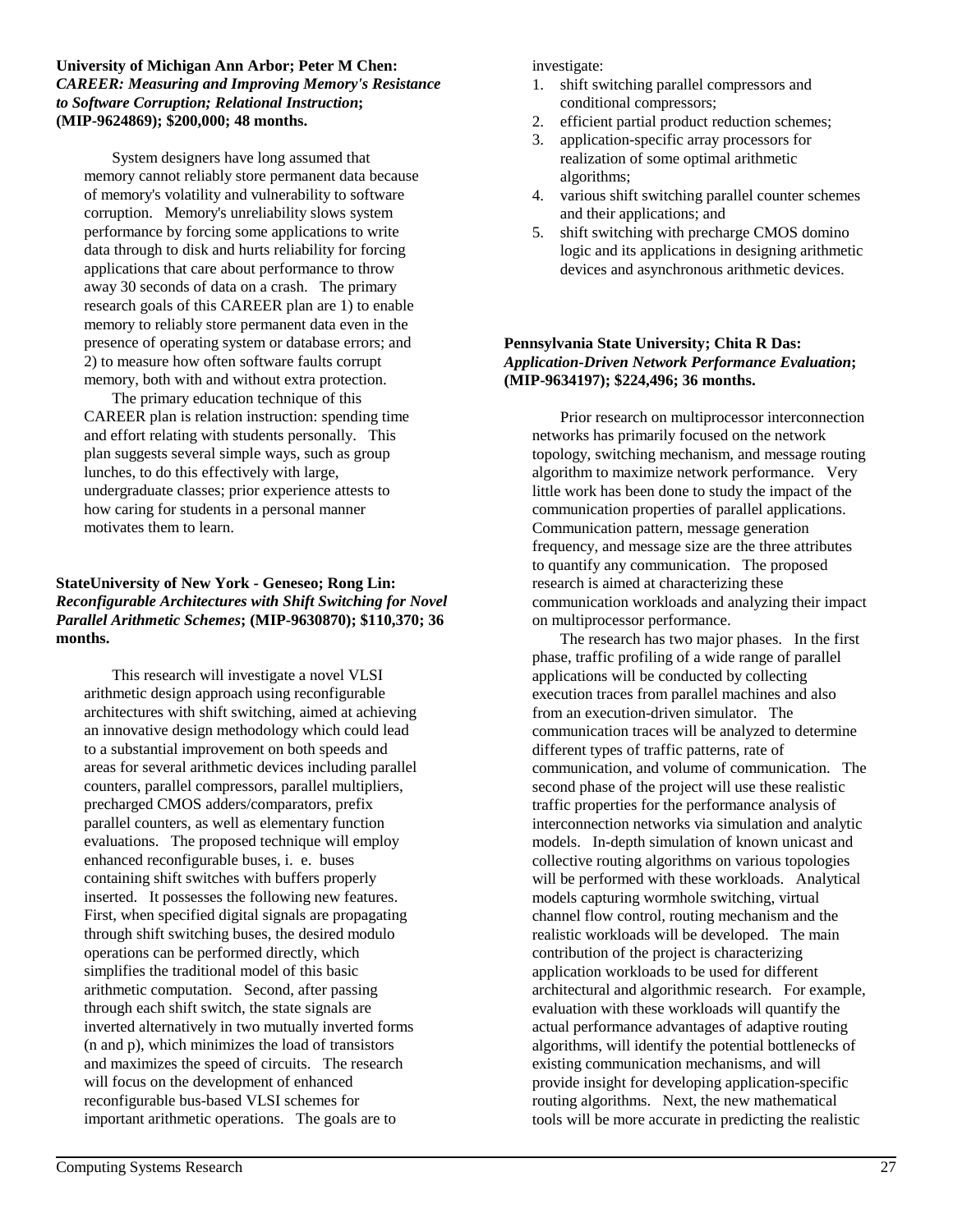**University of Michigan Ann Arbor; Peter M Chen: *CAREER: Measuring and Improving Memory's Resistance to Software Corruption; Relational Instruction*; (MIP-9624869); $200,000; 48 months.**

System designers have long assumed that memory cannot reliably store permanent data because of memory's volatility and vulnerability to software corruption. Memory's unreliability slows system performance by forcing some applications to write data through to disk and hurts reliability for forcing applications that care about performance to throw away 30 seconds of data on a crash. The primary research goals of this CAREER plan are 1) to enable memory to reliably store permanent data even in the presence of operating system or database errors; and 2) to measure how often software faults corrupt memory, both with and without extra protection.

The primary education technique of this CAREER plan is relation instruction: spending time and effort relating with students personally. This plan suggests several simple ways, such as group lunches, to do this effectively with large, undergraduate classes; prior experience attests to how caring for students in a personal manner motivates them to learn.

**StateUniversity of New York - Geneseo; Rong Lin: *Reconfigurable Architectures with Shift Switching for Novel Parallel Arithmetic Schemes*; (MIP-9630870); $110,370; 36 months.**

This research will investigate a novel VLSI arithmetic design approach using reconfigurable architectures with shift switching, aimed at achieving an innovative design methodology which could lead to a substantial improvement on both speeds and areas for several arithmetic devices including parallel counters, parallel compressors, parallel multipliers, precharged CMOS adders/comparators, prefix parallel counters, as well as elementary function evaluations. The proposed technique will employ enhanced reconfigurable buses, i. e. buses containing shift switches with buffers properly inserted. It possesses the following new features. First, when specified digital signals are propagating through shift switching buses, the desired modulo operations can be performed directly, which simplifies the traditional model of this basic arithmetic computation. Second, after passing through each shift switch, the state signals are inverted alternatively in two mutually inverted forms (n and p), which minimizes the load of transistors and maximizes the speed of circuits. The research will focus on the development of enhanced reconfigurable bus-based VLSI schemes for important arithmetic operations. The goals are to investigate:

1. shift switching parallel compressors and conditional compressors;
2. efficient partial product reduction schemes;
3. application-specific array processors for realization of some optimal arithmetic algorithms;
4. various shift switching parallel counter schemes and their applications; and
5. shift switching with precharge CMOS domino logic and its applications in designing arithmetic devices and asynchronous arithmetic devices.

**Pennsylvania State University; Chita R Das: *Application-Driven Network Performance Evaluation*; (MIP-9634197); $224,496; 36 months.**

Prior research on multiprocessor interconnection networks has primarily focused on the network topology, switching mechanism, and message routing algorithm to maximize network performance. Very little work has been done to study the impact of the communication properties of parallel applications. Communication pattern, message generation frequency, and message size are the three attributes to quantify any communication. The proposed research is aimed at characterizing these communication workloads and analyzing their impact on multiprocessor performance.

The research has two major phases. In the first phase, traffic profiling of a wide range of parallel applications will be conducted by collecting execution traces from parallel machines and also from an execution-driven simulator. The communication traces will be analyzed to determine different types of traffic patterns, rate of communication, and volume of communication. The second phase of the project will use these realistic traffic properties for the performance analysis of interconnection networks via simulation and analytic models. In-depth simulation of known unicast and collective routing algorithms on various topologies will be performed with these workloads. Analytical models capturing wormhole switching, virtual channel flow control, routing mechanism and the realistic workloads will be developed. The main contribution of the project is characterizing application workloads to be used for different architectural and algorithmic research. For example, evaluation with these workloads will quantify the actual performance advantages of adaptive routing algorithms, will identify the potential bottlenecks of existing communication mechanisms, and will provide insight for developing application-specific routing algorithms. Next, the new mathematical tools will be more accurate in predicting the realistic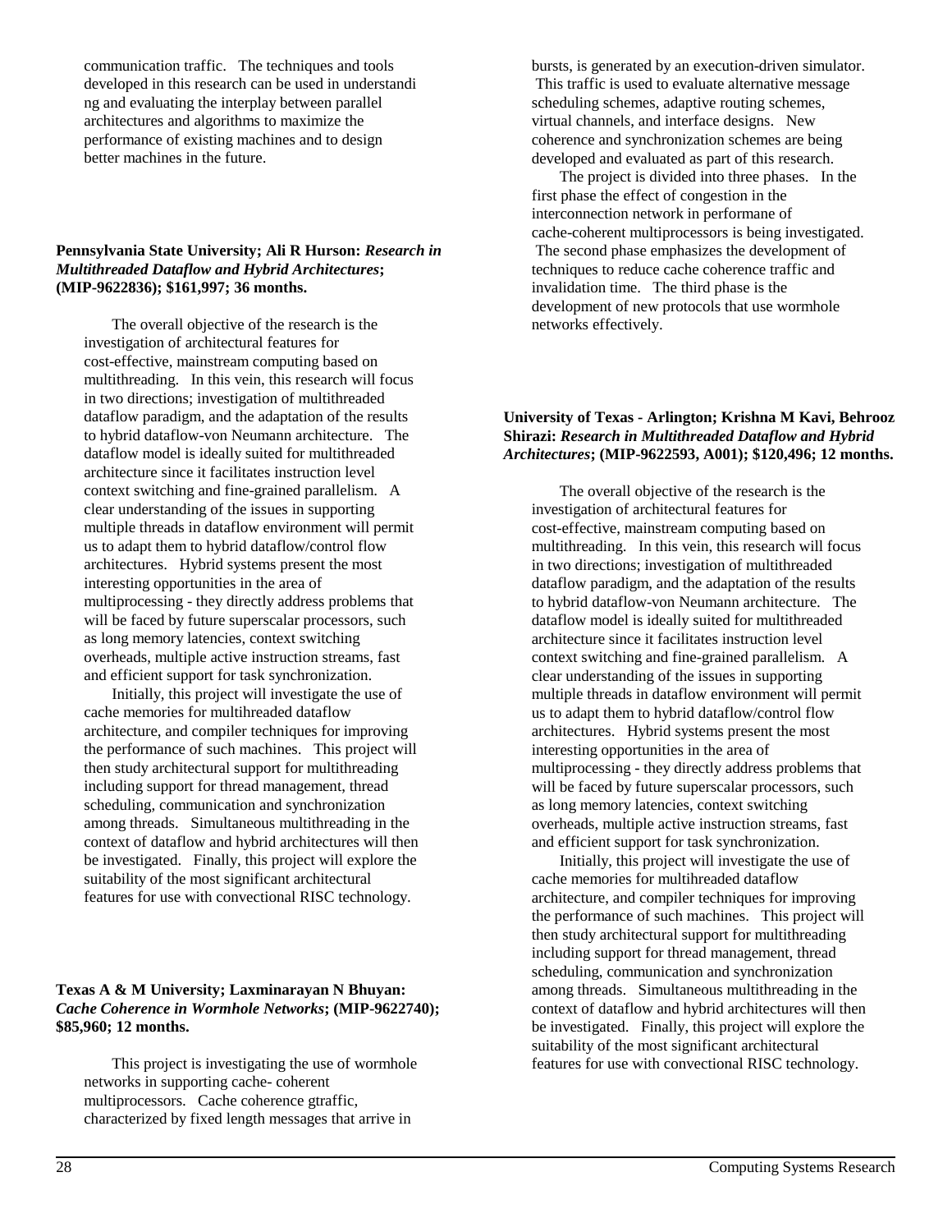communication traffic. The techniques and tools developed in this research can be used in understandi ng and evaluating the interplay between parallel architectures and algorithms to maximize the performance of existing machines and to design better machines in the future.

**Pennsylvania State University; Ali R Hurson: *Research in Multithreaded Dataflow and Hybrid Architectures*; (MIP-9622836); $161,997; 36 months.**

The overall objective of the research is the investigation of architectural features for cost-effective, mainstream computing based on multithreading. In this vein, this research will focus in two directions; investigation of multithreaded dataflow paradigm, and the adaptation of the results to hybrid dataflow-von Neumann architecture. The dataflow model is ideally suited for multithreaded architecture since it facilitates instruction level context switching and fine-grained parallelism. A clear understanding of the issues in supporting multiple threads in dataflow environment will permit us to adapt them to hybrid dataflow/control flow architectures. Hybrid systems present the most interesting opportunities in the area of multiprocessing - they directly address problems that will be faced by future superscalar processors, such as long memory latencies, context switching overheads, multiple active instruction streams, fast and efficient support for task synchronization.

Initially, this project will investigate the use of cache memories for multihreaded dataflow architecture, and compiler techniques for improving the performance of such machines. This project will then study architectural support for multithreading including support for thread management, thread scheduling, communication and synchronization among threads. Simultaneous multithreading in the context of dataflow and hybrid architectures will then be investigated. Finally, this project will explore the suitability of the most significant architectural features for use with convectional RISC technology.

**Texas A & M University; Laxminarayan N Bhuyan: *Cache Coherence in Wormhole Networks*; (MIP-9622740); $85,960; 12 months.**

This project is investigating the use of wormhole networks in supporting cache- coherent multiprocessors. Cache coherence gtraffic, characterized by fixed length messages that arrive in bursts, is generated by an execution-driven simulator. This traffic is used to evaluate alternative message scheduling schemes, adaptive routing schemes, virtual channels, and interface designs. New coherence and synchronization schemes are being developed and evaluated as part of this research.

The project is divided into three phases. In the first phase the effect of congestion in the interconnection network in performane of cache-coherent multiprocessors is being investigated. The second phase emphasizes the development of techniques to reduce cache coherence traffic and invalidation time. The third phase is the development of new protocols that use wormhole networks effectively.

**University of Texas - Arlington; Krishna M Kavi, Behrooz Shirazi: *Research in Multithreaded Dataflow and Hybrid Architectures*; (MIP-9622593, A001); $120,496; 12 months.**

The overall objective of the research is the investigation of architectural features for cost-effective, mainstream computing based on multithreading. In this vein, this research will focus in two directions; investigation of multithreaded dataflow paradigm, and the adaptation of the results to hybrid dataflow-von Neumann architecture. The dataflow model is ideally suited for multithreaded architecture since it facilitates instruction level context switching and fine-grained parallelism. A clear understanding of the issues in supporting multiple threads in dataflow environment will permit us to adapt them to hybrid dataflow/control flow architectures. Hybrid systems present the most interesting opportunities in the area of multiprocessing - they directly address problems that will be faced by future superscalar processors, such as long memory latencies, context switching overheads, multiple active instruction streams, fast and efficient support for task synchronization.

Initially, this project will investigate the use of cache memories for multihreaded dataflow architecture, and compiler techniques for improving the performance of such machines. This project will then study architectural support for multithreading including support for thread management, thread scheduling, communication and synchronization among threads. Simultaneous multithreading in the context of dataflow and hybrid architectures will then be investigated. Finally, this project will explore the suitability of the most significant architectural features for use with convectional RISC technology.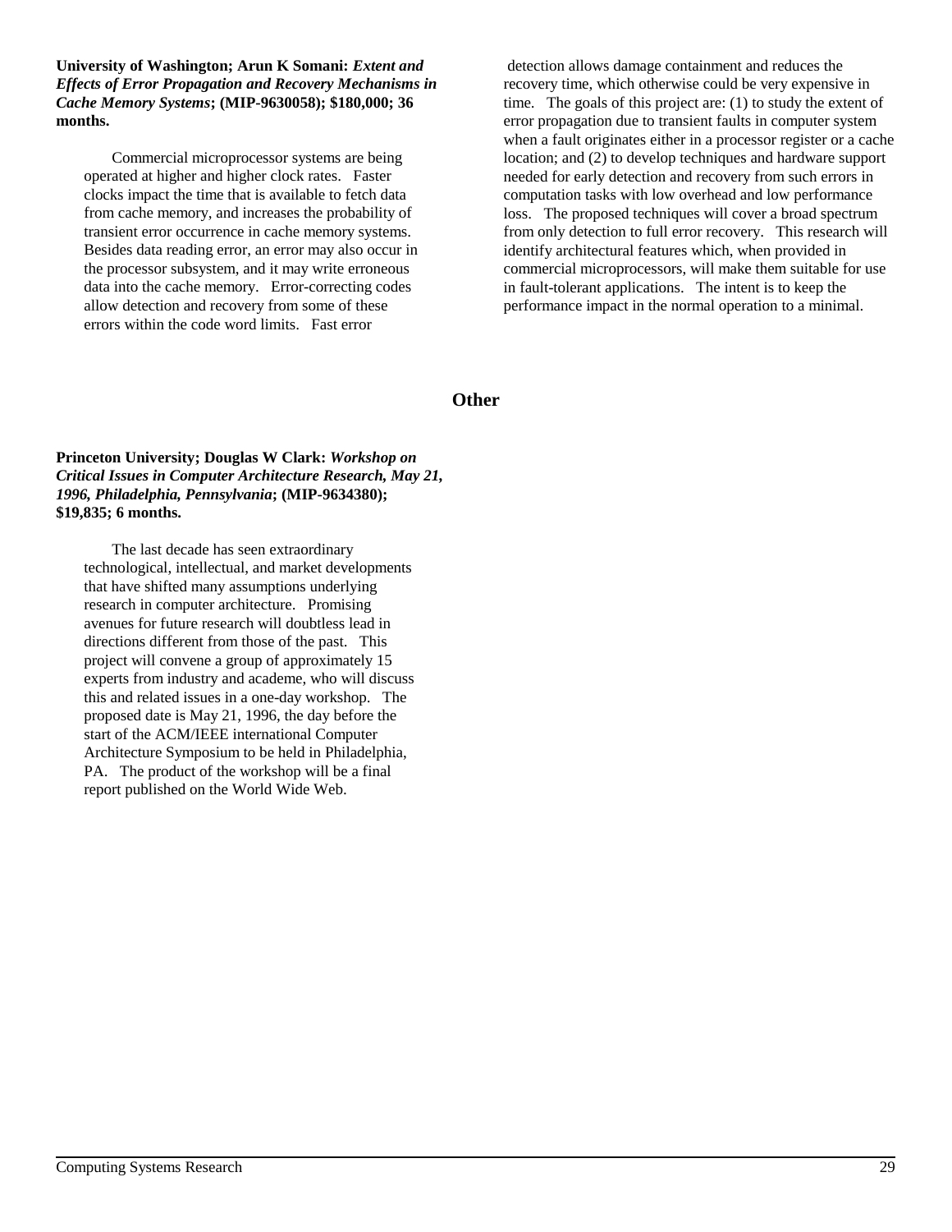**University of Washington; Arun K Somani:** ***Extent and Effects of Error Propagation and Recovery Mechanisms in Cache Memory Systems*****; (MIP-9630058); $180,000; 36 months.**

Commercial microprocessor systems are being operated at higher and higher clock rates. Faster clocks impact the time that is available to fetch data from cache memory, and increases the probability of transient error occurrence in cache memory systems. Besides data reading error, an error may also occur in the processor subsystem, and it may write erroneous data into the cache memory. Error-correcting codes allow detection and recovery from some of these errors within the code word limits. Fast error detection allows damage containment and reduces the recovery time, which otherwise could be very expensive in time. The goals of this project are: (1) to study the extent of error propagation due to transient faults in computer system when a fault originates either in a processor register or a cache location; and (2) to develop techniques and hardware support needed for early detection and recovery from such errors in computation tasks with low overhead and low performance loss. The proposed techniques will cover a broad spectrum from only detection to full error recovery. This research will identify architectural features which, when provided in commercial microprocessors, will make them suitable for use in fault-tolerant applications. The intent is to keep the performance impact in the normal operation to a minimal.

## Other

**Princeton University; Douglas W Clark:** ***Workshop on Critical Issues in Computer Architecture Research, May 21, 1996, Philadelphia, Pennsylvania*****; (MIP-9634380); $19,835; 6 months.**

The last decade has seen extraordinary technological, intellectual, and market developments that have shifted many assumptions underlying research in computer architecture. Promising avenues for future research will doubtless lead in directions different from those of the past. This project will convene a group of approximately 15 experts from industry and academe, who will discuss this and related issues in a one-day workshop. The proposed date is May 21, 1996, the day before the start of the ACM/IEEE international Computer Architecture Symposium to be held in Philadelphia, PA. The product of the workshop will be a final report published on the World Wide Web.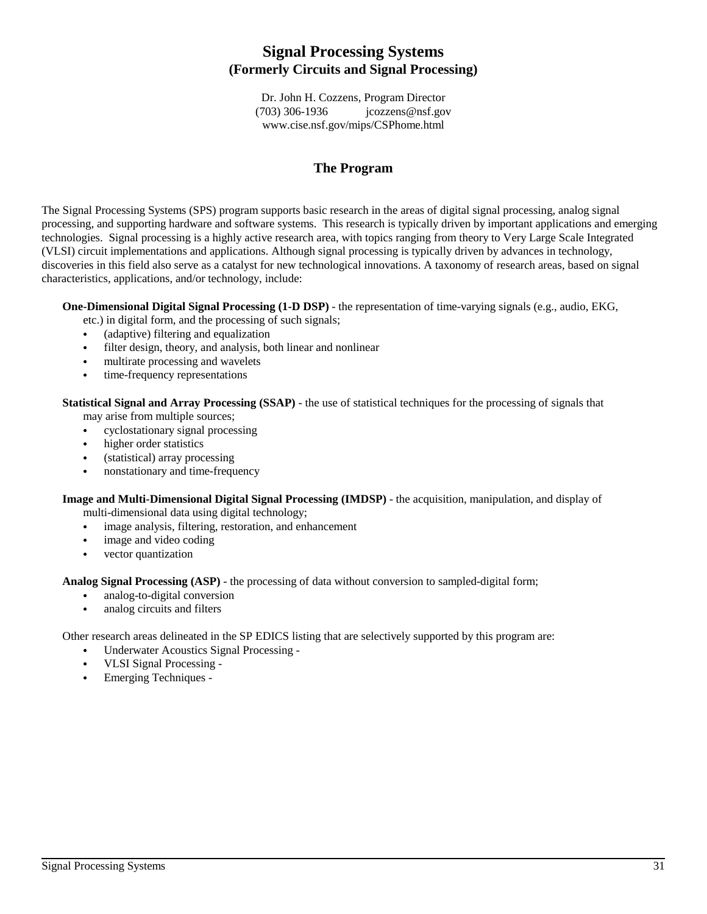# Signal Processing Systems
## (Formerly Circuits and Signal Processing)

Dr. John H. Cozzens, Program Director
(703) 306-1936 jcozzens@nsf.gov
www.cise.nsf.gov/mips/CSPhome.html

## The Program

The Signal Processing Systems (SPS) program supports basic research in the areas of digital signal processing, analog signal processing, and supporting hardware and software systems. This research is typically driven by important applications and emerging technologies. Signal processing is a highly active research area, with topics ranging from theory to Very Large Scale Integrated (VLSI) circuit implementations and applications. Although signal processing is typically driven by advances in technology, discoveries in this field also serve as a catalyst for new technological innovations. A taxonomy of research areas, based on signal characteristics, applications, and/or technology, include:

**One-Dimensional Digital Signal Processing (1-D DSP)** - the representation of time-varying signals (e.g., audio, EKG, etc.) in digital form, and the processing of such signals;

- (adaptive) filtering and equalization
- filter design, theory, and analysis, both linear and nonlinear
- multirate processing and wavelets
- time-frequency representations

**Statistical Signal and Array Processing (SSAP)** - the use of statistical techniques for the processing of signals that may arise from multiple sources;

- cyclostationary signal processing
- higher order statistics
- (statistical) array processing
- nonstationary and time-frequency

**Image and Multi-Dimensional Digital Signal Processing (IMDSP)** - the acquisition, manipulation, and display of multi-dimensional data using digital technology;

- image analysis, filtering, restoration, and enhancement
- image and video coding
- vector quantization

**Analog Signal Processing (ASP)** - the processing of data without conversion to sampled-digital form;

- analog-to-digital conversion
- analog circuits and filters

Other research areas delineated in the SP EDICS listing that are selectively supported by this program are:

- Underwater Acoustics Signal Processing -
- VLSI Signal Processing -
- Emerging Techniques -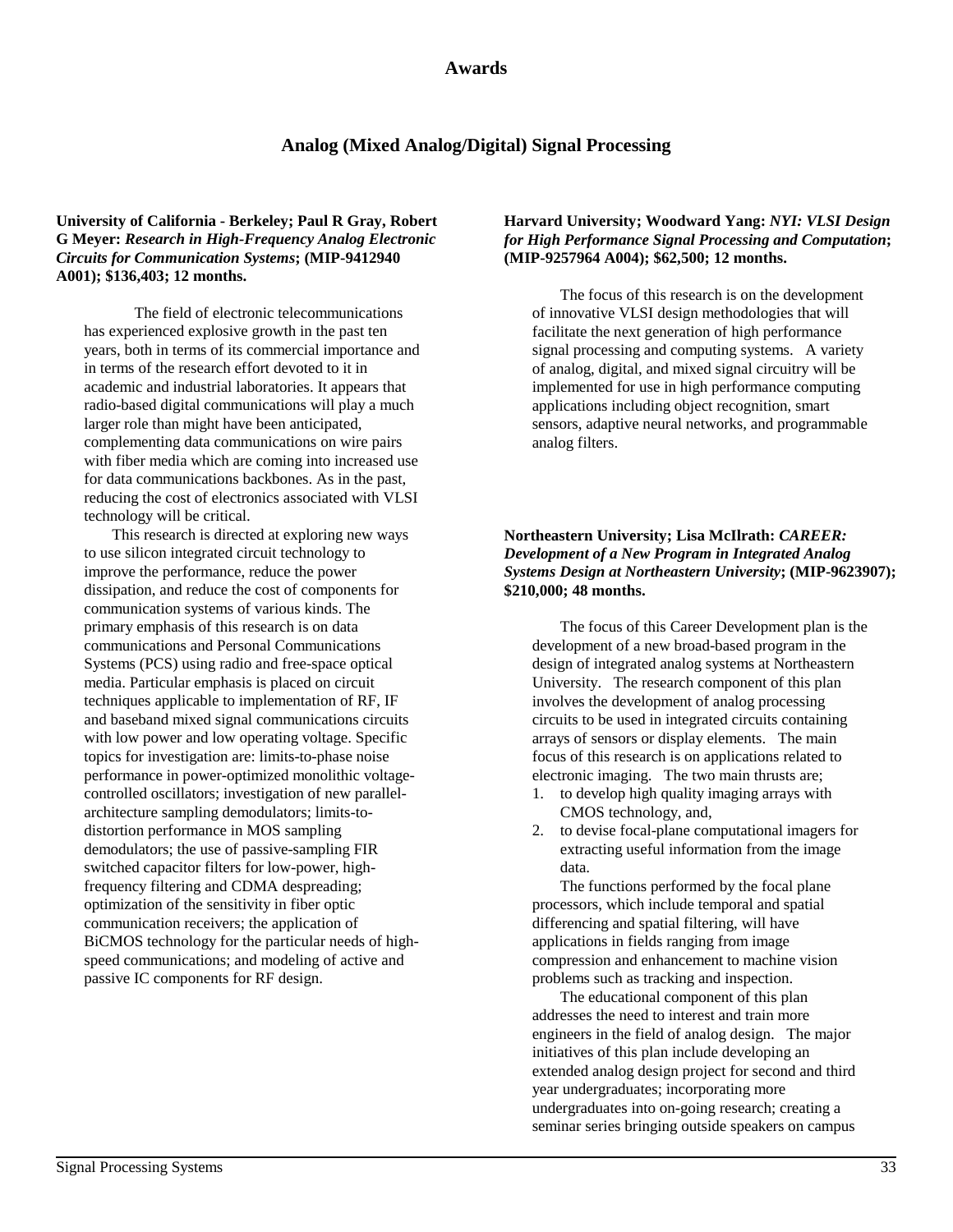## Awards

### Analog (Mixed Analog/Digital) Signal Processing

**University of California - Berkeley; Paul R Gray, Robert G Meyer:** ***Research in High-Frequency Analog Electronic Circuits for Communication Systems*****; (MIP-9412940 A001); $136,403; 12 months.**

The field of electronic telecommunications has experienced explosive growth in the past ten years, both in terms of its commercial importance and in terms of the research effort devoted to it in academic and industrial laboratories. It appears that radio-based digital communications will play a much larger role than might have been anticipated, complementing data communications on wire pairs with fiber media which are coming into increased use for data communications backbones. As in the past, reducing the cost of electronics associated with VLSI technology will be critical.

This research is directed at exploring new ways to use silicon integrated circuit technology to improve the performance, reduce the power dissipation, and reduce the cost of components for communication systems of various kinds. The primary emphasis of this research is on data communications and Personal Communications Systems (PCS) using radio and free-space optical media. Particular emphasis is placed on circuit techniques applicable to implementation of RF, IF and baseband mixed signal communications circuits with low power and low operating voltage. Specific topics for investigation are: limits-to-phase noise performance in power-optimized monolithic voltage-controlled oscillators; investigation of new parallel-architecture sampling demodulators; limits-to-distortion performance in MOS sampling demodulators; the use of passive-sampling FIR switched capacitor filters for low-power, high-frequency filtering and CDMA despreading; optimization of the sensitivity in fiber optic communication receivers; the application of BiCMOS technology for the particular needs of high-speed communications; and modeling of active and passive IC components for RF design.

**Harvard University; Woodward Yang:** ***NYI: VLSI Design for High Performance Signal Processing and Computation*****; (MIP-9257964 A004); $62,500; 12 months.**

The focus of this research is on the development of innovative VLSI design methodologies that will facilitate the next generation of high performance signal processing and computing systems. A variety of analog, digital, and mixed signal circuitry will be implemented for use in high performance computing applications including object recognition, smart sensors, adaptive neural networks, and programmable analog filters.

**Northeastern University; Lisa McIlrath:** ***CAREER: Development of a New Program in Integrated Analog Systems Design at Northeastern University*****; (MIP-9623907); $210,000; 48 months.**

The focus of this Career Development plan is the development of a new broad-based program in the design of integrated analog systems at Northeastern University. The research component of this plan involves the development of analog processing circuits to be used in integrated circuits containing arrays of sensors or display elements. The main focus of this research is on applications related to electronic imaging. The two main thrusts are;

1. to develop high quality imaging arrays with CMOS technology, and,
2. to devise focal-plane computational imagers for extracting useful information from the image data.

The functions performed by the focal plane processors, which include temporal and spatial differencing and spatial filtering, will have applications in fields ranging from image compression and enhancement to machine vision problems such as tracking and inspection.

The educational component of this plan addresses the need to interest and train more engineers in the field of analog design. The major initiatives of this plan include developing an extended analog design project for second and third year undergraduates; incorporating more undergraduates into on-going research; creating a seminar series bringing outside speakers on campus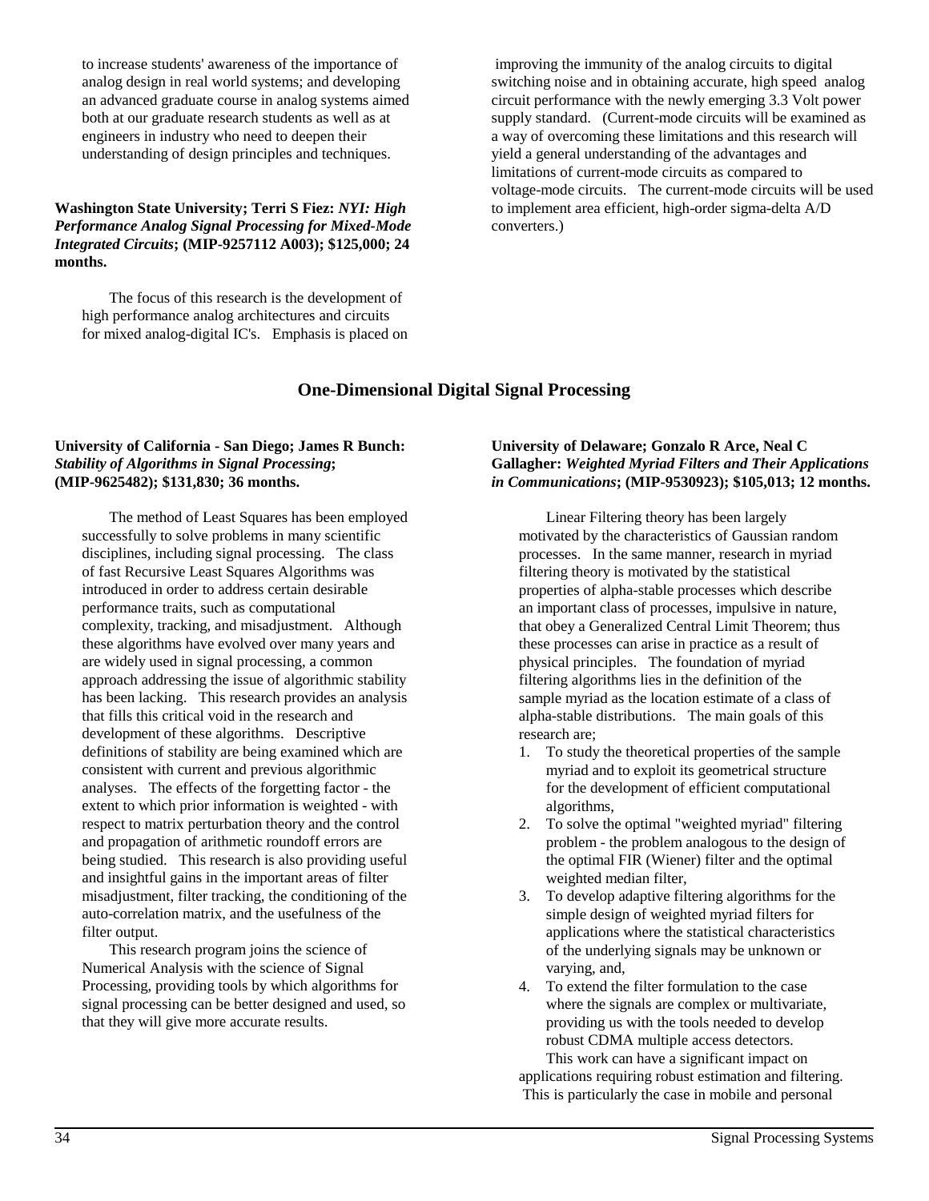to increase students' awareness of the importance of analog design in real world systems; and developing an advanced graduate course in analog systems aimed both at our graduate research students as well as at engineers in industry who need to deepen their understanding of design principles and techniques.

**Washington State University; Terri S Fiez:** ***NYI: High Performance Analog Signal Processing for Mixed-Mode Integrated Circuits*****; (MIP-9257112 A003); $125,000; 24 months.**

The focus of this research is the development of high performance analog architectures and circuits for mixed analog-digital IC's. Emphasis is placed on improving the immunity of the analog circuits to digital switching noise and in obtaining accurate, high speed analog circuit performance with the newly emerging 3.3 Volt power supply standard. (Current-mode circuits will be examined as a way of overcoming these limitations and this research will yield a general understanding of the advantages and limitations of current-mode circuits as compared to voltage-mode circuits. The current-mode circuits will be used to implement area efficient, high-order sigma-delta A/D converters.)

## One-Dimensional Digital Signal Processing

**University of California - San Diego; James R Bunch:** ***Stability of Algorithms in Signal Processing*****; (MIP-9625482); $131,830; 36 months.**

The method of Least Squares has been employed successfully to solve problems in many scientific disciplines, including signal processing. The class of fast Recursive Least Squares Algorithms was introduced in order to address certain desirable performance traits, such as computational complexity, tracking, and misadjustment. Although these algorithms have evolved over many years and are widely used in signal processing, a common approach addressing the issue of algorithmic stability has been lacking. This research provides an analysis that fills this critical void in the research and development of these algorithms. Descriptive definitions of stability are being examined which are consistent with current and previous algorithmic analyses. The effects of the forgetting factor - the extent to which prior information is weighted - with respect to matrix perturbation theory and the control and propagation of arithmetic roundoff errors are being studied. This research is also providing useful and insightful gains in the important areas of filter misadjustment, filter tracking, the conditioning of the auto-correlation matrix, and the usefulness of the filter output.

This research program joins the science of Numerical Analysis with the science of Signal Processing, providing tools by which algorithms for signal processing can be better designed and used, so that they will give more accurate results.

**University of Delaware; Gonzalo R Arce, Neal C Gallagher:** ***Weighted Myriad Filters and Their Applications in Communications*****; (MIP-9530923); $105,013; 12 months.**

Linear Filtering theory has been largely motivated by the characteristics of Gaussian random processes. In the same manner, research in myriad filtering theory is motivated by the statistical properties of alpha-stable processes which describe an important class of processes, impulsive in nature, that obey a Generalized Central Limit Theorem; thus these processes can arise in practice as a result of physical principles. The foundation of myriad filtering algorithms lies in the definition of the sample myriad as the location estimate of a class of alpha-stable distributions. The main goals of this research are;

1. To study the theoretical properties of the sample myriad and to exploit its geometrical structure for the development of efficient computational algorithms,
2. To solve the optimal "weighted myriad" filtering problem - the problem analogous to the design of the optimal FIR (Wiener) filter and the optimal weighted median filter,
3. To develop adaptive filtering algorithms for the simple design of weighted myriad filters for applications where the statistical characteristics of the underlying signals may be unknown or varying, and,
4. To extend the filter formulation to the case where the signals are complex or multivariate, providing us with the tools needed to develop robust CDMA multiple access detectors.

This work can have a significant impact on applications requiring robust estimation and filtering. This is particularly the case in mobile and personal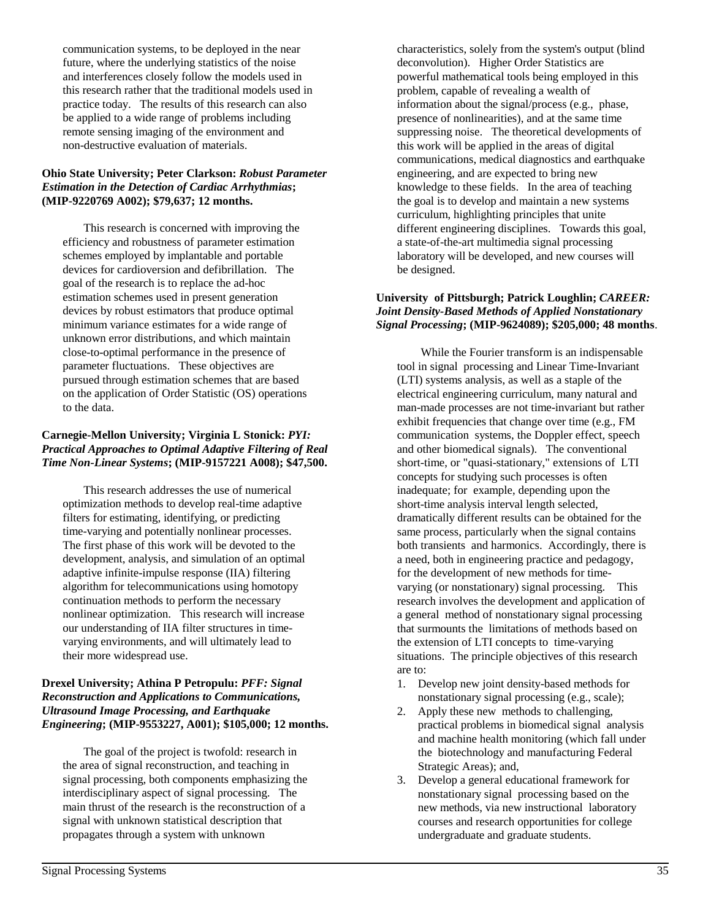communication systems, to be deployed in the near future, where the underlying statistics of the noise and interferences closely follow the models used in this research rather that the traditional models used in practice today. The results of this research can also be applied to a wide range of problems including remote sensing imaging of the environment and non-destructive evaluation of materials.

**Ohio State University; Peter Clarkson:** ***Robust Parameter Estimation in the Detection of Cardiac Arrhythmias*****; (MIP-9220769 A002); $79,637; 12 months.**

This research is concerned with improving the efficiency and robustness of parameter estimation schemes employed by implantable and portable devices for cardioversion and defibrillation. The goal of the research is to replace the ad-hoc estimation schemes used in present generation devices by robust estimators that produce optimal minimum variance estimates for a wide range of unknown error distributions, and which maintain close-to-optimal performance in the presence of parameter fluctuations. These objectives are pursued through estimation schemes that are based on the application of Order Statistic (OS) operations to the data.

**Carnegie-Mellon University; Virginia L Stonick:** ***PYI: Practical Approaches to Optimal Adaptive Filtering of Real Time Non-Linear Systems*****; (MIP-9157221 A008); $47,500.**

This research addresses the use of numerical optimization methods to develop real-time adaptive filters for estimating, identifying, or predicting time-varying and potentially nonlinear processes. The first phase of this work will be devoted to the development, analysis, and simulation of an optimal adaptive infinite-impulse response (IIA) filtering algorithm for telecommunications using homotopy continuation methods to perform the necessary nonlinear optimization. This research will increase our understanding of IIA filter structures in time-varying environments, and will ultimately lead to their more widespread use.

**Drexel University; Athina P Petropulu:** ***PFF: Signal Reconstruction and Applications to Communications, Ultrasound Image Processing, and Earthquake Engineering*****; (MIP-9553227, A001); $105,000; 12 months.**

The goal of the project is twofold: research in the area of signal reconstruction, and teaching in signal processing, both components emphasizing the interdisciplinary aspect of signal processing. The main thrust of the research is the reconstruction of a signal with unknown statistical description that propagates through a system with unknown characteristics, solely from the system's output (blind deconvolution). Higher Order Statistics are powerful mathematical tools being employed in this problem, capable of revealing a wealth of information about the signal/process (e.g., phase, presence of nonlinearities), and at the same time suppressing noise. The theoretical developments of this work will be applied in the areas of digital communications, medical diagnostics and earthquake engineering, and are expected to bring new knowledge to these fields. In the area of teaching the goal is to develop and maintain a new systems curriculum, highlighting principles that unite different engineering disciplines. Towards this goal, a state-of-the-art multimedia signal processing laboratory will be developed, and new courses will be designed.

**University of Pittsburgh; Patrick Loughlin;** ***CAREER: Joint Density-Based Methods of Applied Nonstationary Signal Processing*****; (MIP-9624089); $205,000; 48 months**.

While the Fourier transform is an indispensable tool in signal processing and Linear Time-Invariant (LTI) systems analysis, as well as a staple of the electrical engineering curriculum, many natural and man-made processes are not time-invariant but rather exhibit frequencies that change over time (e.g., FM communication systems, the Doppler effect, speech and other biomedical signals). The conventional short-time, or "quasi-stationary," extensions of LTI concepts for studying such processes is often inadequate; for example, depending upon the short-time analysis interval length selected, dramatically different results can be obtained for the same process, particularly when the signal contains both transients and harmonics. Accordingly, there is a need, both in engineering practice and pedagogy, for the development of new methods for time-varying (or nonstationary) signal processing. This research involves the development and application of a general method of nonstationary signal processing that surmounts the limitations of methods based on the extension of LTI concepts to time-varying situations. The principle objectives of this research are to:

1. Develop new joint density-based methods for nonstationary signal processing (e.g., scale);
2. Apply these new methods to challenging, practical problems in biomedical signal analysis and machine health monitoring (which fall under the biotechnology and manufacturing Federal Strategic Areas); and,
3. Develop a general educational framework for nonstationary signal processing based on the new methods, via new instructional laboratory courses and research opportunities for college undergraduate and graduate students.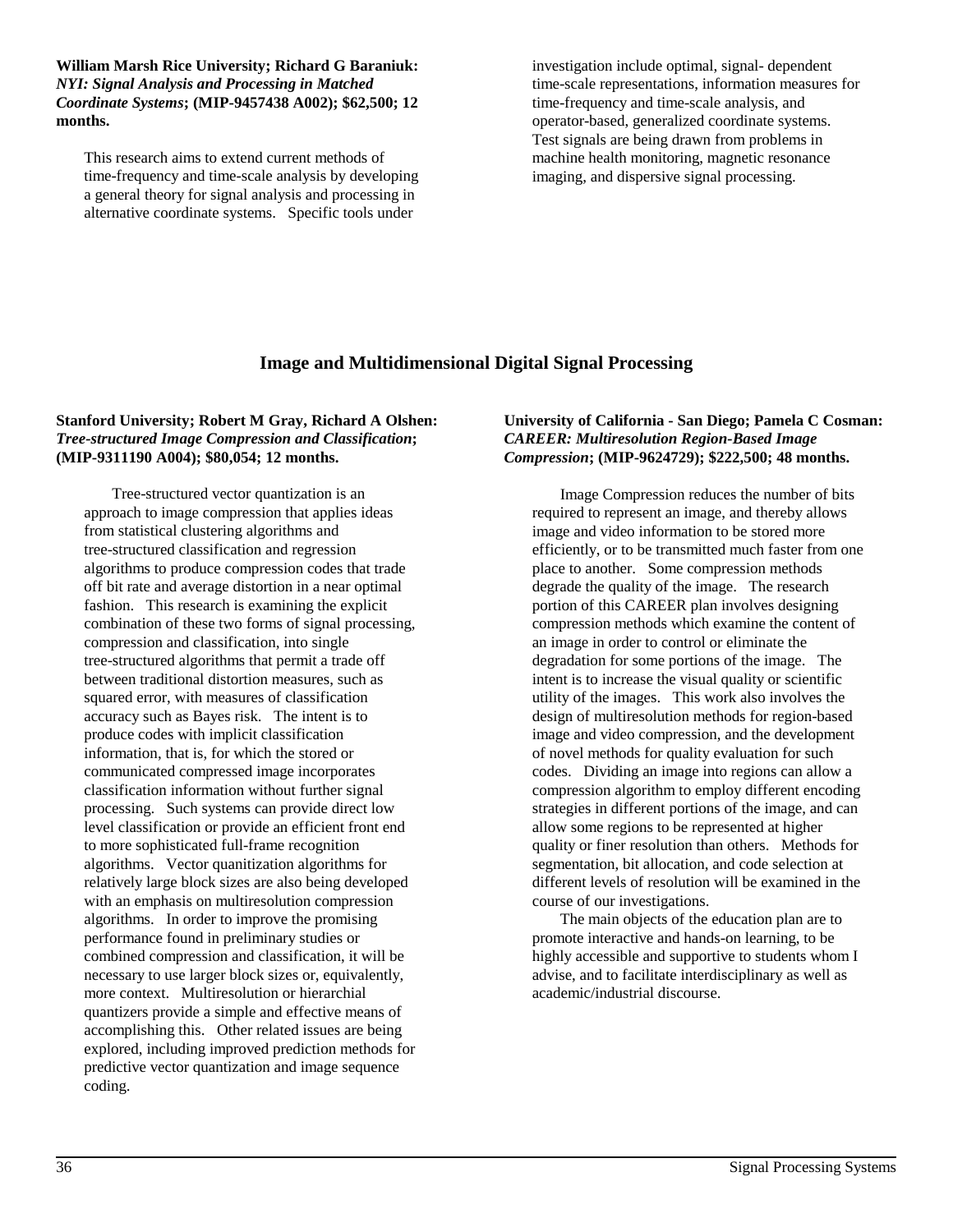**William Marsh Rice University; Richard G Baraniuk:** ***NYI: Signal Analysis and Processing in Matched Coordinate Systems*****; (MIP-9457438 A002); $62,500; 12 months.**

This research aims to extend current methods of time-frequency and time-scale analysis by developing a general theory for signal analysis and processing in alternative coordinate systems. Specific tools under investigation include optimal, signal- dependent time-scale representations, information measures for time-frequency and time-scale analysis, and operator-based, generalized coordinate systems. Test signals are being drawn from problems in machine health monitoring, magnetic resonance imaging, and dispersive signal processing.

## Image and Multidimensional Digital Signal Processing

**Stanford University; Robert M Gray, Richard A Olshen:** ***Tree-structured Image Compression and Classification*****; (MIP-9311190 A004); $80,054; 12 months.**

Tree-structured vector quantization is an approach to image compression that applies ideas from statistical clustering algorithms and tree-structured classification and regression algorithms to produce compression codes that trade off bit rate and average distortion in a near optimal fashion. This research is examining the explicit combination of these two forms of signal processing, compression and classification, into single tree-structured algorithms that permit a trade off between traditional distortion measures, such as squared error, with measures of classification accuracy such as Bayes risk. The intent is to produce codes with implicit classification information, that is, for which the stored or communicated compressed image incorporates classification information without further signal processing. Such systems can provide direct low level classification or provide an efficient front end to more sophisticated full-frame recognition algorithms. Vector quanitization algorithms for relatively large block sizes are also being developed with an emphasis on multiresolution compression algorithms. In order to improve the promising performance found in preliminary studies or combined compression and classification, it will be necessary to use larger block sizes or, equivalently, more context. Multiresolution or hierarchial quantizers provide a simple and effective means of accomplishing this. Other related issues are being explored, including improved prediction methods for predictive vector quantization and image sequence coding.

**University of California - San Diego; Pamela C Cosman:** ***CAREER: Multiresolution Region-Based Image Compression*****; (MIP-9624729); $222,500; 48 months.**

Image Compression reduces the number of bits required to represent an image, and thereby allows image and video information to be stored more efficiently, or to be transmitted much faster from one place to another. Some compression methods degrade the quality of the image. The research portion of this CAREER plan involves designing compression methods which examine the content of an image in order to control or eliminate the degradation for some portions of the image. The intent is to increase the visual quality or scientific utility of the images. This work also involves the design of multiresolution methods for region-based image and video compression, and the development of novel methods for quality evaluation for such codes. Dividing an image into regions can allow a compression algorithm to employ different encoding strategies in different portions of the image, and can allow some regions to be represented at higher quality or finer resolution than others. Methods for segmentation, bit allocation, and code selection at different levels of resolution will be examined in the course of our investigations.

The main objects of the education plan are to promote interactive and hands-on learning, to be highly accessible and supportive to students whom I advise, and to facilitate interdisciplinary as well as academic/industrial discourse.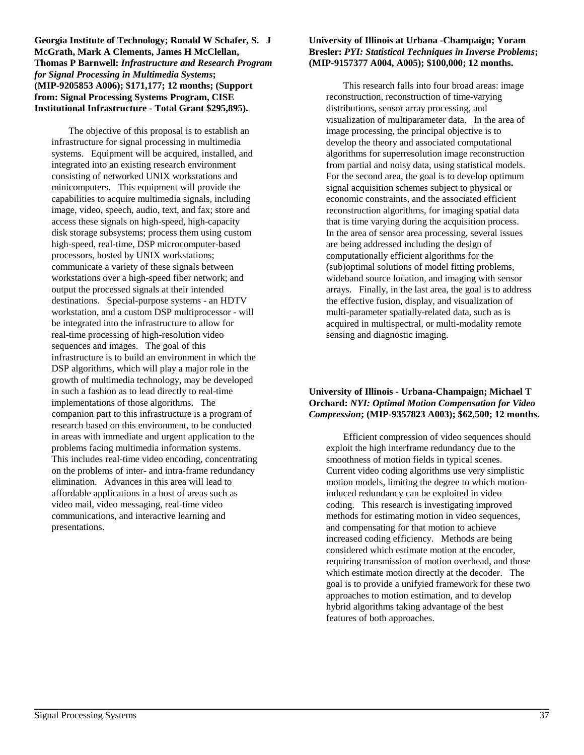**Georgia Institute of Technology; Ronald W Schafer, S. J McGrath, Mark A Clements, James H McClellan, Thomas P Barnwell:** ***Infrastructure and Research Program for Signal Processing in Multimedia Systems*****; (MIP-9205853 A006); $171,177; 12 months; (Support from: Signal Processing Systems Program, CISE Institutional Infrastructure - Total Grant $295,895).**

The objective of this proposal is to establish an infrastructure for signal processing in multimedia systems. Equipment will be acquired, installed, and integrated into an existing research environment consisting of networked UNIX workstations and minicomputers. This equipment will provide the capabilities to acquire multimedia signals, including image, video, speech, audio, text, and fax; store and access these signals on high-speed, high-capacity disk storage subsystems; process them using custom high-speed, real-time, DSP microcomputer-based processors, hosted by UNIX workstations; communicate a variety of these signals between workstations over a high-speed fiber network; and output the processed signals at their intended destinations. Special-purpose systems - an HDTV workstation, and a custom DSP multiprocessor - will be integrated into the infrastructure to allow for real-time processing of high-resolution video sequences and images. The goal of this infrastructure is to build an environment in which the DSP algorithms, which will play a major role in the growth of multimedia technology, may be developed in such a fashion as to lead directly to real-time implementations of those algorithms. The companion part to this infrastructure is a program of research based on this environment, to be conducted in areas with immediate and urgent application to the problems facing multimedia information systems. This includes real-time video encoding, concentrating on the problems of inter- and intra-frame redundancy elimination. Advances in this area will lead to affordable applications in a host of areas such as video mail, video messaging, real-time video communications, and interactive learning and presentations.

**University of Illinois at Urbana -Champaign; Yoram Bresler:** ***PYI: Statistical Techniques in Inverse Problems*****; (MIP-9157377 A004, A005); $100,000; 12 months.**

This research falls into four broad areas: image reconstruction, reconstruction of time-varying distributions, sensor array processing, and visualization of multiparameter data. In the area of image processing, the principal objective is to develop the theory and associated computational algorithms for superresolution image reconstruction from partial and noisy data, using statistical models. For the second area, the goal is to develop optimum signal acquisition schemes subject to physical or economic constraints, and the associated efficient reconstruction algorithms, for imaging spatial data that is time varying during the acquisition process. In the area of sensor area processing, several issues are being addressed including the design of computationally efficient algorithms for the (sub)optimal solutions of model fitting problems, wideband source location, and imaging with sensor arrays. Finally, in the last area, the goal is to address the effective fusion, display, and visualization of multi-parameter spatially-related data, such as is acquired in multispectral, or multi-modality remote sensing and diagnostic imaging.

**University of Illinois - Urbana-Champaign; Michael T Orchard:** ***NYI: Optimal Motion Compensation for Video Compression*****; (MIP-9357823 A003); $62,500; 12 months.**

Efficient compression of video sequences should exploit the high interframe redundancy due to the smoothness of motion fields in typical scenes. Current video coding algorithms use very simplistic motion models, limiting the degree to which motion-induced redundancy can be exploited in video coding. This research is investigating improved methods for estimating motion in video sequences, and compensating for that motion to achieve increased coding efficiency. Methods are being considered which estimate motion at the encoder, requiring transmission of motion overhead, and those which estimate motion directly at the decoder. The goal is to provide a unifyied framework for these two approaches to motion estimation, and to develop hybrid algorithms taking advantage of the best features of both approaches.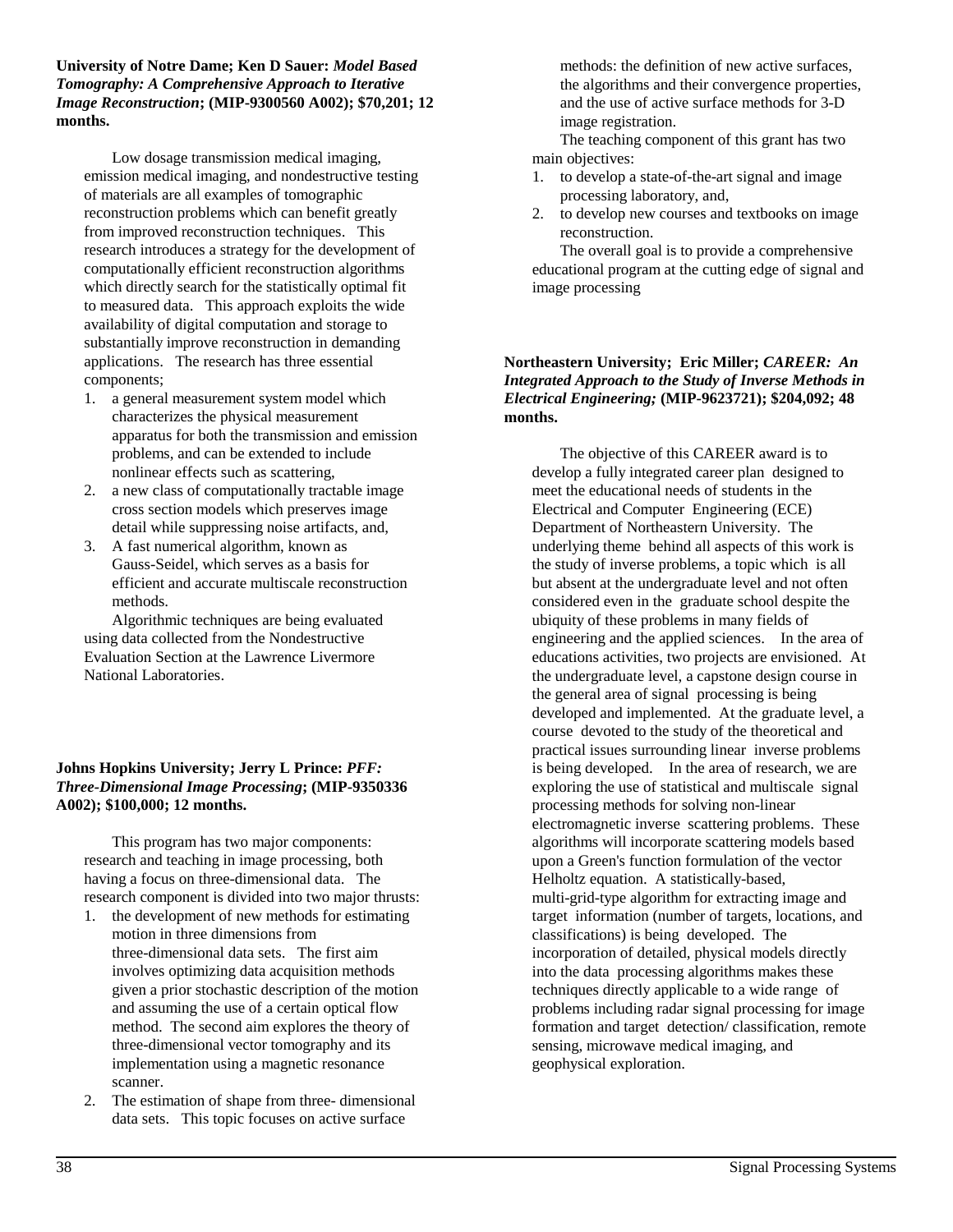**University of Notre Dame; Ken D Sauer:** ***Model Based Tomography: A Comprehensive Approach to Iterative Image Reconstruction*****; (MIP-9300560 A002); $70,201; 12 months.**

Low dosage transmission medical imaging, emission medical imaging, and nondestructive testing of materials are all examples of tomographic reconstruction problems which can benefit greatly from improved reconstruction techniques. This research introduces a strategy for the development of computationally efficient reconstruction algorithms which directly search for the statistically optimal fit to measured data. This approach exploits the wide availability of digital computation and storage to substantially improve reconstruction in demanding applications. The research has three essential components;

1. a general measurement system model which characterizes the physical measurement apparatus for both the transmission and emission problems, and can be extended to include nonlinear effects such as scattering,
2. a new class of computationally tractable image cross section models which preserves image detail while suppressing noise artifacts, and,
3. A fast numerical algorithm, known as Gauss-Seidel, which serves as a basis for efficient and accurate multiscale reconstruction methods.

Algorithmic techniques are being evaluated using data collected from the Nondestructive Evaluation Section at the Lawrence Livermore National Laboratories.

**Johns Hopkins University; Jerry L Prince:** ***PFF: Three-Dimensional Image Processing*****; (MIP-9350336 A002); $100,000; 12 months.**

This program has two major components: research and teaching in image processing, both having a focus on three-dimensional data. The research component is divided into two major thrusts:

1. the development of new methods for estimating motion in three dimensions from three-dimensional data sets. The first aim involves optimizing data acquisition methods given a prior stochastic description of the motion and assuming the use of a certain optical flow method. The second aim explores the theory of three-dimensional vector tomography and its implementation using a magnetic resonance scanner.
2. The estimation of shape from three- dimensional data sets. This topic focuses on active surface methods: the definition of new active surfaces, the algorithms and their convergence properties, and the use of active surface methods for 3-D image registration.

The teaching component of this grant has two main objectives:

1. to develop a state-of-the-art signal and image processing laboratory, and,
2. to develop new courses and textbooks on image reconstruction.

The overall goal is to provide a comprehensive educational program at the cutting edge of signal and image processing

**Northeastern University; Eric Miller;** ***CAREER: An Integrated Approach to the Study of Inverse Methods in Electrical Engineering;*** **(MIP-9623721); $204,092; 48 months.**

The objective of this CAREER award is to develop a fully integrated career plan designed to meet the educational needs of students in the Electrical and Computer Engineering (ECE) Department of Northeastern University. The underlying theme behind all aspects of this work is the study of inverse problems, a topic which is all but absent at the undergraduate level and not often considered even in the graduate school despite the ubiquity of these problems in many fields of engineering and the applied sciences. In the area of educations activities, two projects are envisioned. At the undergraduate level, a capstone design course in the general area of signal processing is being developed and implemented. At the graduate level, a course devoted to the study of the theoretical and practical issues surrounding linear inverse problems is being developed. In the area of research, we are exploring the use of statistical and multiscale signal processing methods for solving non-linear electromagnetic inverse scattering problems. These algorithms will incorporate scattering models based upon a Green's function formulation of the vector Helholtz equation. A statistically-based, multi-grid-type algorithm for extracting image and target information (number of targets, locations, and classifications) is being developed. The incorporation of detailed, physical models directly into the data processing algorithms makes these techniques directly applicable to a wide range of problems including radar signal processing for image formation and target detection/ classification, remote sensing, microwave medical imaging, and geophysical exploration.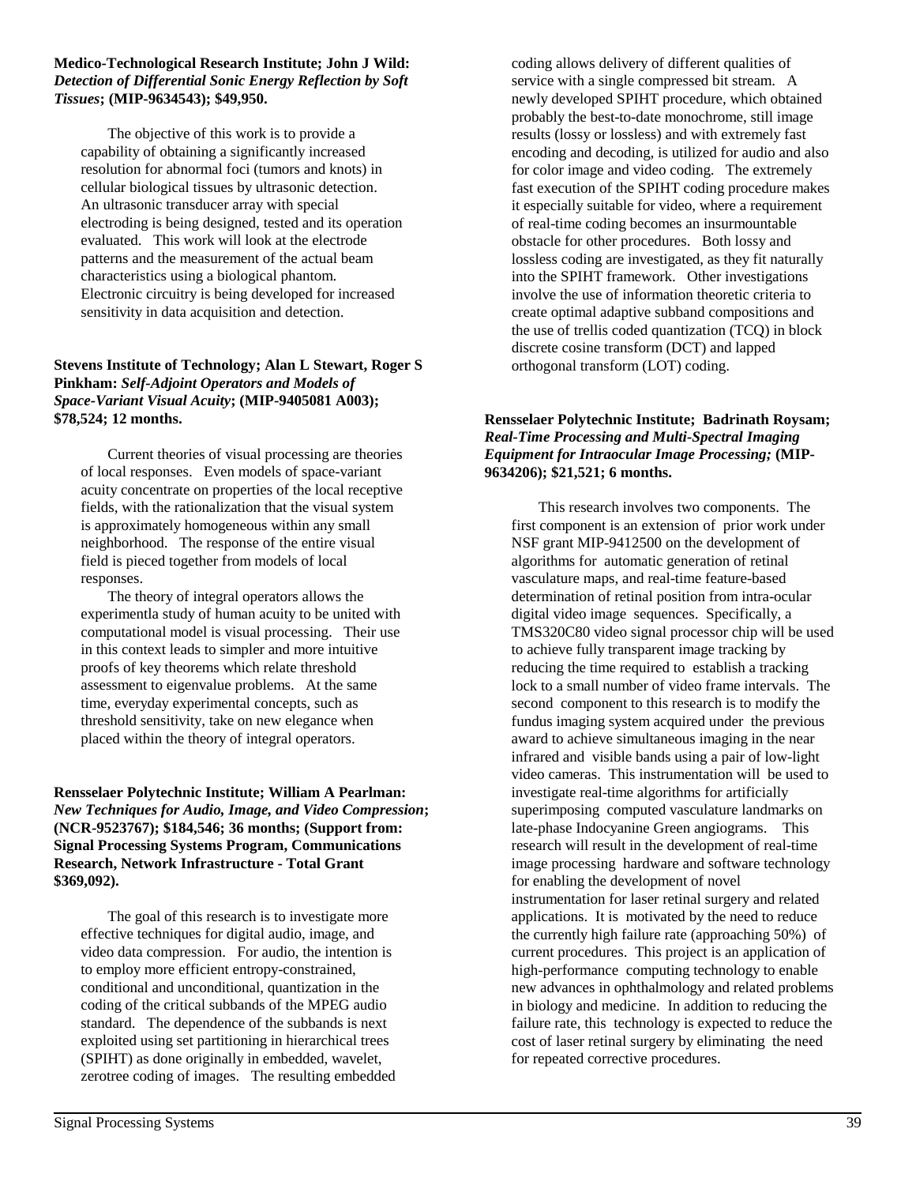**Medico-Technological Research Institute; John J Wild:** ***Detection of Differential Sonic Energy Reflection by Soft Tissues*; (MIP-9634543); $49,950.**

The objective of this work is to provide a capability of obtaining a significantly increased resolution for abnormal foci (tumors and knots) in cellular biological tissues by ultrasonic detection. An ultrasonic transducer array with special electroding is being designed, tested and its operation evaluated. This work will look at the electrode patterns and the measurement of the actual beam characteristics using a biological phantom. Electronic circuitry is being developed for increased sensitivity in data acquisition and detection.

**Stevens Institute of Technology; Alan L Stewart, Roger S Pinkham:** ***Self-Adjoint Operators and Models of Space-Variant Visual Acuity*; (MIP-9405081 A003); $78,524; 12 months.**

Current theories of visual processing are theories of local responses. Even models of space-variant acuity concentrate on properties of the local receptive fields, with the rationalization that the visual system is approximately homogeneous within any small neighborhood. The response of the entire visual field is pieced together from models of local responses.

The theory of integral operators allows the experimentla study of human acuity to be united with computational model is visual processing. Their use in this context leads to simpler and more intuitive proofs of key theorems which relate threshold assessment to eigenvalue problems. At the same time, everyday experimental concepts, such as threshold sensitivity, take on new elegance when placed within the theory of integral operators.

**Rensselaer Polytechnic Institute; William A Pearlman:** ***New Techniques for Audio, Image, and Video Compression*; (NCR-9523767); $184,546; 36 months; (Support from: Signal Processing Systems Program, Communications Research, Network Infrastructure - Total Grant $369,092).**

The goal of this research is to investigate more effective techniques for digital audio, image, and video data compression. For audio, the intention is to employ more efficient entropy-constrained, conditional and unconditional, quantization in the coding of the critical subbands of the MPEG audio standard. The dependence of the subbands is next exploited using set partitioning in hierarchical trees (SPIHT) as done originally in embedded, wavelet, zerotree coding of images. The resulting embedded coding allows delivery of different qualities of service with a single compressed bit stream. A newly developed SPIHT procedure, which obtained probably the best-to-date monochrome, still image results (lossy or lossless) and with extremely fast encoding and decoding, is utilized for audio and also for color image and video coding. The extremely fast execution of the SPIHT coding procedure makes it especially suitable for video, where a requirement of real-time coding becomes an insurmountable obstacle for other procedures. Both lossy and lossless coding are investigated, as they fit naturally into the SPIHT framework. Other investigations involve the use of information theoretic criteria to create optimal adaptive subband compositions and the use of trellis coded quantization (TCQ) in block discrete cosine transform (DCT) and lapped orthogonal transform (LOT) coding.

**Rensselaer Polytechnic Institute; Badrinath Roysam;** ***Real-Time Processing and Multi-Spectral Imaging Equipment for Intraocular Image Processing;* (MIP-9634206); $21,521; 6 months.**

This research involves two components. The first component is an extension of prior work under NSF grant MIP-9412500 on the development of algorithms for automatic generation of retinal vasculature maps, and real-time feature-based determination of retinal position from intra-ocular digital video image sequences. Specifically, a TMS320C80 video signal processor chip will be used to achieve fully transparent image tracking by reducing the time required to establish a tracking lock to a small number of video frame intervals. The second component to this research is to modify the fundus imaging system acquired under the previous award to achieve simultaneous imaging in the near infrared and visible bands using a pair of low-light video cameras. This instrumentation will be used to investigate real-time algorithms for artificially superimposing computed vasculature landmarks on late-phase Indocyanine Green angiograms. This research will result in the development of real-time image processing hardware and software technology for enabling the development of novel instrumentation for laser retinal surgery and related applications. It is motivated by the need to reduce the currently high failure rate (approaching 50%) of current procedures. This project is an application of high-performance computing technology to enable new advances in ophthalmology and related problems in biology and medicine. In addition to reducing the failure rate, this technology is expected to reduce the cost of laser retinal surgery by eliminating the need for repeated corrective procedures.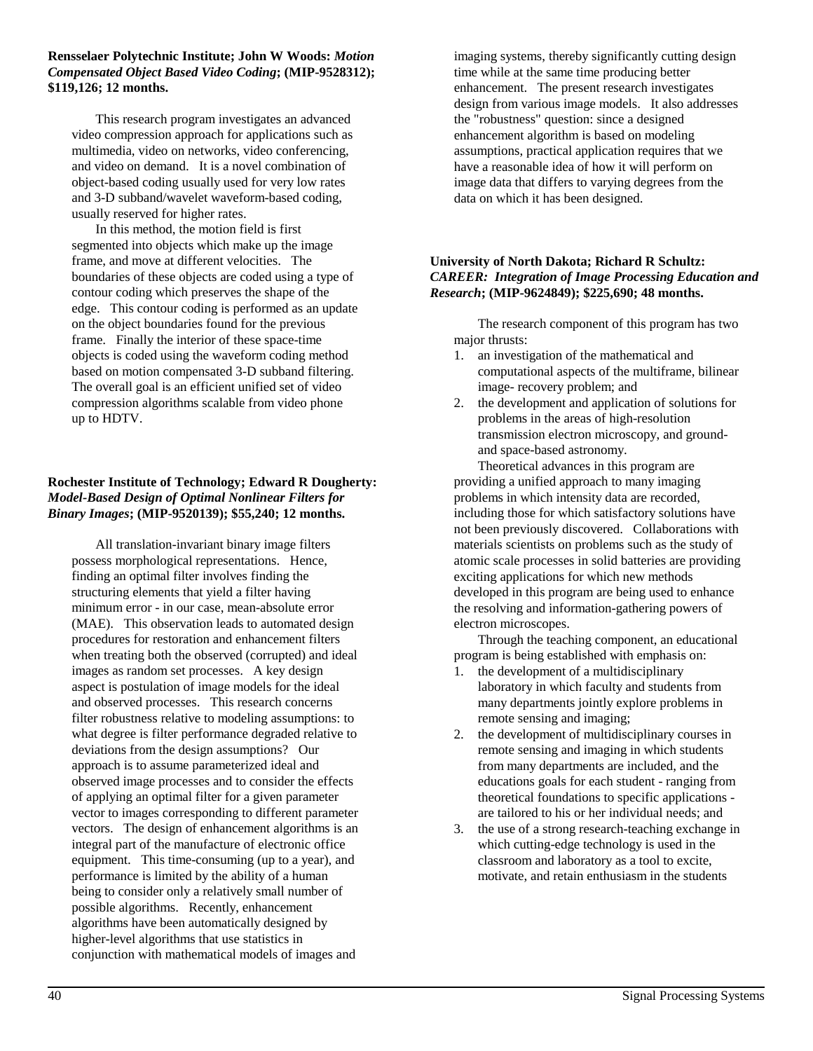**Rensselaer Polytechnic Institute; John W Woods:** ***Motion Compensated Object Based Video Coding*****; (MIP-9528312); $119,126; 12 months.**

This research program investigates an advanced video compression approach for applications such as multimedia, video on networks, video conferencing, and video on demand. It is a novel combination of object-based coding usually used for very low rates and 3-D subband/wavelet waveform-based coding, usually reserved for higher rates.

In this method, the motion field is first segmented into objects which make up the image frame, and move at different velocities. The boundaries of these objects are coded using a type of contour coding which preserves the shape of the edge. This contour coding is performed as an update on the object boundaries found for the previous frame. Finally the interior of these space-time objects is coded using the waveform coding method based on motion compensated 3-D subband filtering. The overall goal is an efficient unified set of video compression algorithms scalable from video phone up to HDTV.

**Rochester Institute of Technology; Edward R Dougherty:** ***Model-Based Design of Optimal Nonlinear Filters for Binary Images*****; (MIP-9520139); $55,240; 12 months.**

All translation-invariant binary image filters possess morphological representations. Hence, finding an optimal filter involves finding the structuring elements that yield a filter having minimum error - in our case, mean-absolute error (MAE). This observation leads to automated design procedures for restoration and enhancement filters when treating both the observed (corrupted) and ideal images as random set processes. A key design aspect is postulation of image models for the ideal and observed processes. This research concerns filter robustness relative to modeling assumptions: to what degree is filter performance degraded relative to deviations from the design assumptions? Our approach is to assume parameterized ideal and observed image processes and to consider the effects of applying an optimal filter for a given parameter vector to images corresponding to different parameter vectors. The design of enhancement algorithms is an integral part of the manufacture of electronic office equipment. This time-consuming (up to a year), and performance is limited by the ability of a human being to consider only a relatively small number of possible algorithms. Recently, enhancement algorithms have been automatically designed by higher-level algorithms that use statistics in conjunction with mathematical models of images and imaging systems, thereby significantly cutting design time while at the same time producing better enhancement. The present research investigates design from various image models. It also addresses the "robustness" question: since a designed enhancement algorithm is based on modeling assumptions, practical application requires that we have a reasonable idea of how it will perform on image data that differs to varying degrees from the data on which it has been designed.

**University of North Dakota; Richard R Schultz:** ***CAREER: Integration of Image Processing Education and Research*****; (MIP-9624849); $225,690; 48 months.**

The research component of this program has two major thrusts:

1. an investigation of the mathematical and computational aspects of the multiframe, bilinear image- recovery problem; and
2. the development and application of solutions for problems in the areas of high-resolution transmission electron microscopy, and ground- and space-based astronomy.

Theoretical advances in this program are providing a unified approach to many imaging problems in which intensity data are recorded, including those for which satisfactory solutions have not been previously discovered. Collaborations with materials scientists on problems such as the study of atomic scale processes in solid batteries are providing exciting applications for which new methods developed in this program are being used to enhance the resolving and information-gathering powers of electron microscopes.

Through the teaching component, an educational program is being established with emphasis on:

1. the development of a multidisciplinary laboratory in which faculty and students from many departments jointly explore problems in remote sensing and imaging;
2. the development of multidisciplinary courses in remote sensing and imaging in which students from many departments are included, and the educations goals for each student - ranging from theoretical foundations to specific applications - are tailored to his or her individual needs; and
3. the use of a strong research-teaching exchange in which cutting-edge technology is used in the classroom and laboratory as a tool to excite, motivate, and retain enthusiasm in the students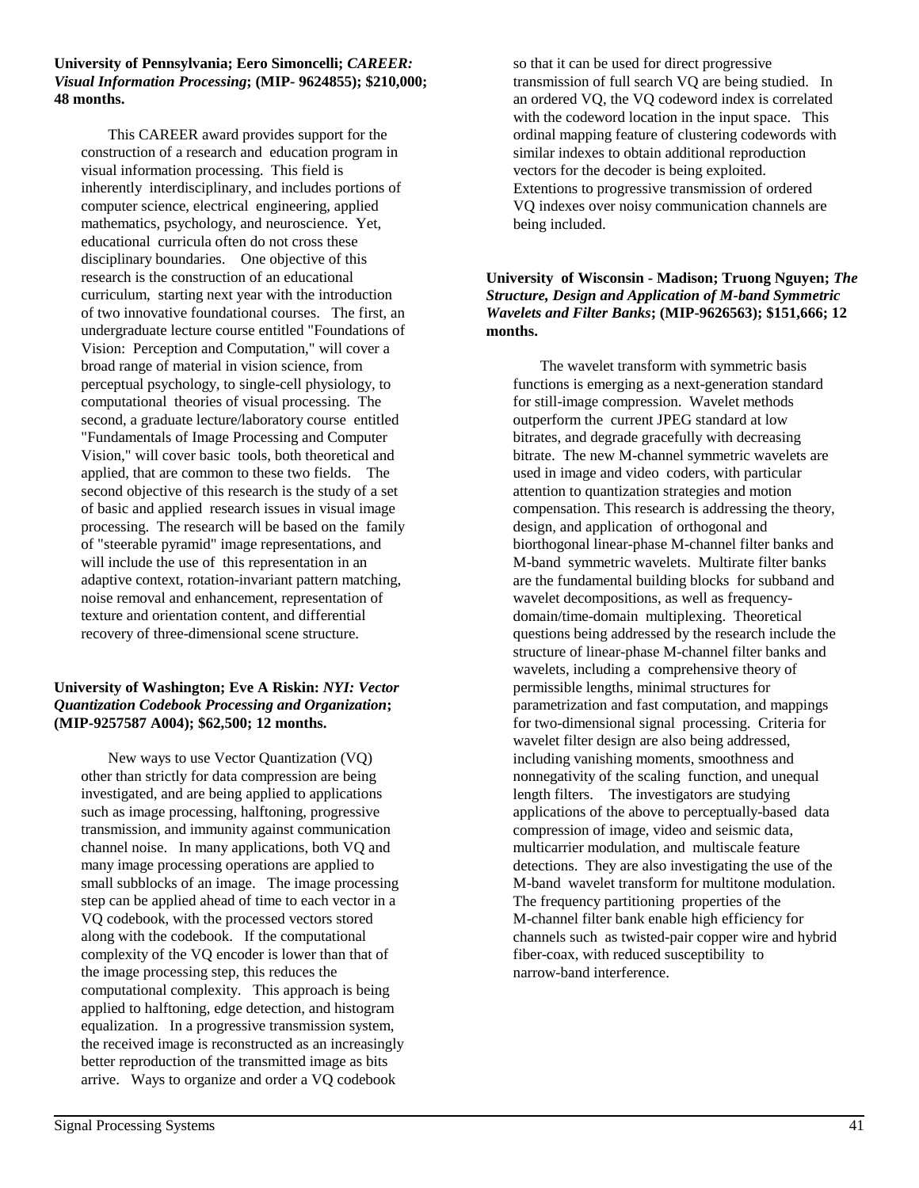**University of Pennsylvania; Eero Simoncelli; *CAREER: Visual Information Processing*; (MIP- 9624855); $210,000; 48 months.**

This CAREER award provides support for the construction of a research and education program in visual information processing. This field is inherently interdisciplinary, and includes portions of computer science, electrical engineering, applied mathematics, psychology, and neuroscience. Yet, educational curricula often do not cross these disciplinary boundaries. One objective of this research is the construction of an educational curriculum, starting next year with the introduction of two innovative foundational courses. The first, an undergraduate lecture course entitled "Foundations of Vision: Perception and Computation," will cover a broad range of material in vision science, from perceptual psychology, to single-cell physiology, to computational theories of visual processing. The second, a graduate lecture/laboratory course entitled "Fundamentals of Image Processing and Computer Vision," will cover basic tools, both theoretical and applied, that are common to these two fields. The second objective of this research is the study of a set of basic and applied research issues in visual image processing. The research will be based on the family of "steerable pyramid" image representations, and will include the use of this representation in an adaptive context, rotation-invariant pattern matching, noise removal and enhancement, representation of texture and orientation content, and differential recovery of three-dimensional scene structure.

**University of Washington; Eve A Riskin: *NYI: Vector Quantization Codebook Processing and Organization*; (MIP-9257587 A004); $62,500; 12 months.**

New ways to use Vector Quantization (VQ) other than strictly for data compression are being investigated, and are being applied to applications such as image processing, halftoning, progressive transmission, and immunity against communication channel noise. In many applications, both VQ and many image processing operations are applied to small subblocks of an image. The image processing step can be applied ahead of time to each vector in a VQ codebook, with the processed vectors stored along with the codebook. If the computational complexity of the VQ encoder is lower than that of the image processing step, this reduces the computational complexity. This approach is being applied to halftoning, edge detection, and histogram equalization. In a progressive transmission system, the received image is reconstructed as an increasingly better reproduction of the transmitted image as bits arrive. Ways to organize and order a VQ codebook so that it can be used for direct progressive transmission of full search VQ are being studied. In an ordered VQ, the VQ codeword index is correlated with the codeword location in the input space. This ordinal mapping feature of clustering codewords with similar indexes to obtain additional reproduction vectors for the decoder is being exploited. Extentions to progressive transmission of ordered VQ indexes over noisy communication channels are being included.

**University of Wisconsin - Madison; Truong Nguyen; *The Structure, Design and Application of M-band Symmetric Wavelets and Filter Banks*; (MIP-9626563); $151,666; 12 months.**

The wavelet transform with symmetric basis functions is emerging as a next-generation standard for still-image compression. Wavelet methods outperform the current JPEG standard at low bitrates, and degrade gracefully with decreasing bitrate. The new M-channel symmetric wavelets are used in image and video coders, with particular attention to quantization strategies and motion compensation. This research is addressing the theory, design, and application of orthogonal and biorthogonal linear-phase M-channel filter banks and M-band symmetric wavelets. Multirate filter banks are the fundamental building blocks for subband and wavelet decompositions, as well as frequency-domain/time-domain multiplexing. Theoretical questions being addressed by the research include the structure of linear-phase M-channel filter banks and wavelets, including a comprehensive theory of permissible lengths, minimal structures for parametrization and fast computation, and mappings for two-dimensional signal processing. Criteria for wavelet filter design are also being addressed, including vanishing moments, smoothness and nonnegativity of the scaling function, and unequal length filters. The investigators are studying applications of the above to perceptually-based data compression of image, video and seismic data, multicarrier modulation, and multiscale feature detections. They are also investigating the use of the M-band wavelet transform for multitone modulation. The frequency partitioning properties of the M-channel filter bank enable high efficiency for channels such as twisted-pair copper wire and hybrid fiber-coax, with reduced susceptibility to narrow-band interference.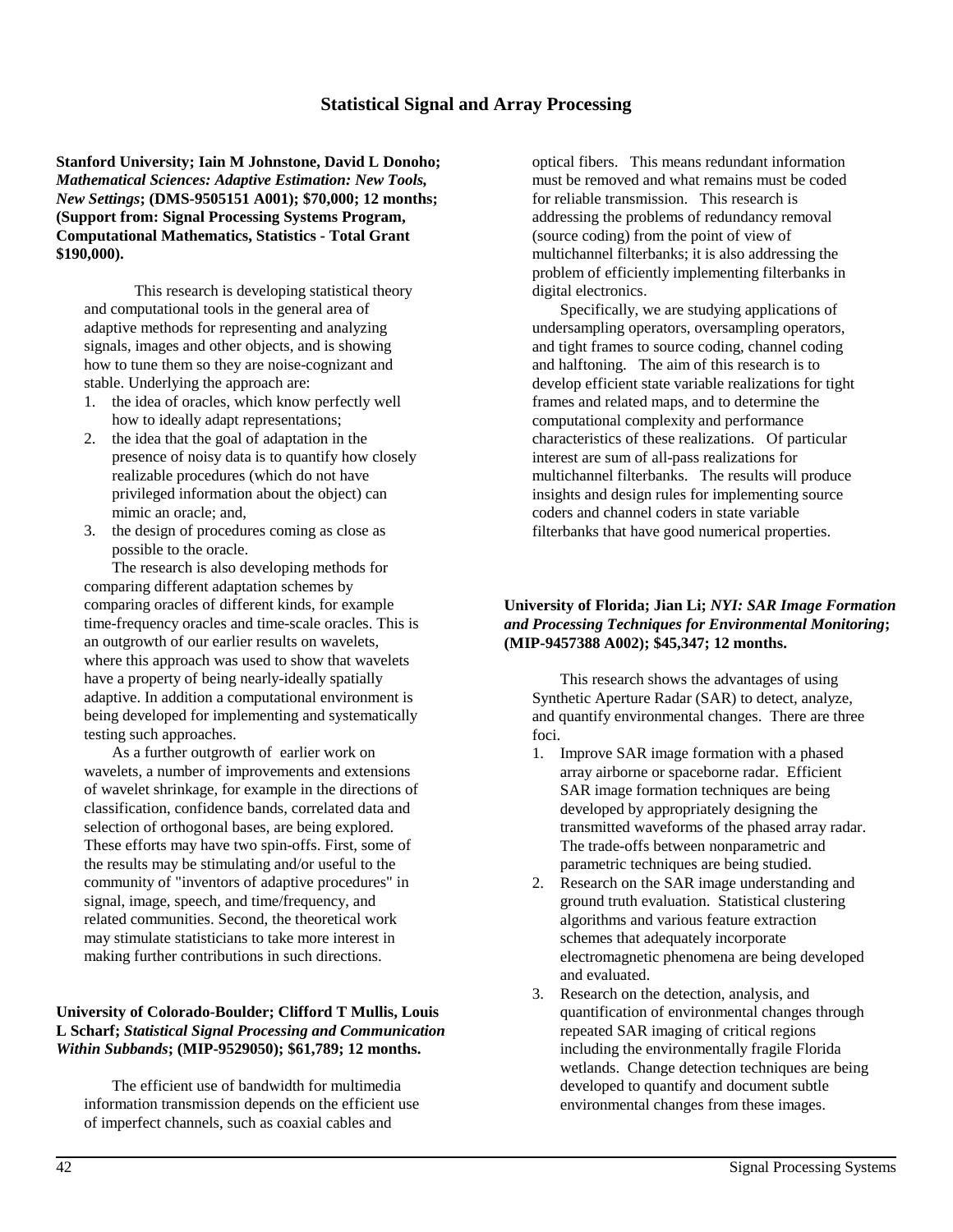# Statistical Signal and Array Processing

**Stanford University; Iain M Johnstone, David L Donoho;** ***Mathematical Sciences: Adaptive Estimation: New Tools, New Settings*****; (DMS-9505151 A001); $70,000; 12 months; (Support from: Signal Processing Systems Program, Computational Mathematics, Statistics - Total Grant $190,000).**

This research is developing statistical theory and computational tools in the general area of adaptive methods for representing and analyzing signals, images and other objects, and is showing how to tune them so they are noise-cognizant and stable. Underlying the approach are:

1. the idea of oracles, which know perfectly well how to ideally adapt representations;
2. the idea that the goal of adaptation in the presence of noisy data is to quantify how closely realizable procedures (which do not have privileged information about the object) can mimic an oracle; and,
3. the design of procedures coming as close as possible to the oracle.

The research is also developing methods for comparing different adaptation schemes by comparing oracles of different kinds, for example time-frequency oracles and time-scale oracles. This is an outgrowth of our earlier results on wavelets, where this approach was used to show that wavelets have a property of being nearly-ideally spatially adaptive. In addition a computational environment is being developed for implementing and systematically testing such approaches.

As a further outgrowth of earlier work on wavelets, a number of improvements and extensions of wavelet shrinkage, for example in the directions of classification, confidence bands, correlated data and selection of orthogonal bases, are being explored. These efforts may have two spin-offs. First, some of the results may be stimulating and/or useful to the community of "inventors of adaptive procedures" in signal, image, speech, and time/frequency, and related communities. Second, the theoretical work may stimulate statisticians to take more interest in making further contributions in such directions.

**University of Colorado-Boulder; Clifford T Mullis, Louis L Scharf;** ***Statistical Signal Processing and Communication Within Subbands*****; (MIP-9529050); $61,789; 12 months.**

The efficient use of bandwidth for multimedia information transmission depends on the efficient use of imperfect channels, such as coaxial cables and optical fibers. This means redundant information must be removed and what remains must be coded for reliable transmission. This research is addressing the problems of redundancy removal (source coding) from the point of view of multichannel filterbanks; it is also addressing the problem of efficiently implementing filterbanks in digital electronics.

Specifically, we are studying applications of undersampling operators, oversampling operators, and tight frames to source coding, channel coding and halftoning. The aim of this research is to develop efficient state variable realizations for tight frames and related maps, and to determine the computational complexity and performance characteristics of these realizations. Of particular interest are sum of all-pass realizations for multichannel filterbanks. The results will produce insights and design rules for implementing source coders and channel coders in state variable filterbanks that have good numerical properties.

**University of Florida; Jian Li;** ***NYI: SAR Image Formation and Processing Techniques for Environmental Monitoring*****; (MIP-9457388 A002); $45,347; 12 months.**

This research shows the advantages of using Synthetic Aperture Radar (SAR) to detect, analyze, and quantify environmental changes. There are three foci.

1. Improve SAR image formation with a phased array airborne or spaceborne radar. Efficient SAR image formation techniques are being developed by appropriately designing the transmitted waveforms of the phased array radar. The trade-offs between nonparametric and parametric techniques are being studied.
2. Research on the SAR image understanding and ground truth evaluation. Statistical clustering algorithms and various feature extraction schemes that adequately incorporate electromagnetic phenomena are being developed and evaluated.
3. Research on the detection, analysis, and quantification of environmental changes through repeated SAR imaging of critical regions including the environmentally fragile Florida wetlands. Change detection techniques are being developed to quantify and document subtle environmental changes from these images.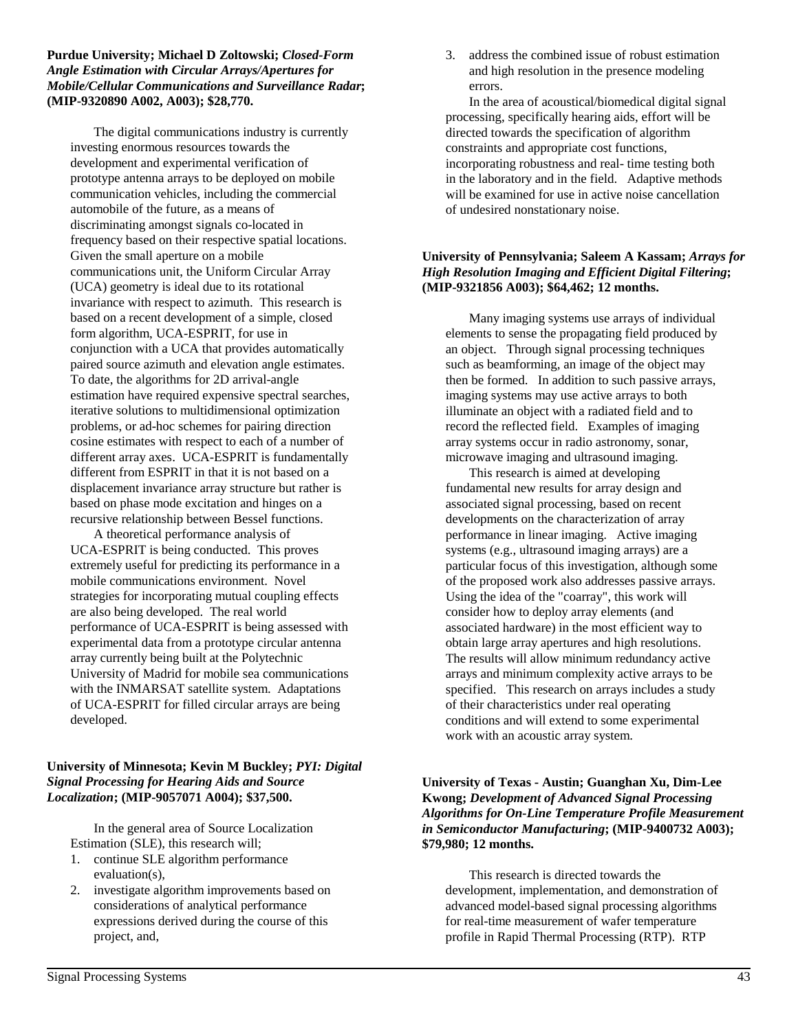**Purdue University; Michael D Zoltowski;** ***Closed-Form Angle Estimation with Circular Arrays/Apertures for Mobile/Cellular Communications and Surveillance Radar*****; (MIP-9320890 A002, A003); $28,770.**

The digital communications industry is currently investing enormous resources towards the development and experimental verification of prototype antenna arrays to be deployed on mobile communication vehicles, including the commercial automobile of the future, as a means of discriminating amongst signals co-located in frequency based on their respective spatial locations. Given the small aperture on a mobile communications unit, the Uniform Circular Array (UCA) geometry is ideal due to its rotational invariance with respect to azimuth. This research is based on a recent development of a simple, closed form algorithm, UCA-ESPRIT, for use in conjunction with a UCA that provides automatically paired source azimuth and elevation angle estimates. To date, the algorithms for 2D arrival-angle estimation have required expensive spectral searches, iterative solutions to multidimensional optimization problems, or ad-hoc schemes for pairing direction cosine estimates with respect to each of a number of different array axes. UCA-ESPRIT is fundamentally different from ESPRIT in that it is not based on a displacement invariance array structure but rather is based on phase mode excitation and hinges on a recursive relationship between Bessel functions.

A theoretical performance analysis of UCA-ESPRIT is being conducted. This proves extremely useful for predicting its performance in a mobile communications environment. Novel strategies for incorporating mutual coupling effects are also being developed. The real world performance of UCA-ESPRIT is being assessed with experimental data from a prototype circular antenna array currently being built at the Polytechnic University of Madrid for mobile sea communications with the INMARSAT satellite system. Adaptations of UCA-ESPRIT for filled circular arrays are being developed.

**University of Minnesota; Kevin M Buckley;** ***PYI: Digital Signal Processing for Hearing Aids and Source Localization*****; (MIP-9057071 A004); $37,500.**

In the general area of Source Localization Estimation (SLE), this research will;

1. continue SLE algorithm performance evaluation(s),
2. investigate algorithm improvements based on considerations of analytical performance expressions derived during the course of this project, and,
3. address the combined issue of robust estimation and high resolution in the presence modeling errors.

In the area of acoustical/biomedical digital signal processing, specifically hearing aids, effort will be directed towards the specification of algorithm constraints and appropriate cost functions, incorporating robustness and real- time testing both in the laboratory and in the field. Adaptive methods will be examined for use in active noise cancellation of undesired nonstationary noise.

**University of Pennsylvania; Saleem A Kassam;** ***Arrays for High Resolution Imaging and Efficient Digital Filtering*****; (MIP-9321856 A003); $64,462; 12 months.**

Many imaging systems use arrays of individual elements to sense the propagating field produced by an object. Through signal processing techniques such as beamforming, an image of the object may then be formed. In addition to such passive arrays, imaging systems may use active arrays to both illuminate an object with a radiated field and to record the reflected field. Examples of imaging array systems occur in radio astronomy, sonar, microwave imaging and ultrasound imaging.

This research is aimed at developing fundamental new results for array design and associated signal processing, based on recent developments on the characterization of array performance in linear imaging. Active imaging systems (e.g., ultrasound imaging arrays) are a particular focus of this investigation, although some of the proposed work also addresses passive arrays. Using the idea of the "coarray", this work will consider how to deploy array elements (and associated hardware) in the most efficient way to obtain large array apertures and high resolutions. The results will allow minimum redundancy active arrays and minimum complexity active arrays to be specified. This research on arrays includes a study of their characteristics under real operating conditions and will extend to some experimental work with an acoustic array system.

**University of Texas - Austin; Guanghan Xu, Dim-Lee Kwong;** ***Development of Advanced Signal Processing Algorithms for On-Line Temperature Profile Measurement in Semiconductor Manufacturing*****; (MIP-9400732 A003); $79,980; 12 months.**

This research is directed towards the development, implementation, and demonstration of advanced model-based signal processing algorithms for real-time measurement of wafer temperature profile in Rapid Thermal Processing (RTP). RTP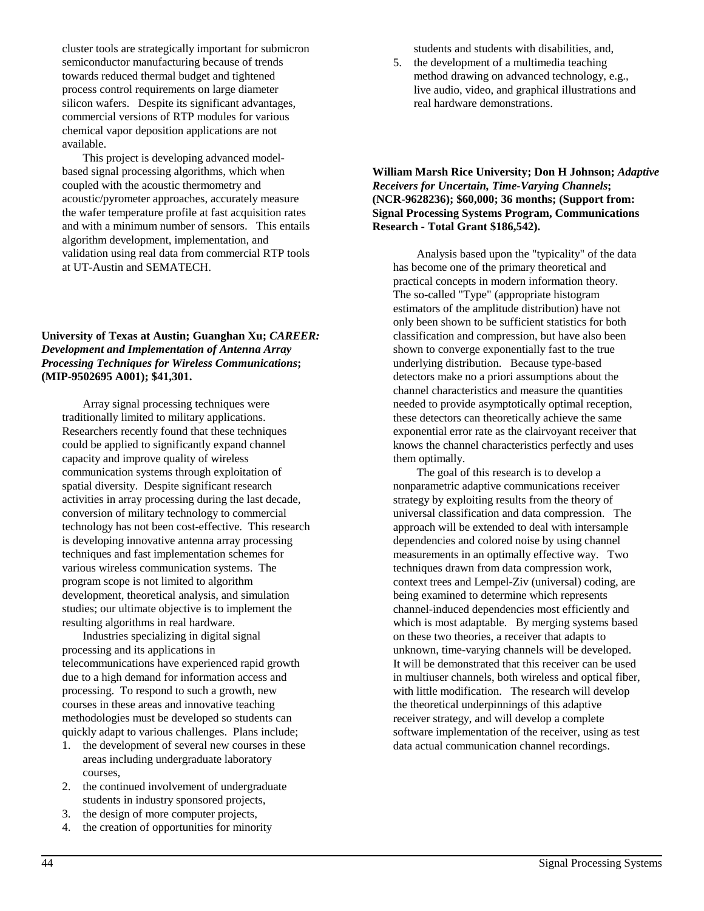cluster tools are strategically important for submicron semiconductor manufacturing because of trends towards reduced thermal budget and tightened process control requirements on large diameter silicon wafers. Despite its significant advantages, commercial versions of RTP modules for various chemical vapor deposition applications are not available.

This project is developing advanced model-based signal processing algorithms, which when coupled with the acoustic thermometry and acoustic/pyrometer approaches, accurately measure the wafer temperature profile at fast acquisition rates and with a minimum number of sensors. This entails algorithm development, implementation, and validation using real data from commercial RTP tools at UT-Austin and SEMATECH.

**University of Texas at Austin; Guanghan Xu; *CAREER: Development and Implementation of Antenna Array Processing Techniques for Wireless Communications*; (MIP-9502695 A001); $41,301.**

Array signal processing techniques were traditionally limited to military applications. Researchers recently found that these techniques could be applied to significantly expand channel capacity and improve quality of wireless communication systems through exploitation of spatial diversity. Despite significant research activities in array processing during the last decade, conversion of military technology to commercial technology has not been cost-effective. This research is developing innovative antenna array processing techniques and fast implementation schemes for various wireless communication systems. The program scope is not limited to algorithm development, theoretical analysis, and simulation studies; our ultimate objective is to implement the resulting algorithms in real hardware.

Industries specializing in digital signal processing and its applications in telecommunications have experienced rapid growth due to a high demand for information access and processing. To respond to such a growth, new courses in these areas and innovative teaching methodologies must be developed so students can quickly adapt to various challenges. Plans include;

1. the development of several new courses in these areas including undergraduate laboratory courses,
2. the continued involvement of undergraduate students in industry sponsored projects,
3. the design of more computer projects,
4. the creation of opportunities for minority students and students with disabilities, and,
5. the development of a multimedia teaching method drawing on advanced technology, e.g., live audio, video, and graphical illustrations and real hardware demonstrations.

**William Marsh Rice University; Don H Johnson; *Adaptive Receivers for Uncertain, Time-Varying Channels*; (NCR-9628236); $60,000; 36 months; (Support from: Signal Processing Systems Program, Communications Research - Total Grant $186,542).**

Analysis based upon the "typicality" of the data has become one of the primary theoretical and practical concepts in modern information theory. The so-called "Type" (appropriate histogram estimators of the amplitude distribution) have not only been shown to be sufficient statistics for both classification and compression, but have also been shown to converge exponentially fast to the true underlying distribution. Because type-based detectors make no a priori assumptions about the channel characteristics and measure the quantities needed to provide asymptotically optimal reception, these detectors can theoretically achieve the same exponential error rate as the clairvoyant receiver that knows the channel characteristics perfectly and uses them optimally.

The goal of this research is to develop a nonparametric adaptive communications receiver strategy by exploiting results from the theory of universal classification and data compression. The approach will be extended to deal with intersample dependencies and colored noise by using channel measurements in an optimally effective way. Two techniques drawn from data compression work, context trees and Lempel-Ziv (universal) coding, are being examined to determine which represents channel-induced dependencies most efficiently and which is most adaptable. By merging systems based on these two theories, a receiver that adapts to unknown, time-varying channels will be developed. It will be demonstrated that this receiver can be used in multiuser channels, both wireless and optical fiber, with little modification. The research will develop the theoretical underpinnings of this adaptive receiver strategy, and will develop a complete software implementation of the receiver, using as test data actual communication channel recordings.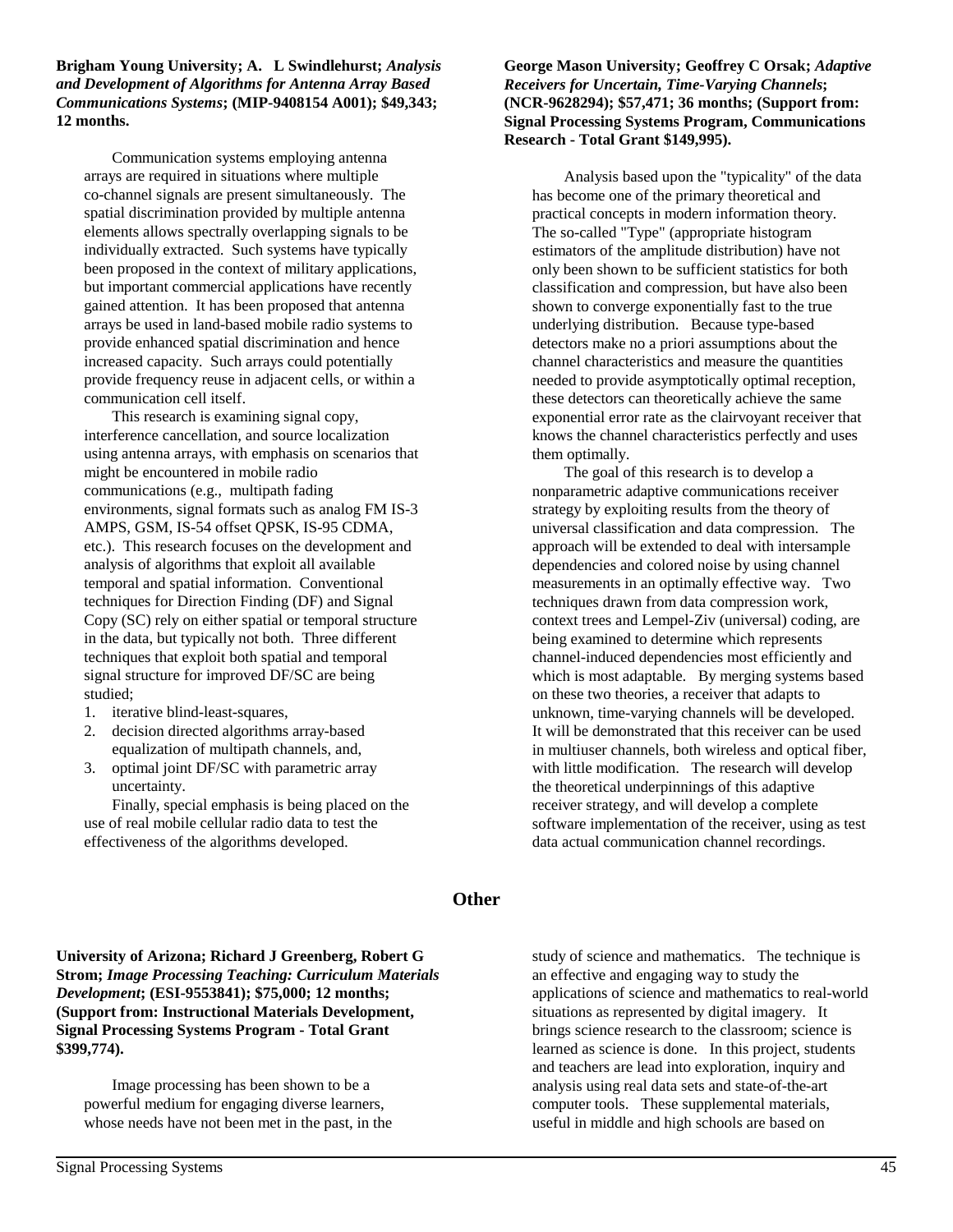**Brigham Young University; A. L Swindlehurst; *Analysis and Development of Algorithms for Antenna Array Based Communications Systems*; (MIP-9408154 A001); $49,343; 12 months.**

Communication systems employing antenna arrays are required in situations where multiple co-channel signals are present simultaneously. The spatial discrimination provided by multiple antenna elements allows spectrally overlapping signals to be individually extracted. Such systems have typically been proposed in the context of military applications, but important commercial applications have recently gained attention. It has been proposed that antenna arrays be used in land-based mobile radio systems to provide enhanced spatial discrimination and hence increased capacity. Such arrays could potentially provide frequency reuse in adjacent cells, or within a communication cell itself.

This research is examining signal copy, interference cancellation, and source localization using antenna arrays, with emphasis on scenarios that might be encountered in mobile radio communications (e.g., multipath fading environments, signal formats such as analog FM IS-3 AMPS, GSM, IS-54 offset QPSK, IS-95 CDMA, etc.). This research focuses on the development and analysis of algorithms that exploit all available temporal and spatial information. Conventional techniques for Direction Finding (DF) and Signal Copy (SC) rely on either spatial or temporal structure in the data, but typically not both. Three different techniques that exploit both spatial and temporal signal structure for improved DF/SC are being studied;

1. iterative blind-least-squares,
2. decision directed algorithms array-based equalization of multipath channels, and,
3. optimal joint DF/SC with parametric array uncertainty.

Finally, special emphasis is being placed on the use of real mobile cellular radio data to test the effectiveness of the algorithms developed.

**George Mason University; Geoffrey C Orsak; *Adaptive Receivers for Uncertain, Time-Varying Channels*; (NCR-9628294); $57,471; 36 months; (Support from: Signal Processing Systems Program, Communications Research - Total Grant $149,995).**

Analysis based upon the "typicality" of the data has become one of the primary theoretical and practical concepts in modern information theory. The so-called "Type" (appropriate histogram estimators of the amplitude distribution) have not only been shown to be sufficient statistics for both classification and compression, but have also been shown to converge exponentially fast to the true underlying distribution. Because type-based detectors make no a priori assumptions about the channel characteristics and measure the quantities needed to provide asymptotically optimal reception, these detectors can theoretically achieve the same exponential error rate as the clairvoyant receiver that knows the channel characteristics perfectly and uses them optimally.

The goal of this research is to develop a nonparametric adaptive communications receiver strategy by exploiting results from the theory of universal classification and data compression. The approach will be extended to deal with intersample dependencies and colored noise by using channel measurements in an optimally effective way. Two techniques drawn from data compression work, context trees and Lempel-Ziv (universal) coding, are being examined to determine which represents channel-induced dependencies most efficiently and which is most adaptable. By merging systems based on these two theories, a receiver that adapts to unknown, time-varying channels will be developed. It will be demonstrated that this receiver can be used in multiuser channels, both wireless and optical fiber, with little modification. The research will develop the theoretical underpinnings of this adaptive receiver strategy, and will develop a complete software implementation of the receiver, using as test data actual communication channel recordings.

## Other

**University of Arizona; Richard J Greenberg, Robert G Strom; *Image Processing Teaching: Curriculum Materials Development*; (ESI-9553841); $75,000; 12 months; (Support from: Instructional Materials Development, Signal Processing Systems Program - Total Grant $399,774).**

Image processing has been shown to be a powerful medium for engaging diverse learners, whose needs have not been met in the past, in the study of science and mathematics. The technique is an effective and engaging way to study the applications of science and mathematics to real-world situations as represented by digital imagery. It brings science research to the classroom; science is learned as science is done. In this project, students and teachers are lead into exploration, inquiry and analysis using real data sets and state-of-the-art computer tools. These supplemental materials, useful in middle and high schools are based on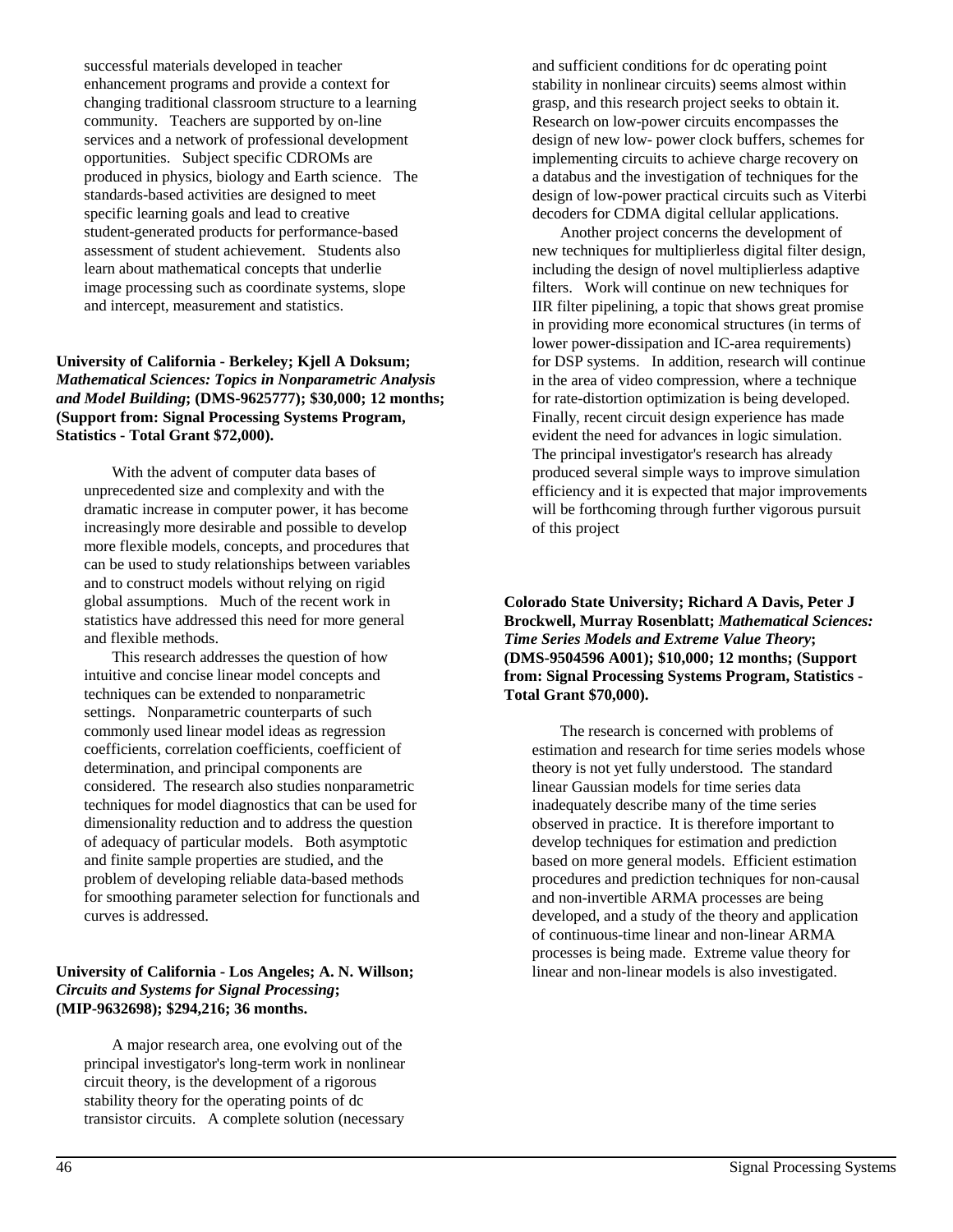successful materials developed in teacher enhancement programs and provide a context for changing traditional classroom structure to a learning community. Teachers are supported by on-line services and a network of professional development opportunities. Subject specific CDROMs are produced in physics, biology and Earth science. The standards-based activities are designed to meet specific learning goals and lead to creative student-generated products for performance-based assessment of student achievement. Students also learn about mathematical concepts that underlie image processing such as coordinate systems, slope and intercept, measurement and statistics.

**University of California - Berkeley; Kjell A Doksum;** ***Mathematical Sciences: Topics in Nonparametric Analysis and Model Building*****; (DMS-9625777); $30,000; 12 months; (Support from: Signal Processing Systems Program, Statistics - Total Grant $72,000).**

With the advent of computer data bases of unprecedented size and complexity and with the dramatic increase in computer power, it has become increasingly more desirable and possible to develop more flexible models, concepts, and procedures that can be used to study relationships between variables and to construct models without relying on rigid global assumptions. Much of the recent work in statistics have addressed this need for more general and flexible methods.

This research addresses the question of how intuitive and concise linear model concepts and techniques can be extended to nonparametric settings. Nonparametric counterparts of such commonly used linear model ideas as regression coefficients, correlation coefficients, coefficient of determination, and principal components are considered. The research also studies nonparametric techniques for model diagnostics that can be used for dimensionality reduction and to address the question of adequacy of particular models. Both asymptotic and finite sample properties are studied, and the problem of developing reliable data-based methods for smoothing parameter selection for functionals and curves is addressed.

**University of California - Los Angeles; A. N. Willson;** ***Circuits and Systems for Signal Processing*****; (MIP-9632698); $294,216; 36 months.**

A major research area, one evolving out of the principal investigator's long-term work in nonlinear circuit theory, is the development of a rigorous stability theory for the operating points of dc transistor circuits. A complete solution (necessary and sufficient conditions for dc operating point stability in nonlinear circuits) seems almost within grasp, and this research project seeks to obtain it. Research on low-power circuits encompasses the design of new low- power clock buffers, schemes for implementing circuits to achieve charge recovery on a databus and the investigation of techniques for the design of low-power practical circuits such as Viterbi decoders for CDMA digital cellular applications.

Another project concerns the development of new techniques for multiplierless digital filter design, including the design of novel multiplierless adaptive filters. Work will continue on new techniques for IIR filter pipelining, a topic that shows great promise in providing more economical structures (in terms of lower power-dissipation and IC-area requirements) for DSP systems. In addition, research will continue in the area of video compression, where a technique for rate-distortion optimization is being developed. Finally, recent circuit design experience has made evident the need for advances in logic simulation. The principal investigator's research has already produced several simple ways to improve simulation efficiency and it is expected that major improvements will be forthcoming through further vigorous pursuit of this project

**Colorado State University; Richard A Davis, Peter J Brockwell, Murray Rosenblatt;** ***Mathematical Sciences: Time Series Models and Extreme Value Theory*****; (DMS-9504596 A001); $10,000; 12 months; (Support from: Signal Processing Systems Program, Statistics - Total Grant $70,000).**

The research is concerned with problems of estimation and research for time series models whose theory is not yet fully understood. The standard linear Gaussian models for time series data inadequately describe many of the time series observed in practice. It is therefore important to develop techniques for estimation and prediction based on more general models. Efficient estimation procedures and prediction techniques for non-causal and non-invertible ARMA processes are being developed, and a study of the theory and application of continuous-time linear and non-linear ARMA processes is being made. Extreme value theory for linear and non-linear models is also investigated.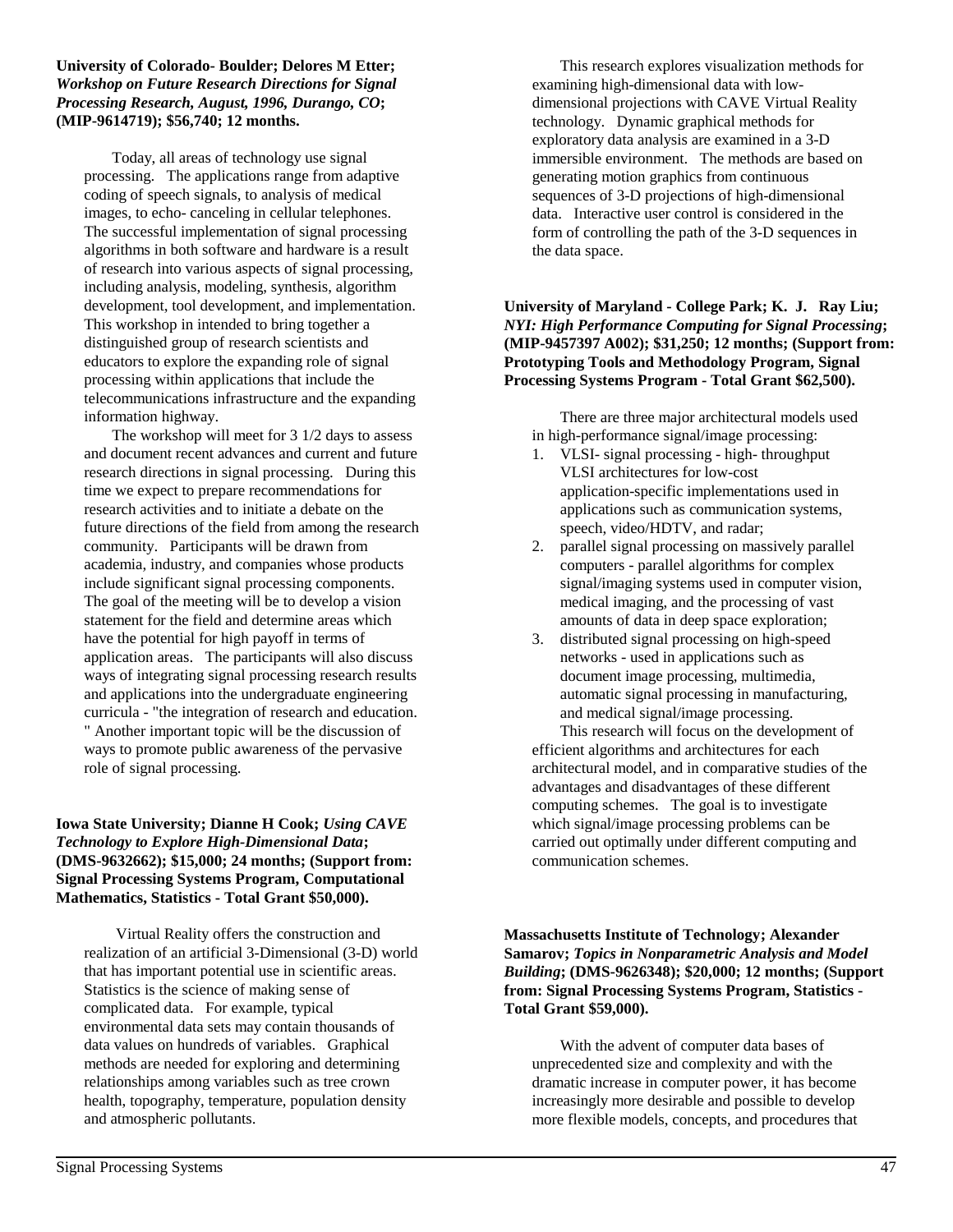**University of Colorado- Boulder; Delores M Etter;** ***Workshop on Future Research Directions for Signal Processing Research, August, 1996, Durango, CO*****; (MIP-9614719); $56,740; 12 months.**

Today, all areas of technology use signal processing. The applications range from adaptive coding of speech signals, to analysis of medical images, to echo- canceling in cellular telephones. The successful implementation of signal processing algorithms in both software and hardware is a result of research into various aspects of signal processing, including analysis, modeling, synthesis, algorithm development, tool development, and implementation. This workshop in intended to bring together a distinguished group of research scientists and educators to explore the expanding role of signal processing within applications that include the telecommunications infrastructure and the expanding information highway.

The workshop will meet for 3 1/2 days to assess and document recent advances and current and future research directions in signal processing. During this time we expect to prepare recommendations for research activities and to initiate a debate on the future directions of the field from among the research community. Participants will be drawn from academia, industry, and companies whose products include significant signal processing components. The goal of the meeting will be to develop a vision statement for the field and determine areas which have the potential for high payoff in terms of application areas. The participants will also discuss ways of integrating signal processing research results and applications into the undergraduate engineering curricula - "the integration of research and education. " Another important topic will be the discussion of ways to promote public awareness of the pervasive role of signal processing.

**Iowa State University; Dianne H Cook;** ***Using CAVE Technology to Explore High-Dimensional Data*****; (DMS-9632662); $15,000; 24 months; (Support from: Signal Processing Systems Program, Computational Mathematics, Statistics - Total Grant $50,000).**

Virtual Reality offers the construction and realization of an artificial 3-Dimensional (3-D) world that has important potential use in scientific areas. Statistics is the science of making sense of complicated data. For example, typical environmental data sets may contain thousands of data values on hundreds of variables. Graphical methods are needed for exploring and determining relationships among variables such as tree crown health, topography, temperature, population density and atmospheric pollutants.

This research explores visualization methods for examining high-dimensional data with low-dimensional projections with CAVE Virtual Reality technology. Dynamic graphical methods for exploratory data analysis are examined in a 3-D immersible environment. The methods are based on generating motion graphics from continuous sequences of 3-D projections of high-dimensional data. Interactive user control is considered in the form of controlling the path of the 3-D sequences in the data space.

**University of Maryland - College Park; K. J. Ray Liu;** ***NYI: High Performance Computing for Signal Processing*****; (MIP-9457397 A002); $31,250; 12 months; (Support from: Prototyping Tools and Methodology Program, Signal Processing Systems Program - Total Grant $62,500).**

There are three major architectural models used in high-performance signal/image processing:

1. VLSI- signal processing - high- throughput VLSI architectures for low-cost application-specific implementations used in applications such as communication systems, speech, video/HDTV, and radar;
2. parallel signal processing on massively parallel computers - parallel algorithms for complex signal/imaging systems used in computer vision, medical imaging, and the processing of vast amounts of data in deep space exploration;
3. distributed signal processing on high-speed networks - used in applications such as document image processing, multimedia, automatic signal processing in manufacturing, and medical signal/image processing.

This research will focus on the development of efficient algorithms and architectures for each architectural model, and in comparative studies of the advantages and disadvantages of these different computing schemes. The goal is to investigate which signal/image processing problems can be carried out optimally under different computing and communication schemes.

**Massachusetts Institute of Technology; Alexander Samarov;** ***Topics in Nonparametric Analysis and Model Building*****; (DMS-9626348); $20,000; 12 months; (Support from: Signal Processing Systems Program, Statistics - Total Grant $59,000).**

With the advent of computer data bases of unprecedented size and complexity and with the dramatic increase in computer power, it has become increasingly more desirable and possible to develop more flexible models, concepts, and procedures that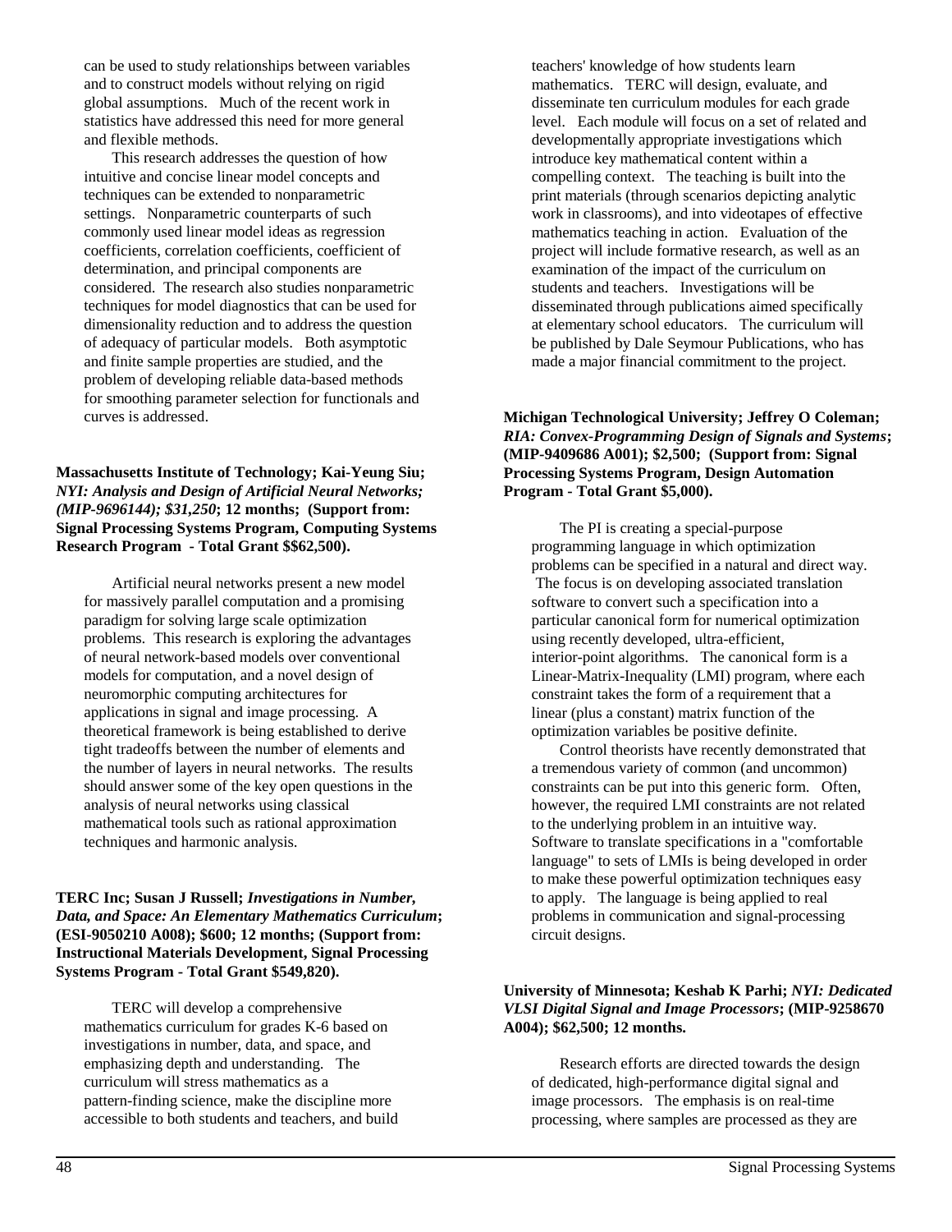can be used to study relationships between variables and to construct models without relying on rigid global assumptions. Much of the recent work in statistics have addressed this need for more general and flexible methods.

This research addresses the question of how intuitive and concise linear model concepts and techniques can be extended to nonparametric settings. Nonparametric counterparts of such commonly used linear model ideas as regression coefficients, correlation coefficients, coefficient of determination, and principal components are considered. The research also studies nonparametric techniques for model diagnostics that can be used for dimensionality reduction and to address the question of adequacy of particular models. Both asymptotic and finite sample properties are studied, and the problem of developing reliable data-based methods for smoothing parameter selection for functionals and curves is addressed.

**Massachusetts Institute of Technology; Kai-Yeung Siu; *NYI: Analysis and Design of Artificial Neural Networks; (MIP-9696144); $31,250*; 12 months; (Support from: Signal Processing Systems Program, Computing Systems Research Program - Total Grant $$62,500).**

Artificial neural networks present a new model for massively parallel computation and a promising paradigm for solving large scale optimization problems. This research is exploring the advantages of neural network-based models over conventional models for computation, and a novel design of neuromorphic computing architectures for applications in signal and image processing. A theoretical framework is being established to derive tight tradeoffs between the number of elements and the number of layers in neural networks. The results should answer some of the key open questions in the analysis of neural networks using classical mathematical tools such as rational approximation techniques and harmonic analysis.

**TERC Inc; Susan J Russell; *Investigations in Number, Data, and Space: An Elementary Mathematics Curriculum*; (ESI-9050210 A008); $600; 12 months; (Support from: Instructional Materials Development, Signal Processing Systems Program - Total Grant $549,820).**

TERC will develop a comprehensive mathematics curriculum for grades K-6 based on investigations in number, data, and space, and emphasizing depth and understanding. The curriculum will stress mathematics as a pattern-finding science, make the discipline more accessible to both students and teachers, and build teachers' knowledge of how students learn mathematics. TERC will design, evaluate, and disseminate ten curriculum modules for each grade level. Each module will focus on a set of related and developmentally appropriate investigations which introduce key mathematical content within a compelling context. The teaching is built into the print materials (through scenarios depicting analytic work in classrooms), and into videotapes of effective mathematics teaching in action. Evaluation of the project will include formative research, as well as an examination of the impact of the curriculum on students and teachers. Investigations will be disseminated through publications aimed specifically at elementary school educators. The curriculum will be published by Dale Seymour Publications, who has made a major financial commitment to the project.

**Michigan Technological University; Jeffrey O Coleman; *RIA: Convex-Programming Design of Signals and Systems*; (MIP-9409686 A001); $2,500; (Support from: Signal Processing Systems Program, Design Automation Program - Total Grant $5,000).**

The PI is creating a special-purpose programming language in which optimization problems can be specified in a natural and direct way. The focus is on developing associated translation software to convert such a specification into a particular canonical form for numerical optimization using recently developed, ultra-efficient, interior-point algorithms. The canonical form is a Linear-Matrix-Inequality (LMI) program, where each constraint takes the form of a requirement that a linear (plus a constant) matrix function of the optimization variables be positive definite.

Control theorists have recently demonstrated that a tremendous variety of common (and uncommon) constraints can be put into this generic form. Often, however, the required LMI constraints are not related to the underlying problem in an intuitive way. Software to translate specifications in a "comfortable language" to sets of LMIs is being developed in order to make these powerful optimization techniques easy to apply. The language is being applied to real problems in communication and signal-processing circuit designs.

**University of Minnesota; Keshab K Parhi; *NYI: Dedicated VLSI Digital Signal and Image Processors*; (MIP-9258670 A004); $62,500; 12 months.**

Research efforts are directed towards the design of dedicated, high-performance digital signal and image processors. The emphasis is on real-time processing, where samples are processed as they are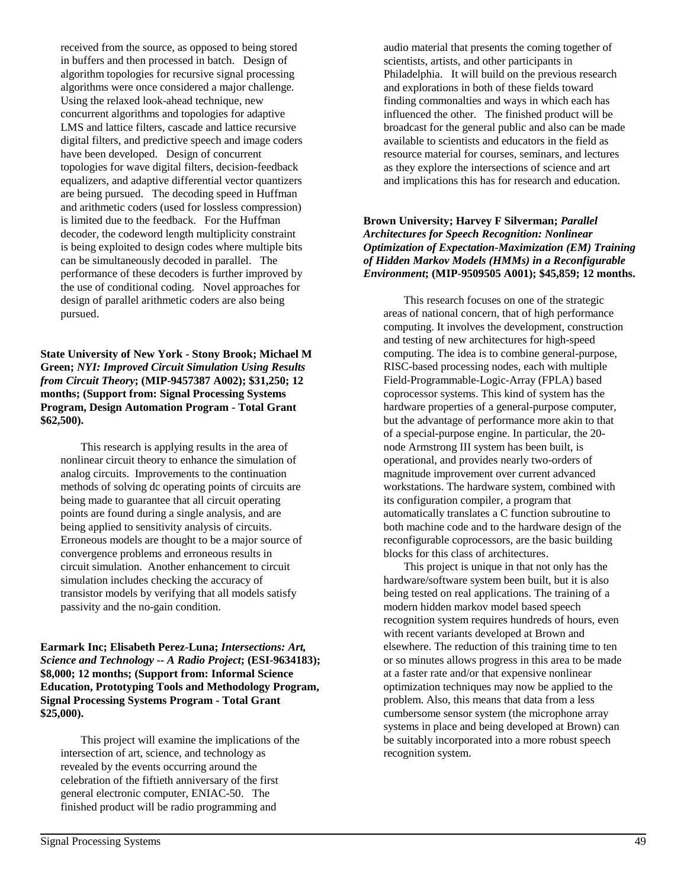received from the source, as opposed to being stored in buffers and then processed in batch. Design of algorithm topologies for recursive signal processing algorithms were once considered a major challenge. Using the relaxed look-ahead technique, new concurrent algorithms and topologies for adaptive LMS and lattice filters, cascade and lattice recursive digital filters, and predictive speech and image coders have been developed. Design of concurrent topologies for wave digital filters, decision-feedback equalizers, and adaptive differential vector quantizers are being pursued. The decoding speed in Huffman and arithmetic coders (used for lossless compression) is limited due to the feedback. For the Huffman decoder, the codeword length multiplicity constraint is being exploited to design codes where multiple bits can be simultaneously decoded in parallel. The performance of these decoders is further improved by the use of conditional coding. Novel approaches for design of parallel arithmetic coders are also being pursued.

**State University of New York - Stony Brook; Michael M Green; *NYI: Improved Circuit Simulation Using Results from Circuit Theory*; (MIP-9457387 A002); $31,250; 12 months; (Support from: Signal Processing Systems Program, Design Automation Program - Total Grant $62,500).**

This research is applying results in the area of nonlinear circuit theory to enhance the simulation of analog circuits. Improvements to the continuation methods of solving dc operating points of circuits are being made to guarantee that all circuit operating points are found during a single analysis, and are being applied to sensitivity analysis of circuits. Erroneous models are thought to be a major source of convergence problems and erroneous results in circuit simulation. Another enhancement to circuit simulation includes checking the accuracy of transistor models by verifying that all models satisfy passivity and the no-gain condition.

**Earmark Inc; Elisabeth Perez-Luna; *Intersections: Art, Science and Technology -- A Radio Project*; (ESI-9634183); $8,000; 12 months; (Support from: Informal Science Education, Prototyping Tools and Methodology Program, Signal Processing Systems Program - Total Grant $25,000).**

This project will examine the implications of the intersection of art, science, and technology as revealed by the events occurring around the celebration of the fiftieth anniversary of the first general electronic computer, ENIAC-50. The finished product will be radio programming and audio material that presents the coming together of scientists, artists, and other participants in Philadelphia. It will build on the previous research and explorations in both of these fields toward finding commonalties and ways in which each has influenced the other. The finished product will be broadcast for the general public and also can be made available to scientists and educators in the field as resource material for courses, seminars, and lectures as they explore the intersections of science and art and implications this has for research and education.

**Brown University; Harvey F Silverman; *Parallel Architectures for Speech Recognition: Nonlinear Optimization of Expectation-Maximization (EM) Training of Hidden Markov Models (HMMs) in a Reconfigurable Environment*; (MIP-9509505 A001); $45,859; 12 months.**

This research focuses on one of the strategic areas of national concern, that of high performance computing. It involves the development, construction and testing of new architectures for high-speed computing. The idea is to combine general-purpose, RISC-based processing nodes, each with multiple Field-Programmable-Logic-Array (FPLA) based coprocessor systems. This kind of system has the hardware properties of a general-purpose computer, but the advantage of performance more akin to that of a special-purpose engine. In particular, the 20-node Armstrong III system has been built, is operational, and provides nearly two-orders of magnitude improvement over current advanced workstations. The hardware system, combined with its configuration compiler, a program that automatically translates a C function subroutine to both machine code and to the hardware design of the reconfigurable coprocessors, are the basic building blocks for this class of architectures.

This project is unique in that not only has the hardware/software system been built, but it is also being tested on real applications. The training of a modern hidden markov model based speech recognition system requires hundreds of hours, even with recent variants developed at Brown and elsewhere. The reduction of this training time to ten or so minutes allows progress in this area to be made at a faster rate and/or that expensive nonlinear optimization techniques may now be applied to the problem. Also, this means that data from a less cumbersome sensor system (the microphone array systems in place and being developed at Brown) can be suitably incorporated into a more robust speech recognition system.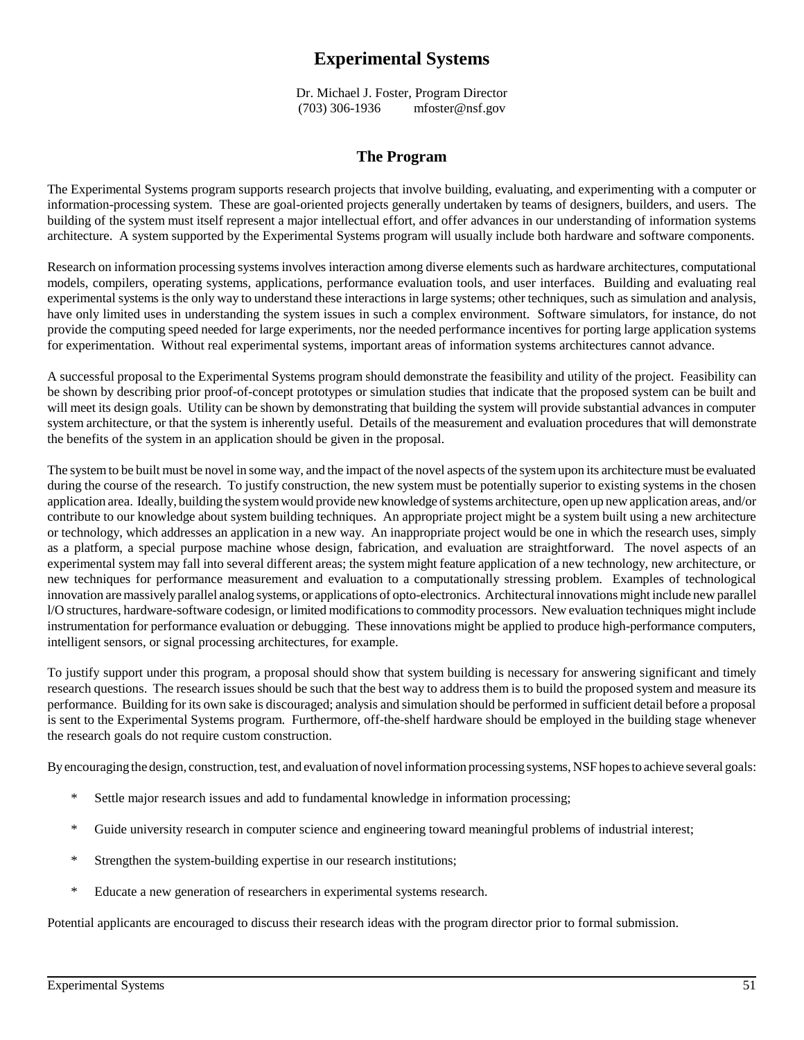# Experimental Systems

Dr. Michael J. Foster, Program Director
(703) 306-1936 mfoster@nsf.gov

## The Program

The Experimental Systems program supports research projects that involve building, evaluating, and experimenting with a computer or information-processing system. These are goal-oriented projects generally undertaken by teams of designers, builders, and users. The building of the system must itself represent a major intellectual effort, and offer advances in our understanding of information systems architecture. A system supported by the Experimental Systems program will usually include both hardware and software components.

Research on information processing systems involves interaction among diverse elements such as hardware architectures, computational models, compilers, operating systems, applications, performance evaluation tools, and user interfaces. Building and evaluating real experimental systems is the only way to understand these interactions in large systems; other techniques, such as simulation and analysis, have only limited uses in understanding the system issues in such a complex environment. Software simulators, for instance, do not provide the computing speed needed for large experiments, nor the needed performance incentives for porting large application systems for experimentation. Without real experimental systems, important areas of information systems architectures cannot advance.

A successful proposal to the Experimental Systems program should demonstrate the feasibility and utility of the project. Feasibility can be shown by describing prior proof-of-concept prototypes or simulation studies that indicate that the proposed system can be built and will meet its design goals. Utility can be shown by demonstrating that building the system will provide substantial advances in computer system architecture, or that the system is inherently useful. Details of the measurement and evaluation procedures that will demonstrate the benefits of the system in an application should be given in the proposal.

The system to be built must be novel in some way, and the impact of the novel aspects of the system upon its architecture must be evaluated during the course of the research. To justify construction, the new system must be potentially superior to existing systems in the chosen application area. Ideally, building the system would provide new knowledge of systems architecture, open up new application areas, and/or contribute to our knowledge about system building techniques. An appropriate project might be a system built using a new architecture or technology, which addresses an application in a new way. An inappropriate project would be one in which the research uses, simply as a platform, a special purpose machine whose design, fabrication, and evaluation are straightforward. The novel aspects of an experimental system may fall into several different areas; the system might feature application of a new technology, new architecture, or new techniques for performance measurement and evaluation to a computationally stressing problem. Examples of technological innovation are massively parallel analog systems, or applications of opto-electronics. Architectural innovations might include new parallel I/O structures, hardware-software codesign, or limited modifications to commodity processors. New evaluation techniques might include instrumentation for performance evaluation or debugging. These innovations might be applied to produce high-performance computers, intelligent sensors, or signal processing architectures, for example.

To justify support under this program, a proposal should show that system building is necessary for answering significant and timely research questions. The research issues should be such that the best way to address them is to build the proposed system and measure its performance. Building for its own sake is discouraged; analysis and simulation should be performed in sufficient detail before a proposal is sent to the Experimental Systems program. Furthermore, off-the-shelf hardware should be employed in the building stage whenever the research goals do not require custom construction.

By encouraging the design, construction, test, and evaluation of novel information processing systems, NSF hopes to achieve several goals:

* Settle major research issues and add to fundamental knowledge in information processing;
* Guide university research in computer science and engineering toward meaningful problems of industrial interest;
* Strengthen the system-building expertise in our research institutions;
* Educate a new generation of researchers in experimental systems research.

Potential applicants are encouraged to discuss their research ideas with the program director prior to formal submission.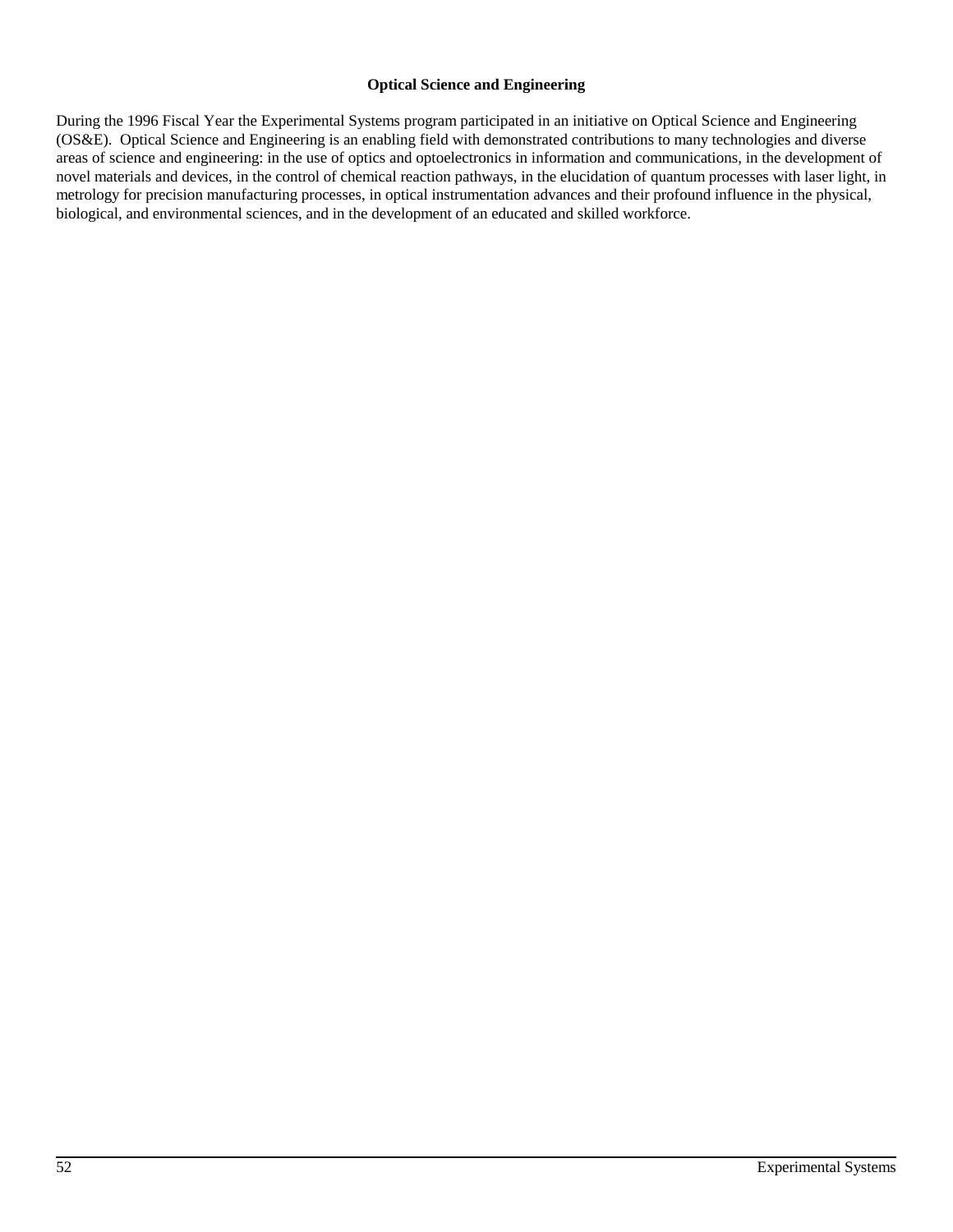### Optical Science and Engineering

During the 1996 Fiscal Year the Experimental Systems program participated in an initiative on Optical Science and Engineering (OS&E). Optical Science and Engineering is an enabling field with demonstrated contributions to many technologies and diverse areas of science and engineering: in the use of optics and optoelectronics in information and communications, in the development of novel materials and devices, in the control of chemical reaction pathways, in the elucidation of quantum processes with laser light, in metrology for precision manufacturing processes, in optical instrumentation advances and their profound influence in the physical, biological, and environmental sciences, and in the development of an educated and skilled workforce.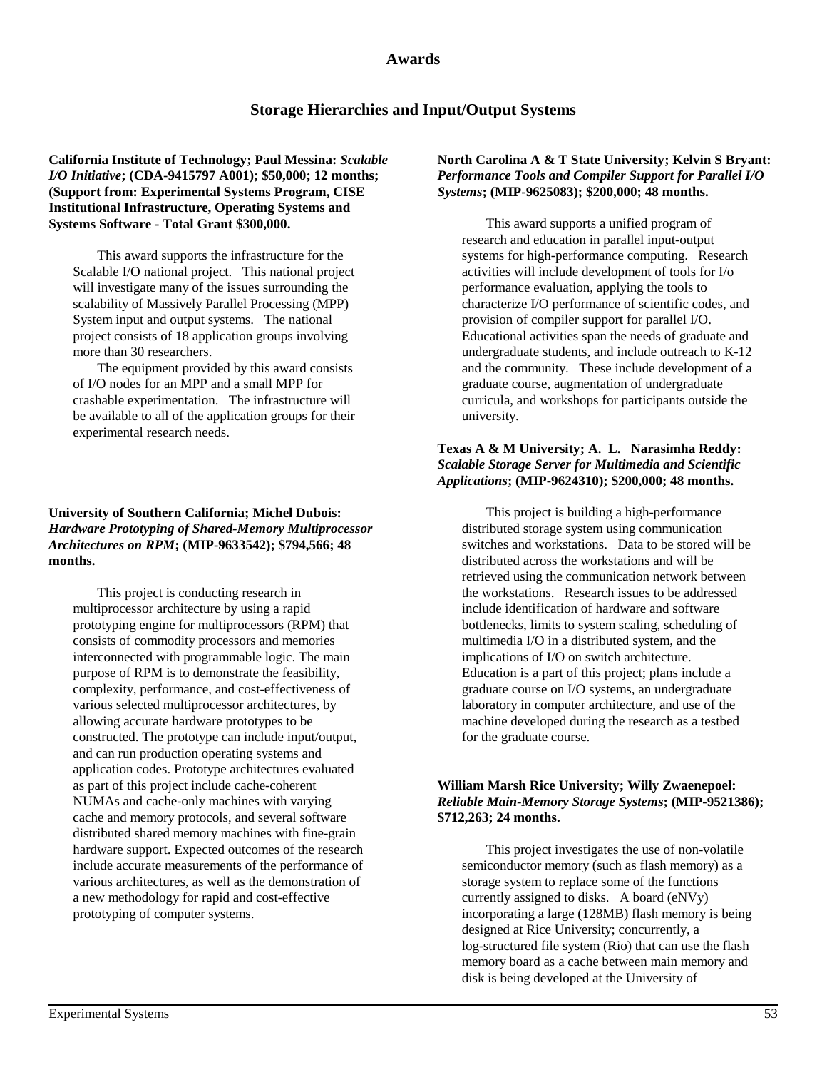## Awards

### Storage Hierarchies and Input/Output Systems

**California Institute of Technology; Paul Messina:** ***Scalable I/O Initiative*****; (CDA-9415797 A001); $50,000; 12 months; (Support from: Experimental Systems Program, CISE Institutional Infrastructure, Operating Systems and Systems Software - Total Grant $300,000.**

This award supports the infrastructure for the Scalable I/O national project. This national project will investigate many of the issues surrounding the scalability of Massively Parallel Processing (MPP) System input and output systems. The national project consists of 18 application groups involving more than 30 researchers.

The equipment provided by this award consists of I/O nodes for an MPP and a small MPP for crashable experimentation. The infrastructure will be available to all of the application groups for their experimental research needs.

**University of Southern California; Michel Dubois:** ***Hardware Prototyping of Shared-Memory Multiprocessor Architectures on RPM*****; (MIP-9633542); $794,566; 48 months.**

This project is conducting research in multiprocessor architecture by using a rapid prototyping engine for multiprocessors (RPM) that consists of commodity processors and memories interconnected with programmable logic. The main purpose of RPM is to demonstrate the feasibility, complexity, performance, and cost-effectiveness of various selected multiprocessor architectures, by allowing accurate hardware prototypes to be constructed. The prototype can include input/output, and can run production operating systems and application codes. Prototype architectures evaluated as part of this project include cache-coherent NUMAs and cache-only machines with varying cache and memory protocols, and several software distributed shared memory machines with fine-grain hardware support. Expected outcomes of the research include accurate measurements of the performance of various architectures, as well as the demonstration of a new methodology for rapid and cost-effective prototyping of computer systems.

**North Carolina A & T State University; Kelvin S Bryant:** ***Performance Tools and Compiler Support for Parallel I/O Systems*****; (MIP-9625083); $200,000; 48 months.**

This award supports a unified program of research and education in parallel input-output systems for high-performance computing. Research activities will include development of tools for I/o performance evaluation, applying the tools to characterize I/O performance of scientific codes, and provision of compiler support for parallel I/O. Educational activities span the needs of graduate and undergraduate students, and include outreach to K-12 and the community. These include development of a graduate course, augmentation of undergraduate curricula, and workshops for participants outside the university.

**Texas A & M University; A. L. Narasimha Reddy:** ***Scalable Storage Server for Multimedia and Scientific Applications*****; (MIP-9624310); $200,000; 48 months.**

This project is building a high-performance distributed storage system using communication switches and workstations. Data to be stored will be distributed across the workstations and will be retrieved using the communication network between the workstations. Research issues to be addressed include identification of hardware and software bottlenecks, limits to system scaling, scheduling of multimedia I/O in a distributed system, and the implications of I/O on switch architecture. Education is a part of this project; plans include a graduate course on I/O systems, an undergraduate laboratory in computer architecture, and use of the machine developed during the research as a testbed for the graduate course.

**William Marsh Rice University; Willy Zwaenepoel:** ***Reliable Main-Memory Storage Systems*****; (MIP-9521386); $712,263; 24 months.**

This project investigates the use of non-volatile semiconductor memory (such as flash memory) as a storage system to replace some of the functions currently assigned to disks. A board (eNVy) incorporating a large (128MB) flash memory is being designed at Rice University; concurrently, a log-structured file system (Rio) that can use the flash memory board as a cache between main memory and disk is being developed at the University of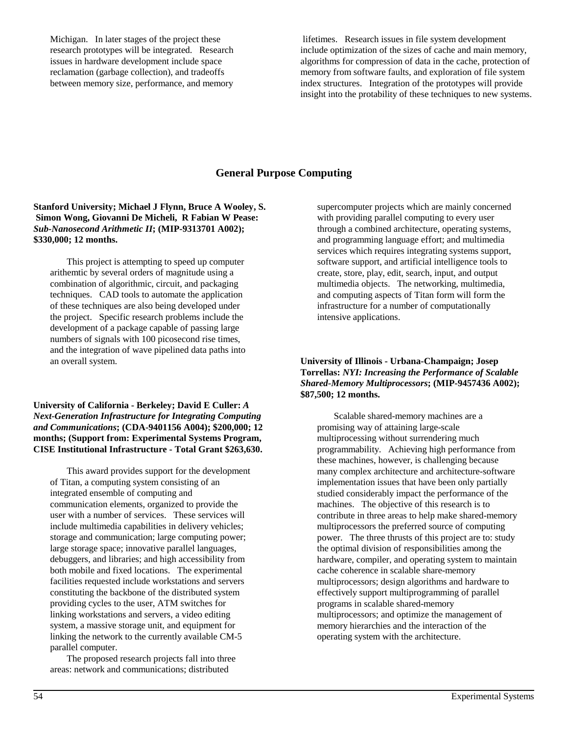Michigan. In later stages of the project these research prototypes will be integrated. Research issues in hardware development include space reclamation (garbage collection), and tradeoffs between memory size, performance, and memory lifetimes. Research issues in file system development include optimization of the sizes of cache and main memory, algorithms for compression of data in the cache, protection of memory from software faults, and exploration of file system index structures. Integration of the prototypes will provide insight into the protability of these techniques to new systems.

## General Purpose Computing

**Stanford University; Michael J Flynn, Bruce A Wooley, S. Simon Wong, Giovanni De Micheli, R Fabian W Pease: *Sub-Nanosecond Arithmetic II*; (MIP-9313701 A002); $330,000; 12 months.**

This project is attempting to speed up computer arithemtic by several orders of magnitude using a combination of algorithmic, circuit, and packaging techniques. CAD tools to automate the application of these techniques are also being developed under the project. Specific research problems include the development of a package capable of passing large numbers of signals with 100 picosecond rise times, and the integration of wave pipelined data paths into an overall system.

**University of California - Berkeley; David E Culler: *A Next-Generation Infrastructure for Integrating Computing and Communications*; (CDA-9401156 A004); $200,000; 12 months; (Support from: Experimental Systems Program, CISE Institutional Infrastructure - Total Grant $263,630.**

This award provides support for the development of Titan, a computing system consisting of an integrated ensemble of computing and communication elements, organized to provide the user with a number of services. These services will include multimedia capabilities in delivery vehicles; storage and communication; large computing power; large storage space; innovative parallel languages, debuggers, and libraries; and high accessibility from both mobile and fixed locations. The experimental facilities requested include workstations and servers constituting the backbone of the distributed system providing cycles to the user, ATM switches for linking workstations and servers, a video editing system, a massive storage unit, and equipment for linking the network to the currently available CM-5 parallel computer.

The proposed research projects fall into three areas: network and communications; distributed supercomputer projects which are mainly concerned with providing parallel computing to every user through a combined architecture, operating systems, and programming language effort; and multimedia services which requires integrating systems support, software support, and artificial intelligence tools to create, store, play, edit, search, input, and output multimedia objects. The networking, multimedia, and computing aspects of Titan form will form the infrastructure for a number of computationally intensive applications.

**University of Illinois - Urbana-Champaign; Josep Torrellas: *NYI: Increasing the Performance of Scalable Shared-Memory Multiprocessors*; (MIP-9457436 A002); $87,500; 12 months.**

Scalable shared-memory machines are a promising way of attaining large-scale multiprocessing without surrendering much programmability. Achieving high performance from these machines, however, is challenging because many complex architecture and architecture-software implementation issues that have been only partially studied considerably impact the performance of the machines. The objective of this research is to contribute in three areas to help make shared-memory multiprocessors the preferred source of computing power. The three thrusts of this project are to: study the optimal division of responsibilities among the hardware, compiler, and operating system to maintain cache coherence in scalable share-memory multiprocessors; design algorithms and hardware to effectively support multiprogramming of parallel programs in scalable shared-memory multiprocessors; and optimize the management of memory hierarchies and the interaction of the operating system with the architecture.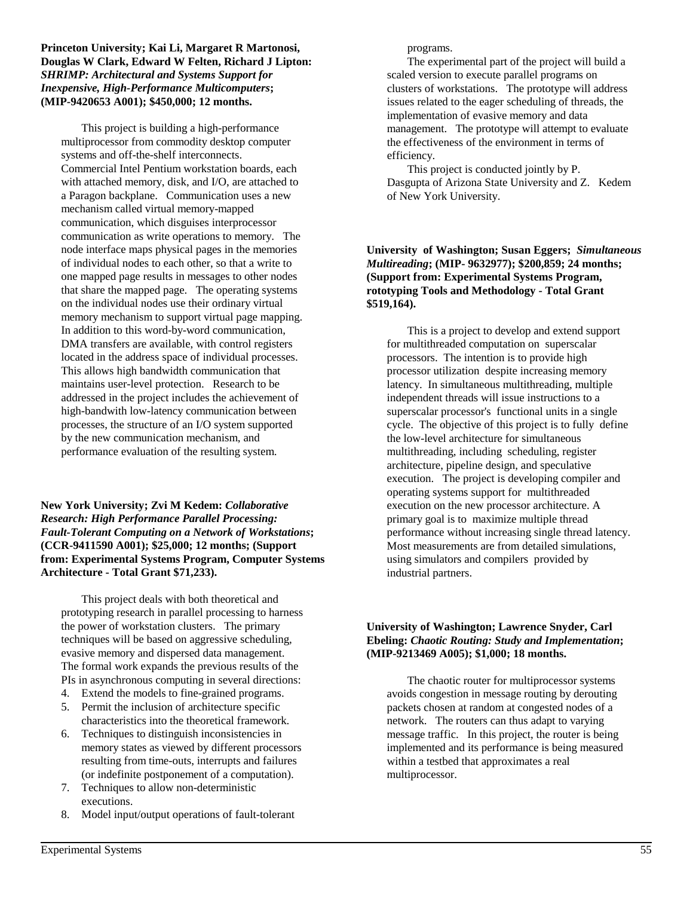**Princeton University; Kai Li, Margaret R Martonosi, Douglas W Clark, Edward W Felten, Richard J Lipton:** ***SHRIMP: Architectural and Systems Support for Inexpensive, High-Performance Multicomputers*****; (MIP-9420653 A001); $450,000; 12 months.**

This project is building a high-performance multiprocessor from commodity desktop computer systems and off-the-shelf interconnects. Commercial Intel Pentium workstation boards, each with attached memory, disk, and I/O, are attached to a Paragon backplane. Communication uses a new mechanism called virtual memory-mapped communication, which disguises interprocessor communication as write operations to memory. The node interface maps physical pages in the memories of individual nodes to each other, so that a write to one mapped page results in messages to other nodes that share the mapped page. The operating systems on the individual nodes use their ordinary virtual memory mechanism to support virtual page mapping. In addition to this word-by-word communication, DMA transfers are available, with control registers located in the address space of individual processes. This allows high bandwidth communication that maintains user-level protection. Research to be addressed in the project includes the achievement of high-bandwith low-latency communication between processes, the structure of an I/O system supported by the new communication mechanism, and performance evaluation of the resulting system.

**New York University; Zvi M Kedem:** ***Collaborative Research: High Performance Parallel Processing: Fault-Tolerant Computing on a Network of Workstations*****; (CCR-9411590 A001); $25,000; 12 months; (Support from: Experimental Systems Program, Computer Systems Architecture - Total Grant $71,233).**

This project deals with both theoretical and prototyping research in parallel processing to harness the power of workstation clusters. The primary techniques will be based on aggressive scheduling, evasive memory and dispersed data management. The formal work expands the previous results of the PIs in asynchronous computing in several directions:

4. Extend the models to fine-grained programs.
5. Permit the inclusion of architecture specific characteristics into the theoretical framework.
6. Techniques to distinguish inconsistencies in memory states as viewed by different processors resulting from time-outs, interrupts and failures (or indefinite postponement of a computation).
7. Techniques to allow non-deterministic executions.
8. Model input/output operations of fault-tolerant programs.

The experimental part of the project will build a scaled version to execute parallel programs on clusters of workstations. The prototype will address issues related to the eager scheduling of threads, the implementation of evasive memory and data management. The prototype will attempt to evaluate the effectiveness of the environment in terms of efficiency.

This project is conducted jointly by P. Dasgupta of Arizona State University and Z. Kedem of New York University.

**University of Washington; Susan Eggers;** ***Simultaneous Multireading*****; (MIP- 9632977); $200,859; 24 months; (Support from: Experimental Systems Program, rototyping Tools and Methodology - Total Grant $519,164).**

This is a project to develop and extend support for multithreaded computation on superscalar processors. The intention is to provide high processor utilization despite increasing memory latency. In simultaneous multithreading, multiple independent threads will issue instructions to a superscalar processor's functional units in a single cycle. The objective of this project is to fully define the low-level architecture for simultaneous multithreading, including scheduling, register architecture, pipeline design, and speculative execution. The project is developing compiler and operating systems support for multithreaded execution on the new processor architecture. A primary goal is to maximize multiple thread performance without increasing single thread latency. Most measurements are from detailed simulations, using simulators and compilers provided by industrial partners.

**University of Washington; Lawrence Snyder, Carl Ebeling:** ***Chaotic Routing: Study and Implementation*****; (MIP-9213469 A005); $1,000; 18 months.**

The chaotic router for multiprocessor systems avoids congestion in message routing by derouting packets chosen at random at congested nodes of a network. The routers can thus adapt to varying message traffic. In this project, the router is being implemented and its performance is being measured within a testbed that approximates a real multiprocessor.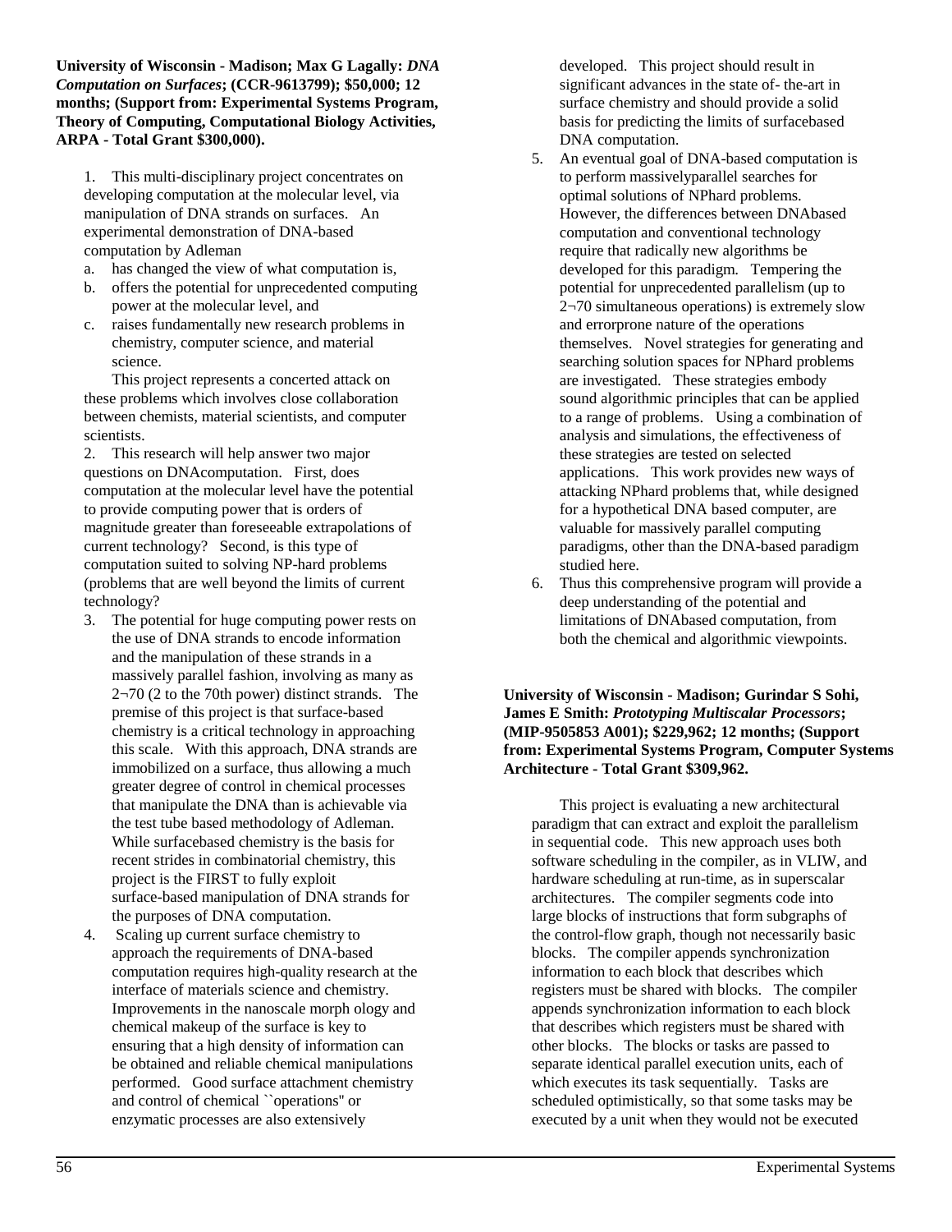**University of Wisconsin - Madison; Max G Lagally: *DNA Computation on Surfaces*; (CCR-9613799); $50,000; 12 months; (Support from: Experimental Systems Program, Theory of Computing, Computational Biology Activities, ARPA - Total Grant $300,000).**

1. This multi-disciplinary project concentrates on developing computation at the molecular level, via manipulation of DNA strands on surfaces. An experimental demonstration of DNA-based computation by Adleman
   a. has changed the view of what computation is,
   b. offers the potential for unprecedented computing power at the molecular level, and
   c. raises fundamentally new research problems in chemistry, computer science, and material science.

   This project represents a concerted attack on these problems which involves close collaboration between chemists, material scientists, and computer scientists.
2. This research will help answer two major questions on DNAcomputation. First, does computation at the molecular level have the potential to provide computing power that is orders of magnitude greater than foreseeable extrapolations of current technology? Second, is this type of computation suited to solving NP-hard problems (problems that are well beyond the limits of current technology?
3. The potential for huge computing power rests on the use of DNA strands to encode information and the manipulation of these strands in a massively parallel fashion, involving as many as 2¬70 (2 to the 70th power) distinct strands. The premise of this project is that surface-based chemistry is a critical technology in approaching this scale. With this approach, DNA strands are immobilized on a surface, thus allowing a much greater degree of control in chemical processes that manipulate the DNA than is achievable via the test tube based methodology of Adleman. While surfacebased chemistry is the basis for recent strides in combinatorial chemistry, this project is the FIRST to fully exploit surface-based manipulation of DNA strands for the purposes of DNA computation.
4. Scaling up current surface chemistry to approach the requirements of DNA-based computation requires high-quality research at the interface of materials science and chemistry. Improvements in the nanoscale morph ology and chemical makeup of the surface is key to ensuring that a high density of information can be obtained and reliable chemical manipulations performed. Good surface attachment chemistry and control of chemical ``operations'' or enzymatic processes are also extensively developed. This project should result in significant advances in the state of- the-art in surface chemistry and should provide a solid basis for predicting the limits of surfacebased DNA computation.
5. An eventual goal of DNA-based computation is to perform massivelyparallel searches for optimal solutions of NPhard problems. However, the differences between DNAbased computation and conventional technology require that radically new algorithms be developed for this paradigm. Tempering the potential for unprecedented parallelism (up to 2¬70 simultaneous operations) is extremely slow and errorprone nature of the operations themselves. Novel strategies for generating and searching solution spaces for NPhard problems are investigated. These strategies embody sound algorithmic principles that can be applied to a range of problems. Using a combination of analysis and simulations, the effectiveness of these strategies are tested on selected applications. This work provides new ways of attacking NPhard problems that, while designed for a hypothetical DNA based computer, are valuable for massively parallel computing paradigms, other than the DNA-based paradigm studied here.
6. Thus this comprehensive program will provide a deep understanding of the potential and limitations of DNAbased computation, from both the chemical and algorithmic viewpoints.

**University of Wisconsin - Madison; Gurindar S Sohi, James E Smith: *Prototyping Multiscalar Processors*; (MIP-9505853 A001); $229,962; 12 months; (Support from: Experimental Systems Program, Computer Systems Architecture - Total Grant $309,962.**

This project is evaluating a new architectural paradigm that can extract and exploit the parallelism in sequential code. This new approach uses both software scheduling in the compiler, as in VLIW, and hardware scheduling at run-time, as in superscalar architectures. The compiler segments code into large blocks of instructions that form subgraphs of the control-flow graph, though not necessarily basic blocks. The compiler appends synchronization information to each block that describes which registers must be shared with blocks. The compiler appends synchronization information to each block that describes which registers must be shared with other blocks. The blocks or tasks are passed to separate identical parallel execution units, each of which executes its task sequentially. Tasks are scheduled optimistically, so that some tasks may be executed by a unit when they would not be executed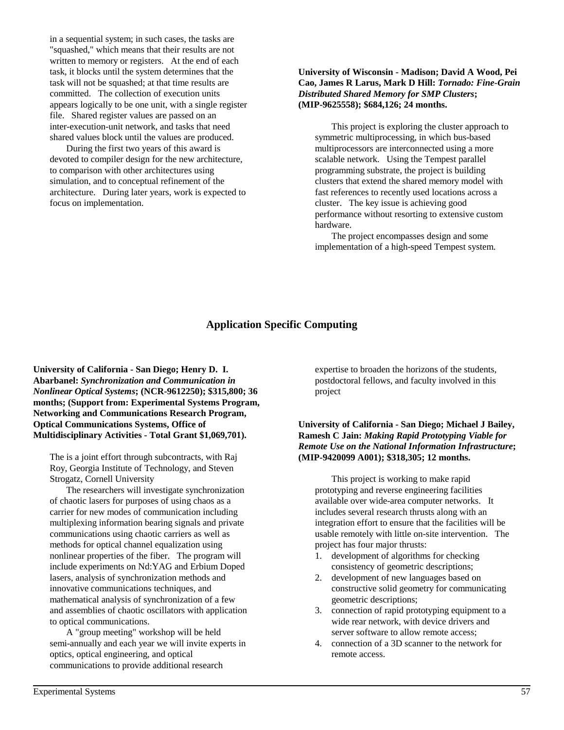in a sequential system; in such cases, the tasks are "squashed," which means that their results are not written to memory or registers. At the end of each task, it blocks until the system determines that the task will not be squashed; at that time results are committed. The collection of execution units appears logically to be one unit, with a single register file. Shared register values are passed on an inter-execution-unit network, and tasks that need shared values block until the values are produced.

During the first two years of this award is devoted to compiler design for the new architecture, to comparison with other architectures using simulation, and to conceptual refinement of the architecture. During later years, work is expected to focus on implementation.

**University of Wisconsin - Madison; David A Wood, Pei Cao, James R Larus, Mark D Hill: *Tornado: Fine-Grain Distributed Shared Memory for SMP Clusters*; (MIP-9625558); $684,126; 24 months.**

This project is exploring the cluster approach to symmetric multiprocessing, in which bus-based multiprocessors are interconnected using a more scalable network. Using the Tempest parallel programming substrate, the project is building clusters that extend the shared memory model with fast references to recently used locations across a cluster. The key issue is achieving good performance without resorting to extensive custom hardware.

The project encompasses design and some implementation of a high-speed Tempest system.

## Application Specific Computing

**University of California - San Diego; Henry D. I. Abarbanel: *Synchronization and Communication in Nonlinear Optical Systems*; (NCR-9612250); $315,800; 36 months; (Support from: Experimental Systems Program, Networking and Communications Research Program, Optical Communications Systems, Office of Multidisciplinary Activities - Total Grant $1,069,701).**

The is a joint effort through subcontracts, with Raj Roy, Georgia Institute of Technology, and Steven Strogatz, Cornell University

The researchers will investigate synchronization of chaotic lasers for purposes of using chaos as a carrier for new modes of communication including multiplexing information bearing signals and private communications using chaotic carriers as well as methods for optical channel equalization using nonlinear properties of the fiber. The program will include experiments on Nd:YAG and Erbium Doped lasers, analysis of synchronization methods and innovative communications techniques, and mathematical analysis of synchronization of a few and assemblies of chaotic oscillators with application to optical communications.

A "group meeting" workshop will be held semi-annually and each year we will invite experts in optics, optical engineering, and optical communications to provide additional research expertise to broaden the horizons of the students, postdoctoral fellows, and faculty involved in this project

**University of California - San Diego; Michael J Bailey, Ramesh C Jain: *Making Rapid Prototyping Viable for Remote Use on the National Information Infrastructure*; (MIP-9420099 A001); $318,305; 12 months.**

This project is working to make rapid prototyping and reverse engineering facilities available over wide-area computer networks. It includes several research thrusts along with an integration effort to ensure that the facilities will be usable remotely with little on-site intervention. The project has four major thrusts:

1. development of algorithms for checking consistency of geometric descriptions;
2. development of new languages based on constructive solid geometry for communicating geometric descriptions;
3. connection of rapid prototyping equipment to a wide rear network, with device drivers and server software to allow remote access;
4. connection of a 3D scanner to the network for remote access.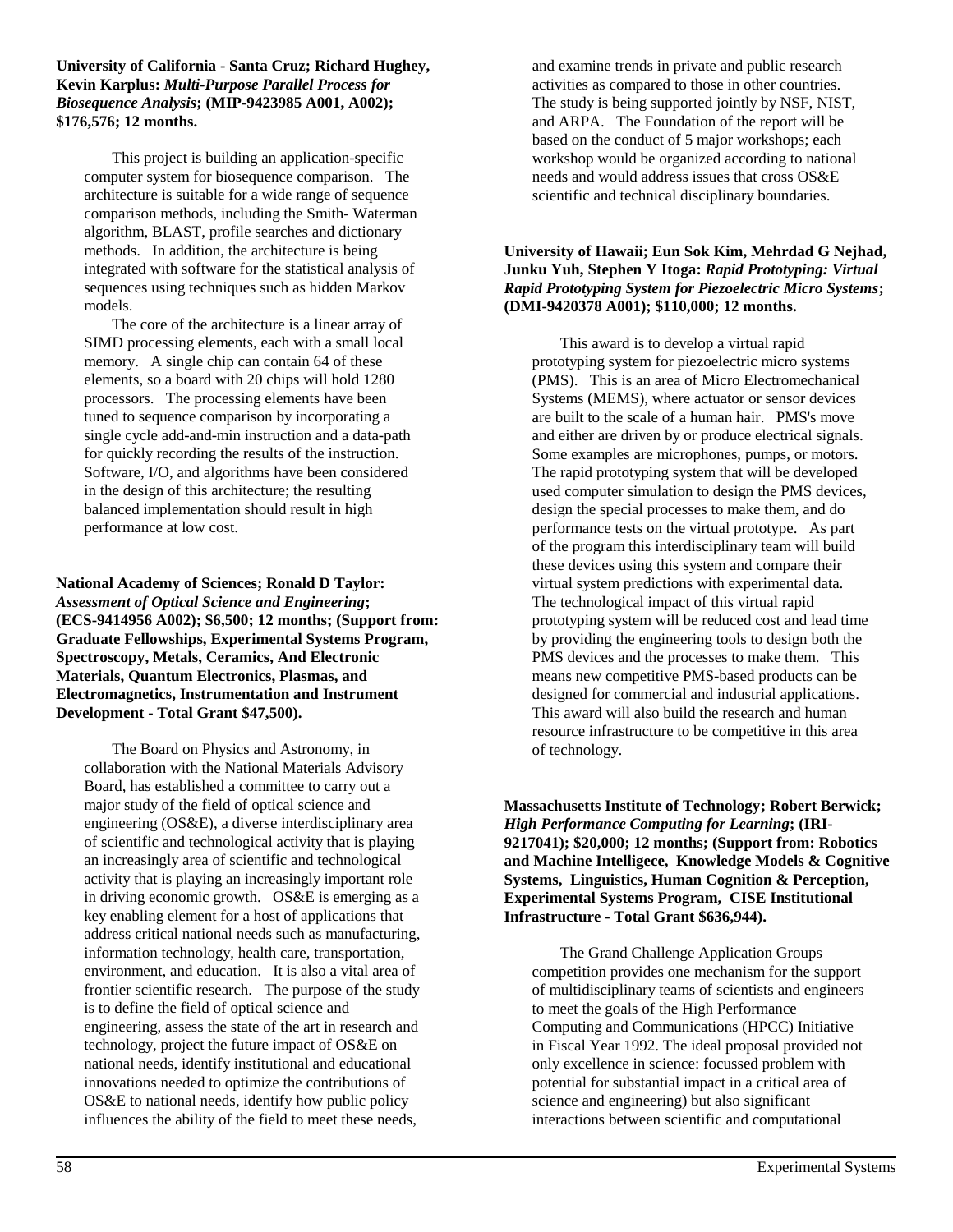**University of California - Santa Cruz; Richard Hughey, Kevin Karplus:** ***Multi-Purpose Parallel Process for Biosequence Analysis*****; (MIP-9423985 A001, A002); $176,576; 12 months.**

This project is building an application-specific computer system for biosequence comparison. The architecture is suitable for a wide range of sequence comparison methods, including the Smith- Waterman algorithm, BLAST, profile searches and dictionary methods. In addition, the architecture is being integrated with software for the statistical analysis of sequences using techniques such as hidden Markov models.

The core of the architecture is a linear array of SIMD processing elements, each with a small local memory. A single chip can contain 64 of these elements, so a board with 20 chips will hold 1280 processors. The processing elements have been tuned to sequence comparison by incorporating a single cycle add-and-min instruction and a data-path for quickly recording the results of the instruction. Software, I/O, and algorithms have been considered in the design of this architecture; the resulting balanced implementation should result in high performance at low cost.

**National Academy of Sciences; Ronald D Taylor:** ***Assessment of Optical Science and Engineering*****; (ECS-9414956 A002); $6,500; 12 months; (Support from: Graduate Fellowships, Experimental Systems Program, Spectroscopy, Metals, Ceramics, And Electronic Materials, Quantum Electronics, Plasmas, and Electromagnetics, Instrumentation and Instrument Development - Total Grant $47,500).**

The Board on Physics and Astronomy, in collaboration with the National Materials Advisory Board, has established a committee to carry out a major study of the field of optical science and engineering (OS&E), a diverse interdisciplinary area of scientific and technological activity that is playing an increasingly area of scientific and technological activity that is playing an increasingly important role in driving economic growth. OS&E is emerging as a key enabling element for a host of applications that address critical national needs such as manufacturing, information technology, health care, transportation, environment, and education. It is also a vital area of frontier scientific research. The purpose of the study is to define the field of optical science and engineering, assess the state of the art in research and technology, project the future impact of OS&E on national needs, identify institutional and educational innovations needed to optimize the contributions of OS&E to national needs, identify how public policy influences the ability of the field to meet these needs, and examine trends in private and public research activities as compared to those in other countries. The study is being supported jointly by NSF, NIST, and ARPA. The Foundation of the report will be based on the conduct of 5 major workshops; each workshop would be organized according to national needs and would address issues that cross OS&E scientific and technical disciplinary boundaries.

**University of Hawaii; Eun Sok Kim, Mehrdad G Nejhad, Junku Yuh, Stephen Y Itoga:** ***Rapid Prototyping: Virtual Rapid Prototyping System for Piezoelectric Micro Systems*****; (DMI-9420378 A001); $110,000; 12 months.**

This award is to develop a virtual rapid prototyping system for piezoelectric micro systems (PMS). This is an area of Micro Electromechanical Systems (MEMS), where actuator or sensor devices are built to the scale of a human hair. PMS's move and either are driven by or produce electrical signals. Some examples are microphones, pumps, or motors. The rapid prototyping system that will be developed used computer simulation to design the PMS devices, design the special processes to make them, and do performance tests on the virtual prototype. As part of the program this interdisciplinary team will build these devices using this system and compare their virtual system predictions with experimental data. The technological impact of this virtual rapid prototyping system will be reduced cost and lead time by providing the engineering tools to design both the PMS devices and the processes to make them. This means new competitive PMS-based products can be designed for commercial and industrial applications. This award will also build the research and human resource infrastructure to be competitive in this area of technology.

**Massachusetts Institute of Technology; Robert Berwick;** ***High Performance Computing for Learning*****; (IRI-9217041); $20,000; 12 months; (Support from: Robotics and Machine Intelligece, Knowledge Models & Cognitive Systems, Linguistics, Human Cognition & Perception, Experimental Systems Program, CISE Institutional Infrastructure - Total Grant $636,944).**

The Grand Challenge Application Groups competition provides one mechanism for the support of multidisciplinary teams of scientists and engineers to meet the goals of the High Performance Computing and Communications (HPCC) Initiative in Fiscal Year 1992. The ideal proposal provided not only excellence in science: focussed problem with potential for substantial impact in a critical area of science and engineering) but also significant interactions between scientific and computational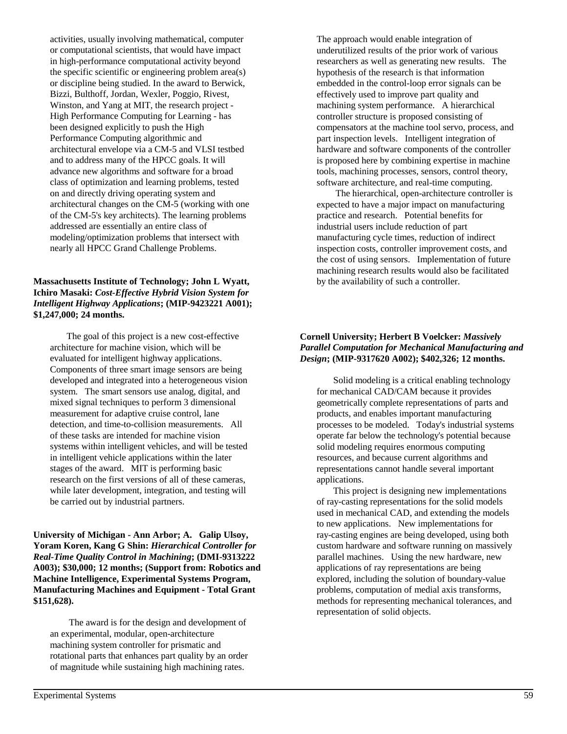activities, usually involving mathematical, computer or computational scientists, that would have impact in high-performance computational activity beyond the specific scientific or engineering problem area(s) or discipline being studied. In the award to Berwick, Bizzi, Bulthoff, Jordan, Wexler, Poggio, Rivest, Winston, and Yang at MIT, the research project - High Performance Computing for Learning - has been designed explicitly to push the High Performance Computing algorithmic and architectural envelope via a CM-5 and VLSI testbed and to address many of the HPCC goals. It will advance new algorithms and software for a broad class of optimization and learning problems, tested on and directly driving operating system and architectural changes on the CM-5 (working with one of the CM-5's key architects). The learning problems addressed are essentially an entire class of modeling/optimization problems that intersect with nearly all HPCC Grand Challenge Problems.

**Massachusetts Institute of Technology; John L Wyatt, Ichiro Masaki: *Cost-Effective Hybrid Vision System for Intelligent Highway Applications*; (MIP-9423221 A001); $1,247,000; 24 months.**

The goal of this project is a new cost-effective architecture for machine vision, which will be evaluated for intelligent highway applications. Components of three smart image sensors are being developed and integrated into a heterogeneous vision system. The smart sensors use analog, digital, and mixed signal techniques to perform 3 dimensional measurement for adaptive cruise control, lane detection, and time-to-collision measurements. All of these tasks are intended for machine vision systems within intelligent vehicles, and will be tested in intelligent vehicle applications within the later stages of the award. MIT is performing basic research on the first versions of all of these cameras, while later development, integration, and testing will be carried out by industrial partners.

**University of Michigan - Ann Arbor; A. Galip Ulsoy, Yoram Koren, Kang G Shin: *Hierarchical Controller for Real-Time Quality Control in Machining*; (DMI-9313222 A003); $30,000; 12 months; (Support from: Robotics and Machine Intelligence, Experimental Systems Program, Manufacturing Machines and Equipment - Total Grant $151,628).**

The award is for the design and development of an experimental, modular, open-architecture machining system controller for prismatic and rotational parts that enhances part quality by an order of magnitude while sustaining high machining rates. The approach would enable integration of underutilized results of the prior work of various researchers as well as generating new results. The hypothesis of the research is that information embedded in the control-loop error signals can be effectively used to improve part quality and machining system performance. A hierarchical controller structure is proposed consisting of compensators at the machine tool servo, process, and part inspection levels. Intelligent integration of hardware and software components of the controller is proposed here by combining expertise in machine tools, machining processes, sensors, control theory, software architecture, and real-time computing.

The hierarchical, open-architecture controller is expected to have a major impact on manufacturing practice and research. Potential benefits for industrial users include reduction of part manufacturing cycle times, reduction of indirect inspection costs, controller improvement costs, and the cost of using sensors. Implementation of future machining research results would also be facilitated by the availability of such a controller.

**Cornell University; Herbert B Voelcker: *Massively Parallel Computation for Mechanical Manufacturing and Design*; (MIP-9317620 A002); $402,326; 12 months.**

Solid modeling is a critical enabling technology for mechanical CAD/CAM because it provides geometrically complete representations of parts and products, and enables important manufacturing processes to be modeled. Today's industrial systems operate far below the technology's potential because solid modeling requires enormous computing resources, and because current algorithms and representations cannot handle several important applications.

This project is designing new implementations of ray-casting representations for the solid models used in mechanical CAD, and extending the models to new applications. New implementations for ray-casting engines are being developed, using both custom hardware and software running on massively parallel machines. Using the new hardware, new applications of ray representations are being explored, including the solution of boundary-value problems, computation of medial axis transforms, methods for representing mechanical tolerances, and representation of solid objects.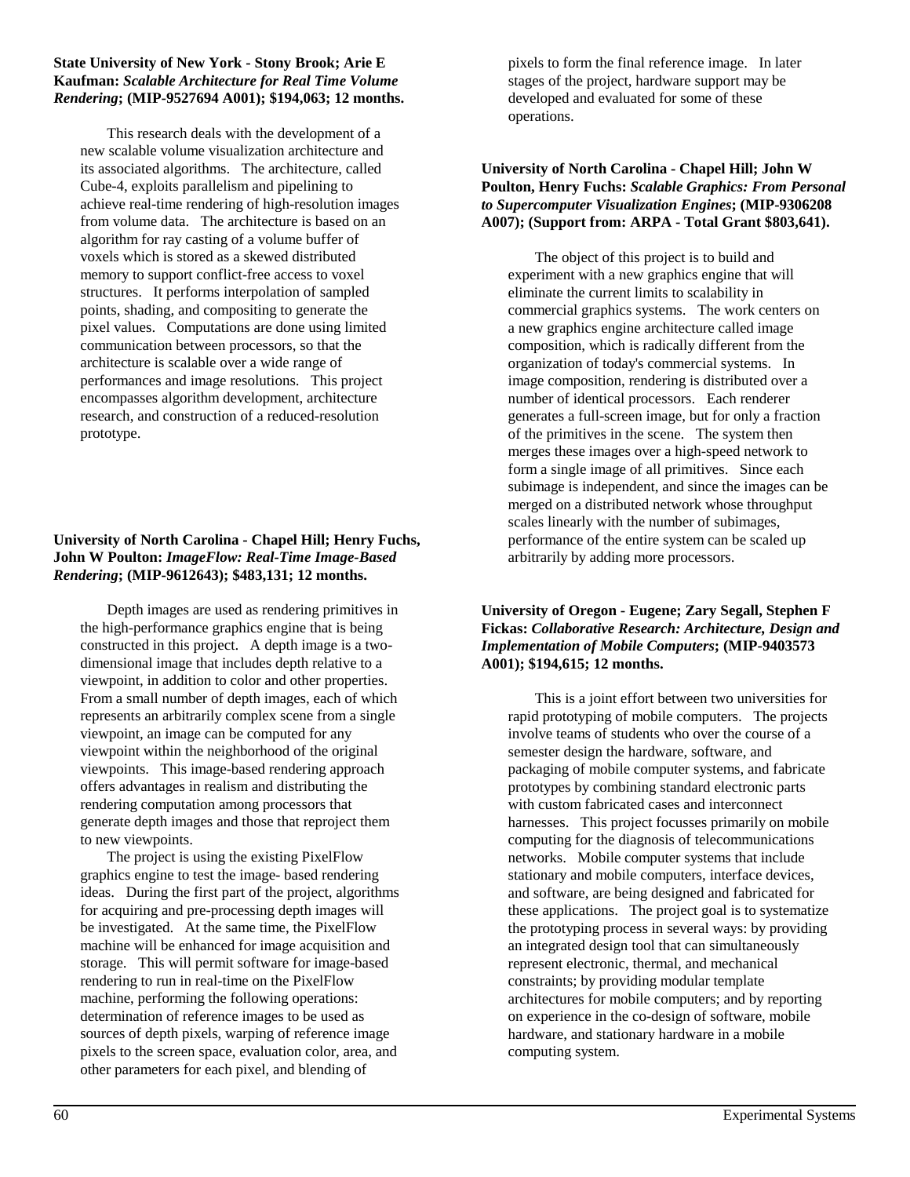**State University of New York - Stony Brook; Arie E Kaufman:** ***Scalable Architecture for Real Time Volume Rendering*****; (MIP-9527694 A001); $194,063; 12 months.**

This research deals with the development of a new scalable volume visualization architecture and its associated algorithms. The architecture, called Cube-4, exploits parallelism and pipelining to achieve real-time rendering of high-resolution images from volume data. The architecture is based on an algorithm for ray casting of a volume buffer of voxels which is stored as a skewed distributed memory to support conflict-free access to voxel structures. It performs interpolation of sampled points, shading, and compositing to generate the pixel values. Computations are done using limited communication between processors, so that the architecture is scalable over a wide range of performances and image resolutions. This project encompasses algorithm development, architecture research, and construction of a reduced-resolution prototype.

**University of North Carolina - Chapel Hill; Henry Fuchs, John W Poulton:** ***ImageFlow: Real-Time Image-Based Rendering*****; (MIP-9612643); $483,131; 12 months.**

Depth images are used as rendering primitives in the high-performance graphics engine that is being constructed in this project. A depth image is a two-dimensional image that includes depth relative to a viewpoint, in addition to color and other properties. From a small number of depth images, each of which represents an arbitrarily complex scene from a single viewpoint, an image can be computed for any viewpoint within the neighborhood of the original viewpoints. This image-based rendering approach offers advantages in realism and distributing the rendering computation among processors that generate depth images and those that reproject them to new viewpoints.

The project is using the existing PixelFlow graphics engine to test the image- based rendering ideas. During the first part of the project, algorithms for acquiring and pre-processing depth images will be investigated. At the same time, the PixelFlow machine will be enhanced for image acquisition and storage. This will permit software for image-based rendering to run in real-time on the PixelFlow machine, performing the following operations: determination of reference images to be used as sources of depth pixels, warping of reference image pixels to the screen space, evaluation color, area, and other parameters for each pixel, and blending of pixels to form the final reference image. In later stages of the project, hardware support may be developed and evaluated for some of these operations.

**University of North Carolina - Chapel Hill; John W Poulton, Henry Fuchs:** ***Scalable Graphics: From Personal to Supercomputer Visualization Engines*****; (MIP-9306208 A007); (Support from: ARPA - Total Grant $803,641).**

The object of this project is to build and experiment with a new graphics engine that will eliminate the current limits to scalability in commercial graphics systems. The work centers on a new graphics engine architecture called image composition, which is radically different from the organization of today's commercial systems. In image composition, rendering is distributed over a number of identical processors. Each renderer generates a full-screen image, but for only a fraction of the primitives in the scene. The system then merges these images over a high-speed network to form a single image of all primitives. Since each subimage is independent, and since the images can be merged on a distributed network whose throughput scales linearly with the number of subimages, performance of the entire system can be scaled up arbitrarily by adding more processors.

**University of Oregon - Eugene; Zary Segall, Stephen F Fickas:** ***Collaborative Research: Architecture, Design and Implementation of Mobile Computers*****; (MIP-9403573 A001); $194,615; 12 months.**

This is a joint effort between two universities for rapid prototyping of mobile computers. The projects involve teams of students who over the course of a semester design the hardware, software, and packaging of mobile computer systems, and fabricate prototypes by combining standard electronic parts with custom fabricated cases and interconnect harnesses. This project focusses primarily on mobile computing for the diagnosis of telecommunications networks. Mobile computer systems that include stationary and mobile computers, interface devices, and software, are being designed and fabricated for these applications. The project goal is to systematize the prototyping process in several ways: by providing an integrated design tool that can simultaneously represent electronic, thermal, and mechanical constraints; by providing modular template architectures for mobile computers; and by reporting on experience in the co-design of software, mobile hardware, and stationary hardware in a mobile computing system.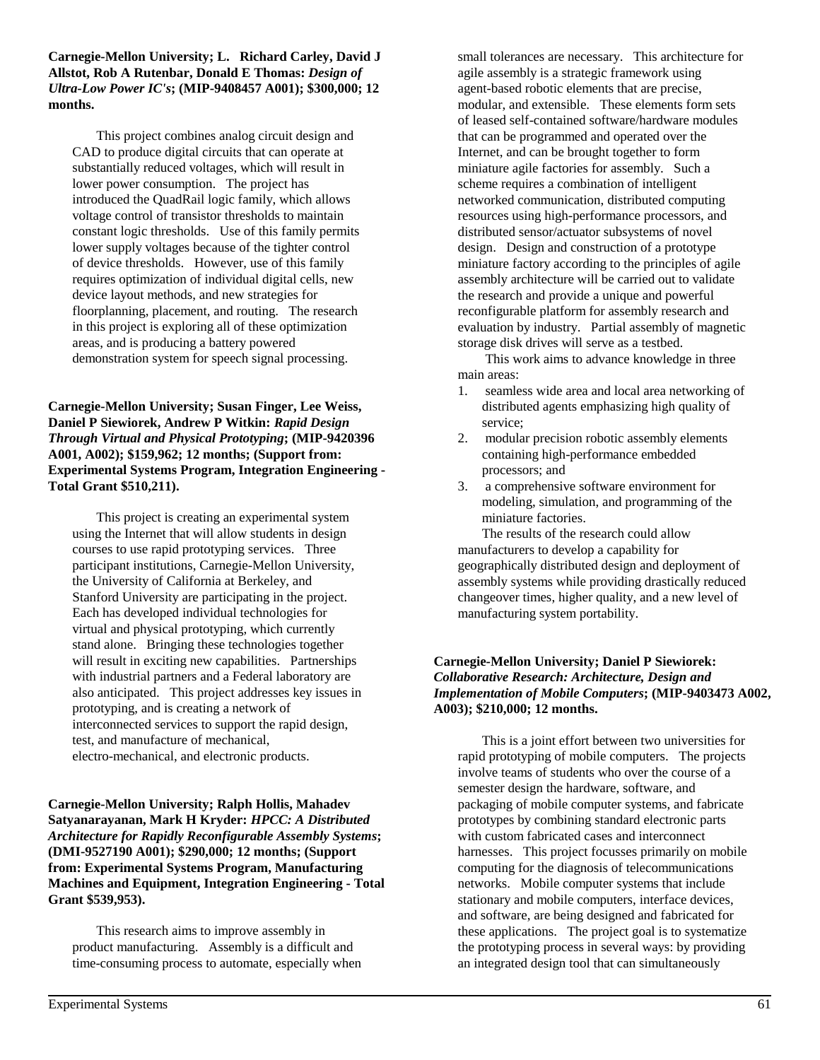**Carnegie-Mellon University; L. Richard Carley, David J Allstot, Rob A Rutenbar, Donald E Thomas: *Design of Ultra-Low Power IC's*; (MIP-9408457 A001); $300,000; 12 months.**

This project combines analog circuit design and CAD to produce digital circuits that can operate at substantially reduced voltages, which will result in lower power consumption. The project has introduced the QuadRail logic family, which allows voltage control of transistor thresholds to maintain constant logic thresholds. Use of this family permits lower supply voltages because of the tighter control of device thresholds. However, use of this family requires optimization of individual digital cells, new device layout methods, and new strategies for floorplanning, placement, and routing. The research in this project is exploring all of these optimization areas, and is producing a battery powered demonstration system for speech signal processing.

**Carnegie-Mellon University; Susan Finger, Lee Weiss, Daniel P Siewiorek, Andrew P Witkin: *Rapid Design Through Virtual and Physical Prototyping*; (MIP-9420396 A001, A002); $159,962; 12 months; (Support from: Experimental Systems Program, Integration Engineering - Total Grant $510,211).**

This project is creating an experimental system using the Internet that will allow students in design courses to use rapid prototyping services. Three participant institutions, Carnegie-Mellon University, the University of California at Berkeley, and Stanford University are participating in the project. Each has developed individual technologies for virtual and physical prototyping, which currently stand alone. Bringing these technologies together will result in exciting new capabilities. Partnerships with industrial partners and a Federal laboratory are also anticipated. This project addresses key issues in prototyping, and is creating a network of interconnected services to support the rapid design, test, and manufacture of mechanical, electro-mechanical, and electronic products.

**Carnegie-Mellon University; Ralph Hollis, Mahadev Satyanarayanan, Mark H Kryder: *HPCC: A Distributed Architecture for Rapidly Reconfigurable Assembly Systems*; (DMI-9527190 A001); $290,000; 12 months; (Support from: Experimental Systems Program, Manufacturing Machines and Equipment, Integration Engineering - Total Grant $539,953).**

This research aims to improve assembly in product manufacturing. Assembly is a difficult and time-consuming process to automate, especially when small tolerances are necessary. This architecture for agile assembly is a strategic framework using agent-based robotic elements that are precise, modular, and extensible. These elements form sets of leased self-contained software/hardware modules that can be programmed and operated over the Internet, and can be brought together to form miniature agile factories for assembly. Such a scheme requires a combination of intelligent networked communication, distributed computing resources using high-performance processors, and distributed sensor/actuator subsystems of novel design. Design and construction of a prototype miniature factory according to the principles of agile assembly architecture will be carried out to validate the research and provide a unique and powerful reconfigurable platform for assembly research and evaluation by industry. Partial assembly of magnetic storage disk drives will serve as a testbed.

This work aims to advance knowledge in three main areas:

1. seamless wide area and local area networking of distributed agents emphasizing high quality of service;
2. modular precision robotic assembly elements containing high-performance embedded processors; and
3. a comprehensive software environment for modeling, simulation, and programming of the miniature factories.

The results of the research could allow manufacturers to develop a capability for geographically distributed design and deployment of assembly systems while providing drastically reduced changeover times, higher quality, and a new level of manufacturing system portability.

**Carnegie-Mellon University; Daniel P Siewiorek: *Collaborative Research: Architecture, Design and Implementation of Mobile Computers*; (MIP-9403473 A002, A003); $210,000; 12 months.**

This is a joint effort between two universities for rapid prototyping of mobile computers. The projects involve teams of students who over the course of a semester design the hardware, software, and packaging of mobile computer systems, and fabricate prototypes by combining standard electronic parts with custom fabricated cases and interconnect harnesses. This project focusses primarily on mobile computing for the diagnosis of telecommunications networks. Mobile computer systems that include stationary and mobile computers, interface devices, and software, are being designed and fabricated for these applications. The project goal is to systematize the prototyping process in several ways: by providing an integrated design tool that can simultaneously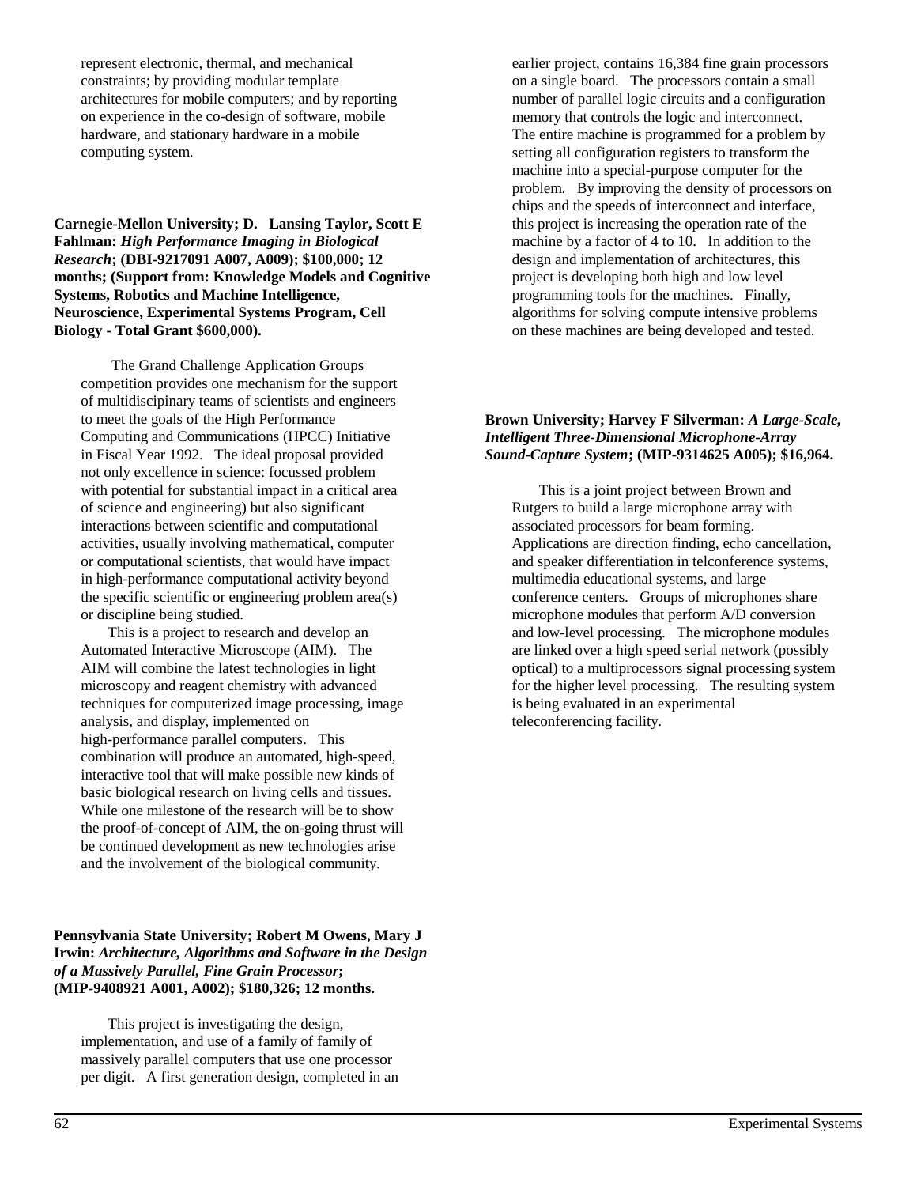represent electronic, thermal, and mechanical constraints; by providing modular template architectures for mobile computers; and by reporting on experience in the co-design of software, mobile hardware, and stationary hardware in a mobile computing system.

**Carnegie-Mellon University; D. Lansing Taylor, Scott E Fahlman: *High Performance Imaging in Biological Research*; (DBI-9217091 A007, A009); $100,000; 12 months; (Support from: Knowledge Models and Cognitive Systems, Robotics and Machine Intelligence, Neuroscience, Experimental Systems Program, Cell Biology - Total Grant $600,000).**

The Grand Challenge Application Groups competition provides one mechanism for the support of multidiscipinary teams of scientists and engineers to meet the goals of the High Performance Computing and Communications (HPCC) Initiative in Fiscal Year 1992. The ideal proposal provided not only excellence in science: focussed problem with potential for substantial impact in a critical area of science and engineering) but also significant interactions between scientific and computational activities, usually involving mathematical, computer or computational scientists, that would have impact in high-performance computational activity beyond the specific scientific or engineering problem area(s) or discipline being studied.

This is a project to research and develop an Automated Interactive Microscope (AIM). The AIM will combine the latest technologies in light microscopy and reagent chemistry with advanced techniques for computerized image processing, image analysis, and display, implemented on high-performance parallel computers. This combination will produce an automated, high-speed, interactive tool that will make possible new kinds of basic biological research on living cells and tissues. While one milestone of the research will be to show the proof-of-concept of AIM, the on-going thrust will be continued development as new technologies arise and the involvement of the biological community.

**Pennsylvania State University; Robert M Owens, Mary J Irwin: *Architecture, Algorithms and Software in the Design of a Massively Parallel, Fine Grain Processor*; (MIP-9408921 A001, A002); $180,326; 12 months.**

This project is investigating the design, implementation, and use of a family of family of massively parallel computers that use one processor per digit. A first generation design, completed in an earlier project, contains 16,384 fine grain processors on a single board. The processors contain a small number of parallel logic circuits and a configuration memory that controls the logic and interconnect. The entire machine is programmed for a problem by setting all configuration registers to transform the machine into a special-purpose computer for the problem. By improving the density of processors on chips and the speeds of interconnect and interface, this project is increasing the operation rate of the machine by a factor of 4 to 10. In addition to the design and implementation of architectures, this project is developing both high and low level programming tools for the machines. Finally, algorithms for solving compute intensive problems on these machines are being developed and tested.

**Brown University; Harvey F Silverman: *A Large-Scale, Intelligent Three-Dimensional Microphone-Array Sound-Capture System*; (MIP-9314625 A005); $16,964.**

This is a joint project between Brown and Rutgers to build a large microphone array with associated processors for beam forming. Applications are direction finding, echo cancellation, and speaker differentiation in telconference systems, multimedia educational systems, and large conference centers. Groups of microphones share microphone modules that perform A/D conversion and low-level processing. The microphone modules are linked over a high speed serial network (possibly optical) to a multiprocessors signal processing system for the higher level processing. The resulting system is being evaluated in an experimental teleconferencing facility.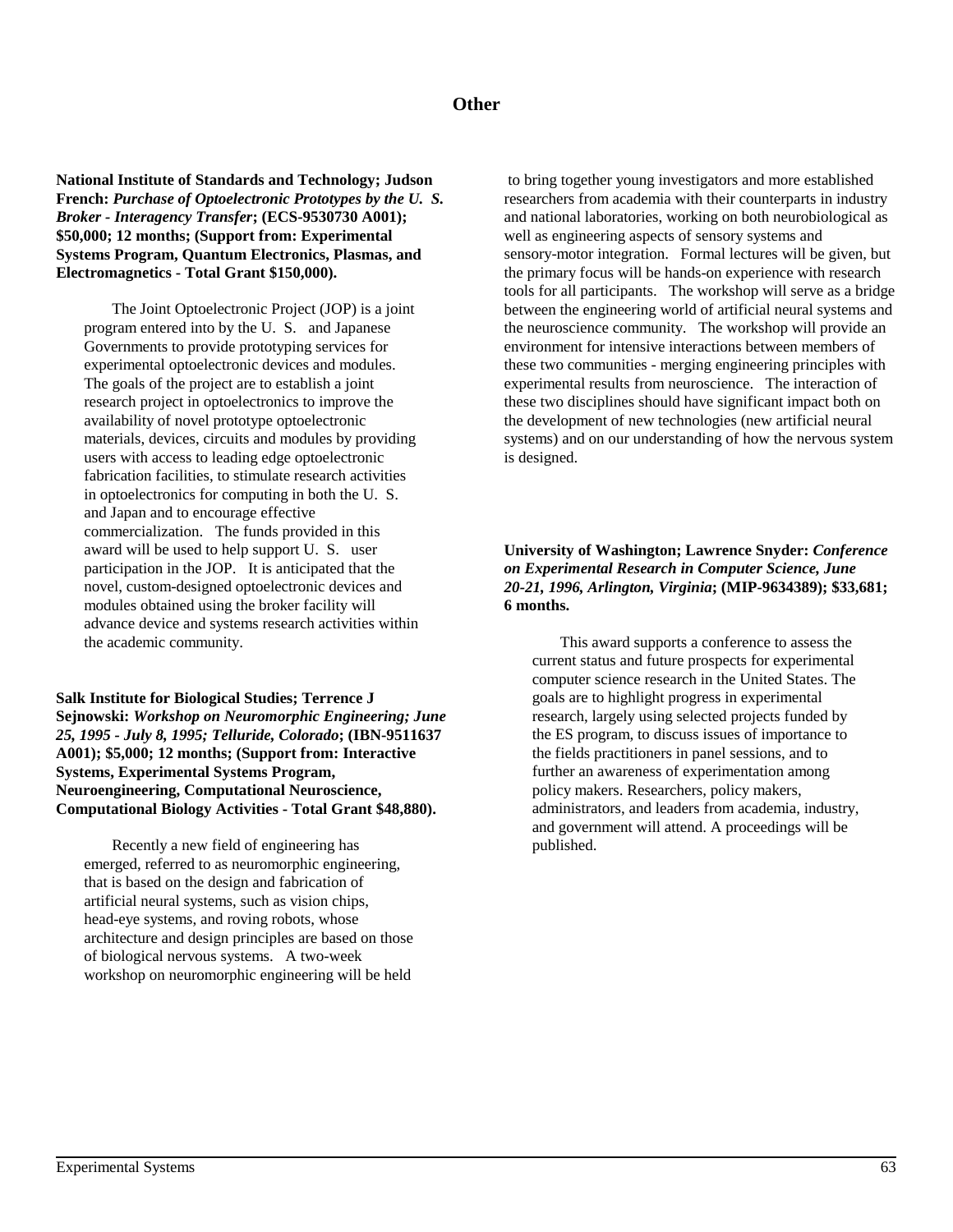## Other

**National Institute of Standards and Technology; Judson French: *Purchase of Optoelectronic Prototypes by the U. S. Broker - Interagency Transfer*; (ECS-9530730 A001); $50,000; 12 months; (Support from: Experimental Systems Program, Quantum Electronics, Plasmas, and Electromagnetics - Total Grant $150,000).**

The Joint Optoelectronic Project (JOP) is a joint program entered into by the U. S. and Japanese Governments to provide prototyping services for experimental optoelectronic devices and modules. The goals of the project are to establish a joint research project in optoelectronics to improve the availability of novel prototype optoelectronic materials, devices, circuits and modules by providing users with access to leading edge optoelectronic fabrication facilities, to stimulate research activities in optoelectronics for computing in both the U. S. and Japan and to encourage effective commercialization. The funds provided in this award will be used to help support U. S. user participation in the JOP. It is anticipated that the novel, custom-designed optoelectronic devices and modules obtained using the broker facility will advance device and systems research activities within the academic community.

**Salk Institute for Biological Studies; Terrence J Sejnowski: *Workshop on Neuromorphic Engineering; June 25, 1995 - July 8, 1995; Telluride, Colorado*; (IBN-9511637 A001); $5,000; 12 months; (Support from: Interactive Systems, Experimental Systems Program, Neuroengineering, Computational Neuroscience, Computational Biology Activities - Total Grant $48,880).**

Recently a new field of engineering has emerged, referred to as neuromorphic engineering, that is based on the design and fabrication of artificial neural systems, such as vision chips, head-eye systems, and roving robots, whose architecture and design principles are based on those of biological nervous systems. A two-week workshop on neuromorphic engineering will be held to bring together young investigators and more established researchers from academia with their counterparts in industry and national laboratories, working on both neurobiological as well as engineering aspects of sensory systems and sensory-motor integration. Formal lectures will be given, but the primary focus will be hands-on experience with research tools for all participants. The workshop will serve as a bridge between the engineering world of artificial neural systems and the neuroscience community. The workshop will provide an environment for intensive interactions between members of these two communities - merging engineering principles with experimental results from neuroscience. The interaction of these two disciplines should have significant impact both on the development of new technologies (new artificial neural systems) and on our understanding of how the nervous system is designed.

**University of Washington; Lawrence Snyder: *Conference on Experimental Research in Computer Science, June 20-21, 1996, Arlington, Virginia*; (MIP-9634389); $33,681; 6 months.**

This award supports a conference to assess the current status and future prospects for experimental computer science research in the United States. The goals are to highlight progress in experimental research, largely using selected projects funded by the ES program, to discuss issues of importance to the fields practitioners in panel sessions, and to further an awareness of experimentation among policy makers. Researchers, policy makers, administrators, and leaders from academia, industry, and government will attend. A proceedings will be published.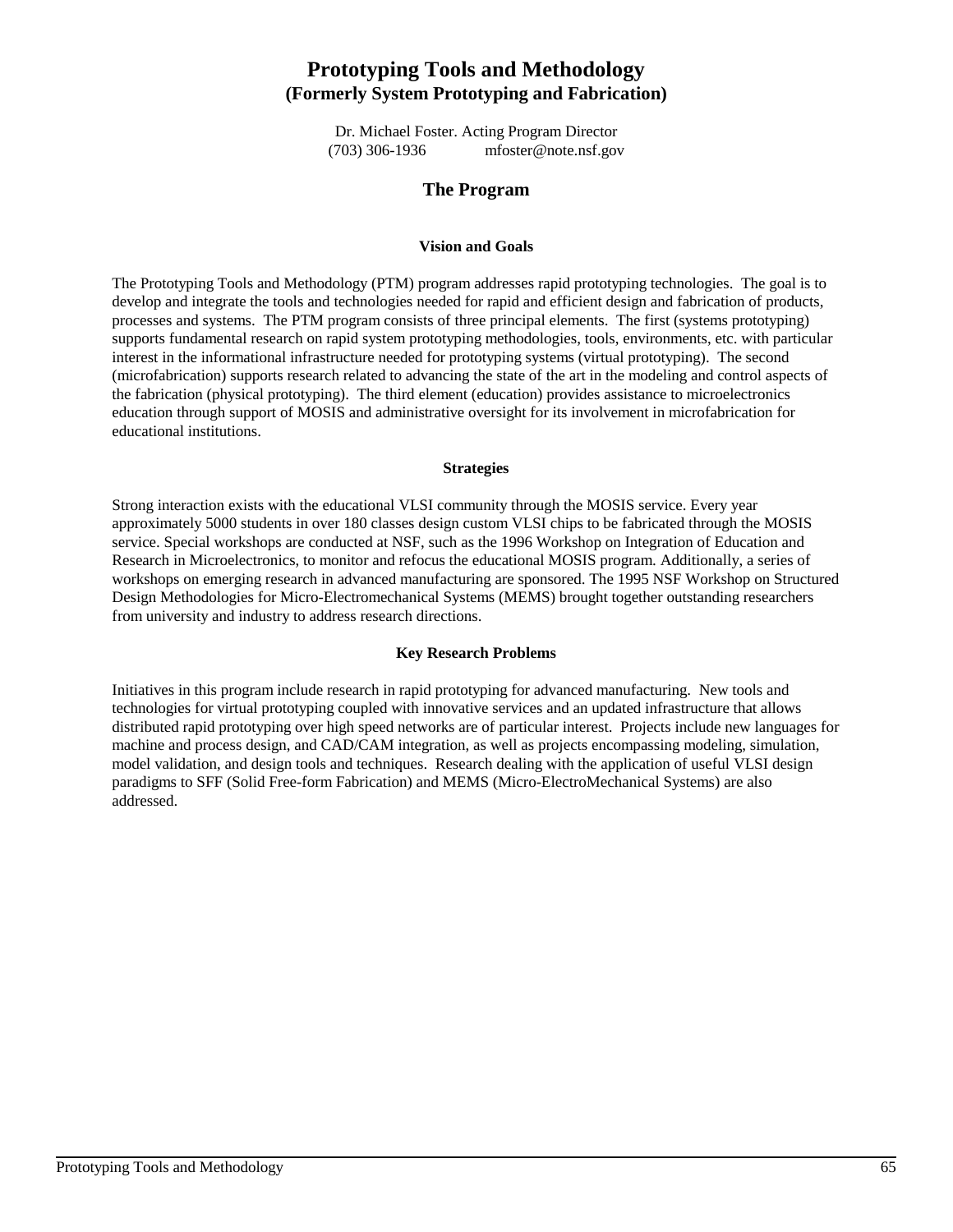# Prototyping Tools and Methodology
## (Formerly System Prototyping and Fabrication)

Dr. Michael Foster. Acting Program Director
(703) 306-1936 mfoster@note.nsf.gov

## The Program

### Vision and Goals

The Prototyping Tools and Methodology (PTM) program addresses rapid prototyping technologies. The goal is to develop and integrate the tools and technologies needed for rapid and efficient design and fabrication of products, processes and systems. The PTM program consists of three principal elements. The first (systems prototyping) supports fundamental research on rapid system prototyping methodologies, tools, environments, etc. with particular interest in the informational infrastructure needed for prototyping systems (virtual prototyping). The second (microfabrication) supports research related to advancing the state of the art in the modeling and control aspects of the fabrication (physical prototyping). The third element (education) provides assistance to microelectronics education through support of MOSIS and administrative oversight for its involvement in microfabrication for educational institutions.

### Strategies

Strong interaction exists with the educational VLSI community through the MOSIS service. Every year approximately 5000 students in over 180 classes design custom VLSI chips to be fabricated through the MOSIS service. Special workshops are conducted at NSF, such as the 1996 Workshop on Integration of Education and Research in Microelectronics, to monitor and refocus the educational MOSIS program. Additionally, a series of workshops on emerging research in advanced manufacturing are sponsored. The 1995 NSF Workshop on Structured Design Methodologies for Micro-Electromechanical Systems (MEMS) brought together outstanding researchers from university and industry to address research directions.

### Key Research Problems

Initiatives in this program include research in rapid prototyping for advanced manufacturing. New tools and technologies for virtual prototyping coupled with innovative services and an updated infrastructure that allows distributed rapid prototyping over high speed networks are of particular interest. Projects include new languages for machine and process design, and CAD/CAM integration, as well as projects encompassing modeling, simulation, model validation, and design tools and techniques. Research dealing with the application of useful VLSI design paradigms to SFF (Solid Free-form Fabrication) and MEMS (Micro-ElectroMechanical Systems) are also addressed.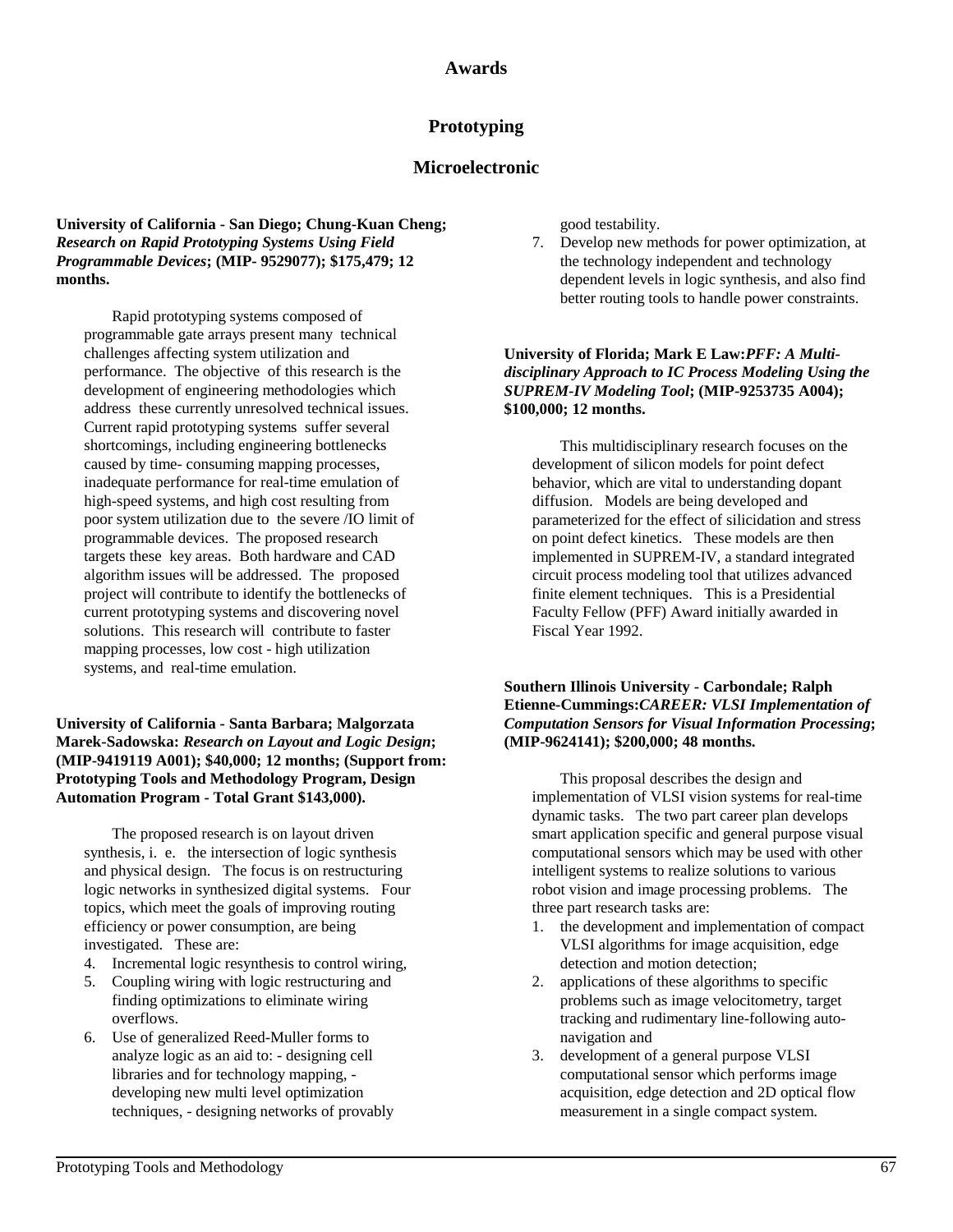# Awards

## Prototyping

### Microelectronic

**University of California - San Diego; Chung-Kuan Cheng; *Research on Rapid Prototyping Systems Using Field Programmable Devices*; (MIP- 9529077); $175,479; 12 months.**

Rapid prototyping systems composed of programmable gate arrays present many technical challenges affecting system utilization and performance. The objective of this research is the development of engineering methodologies which address these currently unresolved technical issues. Current rapid prototyping systems suffer several shortcomings, including engineering bottlenecks caused by time- consuming mapping processes, inadequate performance for real-time emulation of high-speed systems, and high cost resulting from poor system utilization due to the severe /IO limit of programmable devices. The proposed research targets these key areas. Both hardware and CAD algorithm issues will be addressed. The proposed project will contribute to identify the bottlenecks of current prototyping systems and discovering novel solutions. This research will contribute to faster mapping processes, low cost - high utilization systems, and real-time emulation.

**University of California - Santa Barbara; Malgorzata Marek-Sadowska: *Research on Layout and Logic Design*; (MIP-9419119 A001); $40,000; 12 months; (Support from: Prototyping Tools and Methodology Program, Design Automation Program - Total Grant $143,000).**

The proposed research is on layout driven synthesis, i. e. the intersection of logic synthesis and physical design. The focus is on restructuring logic networks in synthesized digital systems. Four topics, which meet the goals of improving routing efficiency or power consumption, are being investigated. These are:

4. Incremental logic resynthesis to control wiring,
5. Coupling wiring with logic restructuring and finding optimizations to eliminate wiring overflows.
6. Use of generalized Reed-Muller forms to analyze logic as an aid to: - designing cell libraries and for technology mapping, - developing new multi level optimization techniques, - designing networks of provably good testability.
7. Develop new methods for power optimization, at the technology independent and technology dependent levels in logic synthesis, and also find better routing tools to handle power constraints.

**University of Florida; Mark E Law:*PFF: A Multi-disciplinary Approach to IC Process Modeling Using the SUPREM-IV Modeling Tool*; (MIP-9253735 A004); $100,000; 12 months.**

This multidisciplinary research focuses on the development of silicon models for point defect behavior, which are vital to understanding dopant diffusion. Models are being developed and parameterized for the effect of silicidation and stress on point defect kinetics. These models are then implemented in SUPREM-IV, a standard integrated circuit process modeling tool that utilizes advanced finite element techniques. This is a Presidential Faculty Fellow (PFF) Award initially awarded in Fiscal Year 1992.

**Southern Illinois University - Carbondale; Ralph Etienne-Cummings:*CAREER: VLSI Implementation of Computation Sensors for Visual Information Processing*; (MIP-9624141); $200,000; 48 months.**

This proposal describes the design and implementation of VLSI vision systems for real-time dynamic tasks. The two part career plan develops smart application specific and general purpose visual computational sensors which may be used with other intelligent systems to realize solutions to various robot vision and image processing problems. The three part research tasks are:

1. the development and implementation of compact VLSI algorithms for image acquisition, edge detection and motion detection;
2. applications of these algorithms to specific problems such as image velocitometry, target tracking and rudimentary line-following auto-navigation and
3. development of a general purpose VLSI computational sensor which performs image acquisition, edge detection and 2D optical flow measurement in a single compact system.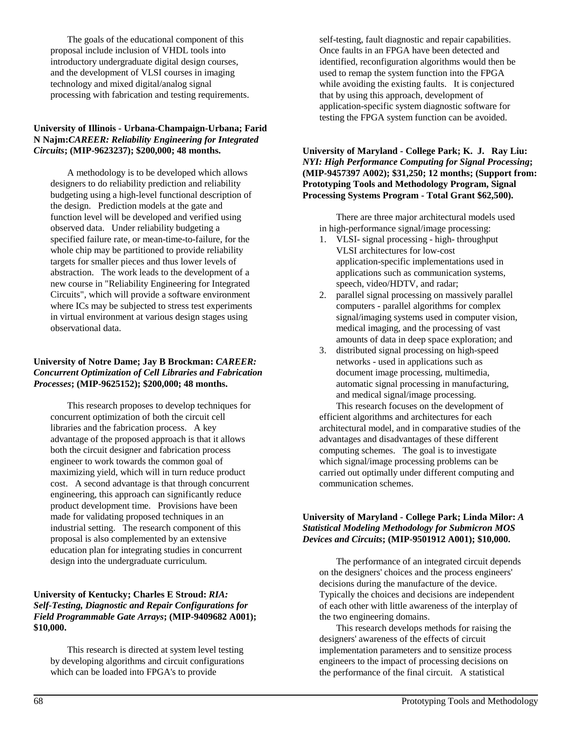The goals of the educational component of this proposal include inclusion of VHDL tools into introductory undergraduate digital design courses, and the development of VLSI courses in imaging technology and mixed digital/analog signal processing with fabrication and testing requirements.

**University of Illinois - Urbana-Champaign-Urbana; Farid N Najm:*CAREER: Reliability Engineering for Integrated Circuits*; (MIP-9623237); $200,000; 48 months.**

A methodology is to be developed which allows designers to do reliability prediction and reliability budgeting using a high-level functional description of the design. Prediction models at the gate and function level will be developed and verified using observed data. Under reliability budgeting a specified failure rate, or mean-time-to-failure, for the whole chip may be partitioned to provide reliability targets for smaller pieces and thus lower levels of abstraction. The work leads to the development of a new course in "Reliability Engineering for Integrated Circuits", which will provide a software environment where ICs may be subjected to stress test experiments in virtual environment at various design stages using observational data.

**University of Notre Dame; Jay B Brockman: *CAREER: Concurrent Optimization of Cell Libraries and Fabrication Processes*; (MIP-9625152); $200,000; 48 months.**

This research proposes to develop techniques for concurrent optimization of both the circuit cell libraries and the fabrication process. A key advantage of the proposed approach is that it allows both the circuit designer and fabrication process engineer to work towards the common goal of maximizing yield, which will in turn reduce product cost. A second advantage is that through concurrent engineering, this approach can significantly reduce product development time. Provisions have been made for validating proposed techniques in an industrial setting. The research component of this proposal is also complemented by an extensive education plan for integrating studies in concurrent design into the undergraduate curriculum.

**University of Kentucky; Charles E Stroud: *RIA: Self-Testing, Diagnostic and Repair Configurations for Field Programmable Gate Arrays*; (MIP-9409682 A001); $10,000.**

This research is directed at system level testing by developing algorithms and circuit configurations which can be loaded into FPGA's to provide self-testing, fault diagnostic and repair capabilities. Once faults in an FPGA have been detected and identified, reconfiguration algorithms would then be used to remap the system function into the FPGA while avoiding the existing faults. It is conjectured that by using this approach, development of application-specific system diagnostic software for testing the FPGA system function can be avoided.

**University of Maryland - College Park; K. J. Ray Liu: *NYI: High Performance Computing for Signal Processing*; (MIP-9457397 A002); $31,250; 12 months; (Support from: Prototyping Tools and Methodology Program, Signal Processing Systems Program - Total Grant $62,500).**

There are three major architectural models used in high-performance signal/image processing:

1. VLSI- signal processing - high- throughput VLSI architectures for low-cost application-specific implementations used in applications such as communication systems, speech, video/HDTV, and radar;
2. parallel signal processing on massively parallel computers - parallel algorithms for complex signal/imaging systems used in computer vision, medical imaging, and the processing of vast amounts of data in deep space exploration; and
3. distributed signal processing on high-speed networks - used in applications such as document image processing, multimedia, automatic signal processing in manufacturing, and medical signal/image processing.

This research focuses on the development of efficient algorithms and architectures for each architectural model, and in comparative studies of the advantages and disadvantages of these different computing schemes. The goal is to investigate which signal/image processing problems can be carried out optimally under different computing and communication schemes.

**University of Maryland - College Park; Linda Milor: *A Statistical Modeling Methodology for Submicron MOS Devices and Circuits*; (MIP-9501912 A001); $10,000.**

The performance of an integrated circuit depends on the designers' choices and the process engineers' decisions during the manufacture of the device. Typically the choices and decisions are independent of each other with little awareness of the interplay of the two engineering domains.

This research develops methods for raising the designers' awareness of the effects of circuit implementation parameters and to sensitize process engineers to the impact of processing decisions on the performance of the final circuit. A statistical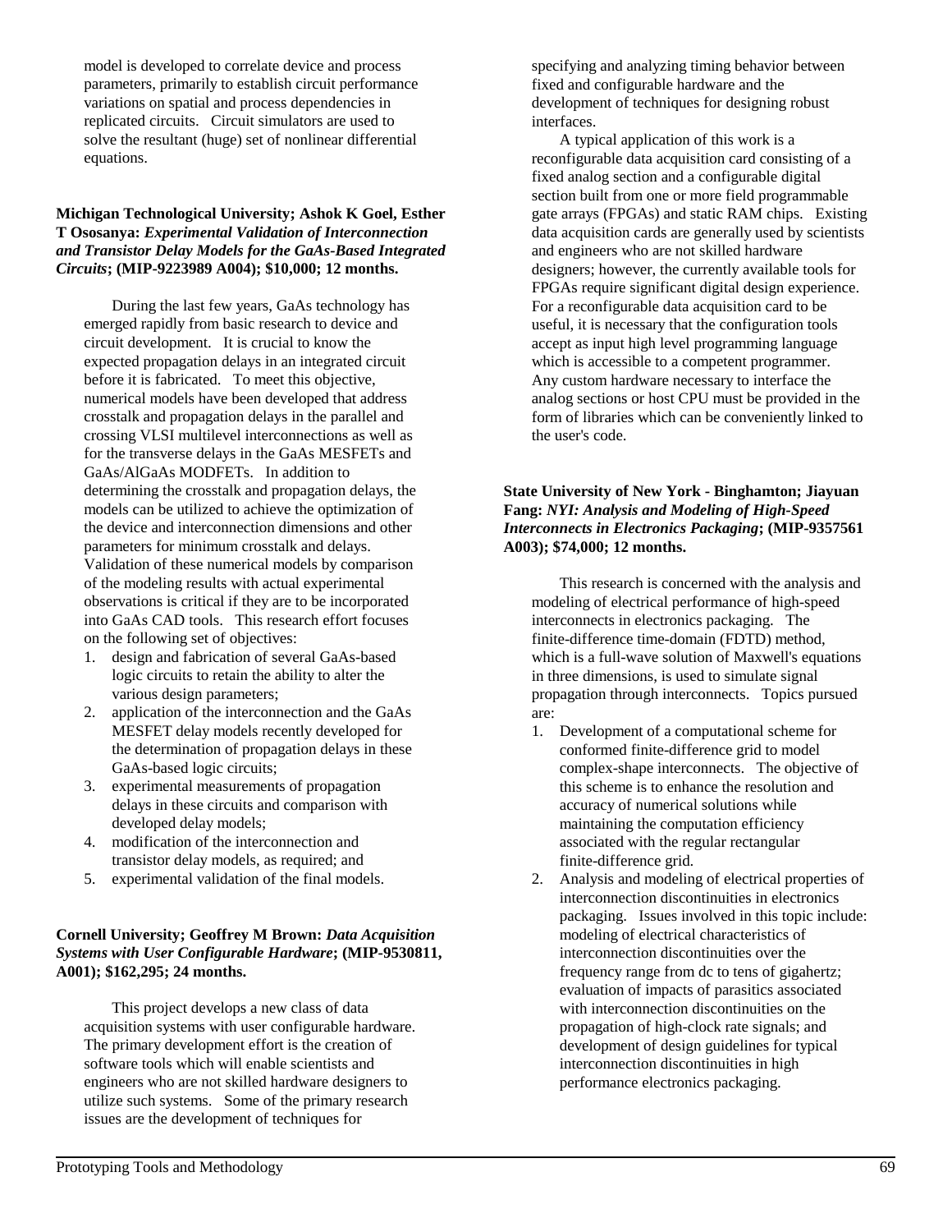model is developed to correlate device and process parameters, primarily to establish circuit performance variations on spatial and process dependencies in replicated circuits. Circuit simulators are used to solve the resultant (huge) set of nonlinear differential equations.

**Michigan Technological University; Ashok K Goel, Esther T Ososanya: *Experimental Validation of Interconnection and Transistor Delay Models for the GaAs-Based Integrated Circuits*; (MIP-9223989 A004); $10,000; 12 months.**

During the last few years, GaAs technology has emerged rapidly from basic research to device and circuit development. It is crucial to know the expected propagation delays in an integrated circuit before it is fabricated. To meet this objective, numerical models have been developed that address crosstalk and propagation delays in the parallel and crossing VLSI multilevel interconnections as well as for the transverse delays in the GaAs MESFETs and GaAs/AlGaAs MODFETs. In addition to determining the crosstalk and propagation delays, the models can be utilized to achieve the optimization of the device and interconnection dimensions and other parameters for minimum crosstalk and delays. Validation of these numerical models by comparison of the modeling results with actual experimental observations is critical if they are to be incorporated into GaAs CAD tools. This research effort focuses on the following set of objectives:

1. design and fabrication of several GaAs-based logic circuits to retain the ability to alter the various design parameters;
2. application of the interconnection and the GaAs MESFET delay models recently developed for the determination of propagation delays in these GaAs-based logic circuits;
3. experimental measurements of propagation delays in these circuits and comparison with developed delay models;
4. modification of the interconnection and transistor delay models, as required; and
5. experimental validation of the final models.

**Cornell University; Geoffrey M Brown: *Data Acquisition Systems with User Configurable Hardware*; (MIP-9530811, A001); $162,295; 24 months.**

This project develops a new class of data acquisition systems with user configurable hardware. The primary development effort is the creation of software tools which will enable scientists and engineers who are not skilled hardware designers to utilize such systems. Some of the primary research issues are the development of techniques for specifying and analyzing timing behavior between fixed and configurable hardware and the development of techniques for designing robust interfaces.

A typical application of this work is a reconfigurable data acquisition card consisting of a fixed analog section and a configurable digital section built from one or more field programmable gate arrays (FPGAs) and static RAM chips. Existing data acquisition cards are generally used by scientists and engineers who are not skilled hardware designers; however, the currently available tools for FPGAs require significant digital design experience. For a reconfigurable data acquisition card to be useful, it is necessary that the configuration tools accept as input high level programming language which is accessible to a competent programmer. Any custom hardware necessary to interface the analog sections or host CPU must be provided in the form of libraries which can be conveniently linked to the user's code.

**State University of New York - Binghamton; Jiayuan Fang: *NYI: Analysis and Modeling of High-Speed Interconnects in Electronics Packaging*; (MIP-9357561 A003); $74,000; 12 months.**

This research is concerned with the analysis and modeling of electrical performance of high-speed interconnects in electronics packaging. The finite-difference time-domain (FDTD) method, which is a full-wave solution of Maxwell's equations in three dimensions, is used to simulate signal propagation through interconnects. Topics pursued are:

1. Development of a computational scheme for conformed finite-difference grid to model complex-shape interconnects. The objective of this scheme is to enhance the resolution and accuracy of numerical solutions while maintaining the computation efficiency associated with the regular rectangular finite-difference grid.
2. Analysis and modeling of electrical properties of interconnection discontinuities in electronics packaging. Issues involved in this topic include: modeling of electrical characteristics of interconnection discontinuities over the frequency range from dc to tens of gigahertz; evaluation of impacts of parasitics associated with interconnection discontinuities on the propagation of high-clock rate signals; and development of design guidelines for typical interconnection discontinuities in high performance electronics packaging.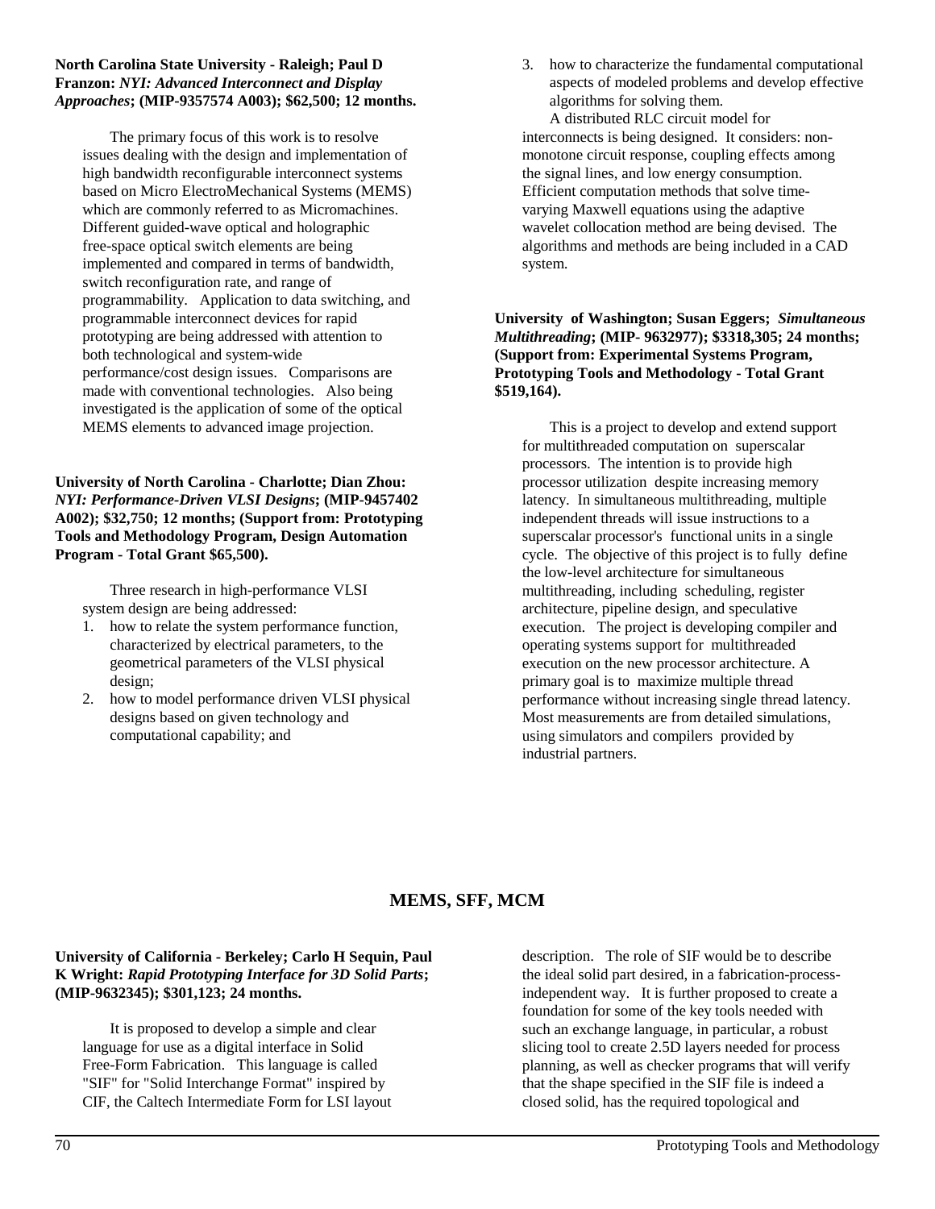**North Carolina State University - Raleigh; Paul D Franzon:** ***NYI: Advanced Interconnect and Display Approaches*****; (MIP-9357574 A003); $62,500; 12 months.**

The primary focus of this work is to resolve issues dealing with the design and implementation of high bandwidth reconfigurable interconnect systems based on Micro ElectroMechanical Systems (MEMS) which are commonly referred to as Micromachines. Different guided-wave optical and holographic free-space optical switch elements are being implemented and compared in terms of bandwidth, switch reconfiguration rate, and range of programmability. Application to data switching, and programmable interconnect devices for rapid prototyping are being addressed with attention to both technological and system-wide performance/cost design issues. Comparisons are made with conventional technologies. Also being investigated is the application of some of the optical MEMS elements to advanced image projection.

**University of North Carolina - Charlotte; Dian Zhou:** ***NYI: Performance-Driven VLSI Designs*****; (MIP-9457402 A002); $32,750; 12 months; (Support from: Prototyping Tools and Methodology Program, Design Automation Program - Total Grant $65,500).**

Three research in high-performance VLSI system design are being addressed:

1. how to relate the system performance function, characterized by electrical parameters, to the geometrical parameters of the VLSI physical design;
2. how to model performance driven VLSI physical designs based on given technology and computational capability; and
3. how to characterize the fundamental computational aspects of modeled problems and develop effective algorithms for solving them.

A distributed RLC circuit model for interconnects is being designed. It considers: non-monotone circuit response, coupling effects among the signal lines, and low energy consumption. Efficient computation methods that solve time-varying Maxwell equations using the adaptive wavelet collocation method are being devised. The algorithms and methods are being included in a CAD system.

**University of Washington; Susan Eggers;** ***Simultaneous Multithreading*****; (MIP- 9632977); $3318,305; 24 months; (Support from: Experimental Systems Program, Prototyping Tools and Methodology - Total Grant $519,164).**

This is a project to develop and extend support for multithreaded computation on superscalar processors. The intention is to provide high processor utilization despite increasing memory latency. In simultaneous multithreading, multiple independent threads will issue instructions to a superscalar processor's functional units in a single cycle. The objective of this project is to fully define the low-level architecture for simultaneous multithreading, including scheduling, register architecture, pipeline design, and speculative execution. The project is developing compiler and operating systems support for multithreaded execution on the new processor architecture. A primary goal is to maximize multiple thread performance without increasing single thread latency. Most measurements are from detailed simulations, using simulators and compilers provided by industrial partners.

## MEMS, SFF, MCM

**University of California - Berkeley; Carlo H Sequin, Paul K Wright:** ***Rapid Prototyping Interface for 3D Solid Parts*****; (MIP-9632345); $301,123; 24 months.**

It is proposed to develop a simple and clear language for use as a digital interface in Solid Free-Form Fabrication. This language is called "SIF" for "Solid Interchange Format" inspired by CIF, the Caltech Intermediate Form for LSI layout description. The role of SIF would be to describe the ideal solid part desired, in a fabrication-process-independent way. It is further proposed to create a foundation for some of the key tools needed with such an exchange language, in particular, a robust slicing tool to create 2.5D layers needed for process planning, as well as checker programs that will verify that the shape specified in the SIF file is indeed a closed solid, has the required topological and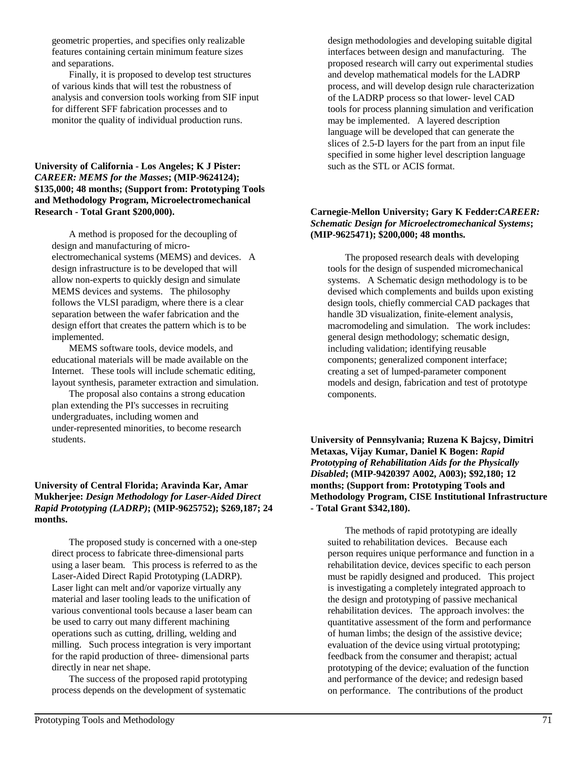geometric properties, and specifies only realizable features containing certain minimum feature sizes and separations.

Finally, it is proposed to develop test structures of various kinds that will test the robustness of analysis and conversion tools working from SIF input for different SFF fabrication processes and to monitor the quality of individual production runs.

**University of California - Los Angeles; K J Pister: *CAREER: MEMS for the Masses*; (MIP-9624124); $135,000; 48 months; (Support from: Prototyping Tools and Methodology Program, Microelectromechanical Research - Total Grant $200,000).**

A method is proposed for the decoupling of design and manufacturing of micro-electromechanical systems (MEMS) and devices. A design infrastructure is to be developed that will allow non-experts to quickly design and simulate MEMS devices and systems. The philosophy follows the VLSI paradigm, where there is a clear separation between the wafer fabrication and the design effort that creates the pattern which is to be implemented.

MEMS software tools, device models, and educational materials will be made available on the Internet. These tools will include schematic editing, layout synthesis, parameter extraction and simulation.

The proposal also contains a strong education plan extending the PI's successes in recruiting undergraduates, including women and under-represented minorities, to become research students.

**University of Central Florida; Aravinda Kar, Amar Mukherjee: *Design Methodology for Laser-Aided Direct Rapid Prototyping (LADRP)*; (MIP-9625752); $269,187; 24 months.**

The proposed study is concerned with a one-step direct process to fabricate three-dimensional parts using a laser beam. This process is referred to as the Laser-Aided Direct Rapid Prototyping (LADRP). Laser light can melt and/or vaporize virtually any material and laser tooling leads to the unification of various conventional tools because a laser beam can be used to carry out many different machining operations such as cutting, drilling, welding and milling. Such process integration is very important for the rapid production of three- dimensional parts directly in near net shape.

The success of the proposed rapid prototyping process depends on the development of systematic design methodologies and developing suitable digital interfaces between design and manufacturing. The proposed research will carry out experimental studies and develop mathematical models for the LADRP process, and will develop design rule characterization of the LADRP process so that lower- level CAD tools for process planning simulation and verification may be implemented. A layered description language will be developed that can generate the slices of 2.5-D layers for the part from an input file specified in some higher level description language such as the STL or ACIS format.

**Carnegie-Mellon University; Gary K Fedder: *CAREER: Schematic Design for Microelectromechanical Systems*; (MIP-9625471); $200,000; 48 months.**

The proposed research deals with developing tools for the design of suspended micromechanical systems. A Schematic design methodology is to be devised which complements and builds upon existing design tools, chiefly commercial CAD packages that handle 3D visualization, finite-element analysis, macromodeling and simulation. The work includes: general design methodology; schematic design, including validation; identifying reusable components; generalized component interface; creating a set of lumped-parameter component models and design, fabrication and test of prototype components.

**University of Pennsylvania; Ruzena K Bajcsy, Dimitri Metaxas, Vijay Kumar, Daniel K Bogen: *Rapid Prototyping of Rehabilitation Aids for the Physically Disabled*; (MIP-9420397 A002, A003); $92,180; 12 months; (Support from: Prototyping Tools and Methodology Program, CISE Institutional Infrastructure - Total Grant $342,180).**

The methods of rapid prototyping are ideally suited to rehabilitation devices. Because each person requires unique performance and function in a rehabilitation device, devices specific to each person must be rapidly designed and produced. This project is investigating a completely integrated approach to the design and prototyping of passive mechanical rehabilitation devices. The approach involves: the quantitative assessment of the form and performance of human limbs; the design of the assistive device; evaluation of the device using virtual prototyping; feedback from the consumer and therapist; actual prototyping of the device; evaluation of the function and performance of the device; and redesign based on performance. The contributions of the product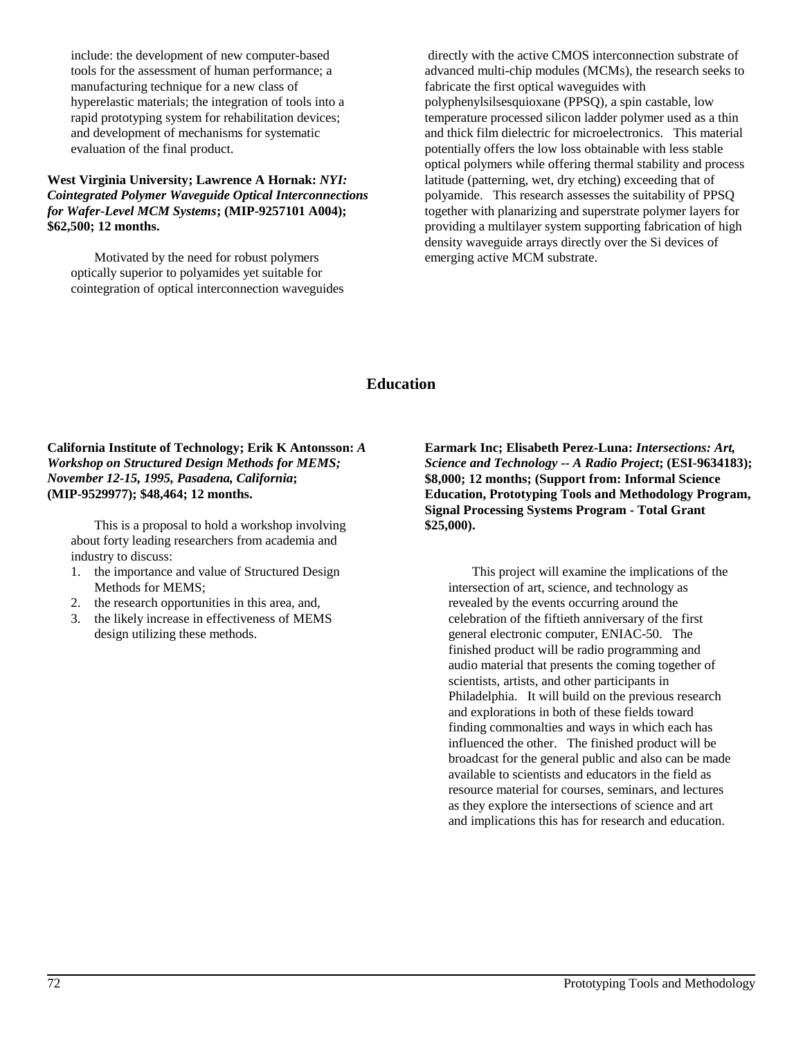include: the development of new computer-based tools for the assessment of human performance; a manufacturing technique for a new class of hyperelastic materials; the integration of tools into a rapid prototyping system for rehabilitation devices; and development of mechanisms for systematic evaluation of the final product.

**West Virginia University; Lawrence A Hornak:** ***NYI: Cointegrated Polymer Waveguide Optical Interconnections for Wafer-Level MCM Systems*****; (MIP-9257101 A004); $62,500; 12 months.**

Motivated by the need for robust polymers optically superior to polyamides yet suitable for cointegration of optical interconnection waveguides directly with the active CMOS interconnection substrate of advanced multi-chip modules (MCMs), the research seeks to fabricate the first optical waveguides with polyphenylsilsesquioxane (PPSQ), a spin castable, low temperature processed silicon ladder polymer used as a thin and thick film dielectric for microelectronics. This material potentially offers the low loss obtainable with less stable optical polymers while offering thermal stability and process latitude (patterning, wet, dry etching) exceeding that of polyamide. This research assesses the suitability of PPSQ together with planarizing and superstrate polymer layers for providing a multilayer system supporting fabrication of high density waveguide arrays directly over the Si devices of emerging active MCM substrate.

## Education

**California Institute of Technology; Erik K Antonsson:** ***A Workshop on Structured Design Methods for MEMS; November 12-15, 1995, Pasadena, California*****; (MIP-9529977); $48,464; 12 months.**

This is a proposal to hold a workshop involving about forty leading researchers from academia and industry to discuss:

1. the importance and value of Structured Design Methods for MEMS;
2. the research opportunities in this area, and,
3. the likely increase in effectiveness of MEMS design utilizing these methods.

**Earmark Inc; Elisabeth Perez-Luna:** ***Intersections: Art, Science and Technology -- A Radio Project*****; (ESI-9634183); $8,000; 12 months; (Support from: Informal Science Education, Prototyping Tools and Methodology Program, Signal Processing Systems Program - Total Grant $25,000).**

This project will examine the implications of the intersection of art, science, and technology as revealed by the events occurring around the celebration of the fiftieth anniversary of the first general electronic computer, ENIAC-50. The finished product will be radio programming and audio material that presents the coming together of scientists, artists, and other participants in Philadelphia. It will build on the previous research and explorations in both of these fields toward finding commonalties and ways in which each has influenced the other. The finished product will be broadcast for the general public and also can be made available to scientists and educators in the field as resource material for courses, seminars, and lectures as they explore the intersections of science and art and implications this has for research and education.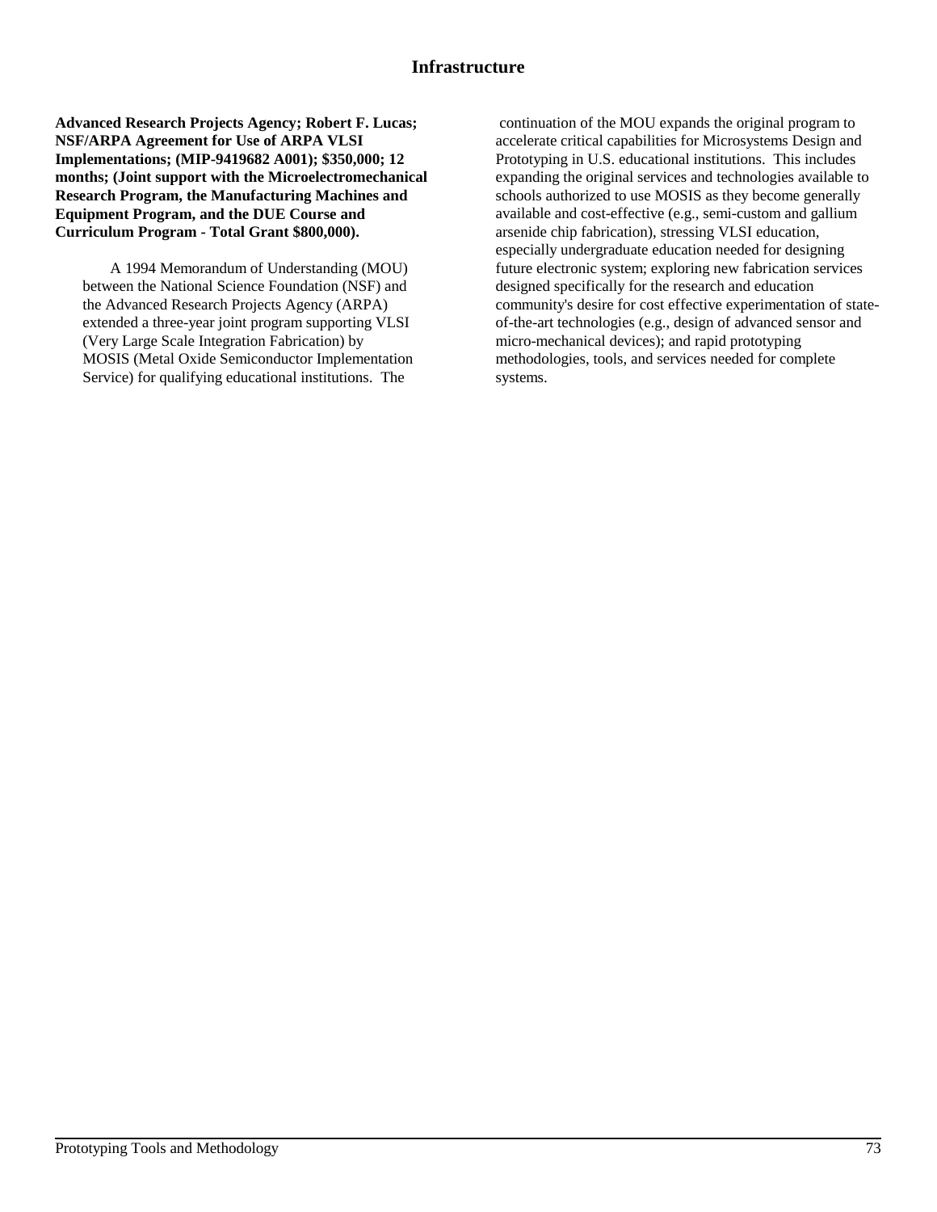## Infrastructure

**Advanced Research Projects Agency; Robert F. Lucas; NSF/ARPA Agreement for Use of ARPA VLSI Implementations; (MIP-9419682 A001); $350,000; 12 months; (Joint support with the Microelectromechanical Research Program, the Manufacturing Machines and Equipment Program, and the DUE Course and Curriculum Program - Total Grant $800,000).**

A 1994 Memorandum of Understanding (MOU) between the National Science Foundation (NSF) and the Advanced Research Projects Agency (ARPA) extended a three-year joint program supporting VLSI (Very Large Scale Integration Fabrication) by MOSIS (Metal Oxide Semiconductor Implementation Service) for qualifying educational institutions. The continuation of the MOU expands the original program to accelerate critical capabilities for Microsystems Design and Prototyping in U.S. educational institutions. This includes expanding the original services and technologies available to schools authorized to use MOSIS as they become generally available and cost-effective (e.g., semi-custom and gallium arsenide chip fabrication), stressing VLSI education, especially undergraduate education needed for designing future electronic system; exploring new fabrication services designed specifically for the research and education community's desire for cost effective experimentation of state-of-the-art technologies (e.g., design of advanced sensor and micro-mechanical devices); and rapid prototyping methodologies, tools, and services needed for complete systems.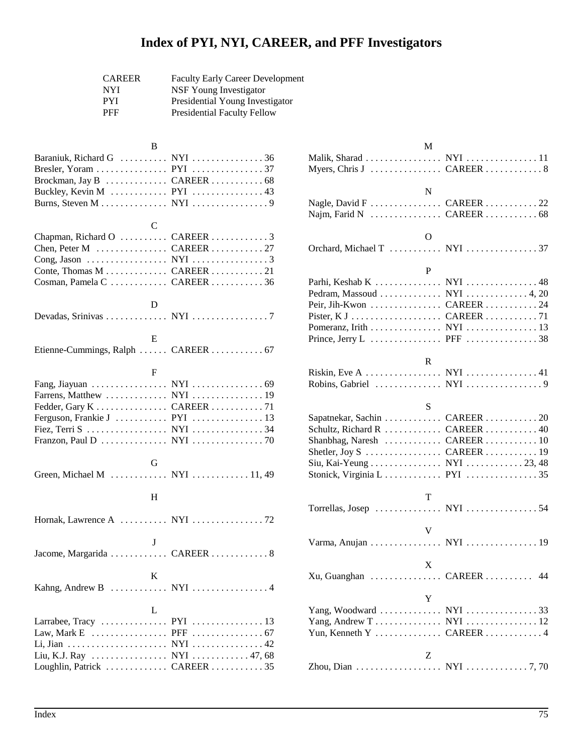# Index of PYI, NYI, CAREER, and PFF Investigators

| | |
|---|---|
| CAREER | Faculty Early Career Development |
| NYI | NSF Young Investigator |
| PYI | Presidential Young Investigator |
| PFF | Presidential Faculty Fellow |

### B

| Name | Award | Page |
|---|---|---|
| Baraniuk, Richard G | NYI | 36 |
| Bresler, Yoram | PYI | 37 |
| Brockman, Jay B | CAREER | 68 |
| Buckley, Kevin M | PYI | 43 |
| Burns, Steven M | NYI | 9 |

### C

| Name | Award | Page |
|---|---|---|
| Chapman, Richard O | CAREER | 3 |
| Chen, Peter M | CAREER | 27 |
| Cong, Jason | NYI | 3 |
| Conte, Thomas M | CAREER | 21 |
| Cosman, Pamela C | CAREER | 36 |

### D

| Name | Award | Page |
|---|---|---|
| Devadas, Srinivas | NYI | 7 |

### E

| Name | Award | Page |
|---|---|---|
| Etienne-Cummings, Ralph | CAREER | 67 |

### F

| Name | Award | Page |
|---|---|---|
| Fang, Jiayuan | NYI | 69 |
| Farrens, Matthew | NYI | 19 |
| Fedder, Gary K | CAREER | 71 |
| Ferguson, Frankie J | PYI | 13 |
| Fiez, Terri S | NYI | 34 |
| Franzon, Paul D | NYI | 70 |

### G

| Name | Award | Page |
|---|---|---|
| Green, Michael M | NYI | 11, 49 |

### H

| Name | Award | Page |
|---|---|---|
| Hornak, Lawrence A | NYI | 72 |

### J

| Name | Award | Page |
|---|---|---|
| Jacome, Margarida | CAREER | 8 |

### K

| Name | Award | Page |
|---|---|---|
| Kahng, Andrew B | NYI | 4 |

### L

| Name | Award | Page |
|---|---|---|
| Larrabee, Tracy | PYI | 13 |
| Law, Mark E | PFF | 67 |
| Li, Jian | NYI | 42 |
| Liu, K.J. Ray | NYI | 47, 68 |
| Loughlin, Patrick | CAREER | 35 |

### M

| Name | Award | Page |
|---|---|---|
| Malik, Sharad | NYI | 11 |
| Myers, Chris J | CAREER | 8 |

### N

| Name | Award | Page |
|---|---|---|
| Nagle, David F | CAREER | 22 |
| Najm, Farid N | CAREER | 68 |

### O

| Name | Award | Page |
|---|---|---|
| Orchard, Michael T | NYI | 37 |

### P

| Name | Award | Page |
|---|---|---|
| Parhi, Keshab K | NYI | 48 |
| Pedram, Massoud | NYI | 4, 20 |
| Peir, Jih-Kwon | CAREER | 24 |
| Pister, K J | CAREER | 71 |
| Pomeranz, Irith | NYI | 13 |
| Prince, Jerry L | PFF | 38 |

### R

| Name | Award | Page |
|---|---|---|
| Riskin, Eve A | NYI | 41 |
| Robins, Gabriel | NYI | 9 |

### S

| Name | Award | Page |
|---|---|---|
| Sapatnekar, Sachin | CAREER | 20 |
| Schultz, Richard R | CAREER | 40 |
| Shanbhag, Naresh | CAREER | 10 |
| Shetler, Joy S | CAREER | 19 |
| Siu, Kai-Yeung | NYI | 23, 48 |
| Stonick, Virginia L | PYI | 35 |

### T

| Name | Award | Page |
|---|---|---|
| Torrellas, Josep | NYI | 54 |

### V

| Name | Award | Page |
|---|---|---|
| Varma, Anujan | NYI | 19 |

### X

| Name | Award | Page |
|---|---|---|
| Xu, Guanghan | CAREER | 44 |

### Y

| Name | Award | Page |
|---|---|---|
| Yang, Woodward | NYI | 33 |
| Yang, Andrew T | NYI | 12 |
| Yun, Kenneth Y | CAREER | 4 |

### Z

| Name | Award | Page |
|---|---|---|
| Zhou, Dian | NYI | 7, 70 |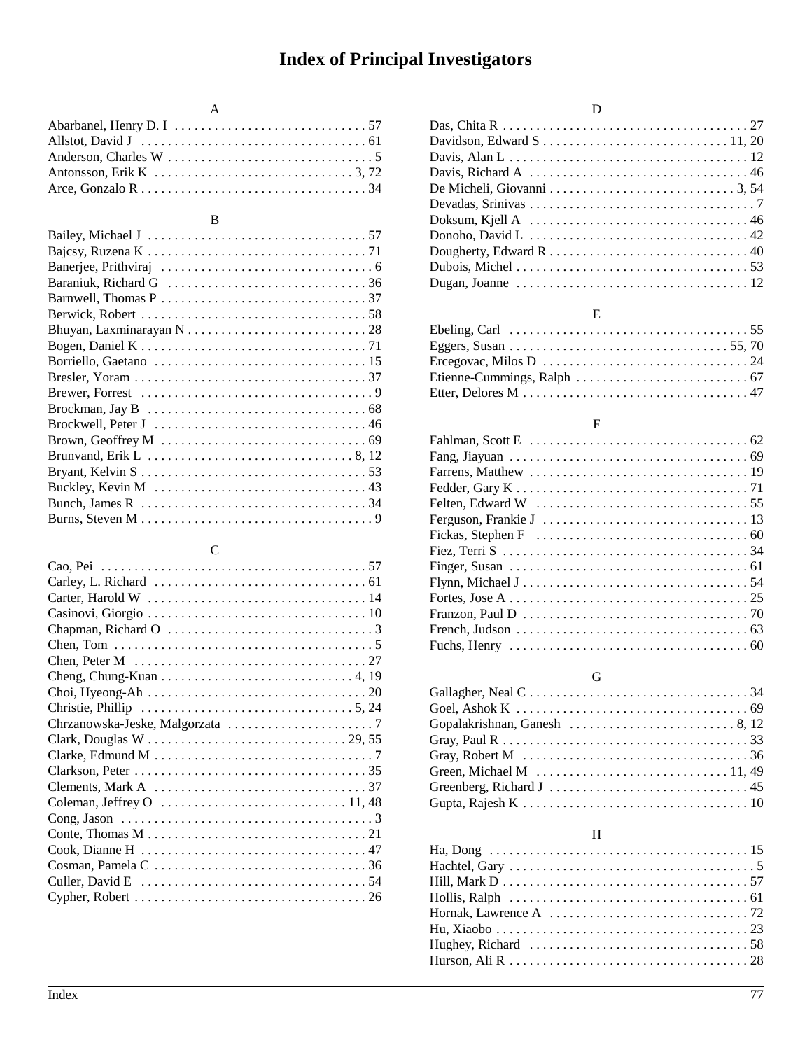# Index of Principal Investigators

### A

Abarbanel, Henry D. I . . . . . . . . . . . . . . . . . . . . . . . . . . . . . 57
Allstot, David J . . . . . . . . . . . . . . . . . . . . . . . . . . . . . . . . . . 61
Anderson, Charles W . . . . . . . . . . . . . . . . . . . . . . . . . . . . . . . 5
Antonsson, Erik K . . . . . . . . . . . . . . . . . . . . . . . . . . . . . . 3, 72
Arce, Gonzalo R . . . . . . . . . . . . . . . . . . . . . . . . . . . . . . . . . . 34

### B

Bailey, Michael J . . . . . . . . . . . . . . . . . . . . . . . . . . . . . . . . . 57
Bajcsy, Ruzena K . . . . . . . . . . . . . . . . . . . . . . . . . . . . . . . . . 71
Banerjee, Prithviraj . . . . . . . . . . . . . . . . . . . . . . . . . . . . . . . . 6
Baraniuk, Richard G . . . . . . . . . . . . . . . . . . . . . . . . . . . . . . 36
Barnwell, Thomas P . . . . . . . . . . . . . . . . . . . . . . . . . . . . . . . 37
Berwick, Robert . . . . . . . . . . . . . . . . . . . . . . . . . . . . . . . . . . 58
Bhuyan, Laxminarayan N . . . . . . . . . . . . . . . . . . . . . . . . . . . 28
Bogen, Daniel K . . . . . . . . . . . . . . . . . . . . . . . . . . . . . . . . . . 71
Borriello, Gaetano . . . . . . . . . . . . . . . . . . . . . . . . . . . . . . . . 15
Bresler, Yoram . . . . . . . . . . . . . . . . . . . . . . . . . . . . . . . . . . . 37
Brewer, Forrest . . . . . . . . . . . . . . . . . . . . . . . . . . . . . . . . . . . 9
Brockman, Jay B . . . . . . . . . . . . . . . . . . . . . . . . . . . . . . . . . 68
Brockwell, Peter J . . . . . . . . . . . . . . . . . . . . . . . . . . . . . . . . 46
Brown, Geoffrey M . . . . . . . . . . . . . . . . . . . . . . . . . . . . . . . 69
Brunvand, Erik L . . . . . . . . . . . . . . . . . . . . . . . . . . . . . . . 8, 12
Bryant, Kelvin S . . . . . . . . . . . . . . . . . . . . . . . . . . . . . . . . . . 53
Buckley, Kevin M . . . . . . . . . . . . . . . . . . . . . . . . . . . . . . . . 43
Bunch, James R . . . . . . . . . . . . . . . . . . . . . . . . . . . . . . . . . . 34
Burns, Steven M . . . . . . . . . . . . . . . . . . . . . . . . . . . . . . . . . . 9

### C

Cao, Pei . . . . . . . . . . . . . . . . . . . . . . . . . . . . . . . . . . . . . . . . 57
Carley, L. Richard . . . . . . . . . . . . . . . . . . . . . . . . . . . . . . . . 61
Carter, Harold W . . . . . . . . . . . . . . . . . . . . . . . . . . . . . . . . . 14
Casinovi, Giorgio . . . . . . . . . . . . . . . . . . . . . . . . . . . . . . . . . 10
Chapman, Richard O . . . . . . . . . . . . . . . . . . . . . . . . . . . . . . . 3
Chen, Tom . . . . . . . . . . . . . . . . . . . . . . . . . . . . . . . . . . . . . . . 5
Chen, Peter M . . . . . . . . . . . . . . . . . . . . . . . . . . . . . . . . . . . 27
Cheng, Chung-Kuan . . . . . . . . . . . . . . . . . . . . . . . . . . . . . 4, 19
Choi, Hyeong-Ah . . . . . . . . . . . . . . . . . . . . . . . . . . . . . . . . . 20
Christie, Phillip . . . . . . . . . . . . . . . . . . . . . . . . . . . . . . . . 5, 24
Chrzanowska-Jeske, Malgorzata . . . . . . . . . . . . . . . . . . . . . . . 7
Clark, Douglas W . . . . . . . . . . . . . . . . . . . . . . . . . . . . . . 29, 55
Clarke, Edmund M . . . . . . . . . . . . . . . . . . . . . . . . . . . . . . . . . 7
Clarkson, Peter . . . . . . . . . . . . . . . . . . . . . . . . . . . . . . . . . . . 35
Clements, Mark A . . . . . . . . . . . . . . . . . . . . . . . . . . . . . . . . 37
Coleman, Jeffrey O . . . . . . . . . . . . . . . . . . . . . . . . . . . . 11, 48
Cong, Jason . . . . . . . . . . . . . . . . . . . . . . . . . . . . . . . . . . . . . 3
Conte, Thomas M . . . . . . . . . . . . . . . . . . . . . . . . . . . . . . . . . 21
Cook, Dianne H . . . . . . . . . . . . . . . . . . . . . . . . . . . . . . . . . . 47
Cosman, Pamela C . . . . . . . . . . . . . . . . . . . . . . . . . . . . . . . . 36
Culler, David E . . . . . . . . . . . . . . . . . . . . . . . . . . . . . . . . . . 54
Cypher, Robert . . . . . . . . . . . . . . . . . . . . . . . . . . . . . . . . . . . 26

### D

Das, Chita R . . . . . . . . . . . . . . . . . . . . . . . . . . . . . . . . . . . . 27
Davidson, Edward S . . . . . . . . . . . . . . . . . . . . . . . . . . . . 11, 20
Davis, Alan L . . . . . . . . . . . . . . . . . . . . . . . . . . . . . . . . . . . . 12
Davis, Richard A . . . . . . . . . . . . . . . . . . . . . . . . . . . . . . . . . 46
De Micheli, Giovanni . . . . . . . . . . . . . . . . . . . . . . . . . . . . 3, 54
Devadas, Srinivas . . . . . . . . . . . . . . . . . . . . . . . . . . . . . . . . . . 7
Doksum, Kjell A . . . . . . . . . . . . . . . . . . . . . . . . . . . . . . . . . 46
Donoho, David L . . . . . . . . . . . . . . . . . . . . . . . . . . . . . . . . . 42
Dougherty, Edward R . . . . . . . . . . . . . . . . . . . . . . . . . . . . . . 40
Dubois, Michel . . . . . . . . . . . . . . . . . . . . . . . . . . . . . . . . . . . 53
Dugan, Joanne . . . . . . . . . . . . . . . . . . . . . . . . . . . . . . . . . . . 12

### E

Ebeling, Carl . . . . . . . . . . . . . . . . . . . . . . . . . . . . . . . . . . . . 55
Eggers, Susan . . . . . . . . . . . . . . . . . . . . . . . . . . . . . . . . . 55, 70
Ercegovac, Milos D . . . . . . . . . . . . . . . . . . . . . . . . . . . . . . . 24
Etienne-Cummings, Ralph . . . . . . . . . . . . . . . . . . . . . . . . . . 67
Etter, Delores M . . . . . . . . . . . . . . . . . . . . . . . . . . . . . . . . . . 47

### F

Fahlman, Scott E . . . . . . . . . . . . . . . . . . . . . . . . . . . . . . . . . 62
Fang, Jiayuan . . . . . . . . . . . . . . . . . . . . . . . . . . . . . . . . . . . . 69
Farrens, Matthew . . . . . . . . . . . . . . . . . . . . . . . . . . . . . . . . . 19
Fedder, Gary K . . . . . . . . . . . . . . . . . . . . . . . . . . . . . . . . . . . 71
Felten, Edward W . . . . . . . . . . . . . . . . . . . . . . . . . . . . . . . . 55
Ferguson, Frankie J . . . . . . . . . . . . . . . . . . . . . . . . . . . . . . . 13
Fickas, Stephen F . . . . . . . . . . . . . . . . . . . . . . . . . . . . . . . . 60
Fiez, Terri S . . . . . . . . . . . . . . . . . . . . . . . . . . . . . . . . . . . . . 34
Finger, Susan . . . . . . . . . . . . . . . . . . . . . . . . . . . . . . . . . . . . 61
Flynn, Michael J . . . . . . . . . . . . . . . . . . . . . . . . . . . . . . . . . . 54
Fortes, Jose A . . . . . . . . . . . . . . . . . . . . . . . . . . . . . . . . . . . . 25
Franzon, Paul D . . . . . . . . . . . . . . . . . . . . . . . . . . . . . . . . . . 70
French, Judson . . . . . . . . . . . . . . . . . . . . . . . . . . . . . . . . . . . 63
Fuchs, Henry . . . . . . . . . . . . . . . . . . . . . . . . . . . . . . . . . . . . 60

### G

Gallagher, Neal C . . . . . . . . . . . . . . . . . . . . . . . . . . . . . . . . . 34
Goel, Ashok K . . . . . . . . . . . . . . . . . . . . . . . . . . . . . . . . . . . 69
Gopalakrishnan, Ganesh . . . . . . . . . . . . . . . . . . . . . . . . . . 8, 12
Gray, Paul R . . . . . . . . . . . . . . . . . . . . . . . . . . . . . . . . . . . . . 33
Gray, Robert M . . . . . . . . . . . . . . . . . . . . . . . . . . . . . . . . . . 36
Green, Michael M . . . . . . . . . . . . . . . . . . . . . . . . . . . . . 11, 49
Greenberg, Richard J . . . . . . . . . . . . . . . . . . . . . . . . . . . . . . 45
Gupta, Rajesh K . . . . . . . . . . . . . . . . . . . . . . . . . . . . . . . . . . 10

### H

Ha, Dong . . . . . . . . . . . . . . . . . . . . . . . . . . . . . . . . . . . . . . . 15
Hachtel, Gary . . . . . . . . . . . . . . . . . . . . . . . . . . . . . . . . . . . . . 5
Hill, Mark D . . . . . . . . . . . . . . . . . . . . . . . . . . . . . . . . . . . . . 57
Hollis, Ralph . . . . . . . . . . . . . . . . . . . . . . . . . . . . . . . . . . . . 61
Hornak, Lawrence A . . . . . . . . . . . . . . . . . . . . . . . . . . . . . . 72
Hu, Xiaobo . . . . . . . . . . . . . . . . . . . . . . . . . . . . . . . . . . . . . . 23
Hughey, Richard . . . . . . . . . . . . . . . . . . . . . . . . . . . . . . . . . 58
Hurson, Ali R . . . . . . . . . . . . . . . . . . . . . . . . . . . . . . . . . . . . 28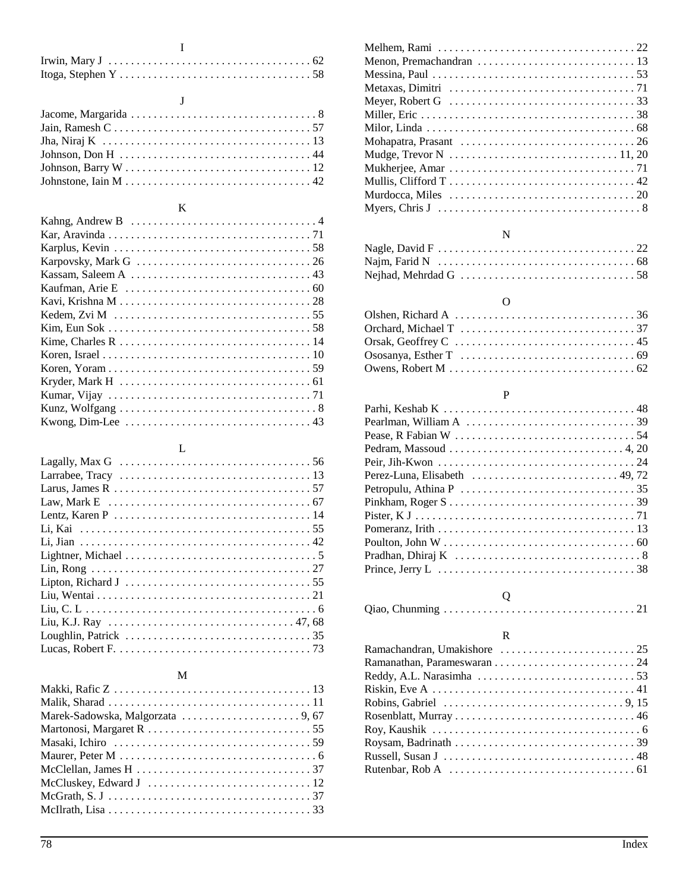## I

Irwin, Mary J . . . . . . . . . . 62
Itoga, Stephen Y . . . . . . . . . . 58

## J

Jacome, Margarida . . . . . . . . . . 8
Jain, Ramesh C . . . . . . . . . . 57
Jha, Niraj K . . . . . . . . . . 13
Johnson, Don H . . . . . . . . . . 44
Johnson, Barry W . . . . . . . . . . 12
Johnstone, Iain M . . . . . . . . . . 42

## K

Kahng, Andrew B . . . . . . . . . . 4
Kar, Aravinda . . . . . . . . . . 71
Karplus, Kevin . . . . . . . . . . 58
Karpovsky, Mark G . . . . . . . . . . 26
Kassam, Saleem A . . . . . . . . . . 43
Kaufman, Arie E . . . . . . . . . . 60
Kavi, Krishna M . . . . . . . . . . 28
Kedem, Zvi M . . . . . . . . . . 55
Kim, Eun Sok . . . . . . . . . . 58
Kime, Charles R . . . . . . . . . . 14
Koren, Israel . . . . . . . . . . 10
Koren, Yoram . . . . . . . . . . 59
Kryder, Mark H . . . . . . . . . . 61
Kumar, Vijay . . . . . . . . . . 71
Kunz, Wolfgang . . . . . . . . . . 8
Kwong, Dim-Lee . . . . . . . . . . 43

## L

Lagally, Max G . . . . . . . . . . 56
Larrabee, Tracy . . . . . . . . . . 13
Larus, James R . . . . . . . . . . 57
Law, Mark E . . . . . . . . . . 67
Lentz, Karen P . . . . . . . . . . 14
Li, Kai . . . . . . . . . . 55
Li, Jian . . . . . . . . . . 42
Lightner, Michael . . . . . . . . . . 5
Lin, Rong . . . . . . . . . . 27
Lipton, Richard J . . . . . . . . . . 55
Liu, Wentai . . . . . . . . . . 21
Liu, C. L . . . . . . . . . . 6
Liu, K.J. Ray . . . . . . . . . . 47, 68
Loughlin, Patrick . . . . . . . . . . 35
Lucas, Robert F. . . . . . . . . . . 73

## M

Makki, Rafic Z . . . . . . . . . . 13
Malik, Sharad . . . . . . . . . . 11
Marek-Sadowska, Malgorzata . . . . . . . . . . 9, 67
Martonosi, Margaret R . . . . . . . . . . 55
Masaki, Ichiro . . . . . . . . . . 59
Maurer, Peter M . . . . . . . . . . 6
McClellan, James H . . . . . . . . . . 37
McCluskey, Edward J . . . . . . . . . . 12
McGrath, S. J . . . . . . . . . . 37
McIlrath, Lisa . . . . . . . . . . 33
Melhem, Rami . . . . . . . . . . 22
Menon, Premachandran . . . . . . . . . . 13
Messina, Paul . . . . . . . . . . 53
Metaxas, Dimitri . . . . . . . . . . 71
Meyer, Robert G . . . . . . . . . . 33
Miller, Eric . . . . . . . . . . 38
Milor, Linda . . . . . . . . . . 68
Mohapatra, Prasant . . . . . . . . . . 26
Mudge, Trevor N . . . . . . . . . . 11, 20
Mukherjee, Amar . . . . . . . . . . 71
Mullis, Clifford T . . . . . . . . . . 42
Murdocca, Miles . . . . . . . . . . 20
Myers, Chris J . . . . . . . . . . 8

## N

Nagle, David F . . . . . . . . . . 22
Najm, Farid N . . . . . . . . . . 68
Nejhad, Mehrdad G . . . . . . . . . . 58

## O

Olshen, Richard A . . . . . . . . . . 36
Orchard, Michael T . . . . . . . . . . 37
Orsak, Geoffrey C . . . . . . . . . . 45
Ososanya, Esther T . . . . . . . . . . 69
Owens, Robert M . . . . . . . . . . 62

## P

Parhi, Keshab K . . . . . . . . . . 48
Pearlman, William A . . . . . . . . . . 39
Pease, R Fabian W . . . . . . . . . . 54
Pedram, Massoud . . . . . . . . . . 4, 20
Peir, Jih-Kwon . . . . . . . . . . 24
Perez-Luna, Elisabeth . . . . . . . . . . 49, 72
Petropulu, Athina P . . . . . . . . . . 35
Pinkham, Roger S . . . . . . . . . . 39
Pister, K J . . . . . . . . . . 71
Pomeranz, Irith . . . . . . . . . . 13
Poulton, John W . . . . . . . . . . 60
Pradhan, Dhiraj K . . . . . . . . . . 8
Prince, Jerry L . . . . . . . . . . 38

## Q

Qiao, Chunming . . . . . . . . . . 21

## R

Ramachandran, Umakishore . . . . . . . . . . 25
Ramanathan, Parameswaran . . . . . . . . . . 24
Reddy, A.L. Narasimha . . . . . . . . . . 53
Riskin, Eve A . . . . . . . . . . 41
Robins, Gabriel . . . . . . . . . . 9, 15
Rosenblatt, Murray . . . . . . . . . . 46
Roy, Kaushik . . . . . . . . . . 6
Roysam, Badrinath . . . . . . . . . . 39
Russell, Susan J . . . . . . . . . . 48
Rutenbar, Rob A . . . . . . . . . . 61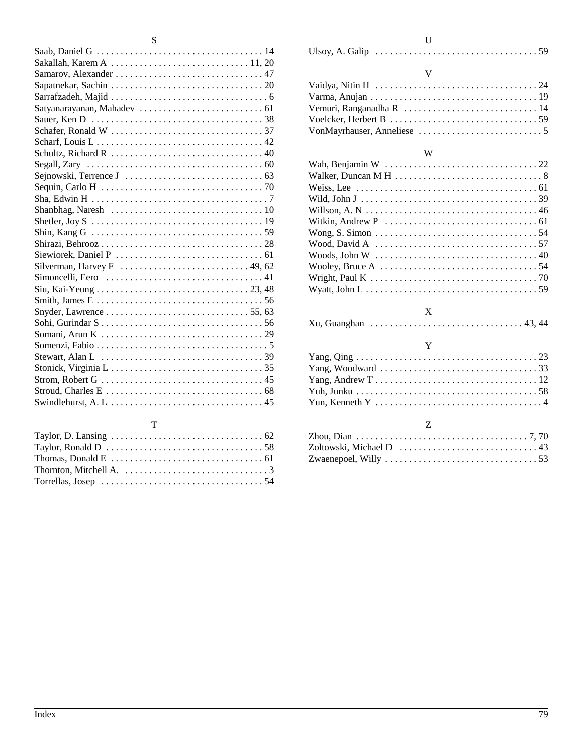### S

Saab, Daniel G . . . . . . . . . . . . . . . . . . . . . . . . . . . . . . . . . . . 14
Sakallah, Karem A . . . . . . . . . . . . . . . . . . . . . . . . . . . . . 11, 20
Samarov, Alexander . . . . . . . . . . . . . . . . . . . . . . . . . . . . . . . 47
Sapatnekar, Sachin . . . . . . . . . . . . . . . . . . . . . . . . . . . . . . . . 20
Sarrafzadeh, Majid . . . . . . . . . . . . . . . . . . . . . . . . . . . . . . . . . 6
Satyanarayanan, Mahadev . . . . . . . . . . . . . . . . . . . . . . . . . . 61
Sauer, Ken D . . . . . . . . . . . . . . . . . . . . . . . . . . . . . . . . . . . . 38
Schafer, Ronald W . . . . . . . . . . . . . . . . . . . . . . . . . . . . . . . . 37
Scharf, Louis L . . . . . . . . . . . . . . . . . . . . . . . . . . . . . . . . . . . 42
Schultz, Richard R . . . . . . . . . . . . . . . . . . . . . . . . . . . . . . . . 40
Segall, Zary . . . . . . . . . . . . . . . . . . . . . . . . . . . . . . . . . . . . . 60
Sejnowski, Terrence J . . . . . . . . . . . . . . . . . . . . . . . . . . . . . 63
Sequin, Carlo H . . . . . . . . . . . . . . . . . . . . . . . . . . . . . . . . . . 70
Sha, Edwin H . . . . . . . . . . . . . . . . . . . . . . . . . . . . . . . . . . . . . 7
Shanbhag, Naresh . . . . . . . . . . . . . . . . . . . . . . . . . . . . . . . . 10
Shetler, Joy S . . . . . . . . . . . . . . . . . . . . . . . . . . . . . . . . . . . . 19
Shin, Kang G . . . . . . . . . . . . . . . . . . . . . . . . . . . . . . . . . . . . 59
Shirazi, Behrooz . . . . . . . . . . . . . . . . . . . . . . . . . . . . . . . . . . 28
Siewiorek, Daniel P . . . . . . . . . . . . . . . . . . . . . . . . . . . . . . . 61
Silverman, Harvey F . . . . . . . . . . . . . . . . . . . . . . . . . . . 49, 62
Simoncelli, Eero . . . . . . . . . . . . . . . . . . . . . . . . . . . . . . . . . 41
Siu, Kai-Yeung . . . . . . . . . . . . . . . . . . . . . . . . . . . . . . . . 23, 48
Smith, James E . . . . . . . . . . . . . . . . . . . . . . . . . . . . . . . . . . . 56
Snyder, Lawrence . . . . . . . . . . . . . . . . . . . . . . . . . . . . . . 55, 63
Sohi, Gurindar S . . . . . . . . . . . . . . . . . . . . . . . . . . . . . . . . . . 56
Somani, Arun K . . . . . . . . . . . . . . . . . . . . . . . . . . . . . . . . . . 29
Somenzi, Fabio . . . . . . . . . . . . . . . . . . . . . . . . . . . . . . . . . . . . 5
Stewart, Alan L . . . . . . . . . . . . . . . . . . . . . . . . . . . . . . . . . . 39
Stonick, Virginia L . . . . . . . . . . . . . . . . . . . . . . . . . . . . . . . . 35
Strom, Robert G . . . . . . . . . . . . . . . . . . . . . . . . . . . . . . . . . . 45
Stroud, Charles E . . . . . . . . . . . . . . . . . . . . . . . . . . . . . . . . . 68
Swindlehurst, A. L . . . . . . . . . . . . . . . . . . . . . . . . . . . . . . . . 45

### T

Taylor, D. Lansing . . . . . . . . . . . . . . . . . . . . . . . . . . . . . . . . 62
Taylor, Ronald D . . . . . . . . . . . . . . . . . . . . . . . . . . . . . . . . . 58
Thomas, Donald E . . . . . . . . . . . . . . . . . . . . . . . . . . . . . . . . 61
Thornton, Mitchell A. . . . . . . . . . . . . . . . . . . . . . . . . . . . . . . 3
Torrellas, Josep . . . . . . . . . . . . . . . . . . . . . . . . . . . . . . . . . . 54

### U

Ulsoy, A. Galip . . . . . . . . . . . . . . . . . . . . . . . . . . . . . . . . . . 59

### V

Vaidya, Nitin H . . . . . . . . . . . . . . . . . . . . . . . . . . . . . . . . . . 24
Varma, Anujan . . . . . . . . . . . . . . . . . . . . . . . . . . . . . . . . . . . 19
Vemuri, Ranganadha R . . . . . . . . . . . . . . . . . . . . . . . . . . . . 14
Voelcker, Herbert B . . . . . . . . . . . . . . . . . . . . . . . . . . . . . . . 59
VonMayrhauser, Anneliese . . . . . . . . . . . . . . . . . . . . . . . . . . 5

### W

Wah, Benjamin W . . . . . . . . . . . . . . . . . . . . . . . . . . . . . . . . 22
Walker, Duncan M H . . . . . . . . . . . . . . . . . . . . . . . . . . . . . . . 8
Weiss, Lee . . . . . . . . . . . . . . . . . . . . . . . . . . . . . . . . . . . . . . 61
Wild, John J . . . . . . . . . . . . . . . . . . . . . . . . . . . . . . . . . . . . . 39
Willson, A. N . . . . . . . . . . . . . . . . . . . . . . . . . . . . . . . . . . . . 46
Witkin, Andrew P . . . . . . . . . . . . . . . . . . . . . . . . . . . . . . . . 61
Wong, S. Simon . . . . . . . . . . . . . . . . . . . . . . . . . . . . . . . . . . 54
Wood, David A . . . . . . . . . . . . . . . . . . . . . . . . . . . . . . . . . . 57
Woods, John W . . . . . . . . . . . . . . . . . . . . . . . . . . . . . . . . . . 40
Wooley, Bruce A . . . . . . . . . . . . . . . . . . . . . . . . . . . . . . . . . 54
Wright, Paul K . . . . . . . . . . . . . . . . . . . . . . . . . . . . . . . . . . . 70
Wyatt, John L . . . . . . . . . . . . . . . . . . . . . . . . . . . . . . . . . . . . 59

### X

Xu, Guanghan . . . . . . . . . . . . . . . . . . . . . . . . . . . . . . . . 43, 44

### Y

Yang, Qing . . . . . . . . . . . . . . . . . . . . . . . . . . . . . . . . . . . . . . 23
Yang, Woodward . . . . . . . . . . . . . . . . . . . . . . . . . . . . . . . . . 33
Yang, Andrew T . . . . . . . . . . . . . . . . . . . . . . . . . . . . . . . . . . 12
Yuh, Junku . . . . . . . . . . . . . . . . . . . . . . . . . . . . . . . . . . . . . . 58
Yun, Kenneth Y . . . . . . . . . . . . . . . . . . . . . . . . . . . . . . . . . . . 4

### Z

Zhou, Dian . . . . . . . . . . . . . . . . . . . . . . . . . . . . . . . . . . . . 7, 70
Zoltowski, Michael D . . . . . . . . . . . . . . . . . . . . . . . . . . . . . 43
Zwaenepoel, Willy . . . . . . . . . . . . . . . . . . . . . . . . . . . . . . . . 53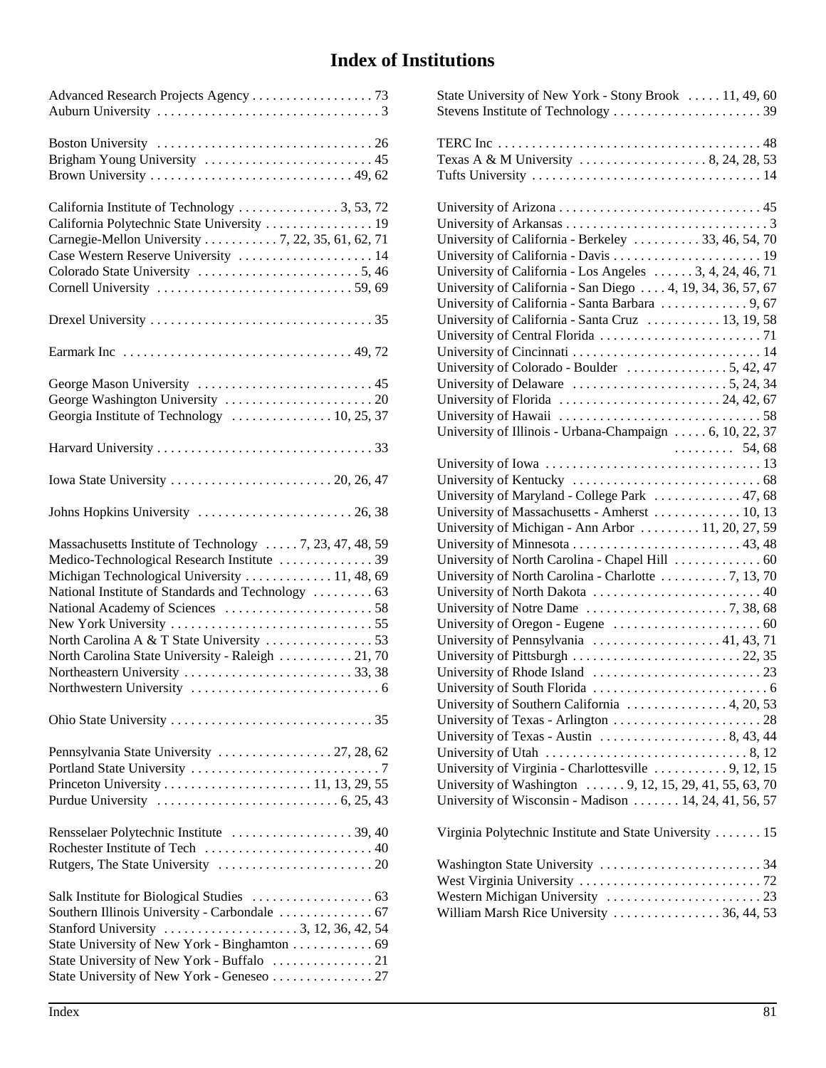# Index of Institutions

Advanced Research Projects Agency . . . . . . . . . . . . . . . . . . 73
Auburn University . . . . . . . . . . . . . . . . . . . . . . . . . . . . . . . . . 3

Boston University . . . . . . . . . . . . . . . . . . . . . . . . . . . . . . . . 26
Brigham Young University . . . . . . . . . . . . . . . . . . . . . . . . . 45
Brown University . . . . . . . . . . . . . . . . . . . . . . . . . . . . . . 49, 62

California Institute of Technology . . . . . . . . . . . . . . . 3, 53, 72
California Polytechnic State University . . . . . . . . . . . . . . . . 19
Carnegie-Mellon University . . . . . . . . . . . 7, 22, 35, 61, 62, 71
Case Western Reserve University . . . . . . . . . . . . . . . . . . . . 14
Colorado State University . . . . . . . . . . . . . . . . . . . . . . . . 5, 46
Cornell University . . . . . . . . . . . . . . . . . . . . . . . . . . . . . 59, 69

Drexel University . . . . . . . . . . . . . . . . . . . . . . . . . . . . . . . . . 35

Earmark Inc . . . . . . . . . . . . . . . . . . . . . . . . . . . . . . . . . . 49, 72

George Mason University . . . . . . . . . . . . . . . . . . . . . . . . . . 45
George Washington University . . . . . . . . . . . . . . . . . . . . . . 20
Georgia Institute of Technology . . . . . . . . . . . . . . . 10, 25, 37

Harvard University . . . . . . . . . . . . . . . . . . . . . . . . . . . . . . . . 33

Iowa State University . . . . . . . . . . . . . . . . . . . . . . . . 20, 26, 47

Johns Hopkins University . . . . . . . . . . . . . . . . . . . . . . . 26, 38

Massachusetts Institute of Technology . . . . . 7, 23, 47, 48, 59
Medico-Technological Research Institute . . . . . . . . . . . . . 39
Michigan Technological University . . . . . . . . . . . . . 11, 48, 69
National Institute of Standards and Technology . . . . . . . . . 63
National Academy of Sciences . . . . . . . . . . . . . . . . . . . . . . 58
New York University . . . . . . . . . . . . . . . . . . . . . . . . . . . . . . 55
North Carolina A & T State University . . . . . . . . . . . . . . . . 53
North Carolina State University - Raleigh . . . . . . . . . . . 21, 70
Northeastern University . . . . . . . . . . . . . . . . . . . . . . . . . 33, 38
Northwestern University . . . . . . . . . . . . . . . . . . . . . . . . . . . . 6

Ohio State University . . . . . . . . . . . . . . . . . . . . . . . . . . . . . . 35

Pennsylvania State University . . . . . . . . . . . . . . . . . 27, 28, 62
Portland State University . . . . . . . . . . . . . . . . . . . . . . . . . . . . 7
Princeton University . . . . . . . . . . . . . . . . . . . . . . 11, 13, 29, 55
Purdue University . . . . . . . . . . . . . . . . . . . . . . . . . . . . 6, 25, 43

Rensselaer Polytechnic Institute . . . . . . . . . . . . . . . . . . 39, 40
Rochester Institute of Tech . . . . . . . . . . . . . . . . . . . . . . . . . 40
Rutgers, The State University . . . . . . . . . . . . . . . . . . . . . . . 20

Salk Institute for Biological Studies . . . . . . . . . . . . . . . . . . 63
Southern Illinois University - Carbondale . . . . . . . . . . . . . . 67
Stanford University . . . . . . . . . . . . . . . . . . . . 3, 12, 36, 42, 54
State University of New York - Binghamton . . . . . . . . . . . . 69
State University of New York - Buffalo . . . . . . . . . . . . . . . 21
State University of New York - Geneseo . . . . . . . . . . . . . . . 27
State University of New York - Stony Brook . . . . . 11, 49, 60
Stevens Institute of Technology . . . . . . . . . . . . . . . . . . . . . . 39

TERC Inc . . . . . . . . . . . . . . . . . . . . . . . . . . . . . . . . . . . . . . . 48
Texas A & M University . . . . . . . . . . . . . . . . . . . 8, 24, 28, 53
Tufts University . . . . . . . . . . . . . . . . . . . . . . . . . . . . . . . . . . 14

University of Arizona . . . . . . . . . . . . . . . . . . . . . . . . . . . . . . 45
University of Arkansas . . . . . . . . . . . . . . . . . . . . . . . . . . . . . . 3
University of California - Berkeley . . . . . . . . . . 33, 46, 54, 70
University of California - Davis . . . . . . . . . . . . . . . . . . . . . . 19
University of California - Los Angeles . . . . . . 3, 4, 24, 46, 71
University of California - San Diego . . . . 4, 19, 34, 36, 57, 67
University of California - Santa Barbara . . . . . . . . . . . . . 9, 67
University of California - Santa Cruz . . . . . . . . . . . 13, 19, 58
University of Central Florida . . . . . . . . . . . . . . . . . . . . . . . . 71
University of Cincinnati . . . . . . . . . . . . . . . . . . . . . . . . . . . . 14
University of Colorado - Boulder . . . . . . . . . . . . . . . 5, 42, 47
University of Delaware . . . . . . . . . . . . . . . . . . . . . . . 5, 24, 34
University of Florida . . . . . . . . . . . . . . . . . . . . . . . . 24, 42, 67
University of Hawaii . . . . . . . . . . . . . . . . . . . . . . . . . . . . . . 58
University of Illinois - Urbana-Champaign . . . . . 6, 10, 22, 37, 54, 68
University of Iowa . . . . . . . . . . . . . . . . . . . . . . . . . . . . . . . . 13
University of Kentucky . . . . . . . . . . . . . . . . . . . . . . . . . . . . 68
University of Maryland - College Park . . . . . . . . . . . . . 47, 68
University of Massachusetts - Amherst . . . . . . . . . . . . . 10, 13
University of Michigan - Ann Arbor . . . . . . . . . 11, 20, 27, 59
University of Minnesota . . . . . . . . . . . . . . . . . . . . . . . . . 43, 48
University of North Carolina - Chapel Hill . . . . . . . . . . . . . 60
University of North Carolina - Charlotte . . . . . . . . . . 7, 13, 70
University of North Dakota . . . . . . . . . . . . . . . . . . . . . . . . . 40
University of Notre Dame . . . . . . . . . . . . . . . . . . . . . 7, 38, 68
University of Oregon - Eugene . . . . . . . . . . . . . . . . . . . . . . 60
University of Pennsylvania . . . . . . . . . . . . . . . . . . . 41, 43, 71
University of Pittsburgh . . . . . . . . . . . . . . . . . . . . . . . . . 22, 35
University of Rhode Island . . . . . . . . . . . . . . . . . . . . . . . . . 23
University of South Florida . . . . . . . . . . . . . . . . . . . . . . . . . . 6
University of Southern California . . . . . . . . . . . . . . . 4, 20, 53
University of Texas - Arlington . . . . . . . . . . . . . . . . . . . . . . 28
University of Texas - Austin . . . . . . . . . . . . . . . . . . . 8, 43, 44
University of Utah . . . . . . . . . . . . . . . . . . . . . . . . . . . . . . 8, 12
University of Virginia - Charlottesville . . . . . . . . . . . 9, 12, 15
University of Washington . . . . . . 9, 12, 15, 29, 41, 55, 63, 70
University of Wisconsin - Madison . . . . . . . 14, 24, 41, 56, 57

Virginia Polytechnic Institute and State University . . . . . . . 15

Washington State University . . . . . . . . . . . . . . . . . . . . . . . . 34
West Virginia University . . . . . . . . . . . . . . . . . . . . . . . . . . . 72
Western Michigan University . . . . . . . . . . . . . . . . . . . . . . . 23
William Marsh Rice University . . . . . . . . . . . . . . . . 36, 44, 53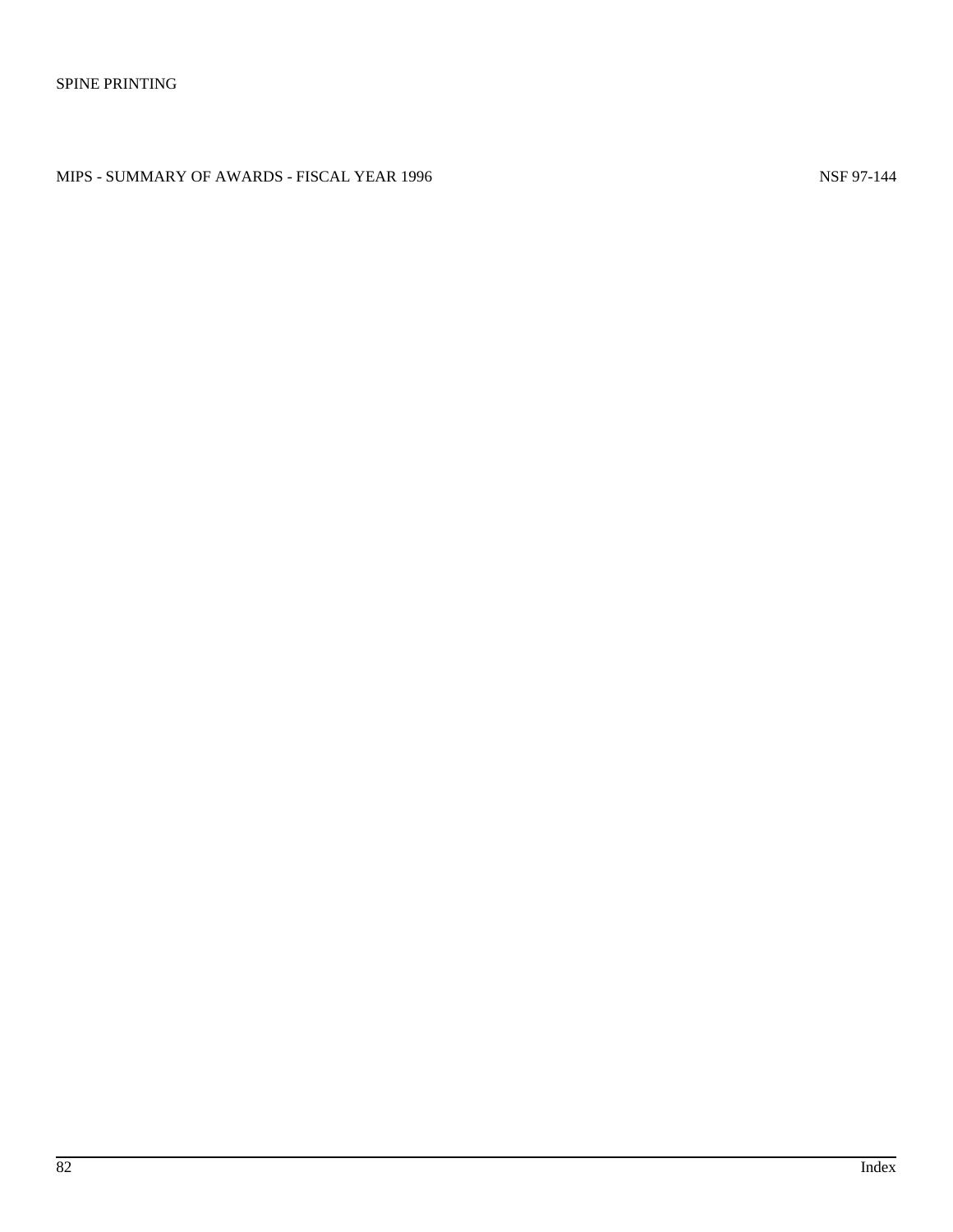SPINE PRINTING

MIPS - SUMMARY OF AWARDS - FISCAL YEAR 1996 NSF 97-144